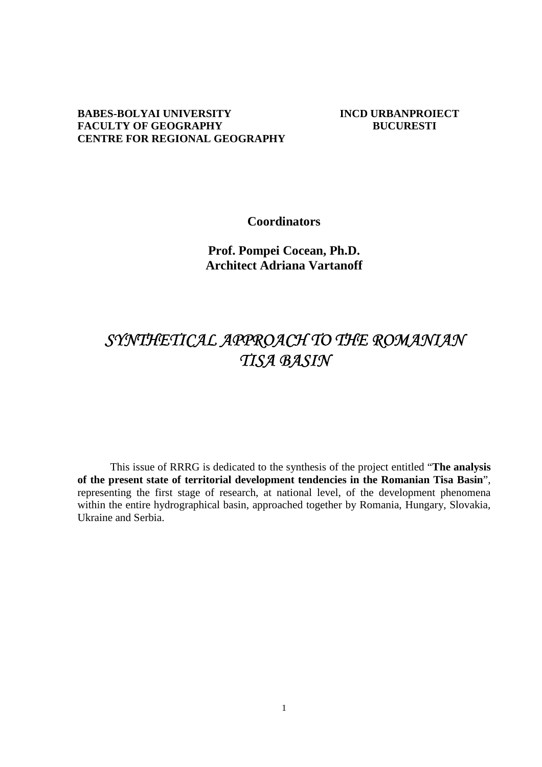**BABES-BOLYAI UNIVERSITY**
**FACULTY OF GEOGRAPHY**
**CENTRE FOR REGIONAL GEOGRAPHY**

**INCD URBANPROIECT**
**BUCURESTI**

**Coordinators**

**Prof. Pompei Cocean, Ph.D.**
**Architect Adriana Vartanoff**

# *SYNTHETICAL APPROACH TO THE ROMANIAN TISA BASIN*

This issue of RRRG is dedicated to the synthesis of the project entitled "**The analysis of the present state of territorial development tendencies in the Romanian Tisa Basin**", representing the first stage of research, at national level, of the development phenomena within the entire hydrographical basin, approached together by Romania, Hungary, Slovakia, Ukraine and Serbia.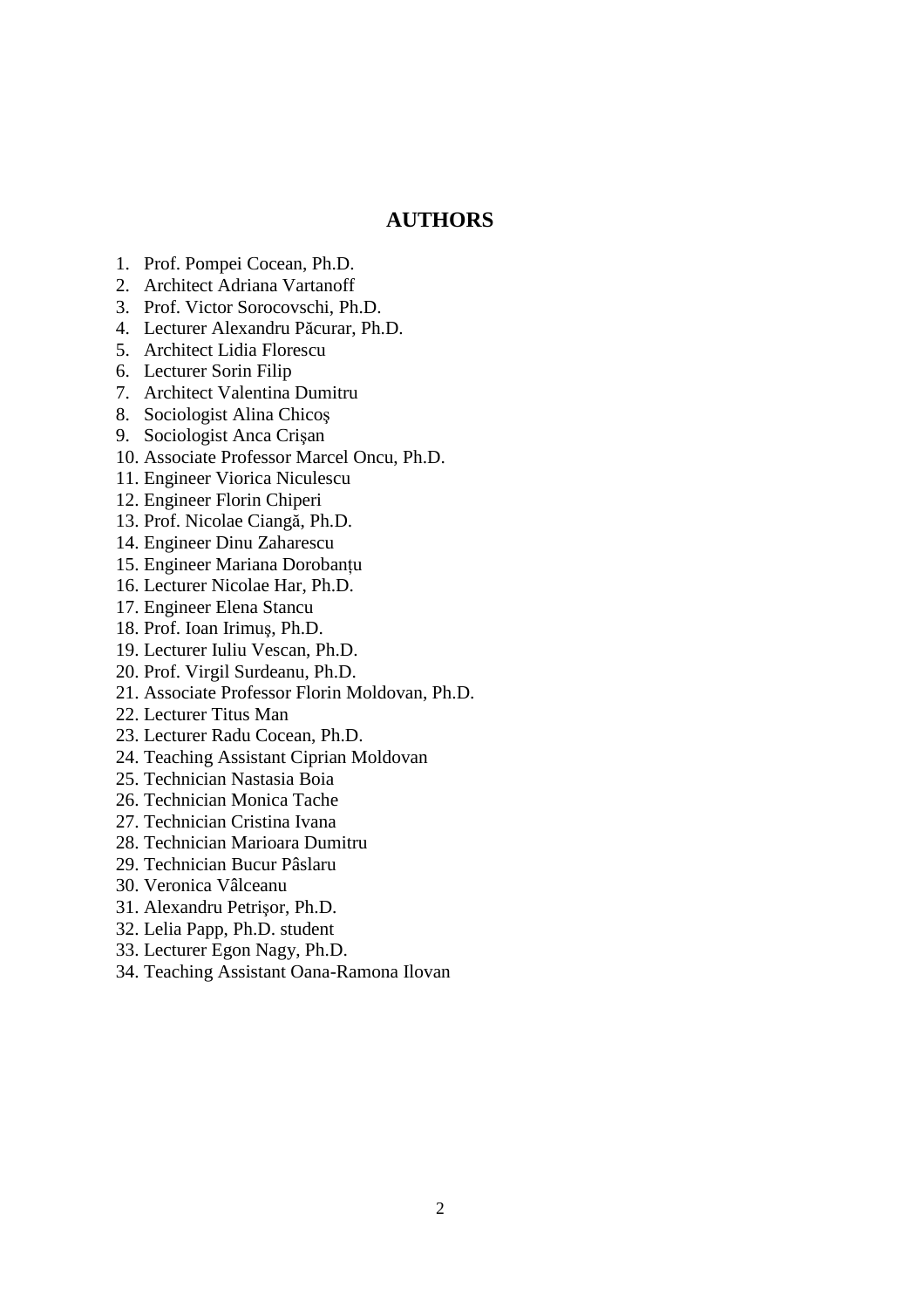# AUTHORS

1. Prof. Pompei Cocean, Ph.D.
2. Architect Adriana Vartanoff
3. Prof. Victor Sorocovschi, Ph.D.
4. Lecturer Alexandru Păcurar, Ph.D.
5. Architect Lidia Florescu
6. Lecturer Sorin Filip
7. Architect Valentina Dumitru
8. Sociologist Alina Chicoş
9. Sociologist Anca Crişan
10. Associate Professor Marcel Oncu, Ph.D.
11. Engineer Viorica Niculescu
12. Engineer Florin Chiperi
13. Prof. Nicolae Ciangă, Ph.D.
14. Engineer Dinu Zaharescu
15. Engineer Mariana Dorobanțu
16. Lecturer Nicolae Har, Ph.D.
17. Engineer Elena Stancu
18. Prof. Ioan Irimuş, Ph.D.
19. Lecturer Iuliu Vescan, Ph.D.
20. Prof. Virgil Surdeanu, Ph.D.
21. Associate Professor Florin Moldovan, Ph.D.
22. Lecturer Titus Man
23. Lecturer Radu Cocean, Ph.D.
24. Teaching Assistant Ciprian Moldovan
25. Technician Nastasia Boia
26. Technician Monica Tache
27. Technician Cristina Ivana
28. Technician Marioara Dumitru
29. Technician Bucur Pâslaru
30. Veronica Vâlceanu
31. Alexandru Petrişor, Ph.D.
32. Lelia Papp, Ph.D. student
33. Lecturer Egon Nagy, Ph.D.
34. Teaching Assistant Oana-Ramona Ilovan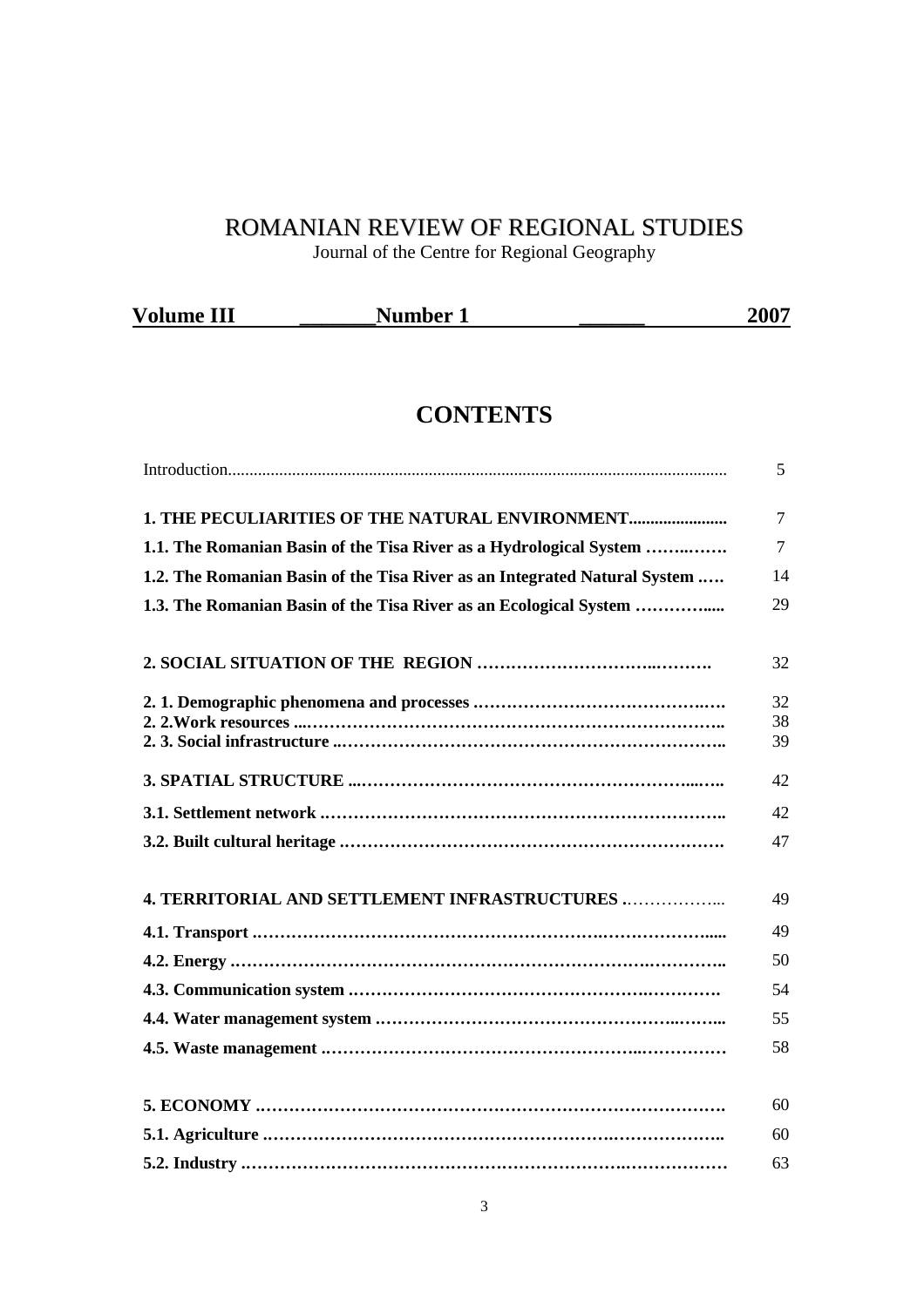# ROMANIAN REVIEW OF REGIONAL STUDIES

Journal of the Centre for Regional Geography

**Volume III _______Number 1 ______ 2007**

## CONTENTS

| | |
|---|---|
| Introduction | 5 |
| **1. THE PECULIARITIES OF THE NATURAL ENVIRONMENT** | 7 |
| **1.1. The Romanian Basin of the Tisa River as a Hydrological System** | 7 |
| **1.2. The Romanian Basin of the Tisa River as an Integrated Natural System** | 14 |
| **1.3. The Romanian Basin of the Tisa River as an Ecological System** | 29 |
| **2. SOCIAL SITUATION OF THE REGION** | 32 |
| **2. 1. Demographic phenomena and processes** | 32 |
| **2. 2.Work resources** | 38 |
| **2. 3. Social infrastructure** | 39 |
| **3. SPATIAL STRUCTURE** | 42 |
| **3.1. Settlement network** | 42 |
| **3.2. Built cultural heritage** | 47 |
| **4. TERRITORIAL AND SETTLEMENT INFRASTRUCTURES** | 49 |
| **4.1. Transport** | 49 |
| **4.2. Energy** | 50 |
| **4.3. Communication system** | 54 |
| **4.4. Water management system** | 55 |
| **4.5. Waste management** | 58 |
| **5. ECONOMY** | 60 |
| **5.1. Agriculture** | 60 |
| **5.2. Industry** | 63 |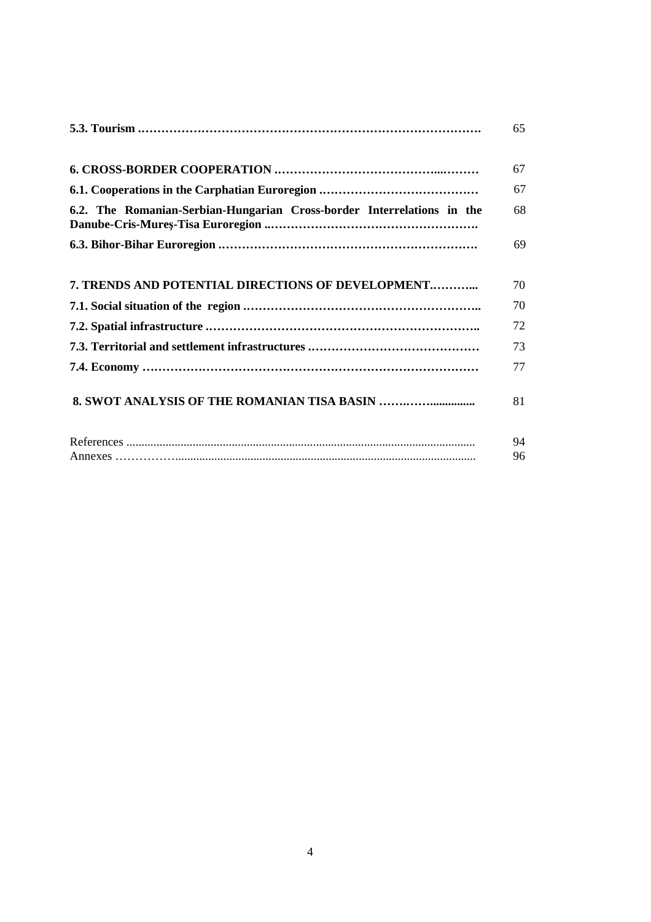| | |
|---|---|
| **5.3. Tourism …………………………………………………………………………** | 65 |
| | |
| **6. CROSS-BORDER COOPERATION ……………………………………...………** | 67 |
| **6.1. Cooperations in the Carphatian Euroregion …………………………………** | 67 |
| **6.2. The Romanian-Serbian-Hungarian Cross-border Interrelations in the Danube-Cris-Mureş-Tisa Euroregion ..…………………………………………….** | 68 |
| **6.3. Bihor-Bihar Euroregion ……………………………………………………….** | 69 |
| | |
| **7. TRENDS AND POTENTIAL DIRECTIONS OF DEVELOPMENT.………...** | 70 |
| **7.1. Social situation of the region …………………………………………………..** | 70 |
| **7.2. Spatial infrastructure .…………………………………………………………..** | 72 |
| **7.3. Territorial and settlement infrastructures ……………………………………** | 73 |
| **7.4. Economy ………………………………………………………………………** | 77 |
| | |
| **8. SWOT ANALYSIS OF THE ROMANIAN TISA BASIN …….……..............** | 81 |
| | |
| References .................................................................................................................. | 94 |
| Annexes ……………….................................................................................................. | 96 |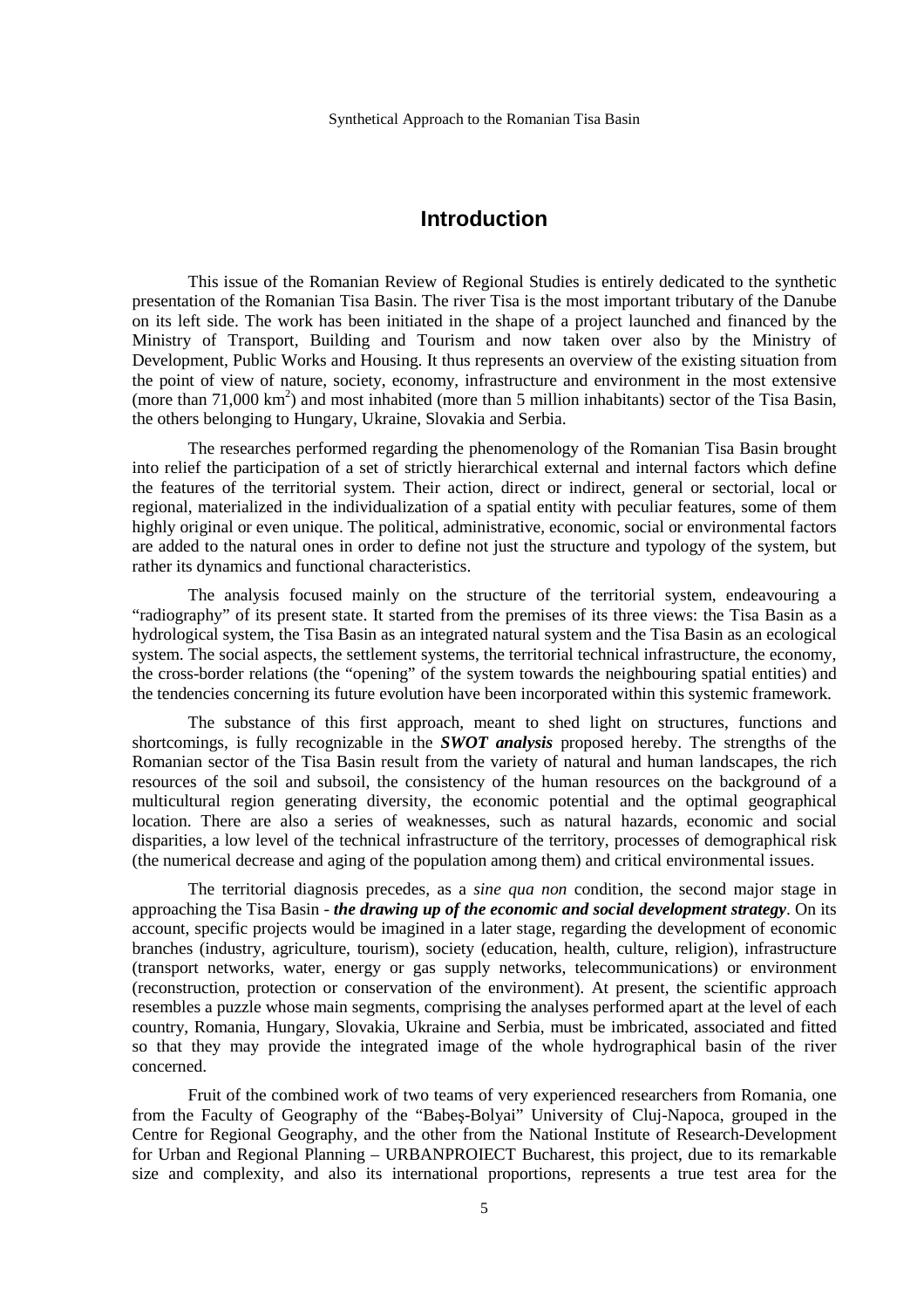# Introduction

This issue of the Romanian Review of Regional Studies is entirely dedicated to the synthetic presentation of the Romanian Tisa Basin. The river Tisa is the most important tributary of the Danube on its left side. The work has been initiated in the shape of a project launched and financed by the Ministry of Transport, Building and Tourism and now taken over also by the Ministry of Development, Public Works and Housing. It thus represents an overview of the existing situation from the point of view of nature, society, economy, infrastructure and environment in the most extensive (more than 71,000 km$^2$) and most inhabited (more than 5 million inhabitants) sector of the Tisa Basin, the others belonging to Hungary, Ukraine, Slovakia and Serbia.

The researches performed regarding the phenomenology of the Romanian Tisa Basin brought into relief the participation of a set of strictly hierarchical external and internal factors which define the features of the territorial system. Their action, direct or indirect, general or sectorial, local or regional, materialized in the individualization of a spatial entity with peculiar features, some of them highly original or even unique. The political, administrative, economic, social or environmental factors are added to the natural ones in order to define not just the structure and typology of the system, but rather its dynamics and functional characteristics.

The analysis focused mainly on the structure of the territorial system, endeavouring a "radiography" of its present state. It started from the premises of its three views: the Tisa Basin as a hydrological system, the Tisa Basin as an integrated natural system and the Tisa Basin as an ecological system. The social aspects, the settlement systems, the territorial technical infrastructure, the economy, the cross-border relations (the "opening" of the system towards the neighbouring spatial entities) and the tendencies concerning its future evolution have been incorporated within this systemic framework.

The substance of this first approach, meant to shed light on structures, functions and shortcomings, is fully recognizable in the ***SWOT analysis*** proposed hereby. The strengths of the Romanian sector of the Tisa Basin result from the variety of natural and human landscapes, the rich resources of the soil and subsoil, the consistency of the human resources on the background of a multicultural region generating diversity, the economic potential and the optimal geographical location. There are also a series of weaknesses, such as natural hazards, economic and social disparities, a low level of the technical infrastructure of the territory, processes of demographical risk (the numerical decrease and aging of the population among them) and critical environmental issues.

The territorial diagnosis precedes, as a *sine qua non* condition, the second major stage in approaching the Tisa Basin - ***the drawing up of the economic and social development strategy***. On its account, specific projects would be imagined in a later stage, regarding the development of economic branches (industry, agriculture, tourism), society (education, health, culture, religion), infrastructure (transport networks, water, energy or gas supply networks, telecommunications) or environment (reconstruction, protection or conservation of the environment). At present, the scientific approach resembles a puzzle whose main segments, comprising the analyses performed apart at the level of each country, Romania, Hungary, Slovakia, Ukraine and Serbia, must be imbricated, associated and fitted so that they may provide the integrated image of the whole hydrographical basin of the river concerned.

Fruit of the combined work of two teams of very experienced researchers from Romania, one from the Faculty of Geography of the "Babeş-Bolyai" University of Cluj-Napoca, grouped in the Centre for Regional Geography, and the other from the National Institute of Research-Development for Urban and Regional Planning – URBANPROIECT Bucharest, this project, due to its remarkable size and complexity, and also its international proportions, represents a true test area for the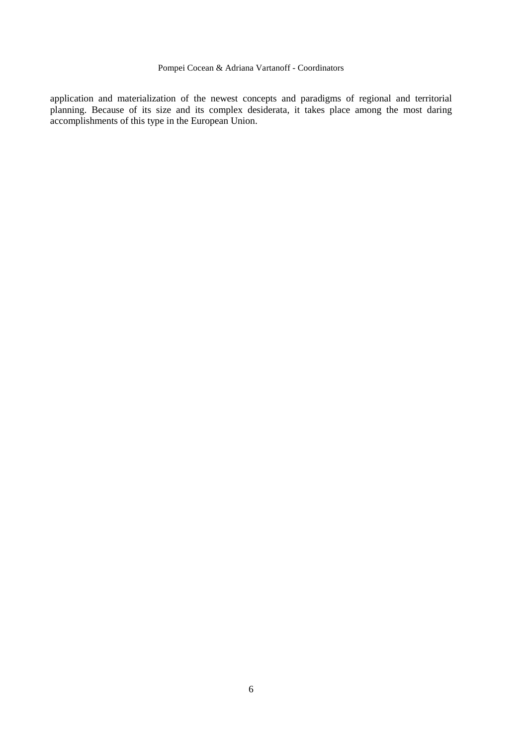application and materialization of the newest concepts and paradigms of regional and territorial planning. Because of its size and its complex desiderata, it takes place among the most daring accomplishments of this type in the European Union.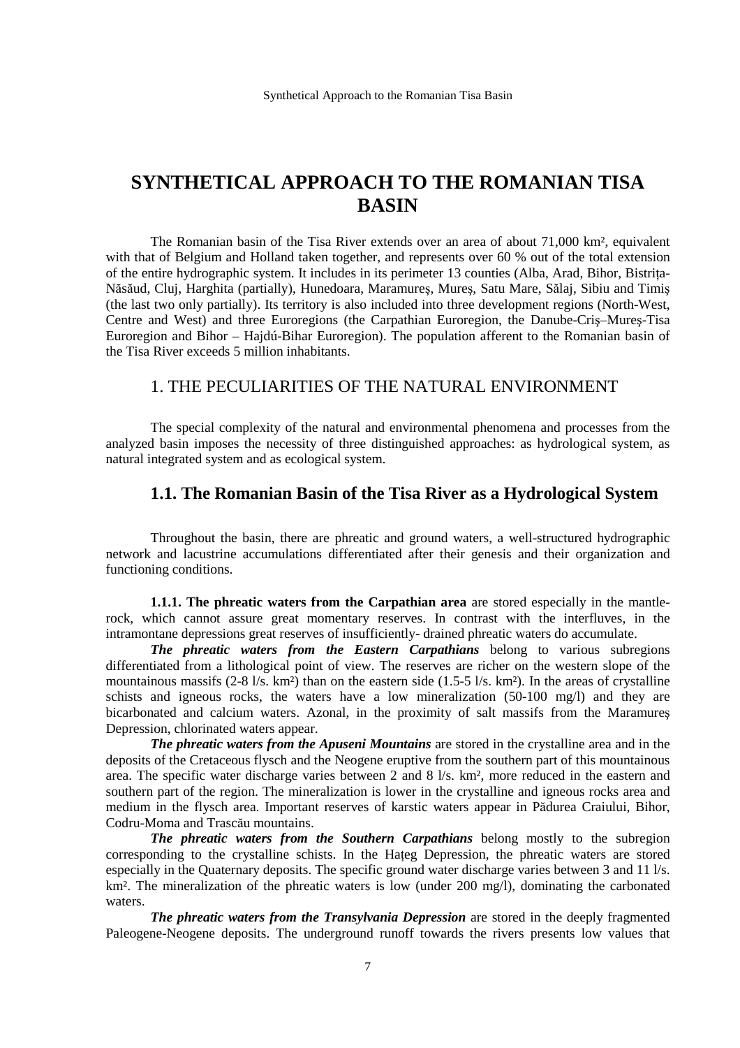# SYNTHETICAL APPROACH TO THE ROMANIAN TISA BASIN

The Romanian basin of the Tisa River extends over an area of about 71,000 km², equivalent with that of Belgium and Holland taken together, and represents over 60 % out of the total extension of the entire hydrographic system. It includes in its perimeter 13 counties (Alba, Arad, Bihor, Bistriţa-Năsăud, Cluj, Harghita (partially), Hunedoara, Maramureş, Mureş, Satu Mare, Sălaj, Sibiu and Timiş (the last two only partially). Its territory is also included into three development regions (North-West, Centre and West) and three Euroregions (the Carpathian Euroregion, the Danube-Criş–Mureş-Tisa Euroregion and Bihor – Hajdú-Bihar Euroregion). The population afferent to the Romanian basin of the Tisa River exceeds 5 million inhabitants.

## 1. THE PECULIARITIES OF THE NATURAL ENVIRONMENT

The special complexity of the natural and environmental phenomena and processes from the analyzed basin imposes the necessity of three distinguished approaches: as hydrological system, as natural integrated system and as ecological system.

### 1.1. The Romanian Basin of the Tisa River as a Hydrological System

Throughout the basin, there are phreatic and ground waters, a well-structured hydrographic network and lacustrine accumulations differentiated after their genesis and their organization and functioning conditions.

**1.1.1. The phreatic waters from the Carpathian area** are stored especially in the mantle-rock, which cannot assure great momentary reserves. In contrast with the interfluves, in the intramontane depressions great reserves of insufficiently- drained phreatic waters do accumulate.

***The phreatic waters from the Eastern Carpathians*** belong to various subregions differentiated from a lithological point of view. The reserves are richer on the western slope of the mountainous massifs (2-8 l/s. km²) than on the eastern side (1.5-5 l/s. km²). In the areas of crystalline schists and igneous rocks, the waters have a low mineralization (50-100 mg/l) and they are bicarbonated and calcium waters. Azonal, in the proximity of salt massifs from the Maramureş Depression, chlorinated waters appear.

***The phreatic waters from the Apuseni Mountains*** are stored in the crystalline area and in the deposits of the Cretaceous flysch and the Neogene eruptive from the southern part of this mountainous area. The specific water discharge varies between 2 and 8 l/s. km², more reduced in the eastern and southern part of the region. The mineralization is lower in the crystalline and igneous rocks area and medium in the flysch area. Important reserves of karstic waters appear in Pădurea Craiului, Bihor, Codru-Moma and Trascău mountains.

***The phreatic waters from the Southern Carpathians*** belong mostly to the subregion corresponding to the crystalline schists. In the Haţeg Depression, the phreatic waters are stored especially in the Quaternary deposits. The specific ground water discharge varies between 3 and 11 l/s. km². The mineralization of the phreatic waters is low (under 200 mg/l), dominating the carbonated waters.

***The phreatic waters from the Transylvania Depression*** are stored in the deeply fragmented Paleogene-Neogene deposits. The underground runoff towards the rivers presents low values that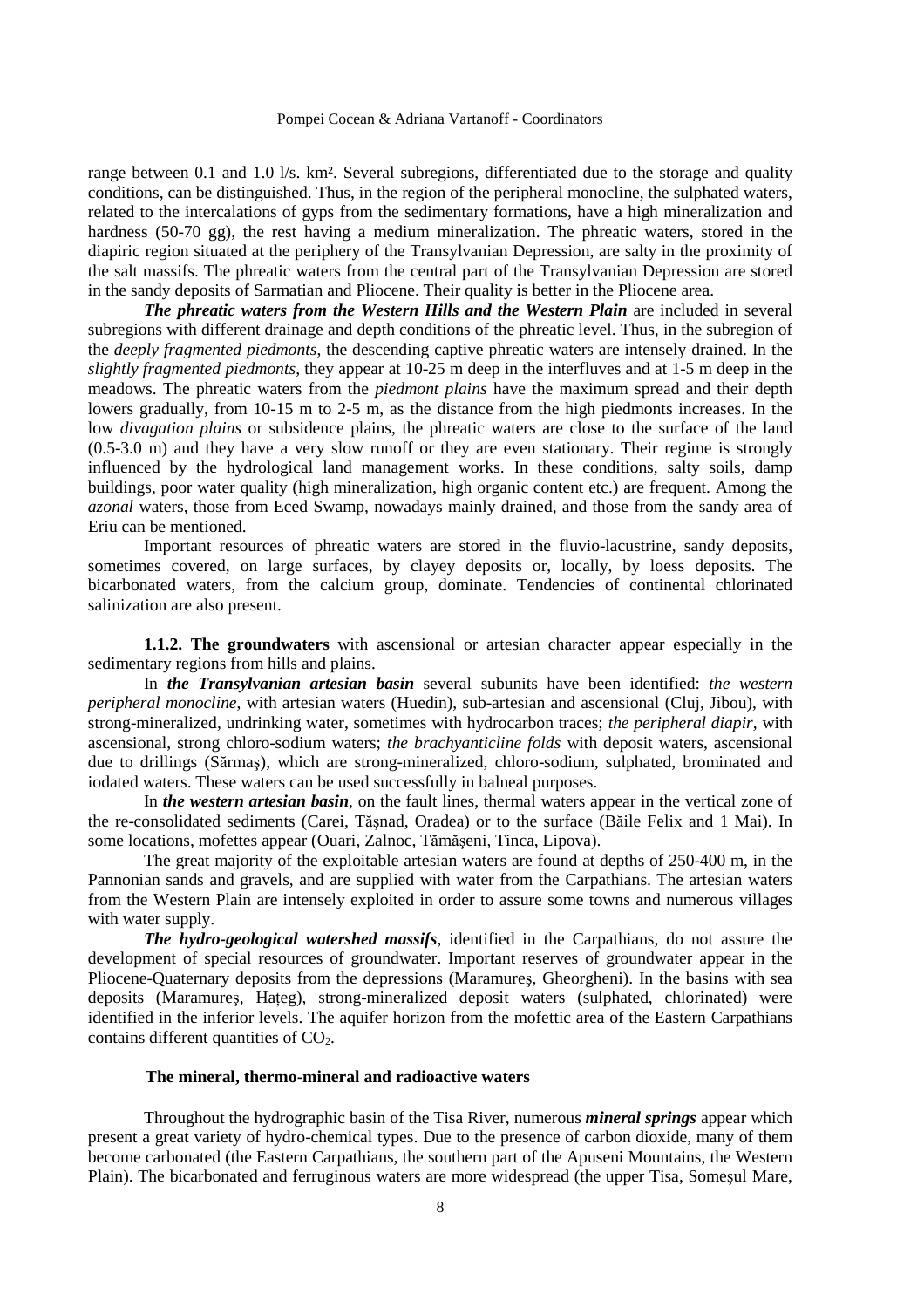range between 0.1 and 1.0 l/s. km². Several subregions, differentiated due to the storage and quality conditions, can be distinguished. Thus, in the region of the peripheral monocline, the sulphated waters, related to the intercalations of gyps from the sedimentary formations, have a high mineralization and hardness (50-70 gg), the rest having a medium mineralization. The phreatic waters, stored in the diapiric region situated at the periphery of the Transylvanian Depression, are salty in the proximity of the salt massifs. The phreatic waters from the central part of the Transylvanian Depression are stored in the sandy deposits of Sarmatian and Pliocene. Their quality is better in the Pliocene area.

***The phreatic waters from the Western Hills and the Western Plain*** are included in several subregions with different drainage and depth conditions of the phreatic level. Thus, in the subregion of the *deeply fragmented piedmonts*, the descending captive phreatic waters are intensely drained. In the *slightly fragmented piedmonts*, they appear at 10-25 m deep in the interfluves and at 1-5 m deep in the meadows. The phreatic waters from the *piedmont plains* have the maximum spread and their depth lowers gradually, from 10-15 m to 2-5 m, as the distance from the high piedmonts increases. In the low *divagation plains* or subsidence plains, the phreatic waters are close to the surface of the land (0.5-3.0 m) and they have a very slow runoff or they are even stationary. Their regime is strongly influenced by the hydrological land management works. In these conditions, salty soils, damp buildings, poor water quality (high mineralization, high organic content etc.) are frequent. Among the *azonal* waters, those from Eced Swamp, nowadays mainly drained, and those from the sandy area of Eriu can be mentioned.

Important resources of phreatic waters are stored in the fluvio-lacustrine, sandy deposits, sometimes covered, on large surfaces, by clayey deposits or, locally, by loess deposits. The bicarbonated waters, from the calcium group, dominate. Tendencies of continental chlorinated salinization are also present.

**1.1.2. The groundwaters** with ascensional or artesian character appear especially in the sedimentary regions from hills and plains.

In ***the Transylvanian artesian basin*** several subunits have been identified: *the western peripheral monocline*, with artesian waters (Huedin), sub-artesian and ascensional (Cluj, Jibou), with strong-mineralized, undrinking water, sometimes with hydrocarbon traces; *the peripheral diapir*, with ascensional, strong chloro-sodium waters; *the brachyanticline folds* with deposit waters, ascensional due to drillings (Sărmaș), which are strong-mineralized, chloro-sodium, sulphated, brominated and iodated waters. These waters can be used successfully in balneal purposes.

In ***the western artesian basin***, on the fault lines, thermal waters appear in the vertical zone of the re-consolidated sediments (Carei, Tășnad, Oradea) or to the surface (Băile Felix and 1 Mai). In some locations, mofettes appear (Ouari, Zalnoc, Tămășeni, Tinca, Lipova).

The great majority of the exploitable artesian waters are found at depths of 250-400 m, in the Pannonian sands and gravels, and are supplied with water from the Carpathians. The artesian waters from the Western Plain are intensely exploited in order to assure some towns and numerous villages with water supply.

***The hydro-geological watershed massifs***, identified in the Carpathians, do not assure the development of special resources of groundwater. Important reserves of groundwater appear in the Pliocene-Quaternary deposits from the depressions (Maramureș, Gheorgheni). In the basins with sea deposits (Maramureș, Hațeg), strong-mineralized deposit waters (sulphated, chlorinated) were identified in the inferior levels. The aquifer horizon from the mofettic area of the Eastern Carpathians contains different quantities of $CO_2$.

### The mineral, thermo-mineral and radioactive waters

Throughout the hydrographic basin of the Tisa River, numerous ***mineral springs*** appear which present a great variety of hydro-chemical types. Due to the presence of carbon dioxide, many of them become carbonated (the Eastern Carpathians, the southern part of the Apuseni Mountains, the Western Plain). The bicarbonated and ferruginous waters are more widespread (the upper Tisa, Someșul Mare,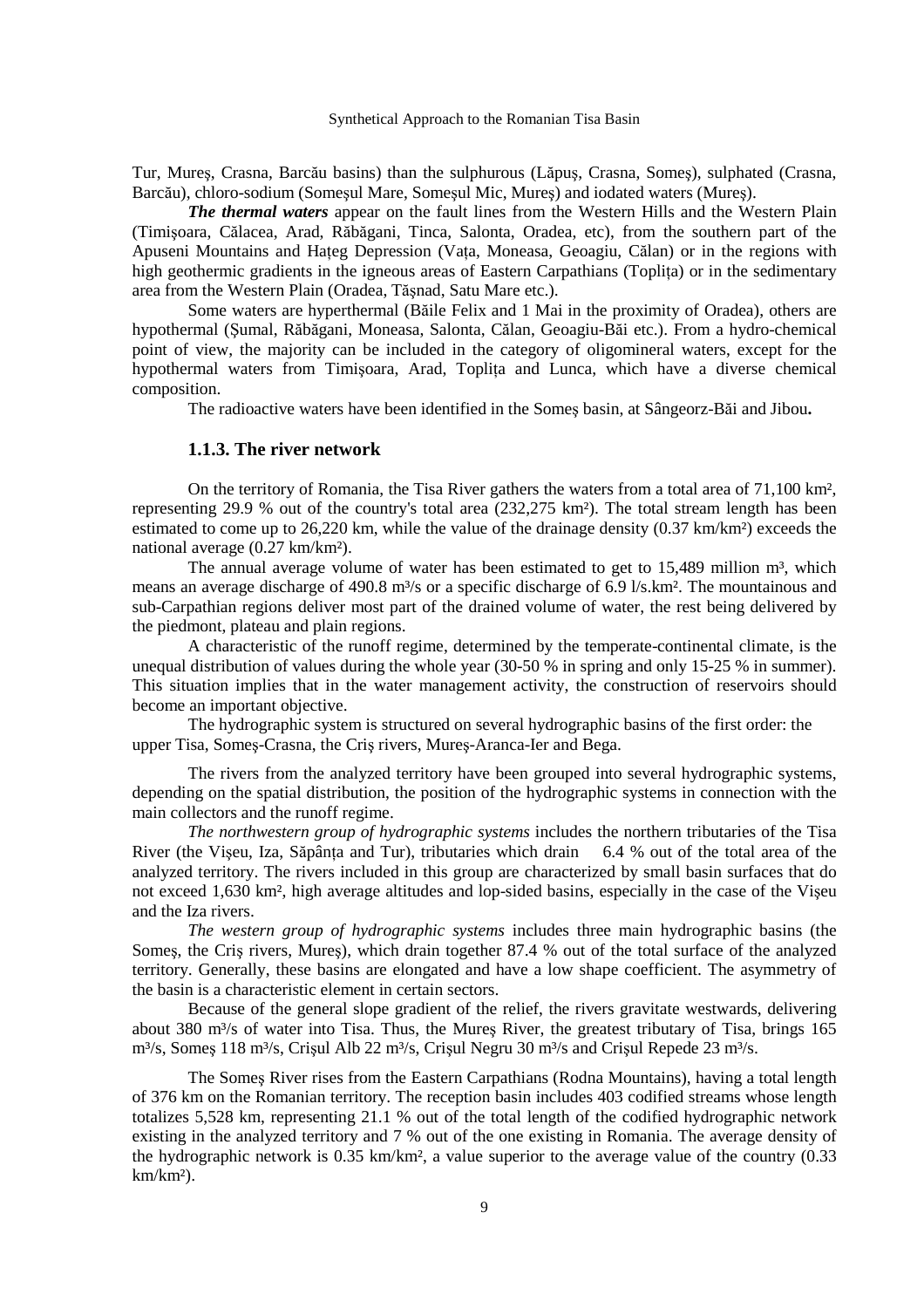Tur, Mureş, Crasna, Barcău basins) than the sulphurous (Lăpuş, Crasna, Someş), sulphated (Crasna, Barcău), chloro-sodium (Someşul Mare, Someşul Mic, Mureş) and iodated waters (Mureş).

***The thermal waters*** appear on the fault lines from the Western Hills and the Western Plain (Timişoara, Călacea, Arad, Răbăgani, Tinca, Salonta, Oradea, etc), from the southern part of the Apuseni Mountains and Haţeg Depression (Vaţa, Moneasa, Geoagiu, Călan) or in the regions with high geothermic gradients in the igneous areas of Eastern Carpathians (Topliţa) or in the sedimentary area from the Western Plain (Oradea, Tăşnad, Satu Mare etc.).

Some waters are hyperthermal (Băile Felix and 1 Mai in the proximity of Oradea), others are hypothermal (Şumal, Răbăgani, Moneasa, Salonta, Călan, Geoagiu-Băi etc.). From a hydro-chemical point of view, the majority can be included in the category of oligomineral waters, except for the hypothermal waters from Timişoara, Arad, Topliţa and Lunca, which have a diverse chemical composition.

The radioactive waters have been identified in the Someş basin, at Sângeorz-Băi and Jibou**.**

### 1.1.3. The river network

On the territory of Romania, the Tisa River gathers the waters from a total area of 71,100 km², representing 29.9 % out of the country's total area (232,275 km²). The total stream length has been estimated to come up to 26,220 km, while the value of the drainage density (0.37 km/km²) exceeds the national average (0.27 km/km²).

The annual average volume of water has been estimated to get to 15,489 million m³, which means an average discharge of 490.8 m³/s or a specific discharge of 6.9 l/s.km². The mountainous and sub-Carpathian regions deliver most part of the drained volume of water, the rest being delivered by the piedmont, plateau and plain regions.

A characteristic of the runoff regime, determined by the temperate-continental climate, is the unequal distribution of values during the whole year (30-50 % in spring and only 15-25 % in summer). This situation implies that in the water management activity, the construction of reservoirs should become an important objective.

The hydrographic system is structured on several hydrographic basins of the first order: the upper Tisa, Someş-Crasna, the Criş rivers, Mureş-Aranca-Ier and Bega.

The rivers from the analyzed territory have been grouped into several hydrographic systems, depending on the spatial distribution, the position of the hydrographic systems in connection with the main collectors and the runoff regime.

*The northwestern group of hydrographic systems* includes the northern tributaries of the Tisa River (the Vişeu, Iza, Săpânţa and Tur), tributaries which drain 6.4 % out of the total area of the analyzed territory. The rivers included in this group are characterized by small basin surfaces that do not exceed 1,630 km², high average altitudes and lop-sided basins, especially in the case of the Vişeu and the Iza rivers.

*The western group of hydrographic systems* includes three main hydrographic basins (the Someş, the Criş rivers, Mureş), which drain together 87.4 % out of the total surface of the analyzed territory. Generally, these basins are elongated and have a low shape coefficient. The asymmetry of the basin is a characteristic element in certain sectors.

Because of the general slope gradient of the relief, the rivers gravitate westwards, delivering about 380 m³/s of water into Tisa. Thus, the Mureş River, the greatest tributary of Tisa, brings 165 m³/s, Someş 118 m³/s, Crişul Alb 22 m³/s, Crişul Negru 30 m³/s and Crişul Repede 23 m³/s.

The Someş River rises from the Eastern Carpathians (Rodna Mountains), having a total length of 376 km on the Romanian territory. The reception basin includes 403 codified streams whose length totalizes 5,528 km, representing 21.1 % out of the total length of the codified hydrographic network existing in the analyzed territory and 7 % out of the one existing in Romania. The average density of the hydrographic network is 0.35 km/km², a value superior to the average value of the country (0.33 km/km²).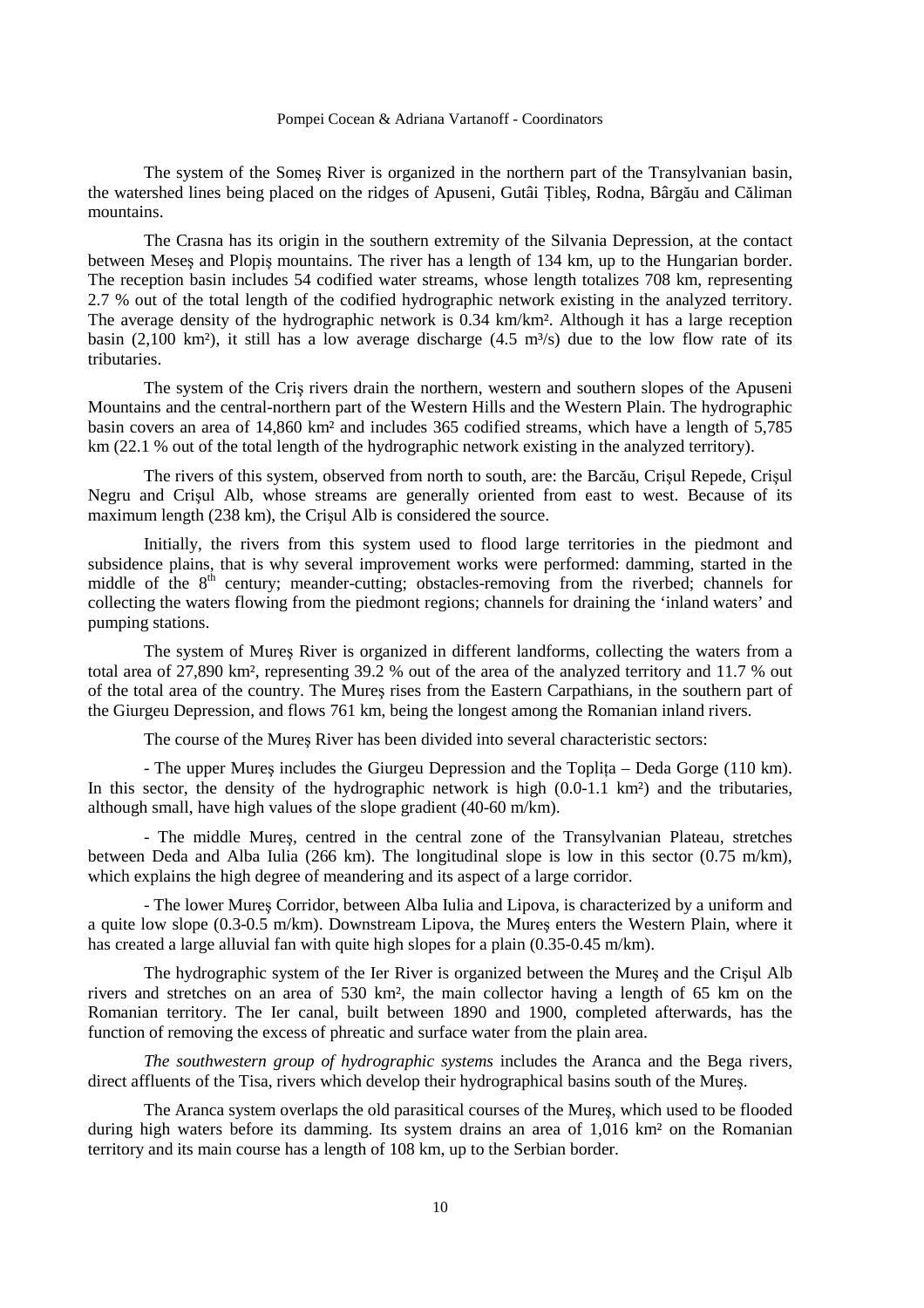The system of the Someş River is organized in the northern part of the Transylvanian basin, the watershed lines being placed on the ridges of Apuseni, Gutâi Ţibleş, Rodna, Bârgău and Călimani mountains.

The Crasna has its origin in the southern extremity of the Silvania Depression, at the contact between Meseş and Plopiş mountains. The river has a length of 134 km, up to the Hungarian border. The reception basin includes 54 codified water streams, whose length totalizes 708 km, representing 2.7 % out of the total length of the codified hydrographic network existing in the analyzed territory. The average density of the hydrographic network is 0.34 km/km². Although it has a large reception basin (2,100 km²), it still has a low average discharge (4.5 m³/s) due to the low flow rate of its tributaries.

The system of the Criş rivers drain the northern, western and southern slopes of the Apuseni Mountains and the central-northern part of the Western Hills and the Western Plain. The hydrographic basin covers an area of 14,860 km² and includes 365 codified streams, which have a length of 5,785 km (22.1 % out of the total length of the hydrographic network existing in the analyzed territory).

The rivers of this system, observed from north to south, are: the Barcău, Crişul Repede, Crişul Negru and Crişul Alb, whose streams are generally oriented from east to west. Because of its maximum length (238 km), the Crişul Alb is considered the source.

Initially, the rivers from this system used to flood large territories in the piedmont and subsidence plains, that is why several improvement works were performed: damming, started in the middle of the 8th century; meander-cutting; obstacles-removing from the riverbed; channels for collecting the waters flowing from the piedmont regions; channels for draining the 'inland waters' and pumping stations.

The system of Mureş River is organized in different landforms, collecting the waters from a total area of 27,890 km², representing 39.2 % out of the area of the analyzed territory and 11.7 % out of the total area of the country. The Mureş rises from the Eastern Carpathians, in the southern part of the Giurgeu Depression, and flows 761 km, being the longest among the Romanian inland rivers.

The course of the Mureş River has been divided into several characteristic sectors:

- The upper Mureş includes the Giurgeu Depression and the Topliţa – Deda Gorge (110 km). In this sector, the density of the hydrographic network is high (0.0-1.1 km²) and the tributaries, although small, have high values of the slope gradient (40-60 m/km).

- The middle Mureş, centred in the central zone of the Transylvanian Plateau, stretches between Deda and Alba Iulia (266 km). The longitudinal slope is low in this sector (0.75 m/km), which explains the high degree of meandering and its aspect of a large corridor.

- The lower Mureş Corridor, between Alba Iulia and Lipova, is characterized by a uniform and a quite low slope (0.3-0.5 m/km). Downstream Lipova, the Mureş enters the Western Plain, where it has created a large alluvial fan with quite high slopes for a plain (0.35-0.45 m/km).

The hydrographic system of the Ier River is organized between the Mureş and the Crişul Alb rivers and stretches on an area of 530 km², the main collector having a length of 65 km on the Romanian territory. The Ier canal, built between 1890 and 1900, completed afterwards, has the function of removing the excess of phreatic and surface water from the plain area.

*The southwestern group of hydrographic systems* includes the Aranca and the Bega rivers, direct affluents of the Tisa, rivers which develop their hydrographical basins south of the Mureş.

The Aranca system overlaps the old parasitical courses of the Mureş, which used to be flooded during high waters before its damming. Its system drains an area of 1,016 km² on the Romanian territory and its main course has a length of 108 km, up to the Serbian border.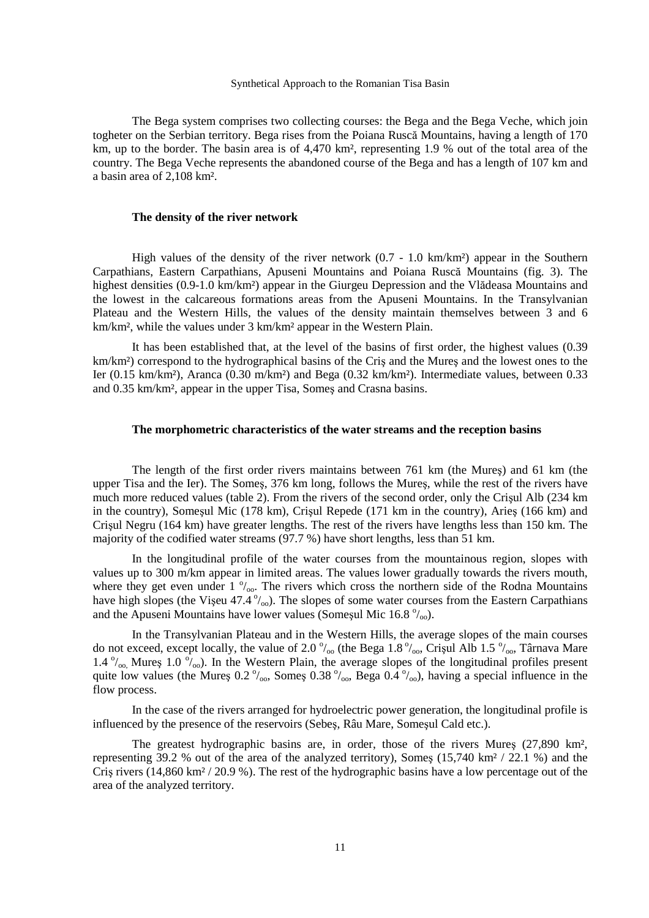The Bega system comprises two collecting courses: the Bega and the Bega Veche, which join togheter on the Serbian territory. Bega rises from the Poiana Ruscă Mountains, having a length of 170 km, up to the border. The basin area is of 4,470 km², representing 1.9 % out of the total area of the country. The Bega Veche represents the abandoned course of the Bega and has a length of 107 km and a basin area of 2,108 km².

**The density of the river network**

High values of the density of the river network (0.7 - 1.0 km/km²) appear in the Southern Carpathians, Eastern Carpathians, Apuseni Mountains and Poiana Ruscă Mountains (fig. 3). The highest densities (0.9-1.0 km/km²) appear in the Giurgeu Depression and the Vlădeasa Mountains and the lowest in the calcareous formations areas from the Apuseni Mountains. In the Transylvanian Plateau and the Western Hills, the values of the density maintain themselves between 3 and 6 km/km², while the values under 3 km/km² appear in the Western Plain.

It has been established that, at the level of the basins of first order, the highest values (0.39 km/km²) correspond to the hydrographical basins of the Criş and the Mureş and the lowest ones to the Ier (0.15 km/km²), Aranca (0.30 m/km²) and Bega (0.32 km/km²). Intermediate values, between 0.33 and 0.35 km/km², appear in the upper Tisa, Someş and Crasna basins.

**The morphometric characteristics of the water streams and the reception basins**

The length of the first order rivers maintains between 761 km (the Mureş) and 61 km (the upper Tisa and the Ier). The Someş, 376 km long, follows the Mureş, while the rest of the rivers have much more reduced values (table 2). From the rivers of the second order, only the Crişul Alb (234 km in the country), Someşul Mic (178 km), Crişul Repede (171 km in the country), Arieş (166 km) and Crişul Negru (164 km) have greater lengths. The rest of the rivers have lengths less than 150 km. The majority of the codified water streams (97.7 %) have short lengths, less than 51 km.

In the longitudinal profile of the water courses from the mountainous region, slopes with values up to 300 m/km appear in limited areas. The values lower gradually towards the rivers mouth, where they get even under 1 $^{o}/_{oo}$. The rivers which cross the northern side of the Rodna Mountains have high slopes (the Vişeu 47.4 $^{o}/_{oo}$). The slopes of some water courses from the Eastern Carpathians and the Apuseni Mountains have lower values (Someşul Mic 16.8 $^{o}/_{oo}$).

In the Transylvanian Plateau and in the Western Hills, the average slopes of the main courses do not exceed, except locally, the value of 2.0 $^{o}/_{oo}$ (the Bega 1.8 $^{o}/_{oo}$, Crişul Alb 1.5 $^{o}/_{oo}$, Târnava Mare 1.4 $^{o}/_{oo}$, Mureş 1.0 $^{o}/_{oo}$). In the Western Plain, the average slopes of the longitudinal profiles present quite low values (the Mureş 0.2 $^{o}/_{oo}$, Someş 0.38 $^{o}/_{oo}$, Bega 0.4 $^{o}/_{oo}$), having a special influence in the flow process.

In the case of the rivers arranged for hydroelectric power generation, the longitudinal profile is influenced by the presence of the reservoirs (Sebeş, Râu Mare, Someşul Cald etc.).

The greatest hydrographic basins are, in order, those of the rivers Mureş (27,890 km², representing 39.2 % out of the area of the analyzed territory), Someş (15,740 km² / 22.1 %) and the Criş rivers (14,860 km² / 20.9 %). The rest of the hydrographic basins have a low percentage out of the area of the analyzed territory.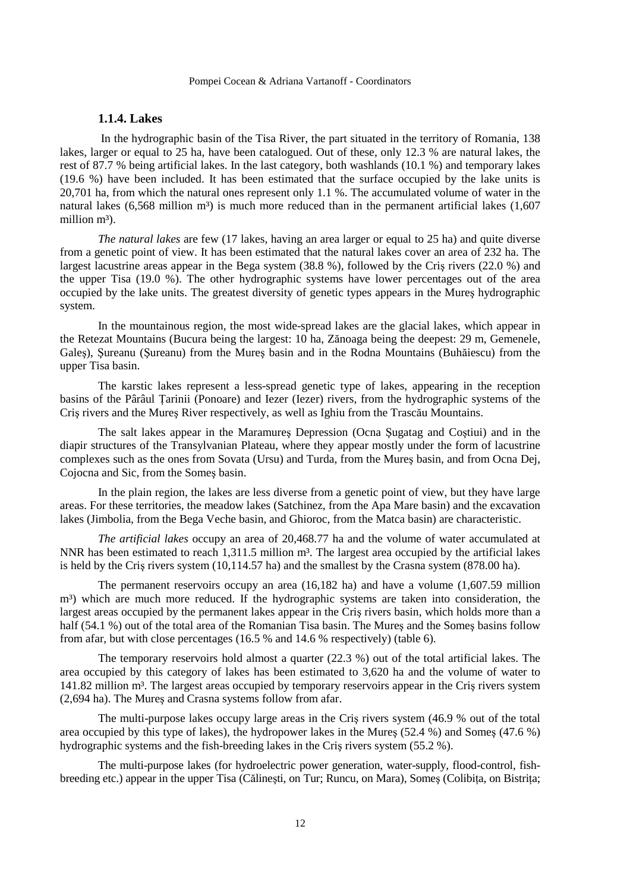### 1.1.4. Lakes

In the hydrographic basin of the Tisa River, the part situated in the territory of Romania, 138 lakes, larger or equal to 25 ha, have been catalogued. Out of these, only 12.3 % are natural lakes, the rest of 87.7 % being artificial lakes. In the last category, both washlands (10.1 %) and temporary lakes (19.6 %) have been included. It has been estimated that the surface occupied by the lake units is 20,701 ha, from which the natural ones represent only 1.1 %. The accumulated volume of water in the natural lakes (6,568 million m³) is much more reduced than in the permanent artificial lakes (1,607 million m³).

*The natural lakes* are few (17 lakes, having an area larger or equal to 25 ha) and quite diverse from a genetic point of view. It has been estimated that the natural lakes cover an area of 232 ha. The largest lacustrine areas appear in the Bega system (38.8 %), followed by the Criş rivers (22.0 %) and the upper Tisa (19.0 %). The other hydrographic systems have lower percentages out of the area occupied by the lake units. The greatest diversity of genetic types appears in the Mureş hydrographic system.

In the mountainous region, the most wide-spread lakes are the glacial lakes, which appear in the Retezat Mountains (Bucura being the largest: 10 ha, Zănoaga being the deepest: 29 m, Gemenele, Galeş), Şureanu (Şureanu) from the Mureş basin and in the Rodna Mountains (Buhăiescu) from the upper Tisa basin.

The karstic lakes represent a less-spread genetic type of lakes, appearing in the reception basins of the Pârâul Ţarinii (Ponoare) and Iezer (Iezer) rivers, from the hydrographic systems of the Criş rivers and the Mureş River respectively, as well as Ighiu from the Trascău Mountains.

The salt lakes appear in the Maramureş Depression (Ocna Şugatag and Coştiui) and in the diapir structures of the Transylvanian Plateau, where they appear mostly under the form of lacustrine complexes such as the ones from Sovata (Ursu) and Turda, from the Mureş basin, and from Ocna Dej, Cojocna and Sic, from the Someş basin.

In the plain region, the lakes are less diverse from a genetic point of view, but they have large areas. For these territories, the meadow lakes (Satchinez, from the Apa Mare basin) and the excavation lakes (Jimbolia, from the Bega Veche basin, and Ghioroc, from the Matca basin) are characteristic.

*The artificial lakes* occupy an area of 20,468.77 ha and the volume of water accumulated at NNR has been estimated to reach 1,311.5 million m³. The largest area occupied by the artificial lakes is held by the Criş rivers system (10,114.57 ha) and the smallest by the Crasna system (878.00 ha).

The permanent reservoirs occupy an area (16,182 ha) and have a volume (1,607.59 million m³) which are much more reduced. If the hydrographic systems are taken into consideration, the largest areas occupied by the permanent lakes appear in the Criş rivers basin, which holds more than a half (54.1 %) out of the total area of the Romanian Tisa basin. The Mureş and the Someş basins follow from afar, but with close percentages (16.5 % and 14.6 % respectively) (table 6).

The temporary reservoirs hold almost a quarter (22.3 %) out of the total artificial lakes. The area occupied by this category of lakes has been estimated to 3,620 ha and the volume of water to 141.82 million m³. The largest areas occupied by temporary reservoirs appear in the Criş rivers system (2,694 ha). The Mureş and Crasna systems follow from afar.

The multi-purpose lakes occupy large areas in the Criş rivers system (46.9 % out of the total area occupied by this type of lakes), the hydropower lakes in the Mureş (52.4 %) and Someş (47.6 %) hydrographic systems and the fish-breeding lakes in the Criş rivers system (55.2 %).

The multi-purpose lakes (for hydroelectric power generation, water-supply, flood-control, fish-breeding etc.) appear in the upper Tisa (Călineşti, on Tur; Runcu, on Mara), Someş (Colibiţa, on Bistriţa;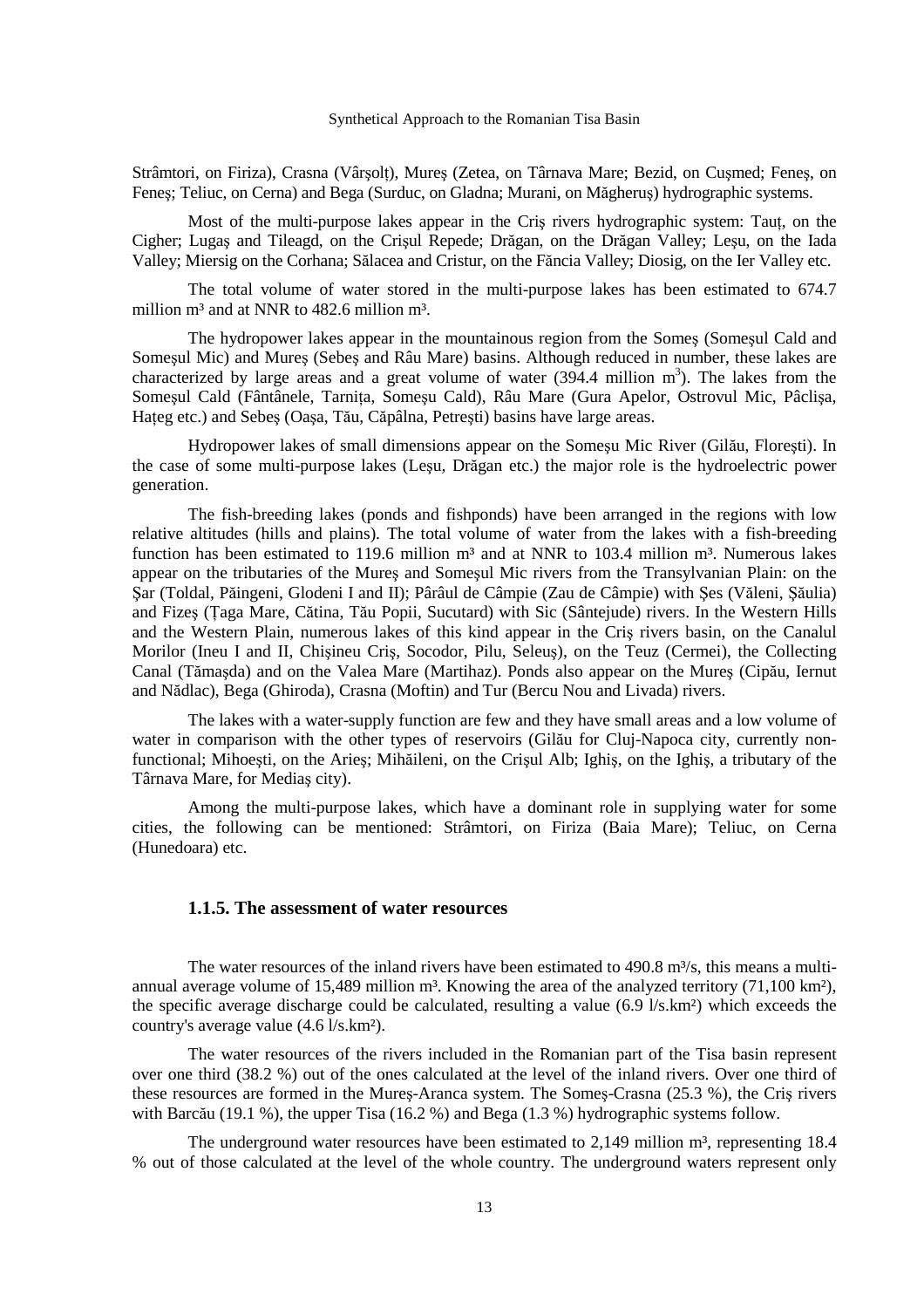Strâmtori, on Firiza), Crasna (Vârşolț), Mureş (Zetea, on Târnava Mare; Bezid, on Cuşmed; Feneş, on Feneş; Teliuc, on Cerna) and Bega (Surduc, on Gladna; Murani, on Măgheruş) hydrographic systems.

Most of the multi-purpose lakes appear in the Criş rivers hydrographic system: Tauț, on the Cigher; Lugaş and Tileagd, on the Crişul Repede; Drăgan, on the Drăgan Valley; Leşu, on the Iada Valley; Miersig on the Corhana; Sălacea and Cristur, on the Făncia Valley; Diosig, on the Ier Valley etc.

The total volume of water stored in the multi-purpose lakes has been estimated to 674.7 million m³ and at NNR to 482.6 million m³.

The hydropower lakes appear in the mountainous region from the Someş (Someşul Cald and Someşul Mic) and Mureş (Sebeş and Râu Mare) basins. Although reduced in number, these lakes are characterized by large areas and a great volume of water (394.4 million $m^3$). The lakes from the Someşul Cald (Fântânele, Tarnița, Someşu Cald), Râu Mare (Gura Apelor, Ostrovul Mic, Pâclişa, Hațeg etc.) and Sebeş (Oaşa, Tău, Căpâlna, Petreşti) basins have large areas.

Hydropower lakes of small dimensions appear on the Someşu Mic River (Gilău, Floreşti). In the case of some multi-purpose lakes (Leşu, Drăgan etc.) the major role is the hydroelectric power generation.

The fish-breeding lakes (ponds and fishponds) have been arranged in the regions with low relative altitudes (hills and plains). The total volume of water from the lakes with a fish-breeding function has been estimated to 119.6 million m³ and at NNR to 103.4 million m³. Numerous lakes appear on the tributaries of the Mureş and Someşul Mic rivers from the Transylvanian Plain: on the Şar (Toldal, Păingeni, Glodeni I and II); Pârâul de Câmpie (Zau de Câmpie) with Şes (Văleni, Şăulia) and Fizeş (Țaga Mare, Cătina, Tău Popii, Sucutard) with Sic (Sântejude) rivers. In the Western Hills and the Western Plain, numerous lakes of this kind appear in the Criş rivers basin, on the Canalul Morilor (Ineu I and II, Chişineu Criş, Socodor, Pilu, Seleuş), on the Teuz (Cermei), the Collecting Canal (Tămaşda) and on the Valea Mare (Martihaz). Ponds also appear on the Mureş (Cipău, Iernut and Nădlac), Bega (Ghiroda), Crasna (Moftin) and Tur (Bercu Nou and Livada) rivers.

The lakes with a water-supply function are few and they have small areas and a low volume of water in comparison with the other types of reservoirs (Gilău for Cluj-Napoca city, currently non-functional; Mihoeşti, on the Arieş; Mihăileni, on the Crişul Alb; Ighiş, on the Ighiş, a tributary of the Târnava Mare, for Mediaş city).

Among the multi-purpose lakes, which have a dominant role in supplying water for some cities, the following can be mentioned: Strâmtori, on Firiza (Baia Mare); Teliuc, on Cerna (Hunedoara) etc.

### 1.1.5. The assessment of water resources

The water resources of the inland rivers have been estimated to 490.8 m³/s, this means a multi-annual average volume of 15,489 million m³. Knowing the area of the analyzed territory (71,100 km²), the specific average discharge could be calculated, resulting a value (6.9 l/s.km²) which exceeds the country's average value (4.6 l/s.km²).

The water resources of the rivers included in the Romanian part of the Tisa basin represent over one third (38.2 %) out of the ones calculated at the level of the inland rivers. Over one third of these resources are formed in the Mureş-Aranca system. The Someş-Crasna (25.3 %), the Criş rivers with Barcău (19.1 %), the upper Tisa (16.2 %) and Bega (1.3 %) hydrographic systems follow.

The underground water resources have been estimated to 2,149 million m³, representing 18.4 % out of those calculated at the level of the whole country. The underground waters represent only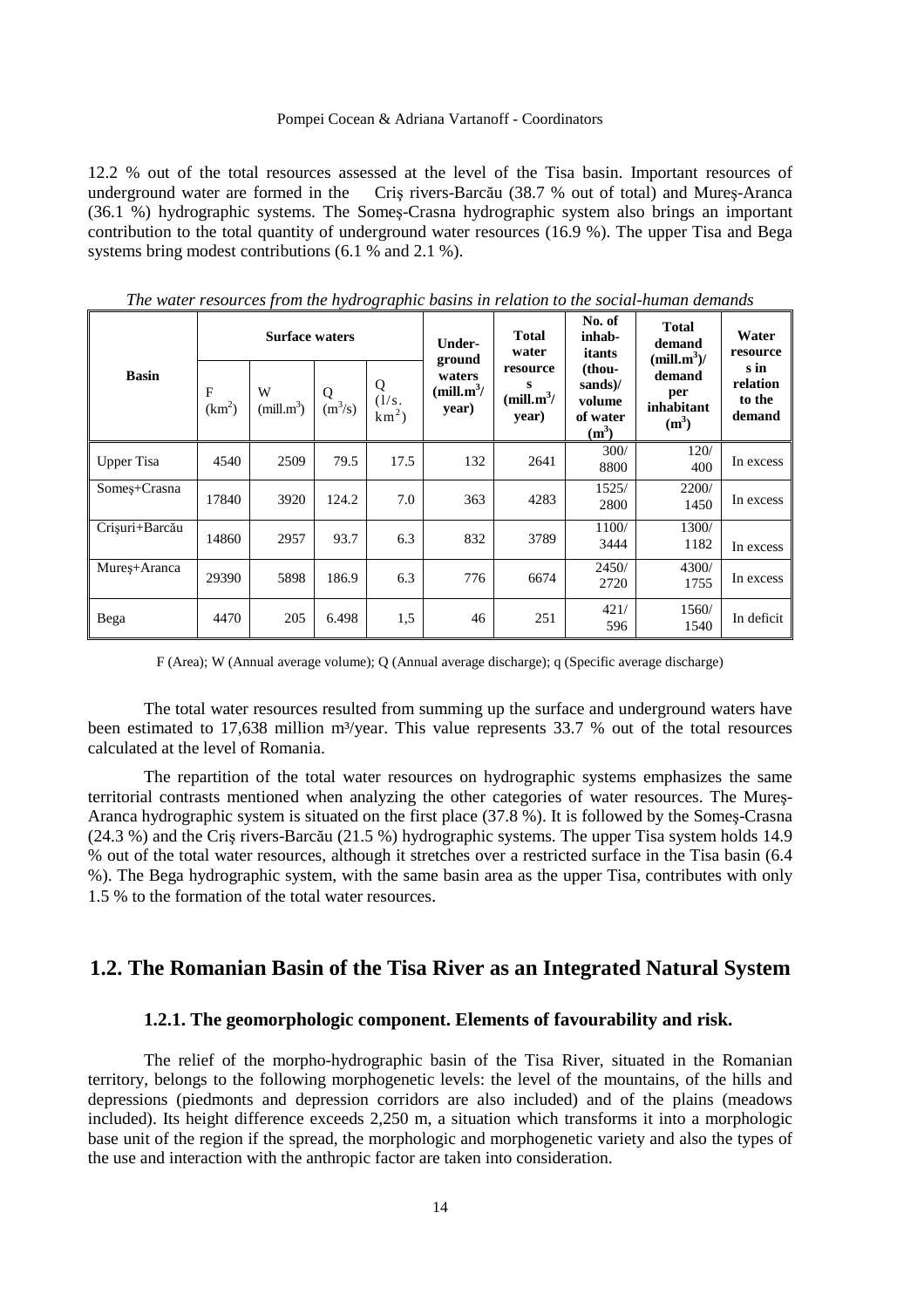12.2 % out of the total resources assessed at the level of the Tisa basin. Important resources of underground water are formed in the Criş rivers-Barcău (38.7 % out of total) and Mureş-Aranca (36.1 %) hydrographic systems. The Someş-Crasna hydrographic system also brings an important contribution to the total quantity of underground water resources (16.9 %). The upper Tisa and Bega systems bring modest contributions (6.1 % and 2.1 %).

*The water resources from the hydrographic basins in relation to the social-human demands*

| Basin | Surface waters | | | | Underground waters (mill.m³/ year) | Total water resources (mill.m³/ year) | No. of inhabitants (thousands)/ volume of water (m³) | Total demand (mill.m³)/ demand per inhabitant (m³) | Water resources in relation to the demand |
|---|---|---|---|---|---|---|---|---|---|
| | F (km²) | W (mill.m³) | Q (m³/s) | Q (l/s. km²) | | | | | |
| Upper Tisa | 4540 | 2509 | 79.5 | 17.5 | 132 | 2641 | 300/ 8800 | 120/ 400 | In excess |
| Someş+Crasna | 17840 | 3920 | 124.2 | 7.0 | 363 | 4283 | 1525/ 2800 | 2200/ 1450 | In excess |
| Crişuri+Barcău | 14860 | 2957 | 93.7 | 6.3 | 832 | 3789 | 1100/ 3444 | 1300/ 1182 | In excess |
| Mureş+Aranca | 29390 | 5898 | 186.9 | 6.3 | 776 | 6674 | 2450/ 2720 | 4300/ 1755 | In excess |
| Bega | 4470 | 205 | 6.498 | 1,5 | 46 | 251 | 421/ 596 | 1560/ 1540 | In deficit |

F (Area); W (Annual average volume); Q (Annual average discharge); q (Specific average discharge)

The total water resources resulted from summing up the surface and underground waters have been estimated to 17,638 million m³/year. This value represents 33.7 % out of the total resources calculated at the level of Romania.

The repartition of the total water resources on hydrographic systems emphasizes the same territorial contrasts mentioned when analyzing the other categories of water resources. The Mureş-Aranca hydrographic system is situated on the first place (37.8 %). It is followed by the Someş-Crasna (24.3 %) and the Criş rivers-Barcău (21.5 %) hydrographic systems. The upper Tisa system holds 14.9 % out of the total water resources, although it stretches over a restricted surface in the Tisa basin (6.4 %). The Bega hydrographic system, with the same basin area as the upper Tisa, contributes with only 1.5 % to the formation of the total water resources.

## 1.2. The Romanian Basin of the Tisa River as an Integrated Natural System

### 1.2.1. The geomorphologic component. Elements of favourability and risk.

The relief of the morpho-hydrographic basin of the Tisa River, situated in the Romanian territory, belongs to the following morphogenetic levels: the level of the mountains, of the hills and depressions (piedmonts and depression corridors are also included) and of the plains (meadows included). Its height difference exceeds 2,250 m, a situation which transforms it into a morphologic base unit of the region if the spread, the morphologic and morphogenetic variety and also the types of the use and interaction with the anthropic factor are taken into consideration.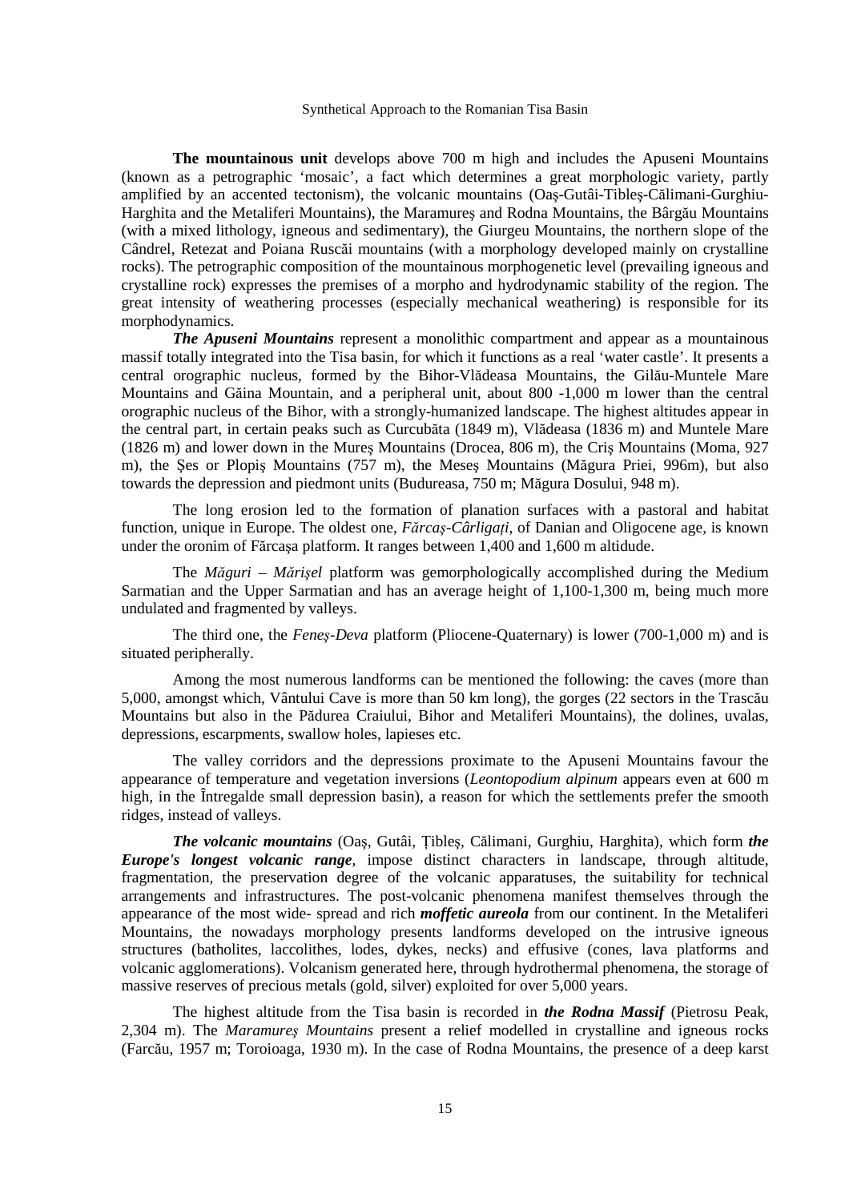**The mountainous unit** develops above 700 m high and includes the Apuseni Mountains (known as a petrographic 'mosaic', a fact which determines a great morphologic variety, partly amplified by an accented tectonism), the volcanic mountains (Oaş-Gutâi-Tibleş-Călimani-Gurghiu-Harghita and the Metaliferi Mountains), the Maramureş and Rodna Mountains, the Bârgău Mountains (with a mixed lithology, igneous and sedimentary), the Giurgeu Mountains, the northern slope of the Cândrel, Retezat and Poiana Ruscăi mountains (with a morphology developed mainly on crystalline rocks). The petrographic composition of the mountainous morphogenetic level (prevailing igneous and crystalline rock) expresses the premises of a morpho and hydrodynamic stability of the region. The great intensity of weathering processes (especially mechanical weathering) is responsible for its morphodynamics.

***The Apuseni Mountains*** represent a monolithic compartment and appear as a mountainous massif totally integrated into the Tisa basin, for which it functions as a real 'water castle'. It presents a central orographic nucleus, formed by the Bihor-Vlădeasa Mountains, the Gilău-Muntele Mare Mountains and Găina Mountain, and a peripheral unit, about 800 -1,000 m lower than the central orographic nucleus of the Bihor, with a strongly-humanized landscape. The highest altitudes appear in the central part, in certain peaks such as Curcubăta (1849 m), Vlădeasa (1836 m) and Muntele Mare (1826 m) and lower down in the Mureş Mountains (Drocea, 806 m), the Criş Mountains (Moma, 927 m), the Şes or Plopiş Mountains (757 m), the Meseş Mountains (Măgura Priei, 996m), but also towards the depression and piedmont units (Budureasa, 750 m; Măgura Dosului, 948 m).

The long erosion led to the formation of planation surfaces with a pastoral and habitat function, unique in Europe. The oldest one, *Fărcaş-Cârligaţi,* of Danian and Oligocene age, is known under the oronim of Fărcaşa platform. It ranges between 1,400 and 1,600 m altidude.

The *Măguri – Mărişel* platform was gemorphologically accomplished during the Medium Sarmatian and the Upper Sarmatian and has an average height of 1,100-1,300 m, being much more undulated and fragmented by valleys.

The third one, the *Feneş-Deva* platform (Pliocene-Quaternary) is lower (700-1,000 m) and is situated peripherally.

Among the most numerous landforms can be mentioned the following: the caves (more than 5,000, amongst which, Vântului Cave is more than 50 km long), the gorges (22 sectors in the Trascău Mountains but also in the Pădurea Craiului, Bihor and Metaliferi Mountains), the dolines, uvalas, depressions, escarpments, swallow holes, lapieses etc.

The valley corridors and the depressions proximate to the Apuseni Mountains favour the appearance of temperature and vegetation inversions (*Leontopodium alpinum* appears even at 600 m high, in the Întregalde small depression basin), a reason for which the settlements prefer the smooth ridges, instead of valleys.

***The volcanic mountains*** (Oaş, Gutâi, Ţibleş, Călimani, Gurghiu, Harghita), which form ***the Europe's longest volcanic range***, impose distinct characters in landscape, through altitude, fragmentation, the preservation degree of the volcanic apparatuses, the suitability for technical arrangements and infrastructures. The post-volcanic phenomena manifest themselves through the appearance of the most wide- spread and rich ***moffetic aureola*** from our continent. In the Metaliferi Mountains, the nowadays morphology presents landforms developed on the intrusive igneous structures (batholites, laccolithes, lodes, dykes, necks) and effusive (cones, lava platforms and volcanic agglomerations). Volcanism generated here, through hydrothermal phenomena, the storage of massive reserves of precious metals (gold, silver) exploited for over 5,000 years.

The highest altitude from the Tisa basin is recorded in ***the Rodna Massif*** (Pietrosu Peak, 2,304 m). The *Maramureş Mountains* present a relief modelled in crystalline and igneous rocks (Farcău, 1957 m; Toroioaga, 1930 m). In the case of Rodna Mountains, the presence of a deep karst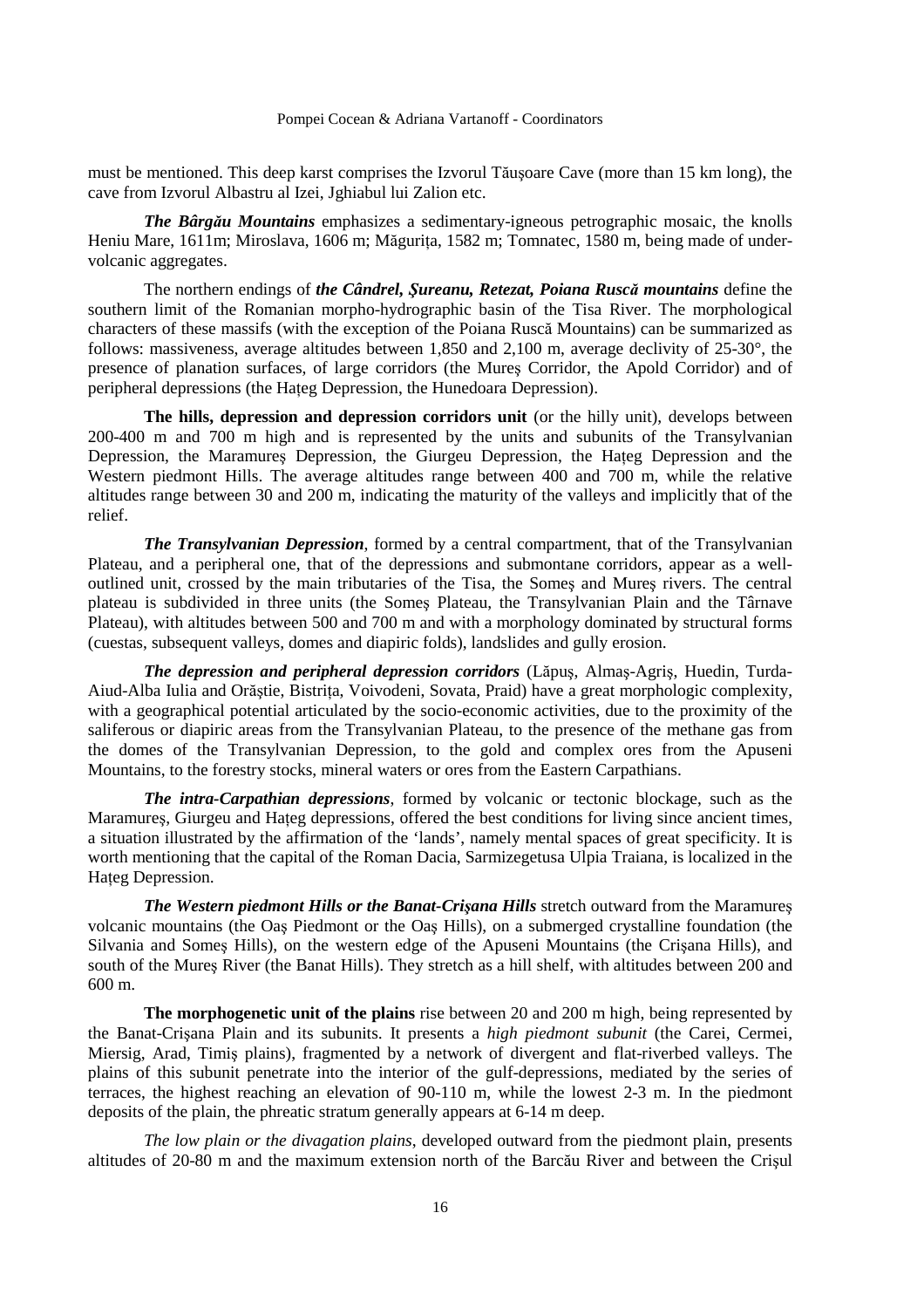must be mentioned. This deep karst comprises the Izvorul Tăuşoare Cave (more than 15 km long), the cave from Izvorul Albastru al Izei, Jghiabul lui Zalion etc.

***The Bârgău Mountains*** emphasizes a sedimentary-igneous petrographic mosaic, the knolls Heniu Mare, 1611m; Miroslava, 1606 m; Măgurița, 1582 m; Tomnatec, 1580 m, being made of under-volcanic aggregates.

The northern endings of ***the Cândrel, Şureanu, Retezat, Poiana Ruscă mountains*** define the southern limit of the Romanian morpho-hydrographic basin of the Tisa River. The morphological characters of these massifs (with the exception of the Poiana Ruscă Mountains) can be summarized as follows: massiveness, average altitudes between 1,850 and 2,100 m, average declivity of 25-30°, the presence of planation surfaces, of large corridors (the Mureş Corridor, the Apold Corridor) and of peripheral depressions (the Hațeg Depression, the Hunedoara Depression).

**The hills, depression and depression corridors unit** (or the hilly unit), develops between 200-400 m and 700 m high and is represented by the units and subunits of the Transylvanian Depression, the Maramureş Depression, the Giurgeu Depression, the Hațeg Depression and the Western piedmont Hills. The average altitudes range between 400 and 700 m, while the relative altitudes range between 30 and 200 m, indicating the maturity of the valleys and implicitly that of the relief.

***The Transylvanian Depression***, formed by a central compartment, that of the Transylvanian Plateau, and a peripheral one, that of the depressions and submontane corridors, appear as a well-outlined unit, crossed by the main tributaries of the Tisa, the Someş and Mureş rivers. The central plateau is subdivided in three units (the Someş Plateau, the Transylvanian Plain and the Târnave Plateau), with altitudes between 500 and 700 m and with a morphology dominated by structural forms (cuestas, subsequent valleys, domes and diapiric folds), landslides and gully erosion.

***The depression and peripheral depression corridors*** (Lăpuş, Almaş-Agriş, Huedin, Turda-Aiud-Alba Iulia and Orăştie, Bistrița, Voivodeni, Sovata, Praid) have a great morphologic complexity, with a geographical potential articulated by the socio-economic activities, due to the proximity of the saliferous or diapiric areas from the Transylvanian Plateau, to the presence of the methane gas from the domes of the Transylvanian Depression, to the gold and complex ores from the Apuseni Mountains, to the forestry stocks, mineral waters or ores from the Eastern Carpathians.

***The intra-Carpathian depressions***, formed by volcanic or tectonic blockage, such as the Maramureş, Giurgeu and Hațeg depressions, offered the best conditions for living since ancient times, a situation illustrated by the affirmation of the 'lands', namely mental spaces of great specificity. It is worth mentioning that the capital of the Roman Dacia, Sarmizegetusa Ulpia Traiana, is localized in the Hațeg Depression.

***The Western piedmont Hills or the Banat-Crişana Hills*** stretch outward from the Maramureş volcanic mountains (the Oaş Piedmont or the Oaş Hills), on a submerged crystalline foundation (the Silvania and Someş Hills), on the western edge of the Apuseni Mountains (the Crişana Hills), and south of the Mureş River (the Banat Hills). They stretch as a hill shelf, with altitudes between 200 and 600 m.

**The morphogenetic unit of the plains** rise between 20 and 200 m high, being represented by the Banat-Crişana Plain and its subunits. It presents a *high piedmont subunit* (the Carei, Cermei, Miersig, Arad, Timiş plains), fragmented by a network of divergent and flat-riverbed valleys. The plains of this subunit penetrate into the interior of the gulf-depressions, mediated by the series of terraces, the highest reaching an elevation of 90-110 m, while the lowest 2-3 m. In the piedmont deposits of the plain, the phreatic stratum generally appears at 6-14 m deep.

*The low plain or the divagation plains*, developed outward from the piedmont plain, presents altitudes of 20-80 m and the maximum extension north of the Barcău River and between the Crişul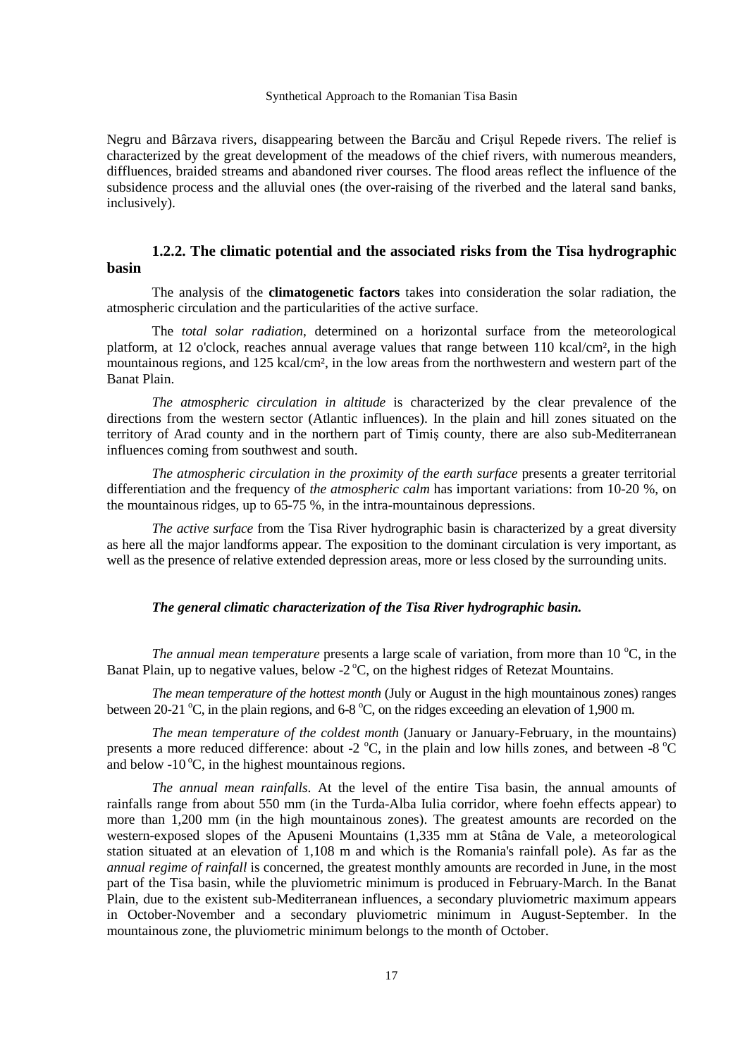Negru and Bârzava rivers, disappearing between the Barcău and Crişul Repede rivers. The relief is characterized by the great development of the meadows of the chief rivers, with numerous meanders, diffluences, braided streams and abandoned river courses. The flood areas reflect the influence of the subsidence process and the alluvial ones (the over-raising of the riverbed and the lateral sand banks, inclusively).

### 1.2.2. The climatic potential and the associated risks from the Tisa hydrographic basin

The analysis of the **climatogenetic factors** takes into consideration the solar radiation, the atmospheric circulation and the particularities of the active surface.

The *total solar radiation*, determined on a horizontal surface from the meteorological platform, at 12 o'clock, reaches annual average values that range between 110 kcal/cm², in the high mountainous regions, and 125 kcal/cm², in the low areas from the northwestern and western part of the Banat Plain.

*The atmospheric circulation in altitude* is characterized by the clear prevalence of the directions from the western sector (Atlantic influences). In the plain and hill zones situated on the territory of Arad county and in the northern part of Timiş county, there are also sub-Mediterranean influences coming from southwest and south.

*The atmospheric circulation in the proximity of the earth surface* presents a greater territorial differentiation and the frequency of *the atmospheric calm* has important variations: from 10-20 %, on the mountainous ridges, up to 65-75 %, in the intra-mountainous depressions.

*The active surface* from the Tisa River hydrographic basin is characterized by a great diversity as here all the major landforms appear. The exposition to the dominant circulation is very important, as well as the presence of relative extended depression areas, more or less closed by the surrounding units.

***The general climatic characterization of the Tisa River hydrographic basin.***

*The annual mean temperature* presents a large scale of variation, from more than 10 °C, in the Banat Plain, up to negative values, below -2 °C, on the highest ridges of Retezat Mountains.

*The mean temperature of the hottest month* (July or August in the high mountainous zones) ranges between 20-21 °C, in the plain regions, and 6-8 °C, on the ridges exceeding an elevation of 1,900 m.

*The mean temperature of the coldest month* (January or January-February, in the mountains) presents a more reduced difference: about -2 °C, in the plain and low hills zones, and between -8 °C and below -10 °C, in the highest mountainous regions.

*The annual mean rainfalls*. At the level of the entire Tisa basin, the annual amounts of rainfalls range from about 550 mm (in the Turda-Alba Iulia corridor, where foehn effects appear) to more than 1,200 mm (in the high mountainous zones). The greatest amounts are recorded on the western-exposed slopes of the Apuseni Mountains (1,335 mm at Stâna de Vale, a meteorological station situated at an elevation of 1,108 m and which is the Romania's rainfall pole). As far as the *annual regime of rainfall* is concerned, the greatest monthly amounts are recorded in June, in the most part of the Tisa basin, while the pluviometric minimum is produced in February-March. In the Banat Plain, due to the existent sub-Mediterranean influences, a secondary pluviometric maximum appears in October-November and a secondary pluviometric minimum in August-September. In the mountainous zone, the pluviometric minimum belongs to the month of October.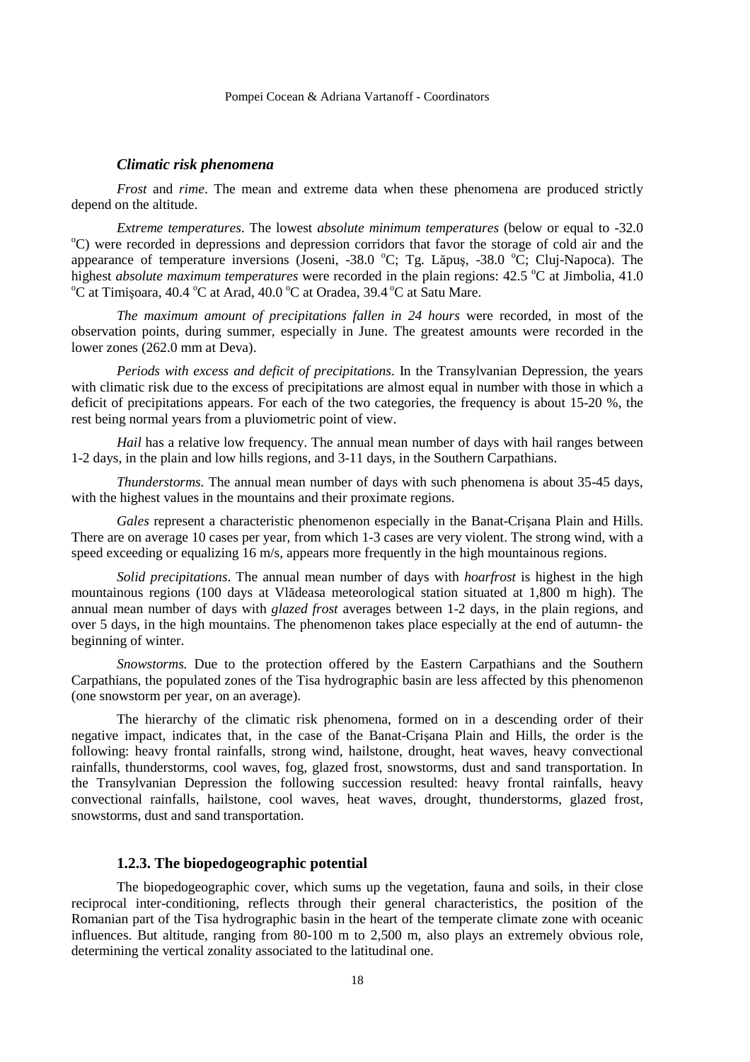### *Climatic risk phenomena*

*Frost* and *rime*. The mean and extreme data when these phenomena are produced strictly depend on the altitude.

*Extreme temperatures*. The lowest *absolute minimum temperatures* (below or equal to -32.0 $^{o}$C) were recorded in depressions and depression corridors that favor the storage of cold air and the appearance of temperature inversions (Joseni, -38.0 $^{o}$C; Tg. Lăpuş, -38.0 $^{o}$C; Cluj-Napoca). The highest *absolute maximum temperatures* were recorded in the plain regions: 42.5 $^{o}$C at Jimbolia, 41.0 $^{o}$C at Timişoara, 40.4 $^{o}$C at Arad, 40.0 $^{o}$C at Oradea, 39.4 $^{o}$C at Satu Mare.

*The maximum amount of precipitations fallen in 24 hours* were recorded, in most of the observation points, during summer, especially in June. The greatest amounts were recorded in the lower zones (262.0 mm at Deva).

*Periods with excess and deficit of precipitations*. In the Transylvanian Depression, the years with climatic risk due to the excess of precipitations are almost equal in number with those in which a deficit of precipitations appears. For each of the two categories, the frequency is about 15-20 %, the rest being normal years from a pluviometric point of view.

*Hail* has a relative low frequency. The annual mean number of days with hail ranges between 1-2 days, in the plain and low hills regions, and 3-11 days, in the Southern Carpathians.

*Thunderstorms.* The annual mean number of days with such phenomena is about 35-45 days, with the highest values in the mountains and their proximate regions.

*Gales* represent a characteristic phenomenon especially in the Banat-Crişana Plain and Hills. There are on average 10 cases per year, from which 1-3 cases are very violent. The strong wind, with a speed exceeding or equalizing 16 m/s, appears more frequently in the high mountainous regions.

*Solid precipitations*. The annual mean number of days with *hoarfrost* is highest in the high mountainous regions (100 days at Vlădeasa meteorological station situated at 1,800 m high). The annual mean number of days with *glazed frost* averages between 1-2 days, in the plain regions, and over 5 days, in the high mountains. The phenomenon takes place especially at the end of autumn- the beginning of winter.

*Snowstorms.* Due to the protection offered by the Eastern Carpathians and the Southern Carpathians, the populated zones of the Tisa hydrographic basin are less affected by this phenomenon (one snowstorm per year, on an average).

The hierarchy of the climatic risk phenomena, formed on in a descending order of their negative impact, indicates that, in the case of the Banat-Crişana Plain and Hills, the order is the following: heavy frontal rainfalls, strong wind, hailstone, drought, heat waves, heavy convectional rainfalls, thunderstorms, cool waves, fog, glazed frost, snowstorms, dust and sand transportation. In the Transylvanian Depression the following succession resulted: heavy frontal rainfalls, heavy convectional rainfalls, hailstone, cool waves, heat waves, drought, thunderstorms, glazed frost, snowstorms, dust and sand transportation.

### 1.2.3. The biopedogeographic potential

The biopedogeographic cover, which sums up the vegetation, fauna and soils, in their close reciprocal inter-conditioning, reflects through their general characteristics, the position of the Romanian part of the Tisa hydrographic basin in the heart of the temperate climate zone with oceanic influences. But altitude, ranging from 80-100 m to 2,500 m, also plays an extremely obvious role, determining the vertical zonality associated to the latitudinal one.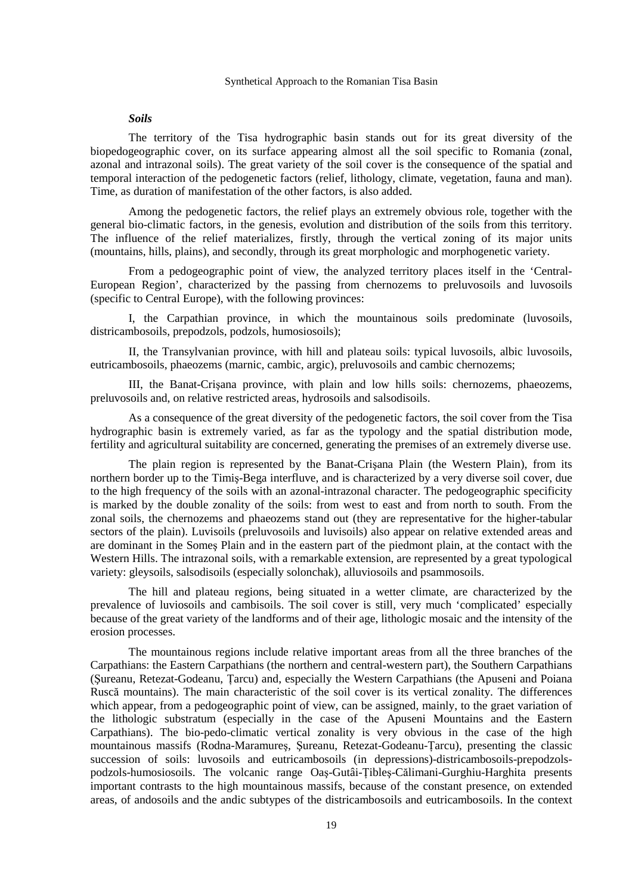### *Soils*

The territory of the Tisa hydrographic basin stands out for its great diversity of the biopedogeographic cover, on its surface appearing almost all the soil specific to Romania (zonal, azonal and intrazonal soils). The great variety of the soil cover is the consequence of the spatial and temporal interaction of the pedogenetic factors (relief, lithology, climate, vegetation, fauna and man). Time, as duration of manifestation of the other factors, is also added.

Among the pedogenetic factors, the relief plays an extremely obvious role, together with the general bio-climatic factors, in the genesis, evolution and distribution of the soils from this territory. The influence of the relief materializes, firstly, through the vertical zoning of its major units (mountains, hills, plains), and secondly, through its great morphologic and morphogenetic variety.

From a pedogeographic point of view, the analyzed territory places itself in the 'Central-European Region', characterized by the passing from chernozems to preluvosoils and luvosoils (specific to Central Europe), with the following provinces:

I, the Carpathian province, in which the mountainous soils predominate (luvosoils, districambosoils, prepodzols, podzols, humosiosoils);

II, the Transylvanian province, with hill and plateau soils: typical luvosoils, albic luvosoils, eutricambosoils, phaeozems (marnic, cambic, argic), preluvosoils and cambic chernozems;

III, the Banat-Crişana province, with plain and low hills soils: chernozems, phaeozems, preluvosoils and, on relative restricted areas, hydrosoils and salsodisoils.

As a consequence of the great diversity of the pedogenetic factors, the soil cover from the Tisa hydrographic basin is extremely varied, as far as the typology and the spatial distribution mode, fertility and agricultural suitability are concerned, generating the premises of an extremely diverse use.

The plain region is represented by the Banat-Crişana Plain (the Western Plain), from its northern border up to the Timiş-Bega interfluve, and is characterized by a very diverse soil cover, due to the high frequency of the soils with an azonal-intrazonal character. The pedogeographic specificity is marked by the double zonality of the soils: from west to east and from north to south. From the zonal soils, the chernozems and phaeozems stand out (they are representative for the higher-tabular sectors of the plain). Luvisoils (preluvosoils and luvisoils) also appear on relative extended areas and are dominant in the Someş Plain and in the eastern part of the piedmont plain, at the contact with the Western Hills. The intrazonal soils, with a remarkable extension, are represented by a great typological variety: gleysoils, salsodisoils (especially solonchak), alluviosoils and psammosoils.

The hill and plateau regions, being situated in a wetter climate, are characterized by the prevalence of luviosoils and cambisoils. The soil cover is still, very much 'complicated' especially because of the great variety of the landforms and of their age, lithologic mosaic and the intensity of the erosion processes.

The mountainous regions include relative important areas from all the three branches of the Carpathians: the Eastern Carpathians (the northern and central-western part), the Southern Carpathians (Şureanu, Retezat-Godeanu, Ţarcu) and, especially the Western Carpathians (the Apuseni and Poiana Ruscă mountains). The main characteristic of the soil cover is its vertical zonality. The differences which appear, from a pedogeographic point of view, can be assigned, mainly, to the graet variation of the lithologic substratum (especially in the case of the Apuseni Mountains and the Eastern Carpathians). The bio-pedo-climatic vertical zonality is very obvious in the case of the high mountainous massifs (Rodna-Maramureş, Şureanu, Retezat-Godeanu-Ţarcu), presenting the classic succession of soils: luvosoils and eutricambosoils (in depressions)-districambosoils-prepodzols-podzols-humosiosoils. The volcanic range Oaş-Gutâi-Ţibleş-Călimani-Gurghiu-Harghita presents important contrasts to the high mountainous massifs, because of the constant presence, on extended areas, of andosoils and the andic subtypes of the districambosoils and eutricambosoils. In the context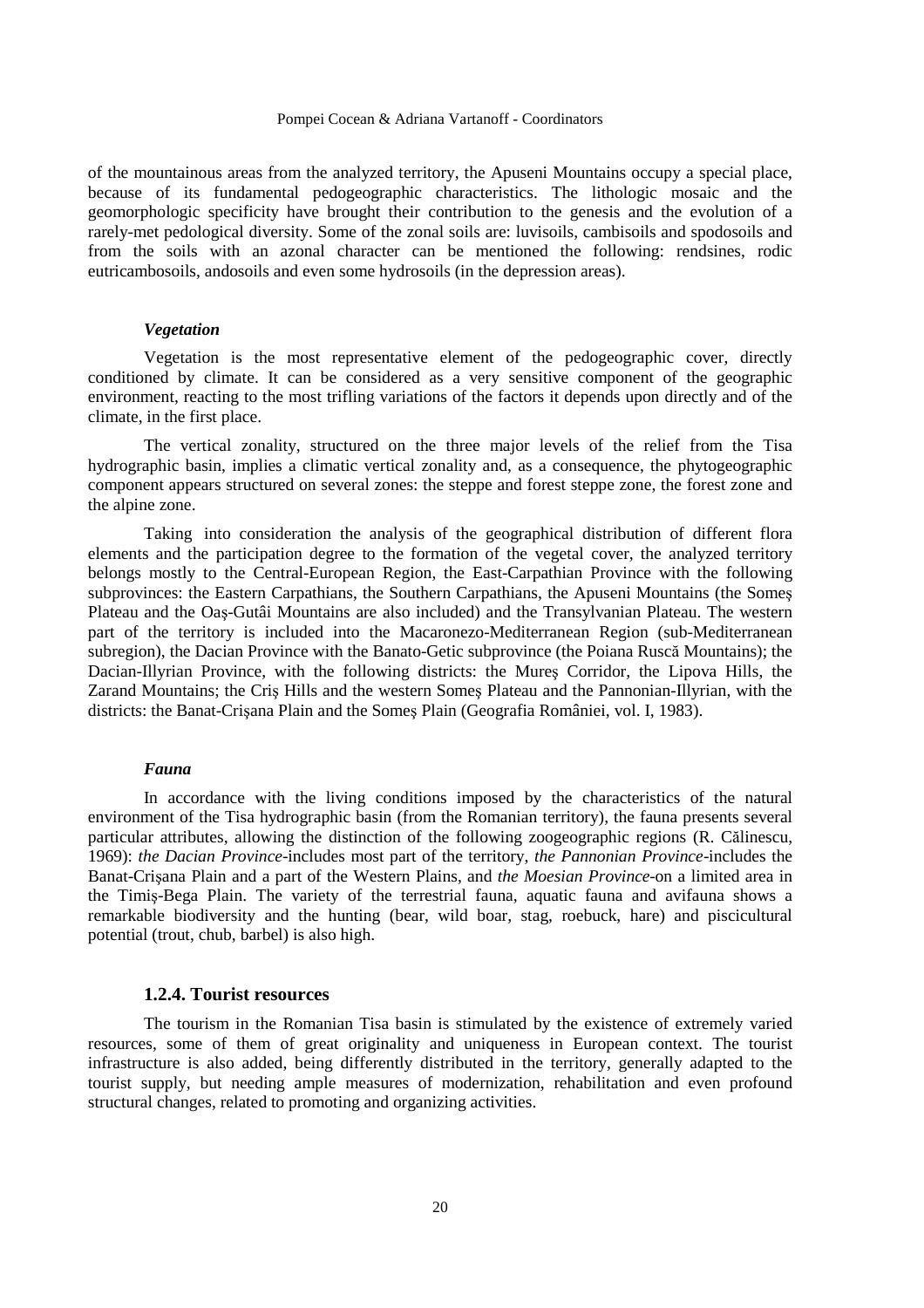of the mountainous areas from the analyzed territory, the Apuseni Mountains occupy a special place, because of its fundamental pedogeographic characteristics. The lithologic mosaic and the geomorphologic specificity have brought their contribution to the genesis and the evolution of a rarely-met pedological diversity. Some of the zonal soils are: luvisoils, cambisoils and spodosoils and from the soils with an azonal character can be mentioned the following: rendsines, rodic eutricambosoils, andosoils and even some hydrosoils (in the depression areas).

#### *Vegetation*

Vegetation is the most representative element of the pedogeographic cover, directly conditioned by climate. It can be considered as a very sensitive component of the geographic environment, reacting to the most trifling variations of the factors it depends upon directly and of the climate, in the first place.

The vertical zonality, structured on the three major levels of the relief from the Tisa hydrographic basin, implies a climatic vertical zonality and, as a consequence, the phytogeographic component appears structured on several zones: the steppe and forest steppe zone, the forest zone and the alpine zone.

Taking into consideration the analysis of the geographical distribution of different flora elements and the participation degree to the formation of the vegetal cover, the analyzed territory belongs mostly to the Central-European Region, the East-Carpathian Province with the following subprovinces: the Eastern Carpathians, the Southern Carpathians, the Apuseni Mountains (the Someş Plateau and the Oaş-Gutâi Mountains are also included) and the Transylvanian Plateau. The western part of the territory is included into the Macaronezo-Mediterranean Region (sub-Mediterranean subregion), the Dacian Province with the Banato-Getic subprovince (the Poiana Ruscă Mountains); the Dacian-Illyrian Province, with the following districts: the Mureş Corridor, the Lipova Hills, the Zarand Mountains; the Criş Hills and the western Someş Plateau and the Pannonian-Illyrian, with the districts: the Banat-Crişana Plain and the Someş Plain (Geografia României, vol. I, 1983).

#### *Fauna*

In accordance with the living conditions imposed by the characteristics of the natural environment of the Tisa hydrographic basin (from the Romanian territory), the fauna presents several particular attributes, allowing the distinction of the following zoogeographic regions (R. Călinescu, 1969): *the Dacian Province*-includes most part of the territory, *the Pannonian Province*-includes the Banat-Crişana Plain and a part of the Western Plains, and *the Moesian Province*-on a limited area in the Timiş-Bega Plain. The variety of the terrestrial fauna, aquatic fauna and avifauna shows a remarkable biodiversity and the hunting (bear, wild boar, stag, roebuck, hare) and piscicultural potential (trout, chub, barbel) is also high.

### 1.2.4. Tourist resources

The tourism in the Romanian Tisa basin is stimulated by the existence of extremely varied resources, some of them of great originality and uniqueness in European context. The tourist infrastructure is also added, being differently distributed in the territory, generally adapted to the tourist supply, but needing ample measures of modernization, rehabilitation and even profound structural changes, related to promoting and organizing activities.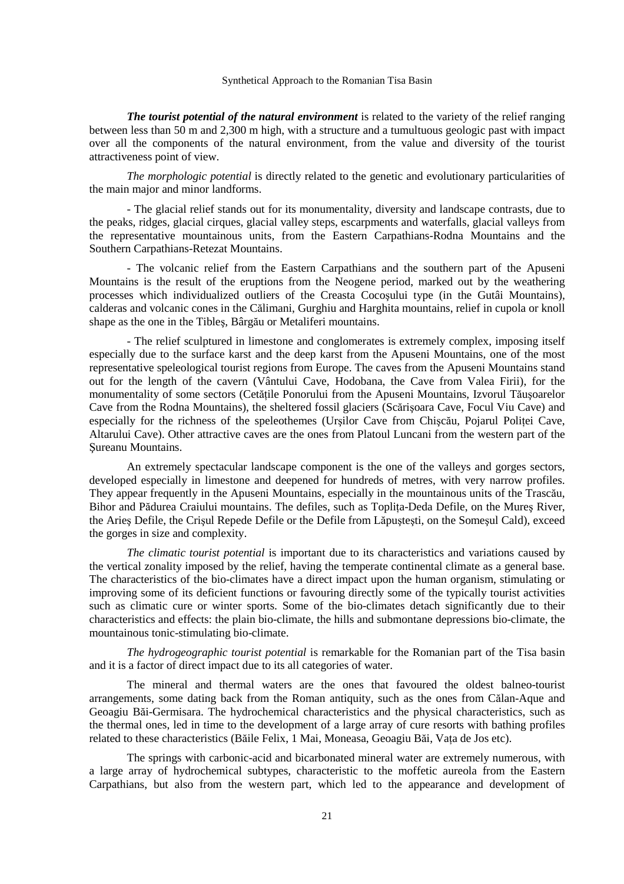***The tourist potential of the natural environment*** is related to the variety of the relief ranging between less than 50 m and 2,300 m high, with a structure and a tumultuous geologic past with impact over all the components of the natural environment, from the value and diversity of the tourist attractiveness point of view.

*The morphologic potential* is directly related to the genetic and evolutionary particularities of the main major and minor landforms.

- The glacial relief stands out for its monumentality, diversity and landscape contrasts, due to the peaks, ridges, glacial cirques, glacial valley steps, escarpments and waterfalls, glacial valleys from the representative mountainous units, from the Eastern Carpathians-Rodna Mountains and the Southern Carpathians-Retezat Mountains.

- The volcanic relief from the Eastern Carpathians and the southern part of the Apuseni Mountains is the result of the eruptions from the Neogene period, marked out by the weathering processes which individualized outliers of the Creasta Cocoşului type (in the Gutâi Mountains), calderas and volcanic cones in the Călimani, Gurghiu and Harghita mountains, relief in cupola or knoll shape as the one in the Tibleş, Bârgău or Metaliferi mountains.

- The relief sculptured in limestone and conglomerates is extremely complex, imposing itself especially due to the surface karst and the deep karst from the Apuseni Mountains, one of the most representative speleological tourist regions from Europe. The caves from the Apuseni Mountains stand out for the length of the cavern (Vântului Cave, Hodobana, the Cave from Valea Firii), for the monumentality of some sectors (Cetăţile Ponorului from the Apuseni Mountains, Izvorul Tăuşoarelor Cave from the Rodna Mountains), the sheltered fossil glaciers (Scărişoara Cave, Focul Viu Cave) and especially for the richness of the speleothemes (Urşilor Cave from Chişcău, Pojarul Poliţei Cave, Altarului Cave). Other attractive caves are the ones from Platoul Luncani from the western part of the Şureanu Mountains.

An extremely spectacular landscape component is the one of the valleys and gorges sectors, developed especially in limestone and deepened for hundreds of metres, with very narrow profiles. They appear frequently in the Apuseni Mountains, especially in the mountainous units of the Trascău, Bihor and Pădurea Craiului mountains. The defiles, such as Topliţa-Deda Defile, on the Mureş River, the Arieş Defile, the Crişul Repede Defile or the Defile from Lăpuşteşti, on the Someşul Cald), exceed the gorges in size and complexity.

*The climatic tourist potential* is important due to its characteristics and variations caused by the vertical zonality imposed by the relief, having the temperate continental climate as a general base. The characteristics of the bio-climates have a direct impact upon the human organism, stimulating or improving some of its deficient functions or favouring directly some of the typically tourist activities such as climatic cure or winter sports. Some of the bio-climates detach significantly due to their characteristics and effects: the plain bio-climate, the hills and submontane depressions bio-climate, the mountainous tonic-stimulating bio-climate.

*The hydrogeographic tourist potential* is remarkable for the Romanian part of the Tisa basin and it is a factor of direct impact due to its all categories of water.

The mineral and thermal waters are the ones that favoured the oldest balneo-tourist arrangements, some dating back from the Roman antiquity, such as the ones from Călan-Aque and Geoagiu Băi-Germisara. The hydrochemical characteristics and the physical characteristics, such as the thermal ones, led in time to the development of a large array of cure resorts with bathing profiles related to these characteristics (Băile Felix, 1 Mai, Moneasa, Geoagiu Băi, Vaţa de Jos etc).

The springs with carbonic-acid and bicarbonated mineral water are extremely numerous, with a large array of hydrochemical subtypes, characteristic to the moffetic aureola from the Eastern Carpathians, but also from the western part, which led to the appearance and development of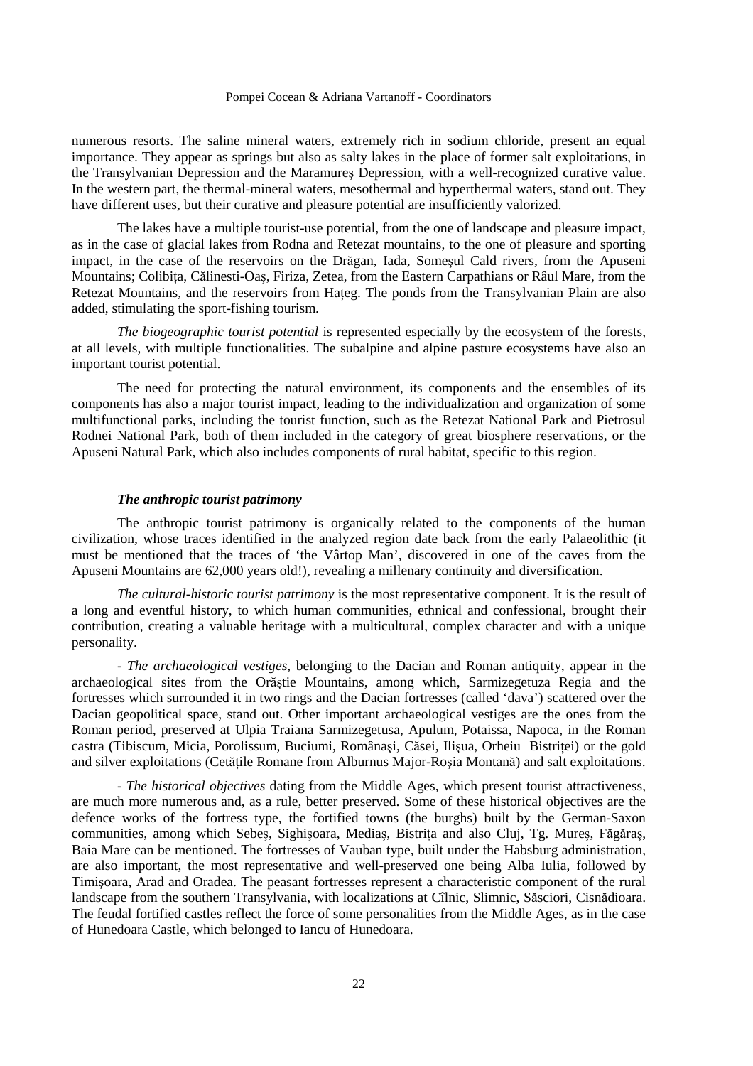numerous resorts. The saline mineral waters, extremely rich in sodium chloride, present an equal importance. They appear as springs but also as salty lakes in the place of former salt exploitations, in the Transylvanian Depression and the Maramureş Depression, with a well-recognized curative value. In the western part, the thermal-mineral waters, mesothermal and hyperthermal waters, stand out. They have different uses, but their curative and pleasure potential are insufficiently valorized.

The lakes have a multiple tourist-use potential, from the one of landscape and pleasure impact, as in the case of glacial lakes from Rodna and Retezat mountains, to the one of pleasure and sporting impact, in the case of the reservoirs on the Drăgan, Iada, Someşul Cald rivers, from the Apuseni Mountains; Colibița, Călinesti-Oaş, Firiza, Zetea, from the Eastern Carpathians or Râul Mare, from the Retezat Mountains, and the reservoirs from Hațeg. The ponds from the Transylvanian Plain are also added, stimulating the sport-fishing tourism.

*The biogeographic tourist potential* is represented especially by the ecosystem of the forests, at all levels, with multiple functionalities. The subalpine and alpine pasture ecosystems have also an important tourist potential.

The need for protecting the natural environment, its components and the ensembles of its components has also a major tourist impact, leading to the individualization and organization of some multifunctional parks, including the tourist function, such as the Retezat National Park and Pietrosul Rodnei National Park, both of them included in the category of great biosphere reservations, or the Apuseni Natural Park, which also includes components of rural habitat, specific to this region.

***The anthropic tourist patrimony***

The anthropic tourist patrimony is organically related to the components of the human civilization, whose traces identified in the analyzed region date back from the early Palaeolithic (it must be mentioned that the traces of 'the Vârtop Man', discovered in one of the caves from the Apuseni Mountains are 62,000 years old!), revealing a millenary continuity and diversification.

*The cultural-historic tourist patrimony* is the most representative component. It is the result of a long and eventful history, to which human communities, ethnical and confessional, brought their contribution, creating a valuable heritage with a multicultural, complex character and with a unique personality.

- *The archaeological vestiges,* belonging to the Dacian and Roman antiquity, appear in the archaeological sites from the Orăştie Mountains, among which, Sarmizegetuza Regia and the fortresses which surrounded it in two rings and the Dacian fortresses (called 'dava') scattered over the Dacian geopolitical space, stand out. Other important archaeological vestiges are the ones from the Roman period, preserved at Ulpia Traiana Sarmizegetusa, Apulum, Potaissa, Napoca, in the Roman castra (Tibiscum, Micia, Porolissum, Buciumi, Românaşi, Căsei, Ilişua, Orheiu Bistriței) or the gold and silver exploitations (Cetățile Romane from Alburnus Major-Roşia Montană) and salt exploitations.

- *The historical objectives* dating from the Middle Ages, which present tourist attractiveness, are much more numerous and, as a rule, better preserved. Some of these historical objectives are the defence works of the fortress type, the fortified towns (the burghs) built by the German-Saxon communities, among which Sebeş, Sighişoara, Mediaş, Bistrița and also Cluj, Tg. Mureş, Făgăraş, Baia Mare can be mentioned. The fortresses of Vauban type, built under the Habsburg administration, are also important, the most representative and well-preserved one being Alba Iulia, followed by Timişoara, Arad and Oradea. The peasant fortresses represent a characteristic component of the rural landscape from the southern Transylvania, with localizations at Cîlnic, Slimnic, Săsciori, Cisnădioara. The feudal fortified castles reflect the force of some personalities from the Middle Ages, as in the case of Hunedoara Castle, which belonged to Iancu of Hunedoara.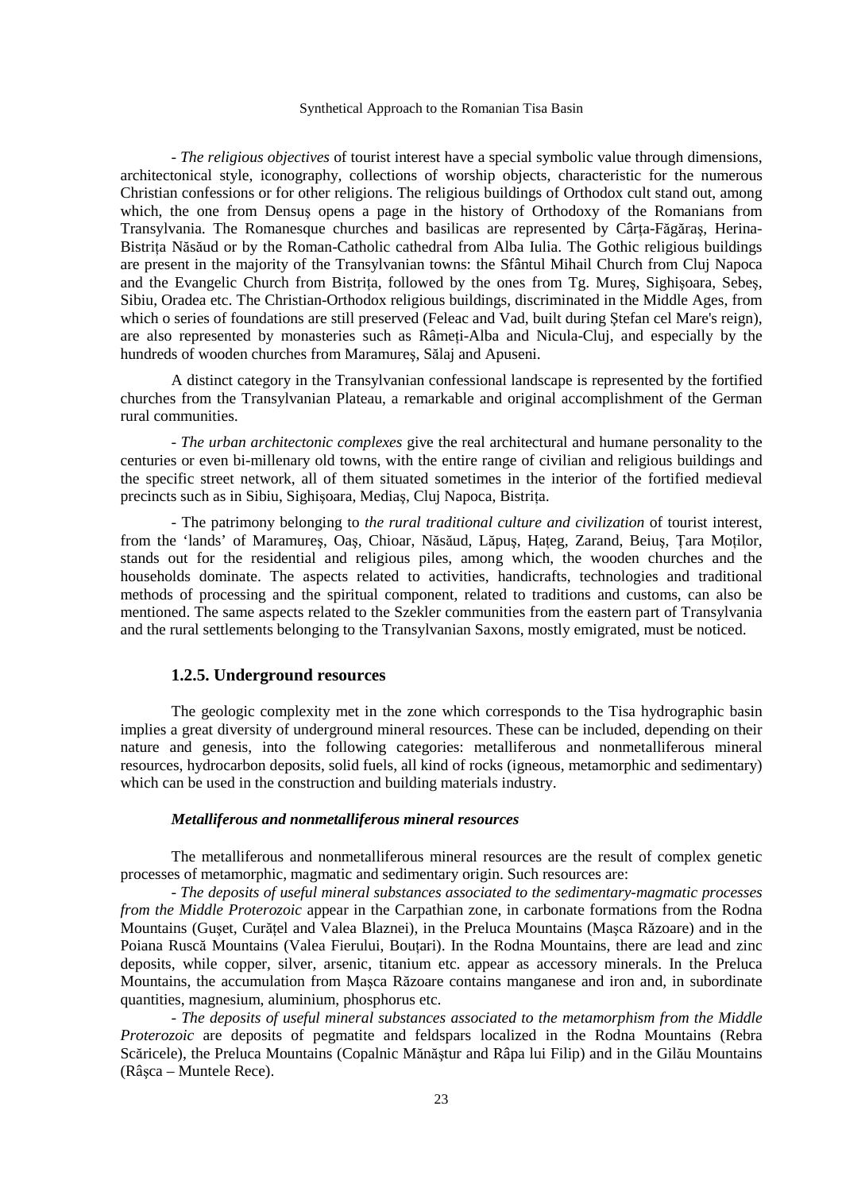- *The religious objectives* of tourist interest have a special symbolic value through dimensions, architectonical style, iconography, collections of worship objects, characteristic for the numerous Christian confessions or for other religions. The religious buildings of Orthodox cult stand out, among which, the one from Densuş opens a page in the history of Orthodoxy of the Romanians from Transylvania. The Romanesque churches and basilicas are represented by Cârța-Făgăraş, Herina-Bistrița Năsăud or by the Roman-Catholic cathedral from Alba Iulia. The Gothic religious buildings are present in the majority of the Transylvanian towns: the Sfântul Mihail Church from Cluj Napoca and the Evangelic Church from Bistrița, followed by the ones from Tg. Mureş, Sighişoara, Sebeş, Sibiu, Oradea etc. The Christian-Orthodox religious buildings, discriminated in the Middle Ages, from which o series of foundations are still preserved (Feleac and Vad, built during Ştefan cel Mare's reign), are also represented by monasteries such as Râmeți-Alba and Nicula-Cluj, and especially by the hundreds of wooden churches from Maramureş, Sălaj and Apuseni.

A distinct category in the Transylvanian confessional landscape is represented by the fortified churches from the Transylvanian Plateau, a remarkable and original accomplishment of the German rural communities.

- *The urban architectonic complexes* give the real architectural and humane personality to the centuries or even bi-millenary old towns, with the entire range of civilian and religious buildings and the specific street network, all of them situated sometimes in the interior of the fortified medieval precincts such as in Sibiu, Sighişoara, Mediaş, Cluj Napoca, Bistrița.

- The patrimony belonging to *the rural traditional culture and civilization* of tourist interest, from the 'lands' of Maramureş, Oaş, Chioar, Năsăud, Lăpuş, Hațeg, Zarand, Beiuş, Țara Moților, stands out for the residential and religious piles, among which, the wooden churches and the households dominate. The aspects related to activities, handicrafts, technologies and traditional methods of processing and the spiritual component, related to traditions and customs, can also be mentioned. The same aspects related to the Szekler communities from the eastern part of Transylvania and the rural settlements belonging to the Transylvanian Saxons, mostly emigrated, must be noticed.

### 1.2.5. Underground resources

The geologic complexity met in the zone which corresponds to the Tisa hydrographic basin implies a great diversity of underground mineral resources. These can be included, depending on their nature and genesis, into the following categories: metalliferous and nonmetalliferous mineral resources, hydrocarbon deposits, solid fuels, all kind of rocks (igneous, metamorphic and sedimentary) which can be used in the construction and building materials industry.

#### ***Metalliferous and nonmetalliferous mineral resources***

The metalliferous and nonmetalliferous mineral resources are the result of complex genetic processes of metamorphic, magmatic and sedimentary origin. Such resources are:

- *The deposits of useful mineral substances associated to the sedimentary-magmatic processes from the Middle Proterozoic* appear in the Carpathian zone, in carbonate formations from the Rodna Mountains (Guşet, Curățel and Valea Blaznei), in the Preluca Mountains (Maşca Răzoare) and in the Poiana Ruscă Mountains (Valea Fierului, Bouțari). In the Rodna Mountains, there are lead and zinc deposits, while copper, silver, arsenic, titanium etc. appear as accessory minerals. In the Preluca Mountains, the accumulation from Maşca Răzoare contains manganese and iron and, in subordinate quantities, magnesium, aluminium, phosphorus etc.

- *The deposits of useful mineral substances associated to the metamorphism from the Middle Proterozoic* are deposits of pegmatite and feldspars localized in the Rodna Mountains (Rebra Scăricele), the Preluca Mountains (Copalnic Mănăştur and Râpa lui Filip) and in the Gilău Mountains (Râşca – Muntele Rece).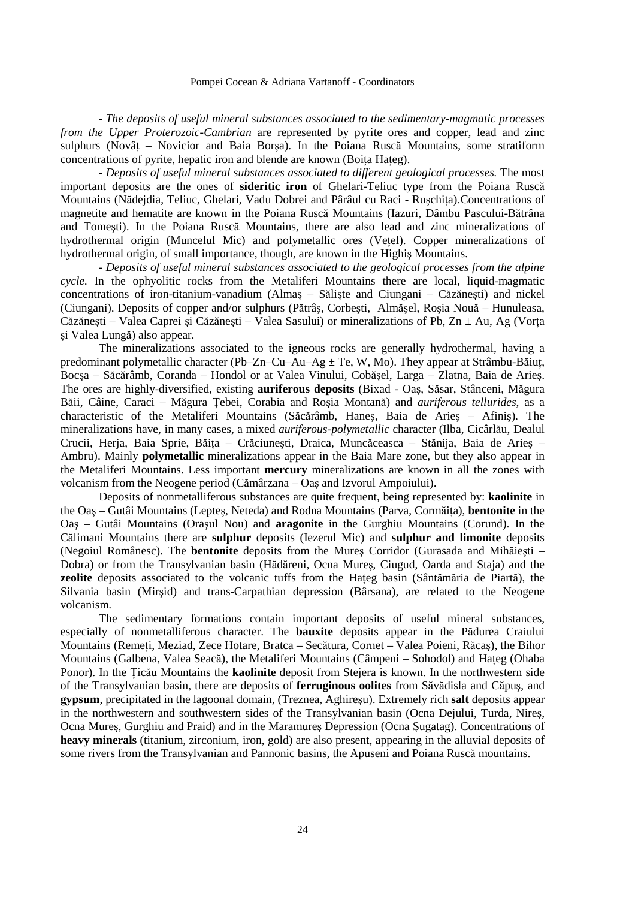- *The deposits of useful mineral substances associated to the sedimentary-magmatic processes from the Upper Proterozoic-Cambrian* are represented by pyrite ores and copper, lead and zinc sulphurs (Novâț – Novicior and Baia Borşa). In the Poiana Ruscă Mountains, some stratiform concentrations of pyrite, hepatic iron and blende are known (Boița Hațeg).

- *Deposits of useful mineral substances associated to different geological processes.* The most important deposits are the ones of **sideritic iron** of Ghelari-Teliuc type from the Poiana Ruscă Mountains (Nădejdia, Teliuc, Ghelari, Vadu Dobrei and Pârâul cu Raci - Ruşchița).Concentrations of magnetite and hematite are known in the Poiana Ruscă Mountains (Iazuri, Dâmbu Pascului-Bătrâna and Tomeşti). In the Poiana Ruscă Mountains, there are also lead and zinc mineralizations of hydrothermal origin (Muncelul Mic) and polymetallic ores (Vețel). Copper mineralizations of hydrothermal origin, of small importance, though, are known in the Highiş Mountains.

- *Deposits of useful mineral substances associated to the geological processes from the alpine cycle.* In the ophyolitic rocks from the Metaliferi Mountains there are local, liquid-magmatic concentrations of iron-titanium-vanadium (Almaş – Sălişte and Ciungani – Căzăneşti) and nickel (Ciungani). Deposits of copper and/or sulphurs (Pătrâş, Corbeşti, Almăşel, Roşia Nouă – Hunuleasa, Căzăneşti – Valea Caprei şi Căzăneşti – Valea Sasului) or mineralizations of Pb, Zn ± Au, Ag (Vorța şi Valea Lungă) also appear.

The mineralizations associated to the igneous rocks are generally hydrothermal, having a predominant polymetallic character (Pb–Zn–Cu–Au–Ag ± Te, W, Mo). They appear at Strâmbu-Băiuț, Bocşa – Săcărâmb, Coranda – Hondol or at Valea Vinului, Cobăşel, Larga – Zlatna, Baia de Arieş. The ores are highly-diversified, existing **auriferous deposits** (Bixad - Oaş, Săsar, Stânceni, Măgura Băii, Câine, Caraci – Măgura Țebei, Corabia and Roşia Montană) and *auriferous tellurides,* as a characteristic of the Metaliferi Mountains (Săcărâmb, Haneş, Baia de Arieş – Afiniş). The mineralizations have, in many cases, a mixed *auriferous-polymetallic* character (Ilba, Cicârlău, Dealul Crucii, Herja, Baia Sprie, Băița – Crăciuneşti, Draica, Muncăceasca – Stănija, Baia de Arieş – Ambru). Mainly **polymetallic** mineralizations appear in the Baia Mare zone, but they also appear in the Metaliferi Mountains. Less important **mercury** mineralizations are known in all the zones with volcanism from the Neogene period (Cămârzana – Oaş and Izvorul Ampoiului).

Deposits of nonmetalliferous substances are quite frequent, being represented by: **kaolinite** in the Oaş – Gutâi Mountains (Lepteş, Neteda) and Rodna Mountains (Parva, Cormăița), **bentonite** in the Oaş – Gutâi Mountains (Oraşul Nou) and **aragonite** in the Gurghiu Mountains (Corund). In the Călimani Mountains there are **sulphur** deposits (Iezerul Mic) and **sulphur and limonite** deposits (Negoiul Românesc). The **bentonite** deposits from the Mureş Corridor (Gurasada and Mihăieşti – Dobra) or from the Transylvanian basin (Hădăreni, Ocna Mureş, Ciugud, Oarda and Staja) and the **zeolite** deposits associated to the volcanic tuffs from the Hațeg basin (Sântămăria de Piartă), the Silvania basin (Mirşid) and trans-Carpathian depression (Bârsana), are related to the Neogene volcanism.

The sedimentary formations contain important deposits of useful mineral substances, especially of nonmetalliferous character. The **bauxite** deposits appear in the Pădurea Craiului Mountains (Remeți, Meziad, Zece Hotare, Bratca – Secătura, Cornet – Valea Poieni, Răcaş), the Bihor Mountains (Galbena, Valea Seacă), the Metaliferi Mountains (Câmpeni – Sohodol) and Hațeg (Ohaba Ponor). In the Țicău Mountains the **kaolinite** deposit from Stejera is known. In the northwestern side of the Transylvanian basin, there are deposits of **ferruginous oolites** from Săvădisla and Căpuş, and **gypsum**, precipitated in the lagoonal domain, (Treznea, Aghireşu). Extremely rich **salt** deposits appear in the northwestern and southwestern sides of the Transylvanian basin (Ocna Dejului, Turda, Nireş, Ocna Mureş, Gurghiu and Praid) and in the Maramureş Depression (Ocna Şugatag). Concentrations of **heavy minerals** (titanium, zirconium, iron, gold) are also present, appearing in the alluvial deposits of some rivers from the Transylvanian and Pannonic basins, the Apuseni and Poiana Ruscă mountains.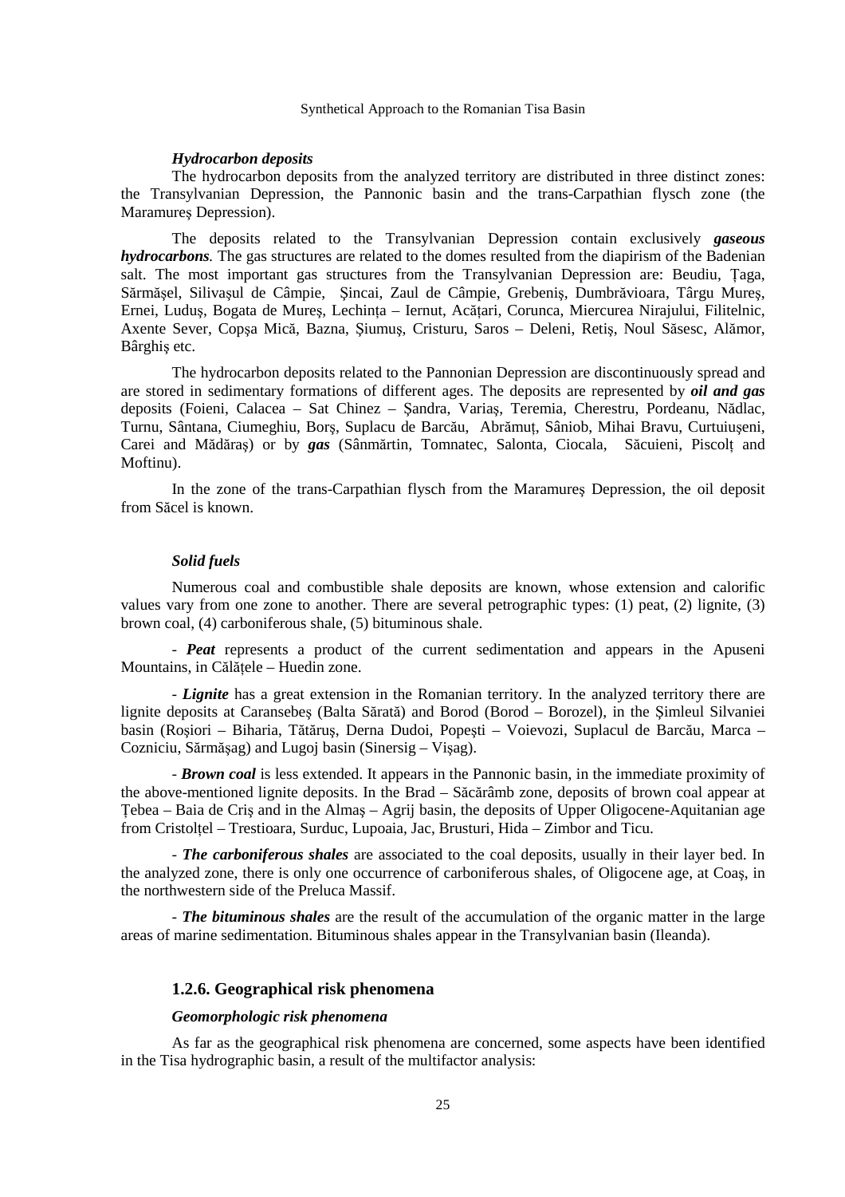***Hydrocarbon deposits***

The hydrocarbon deposits from the analyzed territory are distributed in three distinct zones: the Transylvanian Depression, the Pannonic basin and the trans-Carpathian flysch zone (the Maramureş Depression).

The deposits related to the Transylvanian Depression contain exclusively ***gaseous hydrocarbons***. The gas structures are related to the domes resulted from the diapirism of the Badenian salt. The most important gas structures from the Transylvanian Depression are: Beudiu, Ţaga, Sărmăşel, Silivaşul de Câmpie, Şincai, Zaul de Câmpie, Grebeniş, Dumbrăvioara, Târgu Mureş, Ernei, Luduş, Bogata de Mureş, Lechința – Iernut, Acățari, Corunca, Miercurea Nirajului, Filitelnic, Axente Sever, Copşa Mică, Bazna, Şiumuş, Cristuru, Saros – Deleni, Retiş, Noul Săsesc, Alămor, Bârghiş etc.

The hydrocarbon deposits related to the Pannonian Depression are discontinuously spread and are stored in sedimentary formations of different ages. The deposits are represented by ***oil and gas*** deposits (Foieni, Calacea – Sat Chinez – Şandra, Variaş, Teremia, Cherestru, Pordeanu, Nădlac, Turnu, Sântana, Ciumeghiu, Borş, Suplacu de Barcău, Abrămuț, Sâniob, Mihai Bravu, Curtuiuşeni, Carei and Mădăraş) or by ***gas*** (Sânmărtin, Tomnatec, Salonta, Ciocala, Săcuieni, Piscolț and Moftinu).

In the zone of the trans-Carpathian flysch from the Maramureş Depression, the oil deposit from Săcel is known.

***Solid fuels***

Numerous coal and combustible shale deposits are known, whose extension and calorific values vary from one zone to another. There are several petrographic types: (1) peat, (2) lignite, (3) brown coal, (4) carboniferous shale, (5) bituminous shale.

- ***Peat*** represents a product of the current sedimentation and appears in the Apuseni Mountains, in Călățele – Huedin zone.

- ***Lignite*** has a great extension in the Romanian territory. In the analyzed territory there are lignite deposits at Caransebeş (Balta Sărată) and Borod (Borod – Borozel), in the Şimleul Silvaniei basin (Roşiori – Biharia, Tătăruş, Derna Dudoi, Popeşti – Voievozi, Suplacul de Barcău, Marca – Cozniciu, Sărmăşag) and Lugoj basin (Sinersig – Vişag).

- ***Brown coal*** is less extended. It appears in the Pannonic basin, in the immediate proximity of the above-mentioned lignite deposits. In the Brad – Săcărâmb zone, deposits of brown coal appear at Ţebea – Baia de Criş and in the Almaş – Agrij basin, the deposits of Upper Oligocene-Aquitanian age from Cristolțel – Trestioara, Surduc, Lupoaia, Jac, Brusturi, Hida – Zimbor and Ticu.

- ***The carboniferous shales*** are associated to the coal deposits, usually in their layer bed. In the analyzed zone, there is only one occurrence of carboniferous shales, of Oligocene age, at Coaş, in the northwestern side of the Preluca Massif.

- ***The bituminous shales*** are the result of the accumulation of the organic matter in the large areas of marine sedimentation. Bituminous shales appear in the Transylvanian basin (Ileanda).

### 1.2.6. Geographical risk phenomena

***Geomorphologic risk phenomena***

As far as the geographical risk phenomena are concerned, some aspects have been identified in the Tisa hydrographic basin, a result of the multifactor analysis: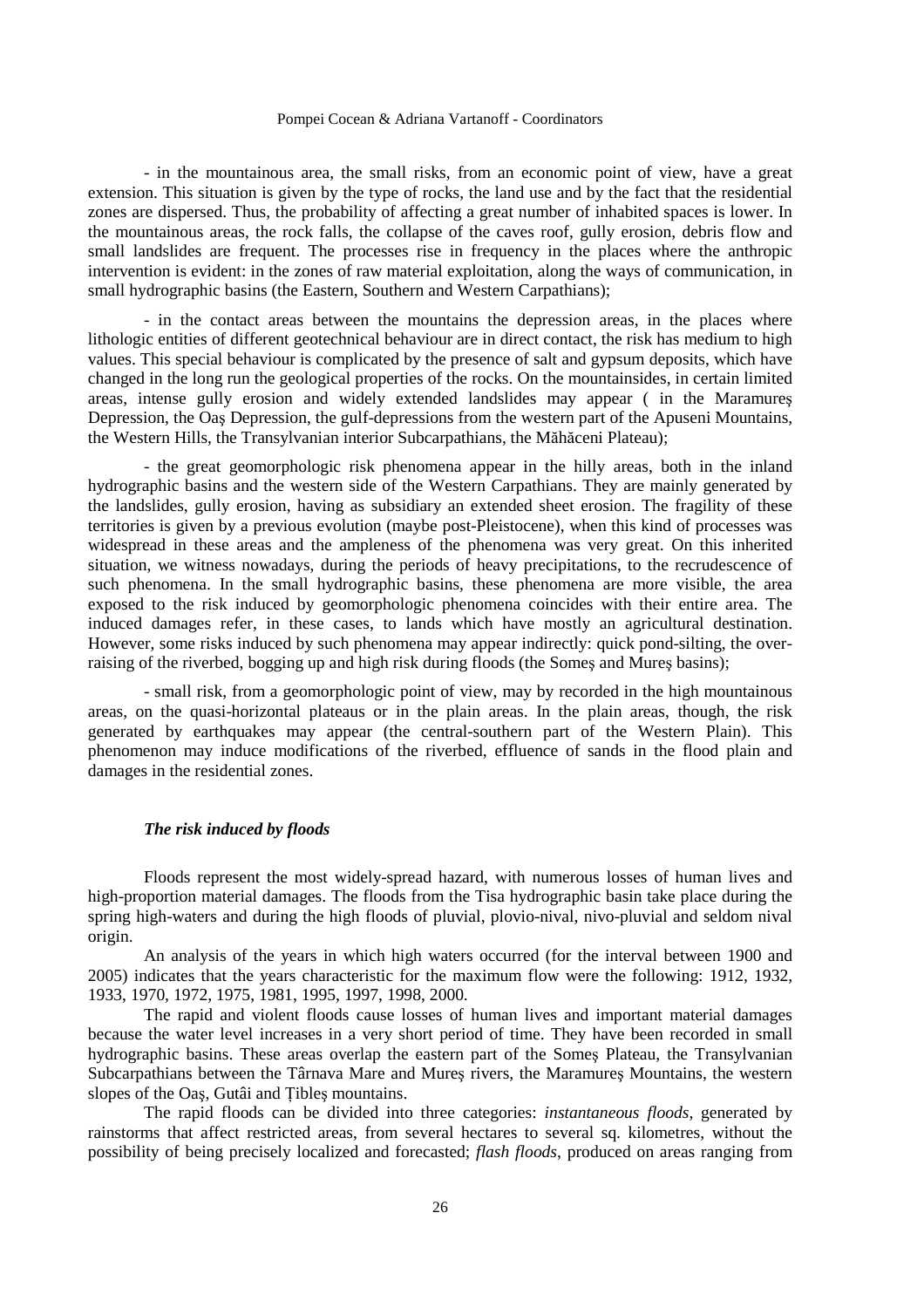- in the mountainous area, the small risks, from an economic point of view, have a great extension. This situation is given by the type of rocks, the land use and by the fact that the residential zones are dispersed. Thus, the probability of affecting a great number of inhabited spaces is lower. In the mountainous areas, the rock falls, the collapse of the caves roof, gully erosion, debris flow and small landslides are frequent. The processes rise in frequency in the places where the anthropic intervention is evident: in the zones of raw material exploitation, along the ways of communication, in small hydrographic basins (the Eastern, Southern and Western Carpathians);

- in the contact areas between the mountains the depression areas, in the places where lithologic entities of different geotechnical behaviour are in direct contact, the risk has medium to high values. This special behaviour is complicated by the presence of salt and gypsum deposits, which have changed in the long run the geological properties of the rocks. On the mountainsides, in certain limited areas, intense gully erosion and widely extended landslides may appear ( in the Maramureş Depression, the Oaş Depression, the gulf-depressions from the western part of the Apuseni Mountains, the Western Hills, the Transylvanian interior Subcarpathians, the Măhăceni Plateau);

- the great geomorphologic risk phenomena appear in the hilly areas, both in the inland hydrographic basins and the western side of the Western Carpathians. They are mainly generated by the landslides, gully erosion, having as subsidiary an extended sheet erosion. The fragility of these territories is given by a previous evolution (maybe post-Pleistocene), when this kind of processes was widespread in these areas and the ampleness of the phenomena was very great. On this inherited situation, we witness nowadays, during the periods of heavy precipitations, to the recrudescence of such phenomena. In the small hydrographic basins, these phenomena are more visible, the area exposed to the risk induced by geomorphologic phenomena coincides with their entire area. The induced damages refer, in these cases, to lands which have mostly an agricultural destination. However, some risks induced by such phenomena may appear indirectly: quick pond-silting, the over-raising of the riverbed, bogging up and high risk during floods (the Someş and Mureş basins);

- small risk, from a geomorphologic point of view, may by recorded in the high mountainous areas, on the quasi-horizontal plateaus or in the plain areas. In the plain areas, though, the risk generated by earthquakes may appear (the central-southern part of the Western Plain). This phenomenon may induce modifications of the riverbed, effluence of sands in the flood plain and damages in the residential zones.

### *The risk induced by floods*

Floods represent the most widely-spread hazard, with numerous losses of human lives and high-proportion material damages. The floods from the Tisa hydrographic basin take place during the spring high-waters and during the high floods of pluvial, plovio-nival, nivo-pluvial and seldom nival origin.

An analysis of the years in which high waters occurred (for the interval between 1900 and 2005) indicates that the years characteristic for the maximum flow were the following: 1912, 1932, 1933, 1970, 1972, 1975, 1981, 1995, 1997, 1998, 2000.

The rapid and violent floods cause losses of human lives and important material damages because the water level increases in a very short period of time. They have been recorded in small hydrographic basins. These areas overlap the eastern part of the Someş Plateau, the Transylvanian Subcarpathians between the Târnava Mare and Mureş rivers, the Maramureş Mountains, the western slopes of the Oaş, Gutâi and Ţibleş mountains.

The rapid floods can be divided into three categories: *instantaneous floods*, generated by rainstorms that affect restricted areas, from several hectares to several sq. kilometres, without the possibility of being precisely localized and forecasted; *flash floods*, produced on areas ranging from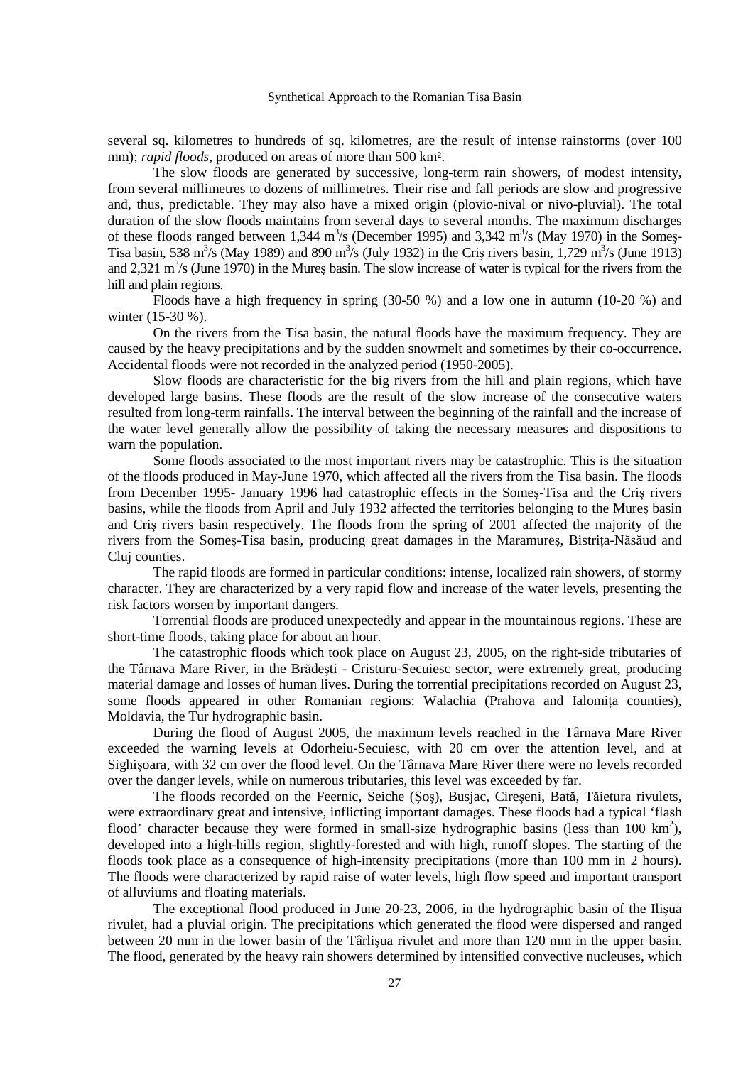several sq. kilometres to hundreds of sq. kilometres, are the result of intense rainstorms (over 100 mm); *rapid floods*, produced on areas of more than 500 km².

The slow floods are generated by successive, long-term rain showers, of modest intensity, from several millimetres to dozens of millimetres. Their rise and fall periods are slow and progressive and, thus, predictable. They may also have a mixed origin (plovio-nival or nivo-pluvial). The total duration of the slow floods maintains from several days to several months. The maximum discharges of these floods ranged between 1,344 $m^3/s$ (December 1995) and 3,342 $m^3/s$ (May 1970) in the Someş-Tisa basin, 538 $m^3/s$ (May 1989) and 890 $m^3/s$ (July 1932) in the Criş rivers basin, 1,729 $m^3/s$ (June 1913) and 2,321 $m^3/s$ (June 1970) in the Mureş basin. The slow increase of water is typical for the rivers from the hill and plain regions.

Floods have a high frequency in spring (30-50 %) and a low one in autumn (10-20 %) and winter (15-30 %).

On the rivers from the Tisa basin, the natural floods have the maximum frequency. They are caused by the heavy precipitations and by the sudden snowmelt and sometimes by their co-occurrence. Accidental floods were not recorded in the analyzed period (1950-2005).

Slow floods are characteristic for the big rivers from the hill and plain regions, which have developed large basins. These floods are the result of the slow increase of the consecutive waters resulted from long-term rainfalls. The interval between the beginning of the rainfall and the increase of the water level generally allow the possibility of taking the necessary measures and dispositions to warn the population.

Some floods associated to the most important rivers may be catastrophic. This is the situation of the floods produced in May-June 1970, which affected all the rivers from the Tisa basin. The floods from December 1995- January 1996 had catastrophic effects in the Someş-Tisa and the Criş rivers basins, while the floods from April and July 1932 affected the territories belonging to the Mureş basin and Criş rivers basin respectively. The floods from the spring of 2001 affected the majority of the rivers from the Someş-Tisa basin, producing great damages in the Maramureş, Bistriţa-Năsăud and Cluj counties.

The rapid floods are formed in particular conditions: intense, localized rain showers, of stormy character. They are characterized by a very rapid flow and increase of the water levels, presenting the risk factors worsen by important dangers.

Torrential floods are produced unexpectedly and appear in the mountainous regions. These are short-time floods, taking place for about an hour.

The catastrophic floods which took place on August 23, 2005, on the right-side tributaries of the Târnava Mare River, in the Brădeşti - Cristuru-Secuiesc sector, were extremely great, producing material damage and losses of human lives. During the torrential precipitations recorded on August 23, some floods appeared in other Romanian regions: Walachia (Prahova and Ialomiţa counties), Moldavia, the Tur hydrographic basin.

During the flood of August 2005, the maximum levels reached in the Târnava Mare River exceeded the warning levels at Odorheiu-Secuiesc, with 20 cm over the attention level, and at Sighişoara, with 32 cm over the flood level. On the Târnava Mare River there were no levels recorded over the danger levels, while on numerous tributaries, this level was exceeded by far.

The floods recorded on the Feernic, Seiche (Şoş), Busjac, Cireşeni, Bată, Tăietura rivulets, were extraordinary great and intensive, inflicting important damages. These floods had a typical 'flash flood' character because they were formed in small-size hydrographic basins (less than 100 $km^2$), developed into a high-hills region, slightly-forested and with high, runoff slopes. The starting of the floods took place as a consequence of high-intensity precipitations (more than 100 mm in 2 hours). The floods were characterized by rapid raise of water levels, high flow speed and important transport of alluviums and floating materials.

The exceptional flood produced in June 20-23, 2006, in the hydrographic basin of the Ilişua rivulet, had a pluvial origin. The precipitations which generated the flood were dispersed and ranged between 20 mm in the lower basin of the Târlişua rivulet and more than 120 mm in the upper basin. The flood, generated by the heavy rain showers determined by intensified convective nucleuses, which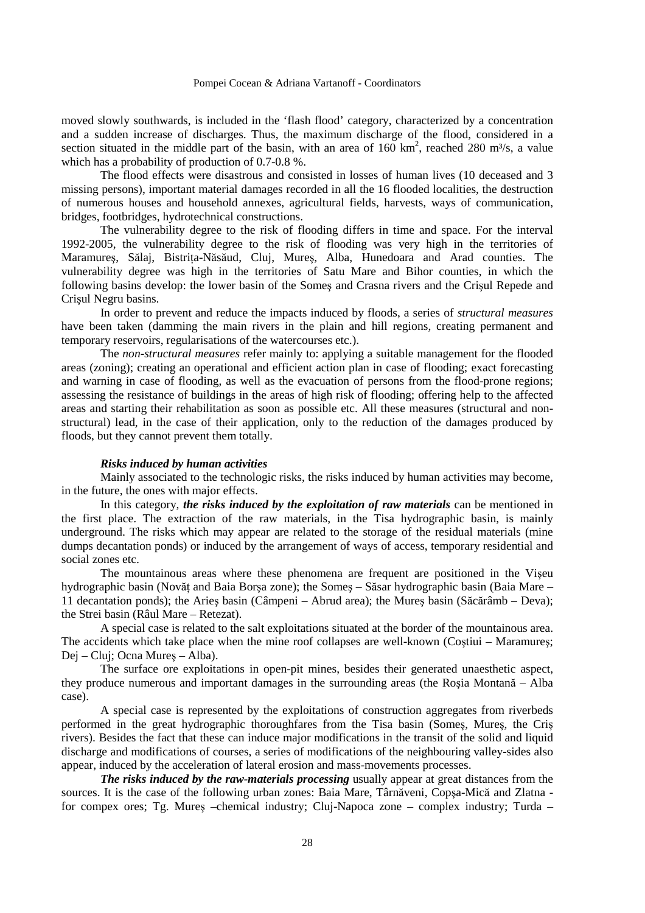moved slowly southwards, is included in the 'flash flood' category, characterized by a concentration and a sudden increase of discharges. Thus, the maximum discharge of the flood, considered in a section situated in the middle part of the basin, with an area of 160 $km^2$, reached 280 $m^3/s$, a value which has a probability of production of 0.7-0.8 %.

The flood effects were disastrous and consisted in losses of human lives (10 deceased and 3 missing persons), important material damages recorded in all the 16 flooded localities, the destruction of numerous houses and household annexes, agricultural fields, harvests, ways of communication, bridges, footbridges, hydrotechnical constructions.

The vulnerability degree to the risk of flooding differs in time and space. For the interval 1992-2005, the vulnerability degree to the risk of flooding was very high in the territories of Maramureş, Sălaj, Bistriţa-Năsăud, Cluj, Mureş, Alba, Hunedoara and Arad counties. The vulnerability degree was high in the territories of Satu Mare and Bihor counties, in which the following basins develop: the lower basin of the Someş and Crasna rivers and the Crişul Repede and Crişul Negru basins.

In order to prevent and reduce the impacts induced by floods, a series of *structural measures* have been taken (damming the main rivers in the plain and hill regions, creating permanent and temporary reservoirs, regularisations of the watercourses etc.).

The *non-structural measures* refer mainly to: applying a suitable management for the flooded areas (zoning); creating an operational and efficient action plan in case of flooding; exact forecasting and warning in case of flooding, as well as the evacuation of persons from the flood-prone regions; assessing the resistance of buildings in the areas of high risk of flooding; offering help to the affected areas and starting their rehabilitation as soon as possible etc. All these measures (structural and non-structural) lead, in the case of their application, only to the reduction of the damages produced by floods, but they cannot prevent them totally.

***Risks induced by human activities***

Mainly associated to the technologic risks, the risks induced by human activities may become, in the future, the ones with major effects.

In this category, ***the risks induced by the exploitation of raw materials*** can be mentioned in the first place. The extraction of the raw materials, in the Tisa hydrographic basin, is mainly underground. The risks which may appear are related to the storage of the residual materials (mine dumps decantation ponds) or induced by the arrangement of ways of access, temporary residential and social zones etc.

The mountainous areas where these phenomena are frequent are positioned in the Vişeu hydrographic basin (Novăţ and Baia Borşa zone); the Someş – Săsar hydrographic basin (Baia Mare – 11 decantation ponds); the Arieş basin (Câmpeni – Abrud area); the Mureş basin (Săcărâmb – Deva); the Strei basin (Râul Mare – Retezat).

A special case is related to the salt exploitations situated at the border of the mountainous area. The accidents which take place when the mine roof collapses are well-known (Coştiui – Maramureş; Dej – Cluj; Ocna Mureş – Alba).

The surface ore exploitations in open-pit mines, besides their generated unaesthetic aspect, they produce numerous and important damages in the surrounding areas (the Roşia Montană – Alba case).

A special case is represented by the exploitations of construction aggregates from riverbeds performed in the great hydrographic thoroughfares from the Tisa basin (Someş, Mureş, the Criş rivers). Besides the fact that these can induce major modifications in the transit of the solid and liquid discharge and modifications of courses, a series of modifications of the neighbouring valley-sides also appear, induced by the acceleration of lateral erosion and mass-movements processes.

***The risks induced by the raw-materials processing*** usually appear at great distances from the sources. It is the case of the following urban zones: Baia Mare, Târnăveni, Copşa-Mică and Zlatna - for compex ores; Tg. Mureş –chemical industry; Cluj-Napoca zone – complex industry; Turda –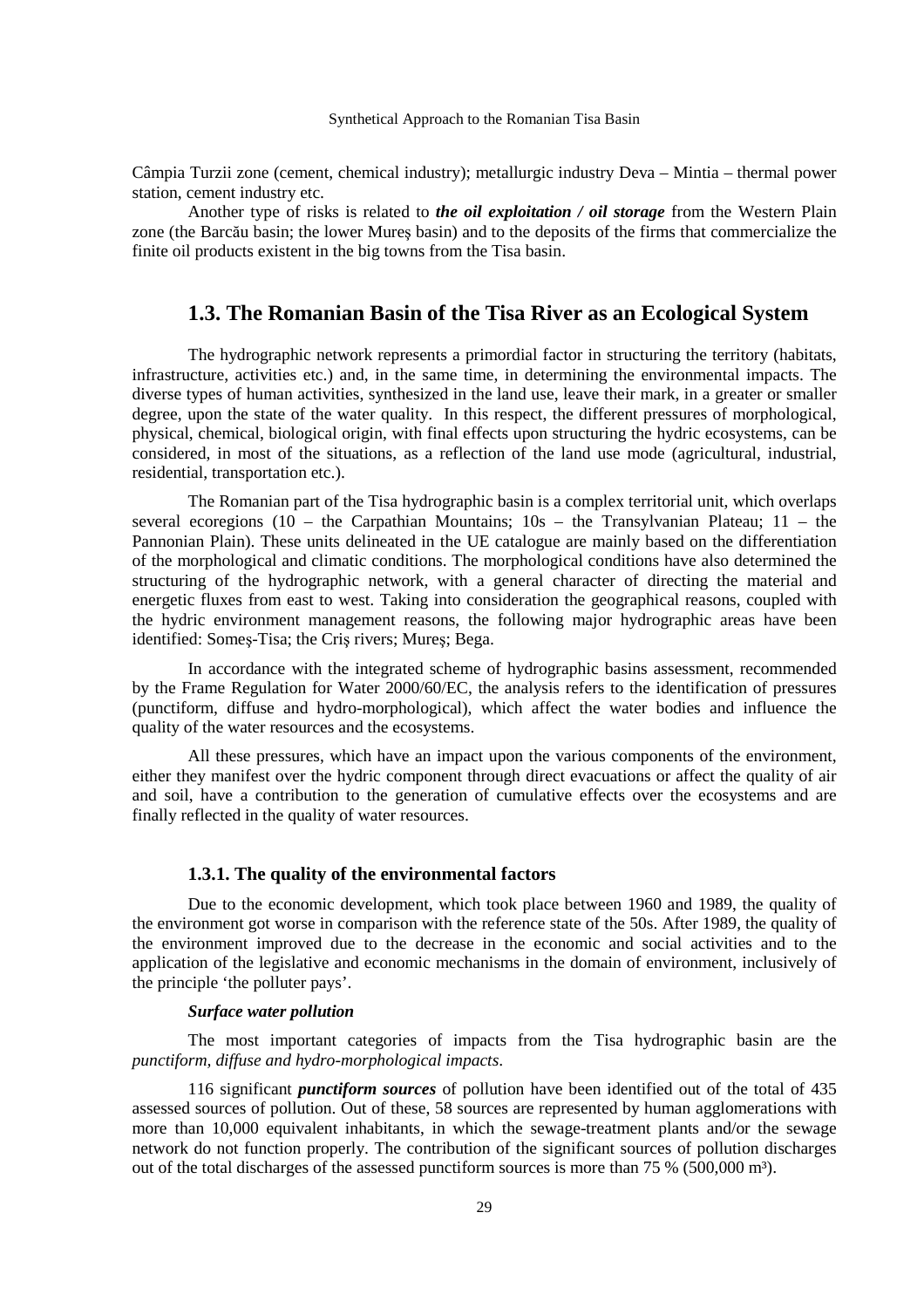Câmpia Turzii zone (cement, chemical industry); metallurgic industry Deva – Mintia – thermal power station, cement industry etc.

Another type of risks is related to ***the oil exploitation / oil storage*** from the Western Plain zone (the Barcău basin; the lower Mureş basin) and to the deposits of the firms that commercialize the finite oil products existent in the big towns from the Tisa basin.

## 1.3. The Romanian Basin of the Tisa River as an Ecological System

The hydrographic network represents a primordial factor in structuring the territory (habitats, infrastructure, activities etc.) and, in the same time, in determining the environmental impacts. The diverse types of human activities, synthesized in the land use, leave their mark, in a greater or smaller degree, upon the state of the water quality. In this respect, the different pressures of morphological, physical, chemical, biological origin, with final effects upon structuring the hydric ecosystems, can be considered, in most of the situations, as a reflection of the land use mode (agricultural, industrial, residential, transportation etc.).

The Romanian part of the Tisa hydrographic basin is a complex territorial unit, which overlaps several ecoregions (10 – the Carpathian Mountains; 10s – the Transylvanian Plateau; 11 – the Pannonian Plain). These units delineated in the UE catalogue are mainly based on the differentiation of the morphological and climatic conditions. The morphological conditions have also determined the structuring of the hydrographic network, with a general character of directing the material and energetic fluxes from east to west. Taking into consideration the geographical reasons, coupled with the hydric environment management reasons, the following major hydrographic areas have been identified: Someş-Tisa; the Criş rivers; Mureş; Bega.

In accordance with the integrated scheme of hydrographic basins assessment, recommended by the Frame Regulation for Water 2000/60/EC, the analysis refers to the identification of pressures (punctiform, diffuse and hydro-morphological), which affect the water bodies and influence the quality of the water resources and the ecosystems.

All these pressures, which have an impact upon the various components of the environment, either they manifest over the hydric component through direct evacuations or affect the quality of air and soil, have a contribution to the generation of cumulative effects over the ecosystems and are finally reflected in the quality of water resources.

### 1.3.1. The quality of the environmental factors

Due to the economic development, which took place between 1960 and 1989, the quality of the environment got worse in comparison with the reference state of the 50s. After 1989, the quality of the environment improved due to the decrease in the economic and social activities and to the application of the legislative and economic mechanisms in the domain of environment, inclusively of the principle 'the polluter pays'.

***Surface water pollution***

The most important categories of impacts from the Tisa hydrographic basin are the *punctiform, diffuse and hydro-morphological impacts*.

116 significant ***punctiform sources*** of pollution have been identified out of the total of 435 assessed sources of pollution. Out of these, 58 sources are represented by human agglomerations with more than 10,000 equivalent inhabitants, in which the sewage-treatment plants and/or the sewage network do not function properly. The contribution of the significant sources of pollution discharges out of the total discharges of the assessed punctiform sources is more than 75 % (500,000 $m^3$).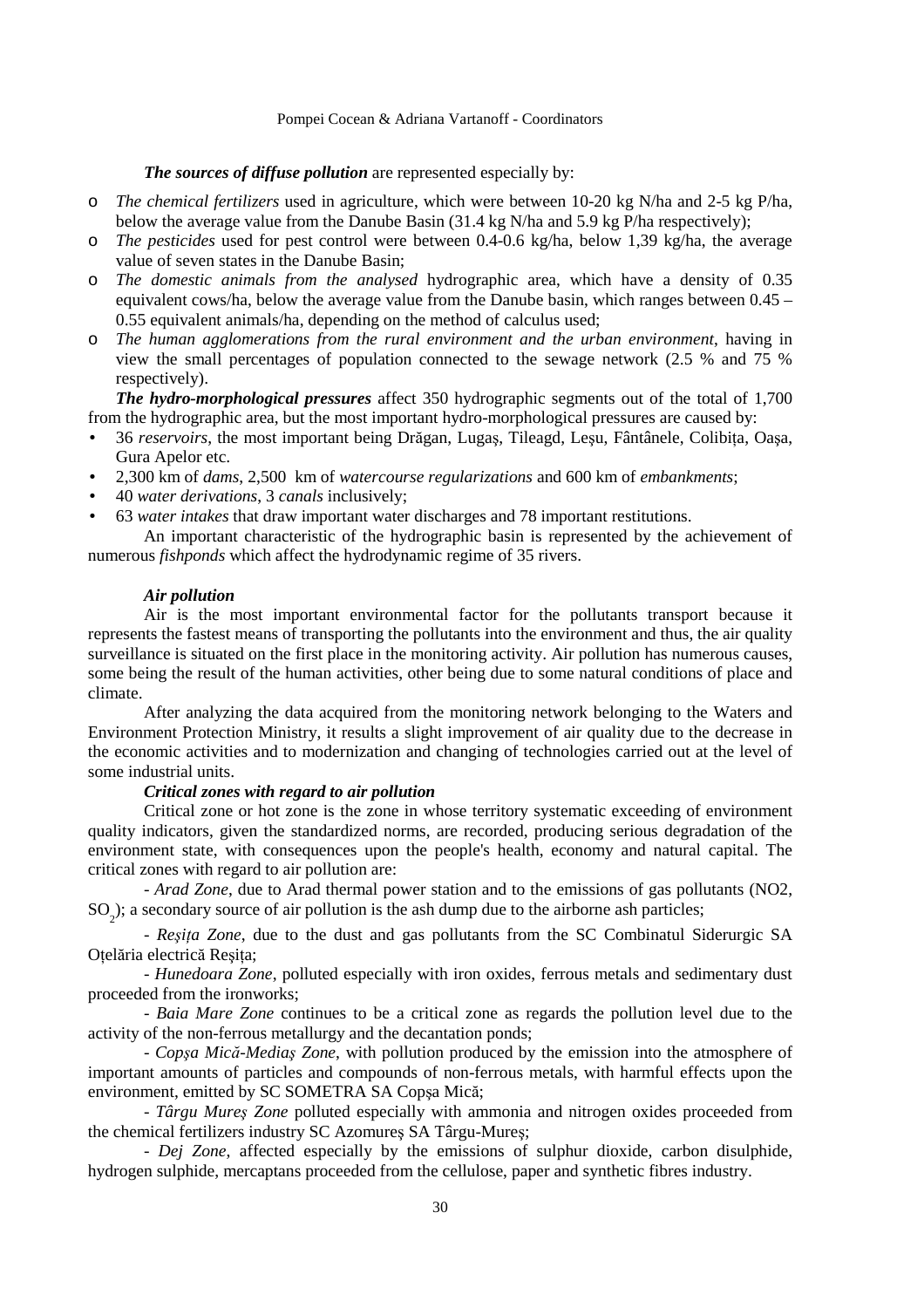***The sources of diffuse pollution*** are represented especially by:

- *The chemical fertilizers* used in agriculture, which were between 10-20 kg N/ha and 2-5 kg P/ha, below the average value from the Danube Basin (31.4 kg N/ha and 5.9 kg P/ha respectively);
- *The pesticides* used for pest control were between 0.4-0.6 kg/ha, below 1,39 kg/ha, the average value of seven states in the Danube Basin;
- *The domestic animals from the analysed* hydrographic area, which have a density of 0.35 equivalent cows/ha, below the average value from the Danube basin, which ranges between 0.45 – 0.55 equivalent animals/ha, depending on the method of calculus used;
- *The human agglomerations from the rural environment and the urban environment*, having in view the small percentages of population connected to the sewage network (2.5 % and 75 % respectively).

***The hydro-morphological pressures*** affect 350 hydrographic segments out of the total of 1,700 from the hydrographic area, but the most important hydro-morphological pressures are caused by:

- 36 *reservoirs*, the most important being Drăgan, Lugaş, Tileagd, Leşu, Fântânele, Colibița, Oașa, Gura Apelor etc.
- 2,300 km of *dams*, 2,500 km of *watercourse regularizations* and 600 km of *embankments*;
- 40 *water derivations*, 3 *canals* inclusively;
- 63 *water intakes* that draw important water discharges and 78 important restitutions.

An important characteristic of the hydrographic basin is represented by the achievement of numerous *fishponds* which affect the hydrodynamic regime of 35 rivers.

***Air pollution***

Air is the most important environmental factor for the pollutants transport because it represents the fastest means of transporting the pollutants into the environment and thus, the air quality surveillance is situated on the first place in the monitoring activity. Air pollution has numerous causes, some being the result of the human activities, other being due to some natural conditions of place and climate.

After analyzing the data acquired from the monitoring network belonging to the Waters and Environment Protection Ministry, it results a slight improvement of air quality due to the decrease in the economic activities and to modernization and changing of technologies carried out at the level of some industrial units.

***Critical zones with regard to air pollution***

Critical zone or hot zone is the zone in whose territory systematic exceeding of environment quality indicators, given the standardized norms, are recorded, producing serious degradation of the environment state, with consequences upon the people's health, economy and natural capital. The critical zones with regard to air pollution are:

- *Arad Zone*, due to Arad thermal power station and to the emissions of gas pollutants (NO2, $SO_2$); a secondary source of air pollution is the ash dump due to the airborne ash particles;

- *Reșița Zone*, due to the dust and gas pollutants from the SC Combinatul Siderurgic SA Oțelăria electrică Reșița;

- *Hunedoara Zone*, polluted especially with iron oxides, ferrous metals and sedimentary dust proceeded from the ironworks;

- *Baia Mare Zone* continues to be a critical zone as regards the pollution level due to the activity of the non-ferrous metallurgy and the decantation ponds;

- *Copșa Mică-Mediaș Zone*, with pollution produced by the emission into the atmosphere of important amounts of particles and compounds of non-ferrous metals, with harmful effects upon the environment, emitted by SC SOMETRA SA Copşa Mică;

- *Târgu Mureş Zone* polluted especially with ammonia and nitrogen oxides proceeded from the chemical fertilizers industry SC Azomureş SA Târgu-Mureş;

- *Dej Zone*, affected especially by the emissions of sulphur dioxide, carbon disulphide, hydrogen sulphide, mercaptans proceeded from the cellulose, paper and synthetic fibres industry.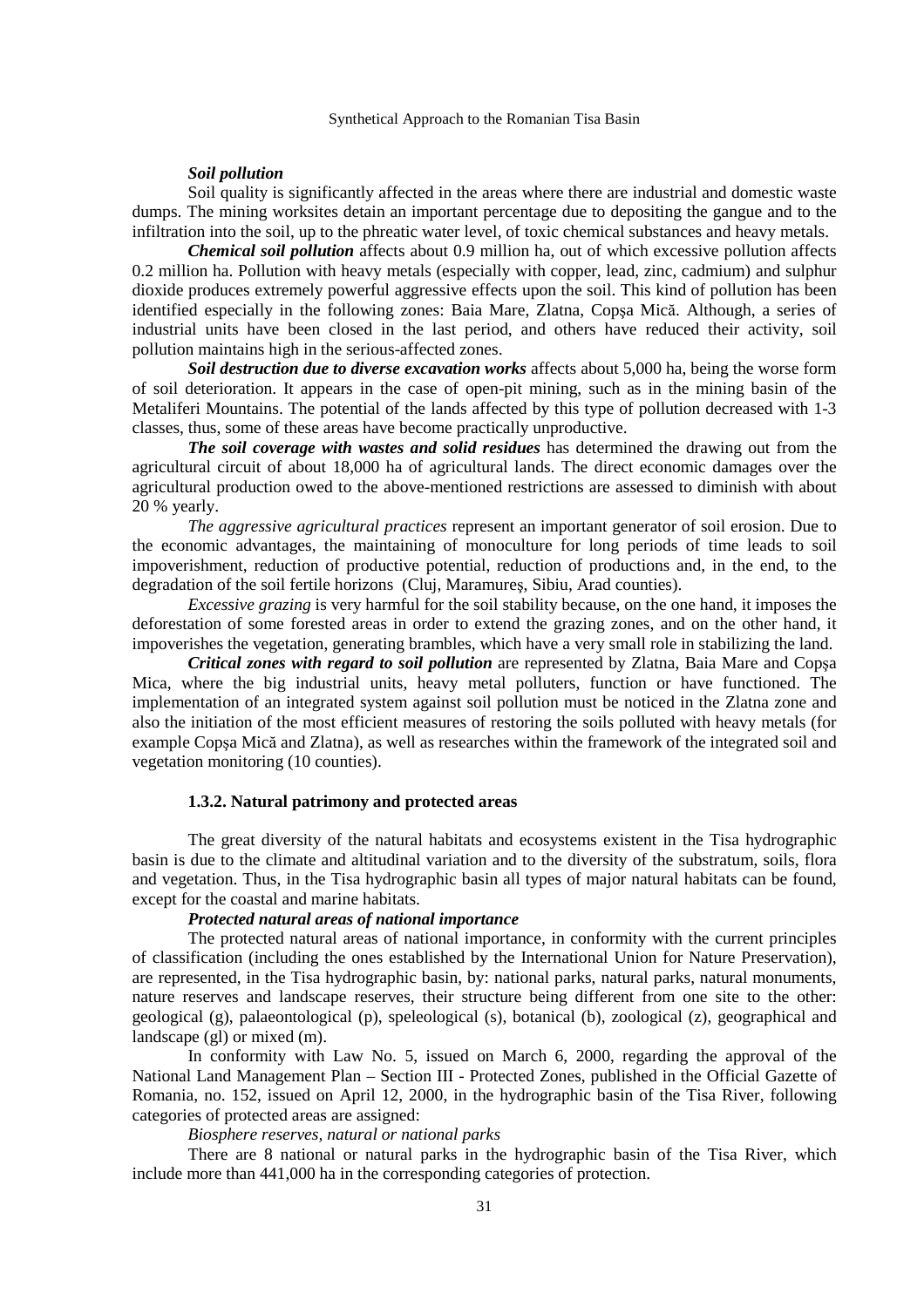#### *Soil pollution*

Soil quality is significantly affected in the areas where there are industrial and domestic waste dumps. The mining worksites detain an important percentage due to depositing the gangue and to the infiltration into the soil, up to the phreatic water level, of toxic chemical substances and heavy metals.

***Chemical soil pollution*** affects about 0.9 million ha, out of which excessive pollution affects 0.2 million ha. Pollution with heavy metals (especially with copper, lead, zinc, cadmium) and sulphur dioxide produces extremely powerful aggressive effects upon the soil. This kind of pollution has been identified especially in the following zones: Baia Mare, Zlatna, Copşa Mică. Although, a series of industrial units have been closed in the last period, and others have reduced their activity, soil pollution maintains high in the serious-affected zones.

***Soil destruction due to diverse excavation works*** affects about 5,000 ha, being the worse form of soil deterioration. It appears in the case of open-pit mining, such as in the mining basin of the Metaliferi Mountains. The potential of the lands affected by this type of pollution decreased with 1-3 classes, thus, some of these areas have become practically unproductive.

***The soil coverage with wastes and solid residues*** has determined the drawing out from the agricultural circuit of about 18,000 ha of agricultural lands. The direct economic damages over the agricultural production owed to the above-mentioned restrictions are assessed to diminish with about 20 % yearly.

*The aggressive agricultural practices* represent an important generator of soil erosion. Due to the economic advantages, the maintaining of monoculture for long periods of time leads to soil impoverishment, reduction of productive potential, reduction of productions and, in the end, to the degradation of the soil fertile horizons (Cluj, Maramureş, Sibiu, Arad counties).

*Excessive grazing* is very harmful for the soil stability because, on the one hand, it imposes the deforestation of some forested areas in order to extend the grazing zones, and on the other hand, it impoverishes the vegetation, generating brambles, which have a very small role in stabilizing the land.

***Critical zones with regard to soil pollution*** are represented by Zlatna, Baia Mare and Copşa Mica, where the big industrial units, heavy metal polluters, function or have functioned. The implementation of an integrated system against soil pollution must be noticed in the Zlatna zone and also the initiation of the most efficient measures of restoring the soils polluted with heavy metals (for example Copşa Mică and Zlatna), as well as researches within the framework of the integrated soil and vegetation monitoring (10 counties).

### 1.3.2. Natural patrimony and protected areas

The great diversity of the natural habitats and ecosystems existent in the Tisa hydrographic basin is due to the climate and altitudinal variation and to the diversity of the substratum, soils, flora and vegetation. Thus, in the Tisa hydrographic basin all types of major natural habitats can be found, except for the coastal and marine habitats.

#### *Protected natural areas of national importance*

The protected natural areas of national importance, in conformity with the current principles of classification (including the ones established by the International Union for Nature Preservation), are represented, in the Tisa hydrographic basin, by: national parks, natural parks, natural monuments, nature reserves and landscape reserves, their structure being different from one site to the other: geological (g), palaeontological (p), speleological (s), botanical (b), zoological (z), geographical and landscape (gl) or mixed (m).

In conformity with Law No. 5, issued on March 6, 2000, regarding the approval of the National Land Management Plan – Section III - Protected Zones, published in the Official Gazette of Romania, no. 152, issued on April 12, 2000, in the hydrographic basin of the Tisa River, following categories of protected areas are assigned:

*Biosphere reserves, natural or national parks*

There are 8 national or natural parks in the hydrographic basin of the Tisa River, which include more than 441,000 ha in the corresponding categories of protection.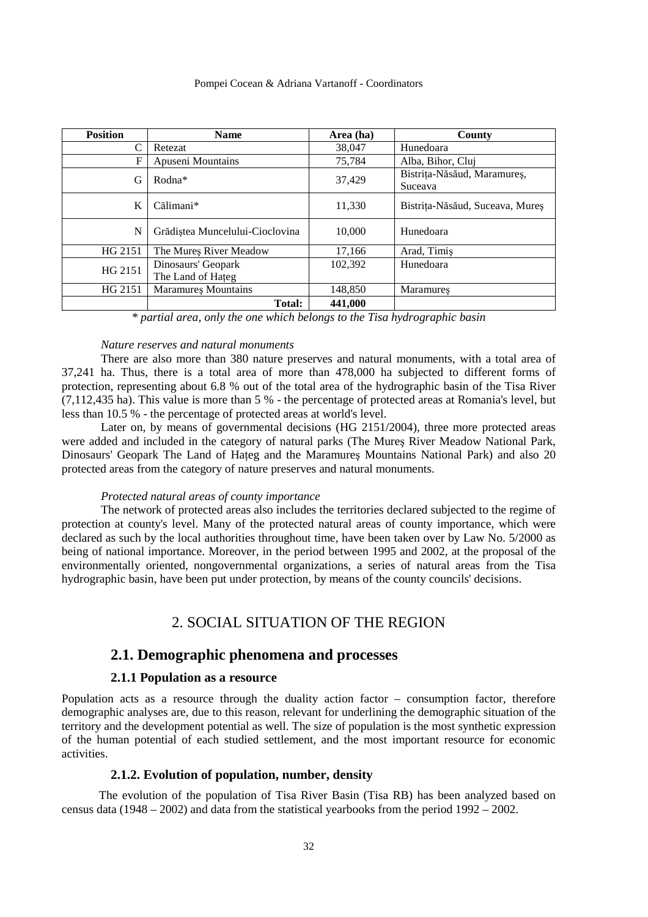| Position | Name | Area (ha) | County |
|---|---|---|---|
| C | Retezat | 38,047 | Hunedoara |
| F | Apuseni Mountains | 75,784 | Alba, Bihor, Cluj |
| G | Rodna* | 37,429 | Bistrița-Năsăud, Maramureș, Suceava |
| K | Călimani* | 11,330 | Bistrița-Năsăud, Suceava, Mureș |
| N | Grădiștea Muncelului-Cioclovina | 10,000 | Hunedoara |
| HG 2151 | The Mureș River Meadow | 17,166 | Arad, Timiș |
| HG 2151 | Dinosaurs' Geopark The Land of Hațeg | 102,392 | Hunedoara |
| HG 2151 | Maramureș Mountains | 148,850 | Maramureș |
| | **Total:** | **441,000** | |

*\* partial area, only the one which belongs to the Tisa hydrographic basin*

*Nature reserves and natural monuments*

There are also more than 380 nature preserves and natural monuments, with a total area of 37,241 ha. Thus, there is a total area of more than 478,000 ha subjected to different forms of protection, representing about 6.8 % out of the total area of the hydrographic basin of the Tisa River (7,112,435 ha). This value is more than 5 % - the percentage of protected areas at Romania's level, but less than 10.5 % - the percentage of protected areas at world's level.

Later on, by means of governmental decisions (HG 2151/2004), three more protected areas were added and included in the category of natural parks (The Mureş River Meadow National Park, Dinosaurs' Geopark The Land of Hațeg and the Maramureş Mountains National Park) and also 20 protected areas from the category of nature preserves and natural monuments.

*Protected natural areas of county importance*

The network of protected areas also includes the territories declared subjected to the regime of protection at county's level. Many of the protected natural areas of county importance, which were declared as such by the local authorities throughout time, have been taken over by Law No. 5/2000 as being of national importance. Moreover, in the period between 1995 and 2002, at the proposal of the environmentally oriented, nongovernmental organizations, a series of natural areas from the Tisa hydrographic basin, have been put under protection, by means of the county councils' decisions.

# 2. SOCIAL SITUATION OF THE REGION

## 2.1. Demographic phenomena and processes

### 2.1.1 Population as a resource

Population acts as a resource through the duality action factor – consumption factor, therefore demographic analyses are, due to this reason, relevant for underlining the demographic situation of the territory and the development potential as well. The size of population is the most synthetic expression of the human potential of each studied settlement, and the most important resource for economic activities.

### 2.1.2. Evolution of population, number, density

The evolution of the population of Tisa River Basin (Tisa RB) has been analyzed based on census data (1948 – 2002) and data from the statistical yearbooks from the period 1992 – 2002.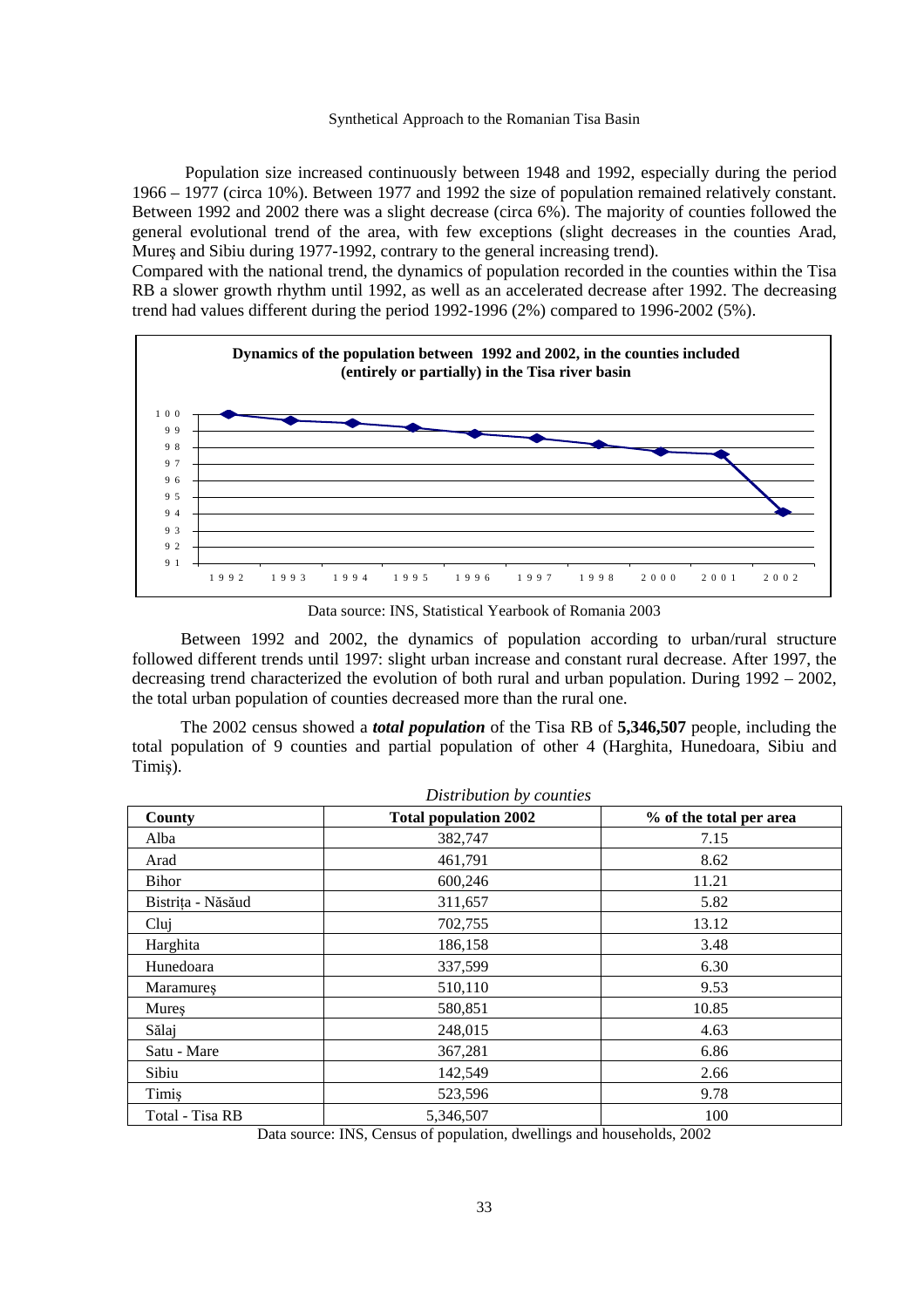Population size increased continuously between 1948 and 1992, especially during the period 1966 – 1977 (circa 10%). Between 1977 and 1992 the size of population remained relatively constant. Between 1992 and 2002 there was a slight decrease (circa 6%). The majority of counties followed the general evolutional trend of the area, with few exceptions (slight decreases in the counties Arad, Mureş and Sibiu during 1977-1992, contrary to the general increasing trend).
Compared with the national trend, the dynamics of population recorded in the counties within the Tisa RB a slower growth rhythm until 1992, as well as an accelerated decrease after 1992. The decreasing trend had values different during the period 1992-1996 (2%) compared to 1996-2002 (5%).

**Dynamics of the population between 1992 and 2002, in the counties included (entirely or partially) in the Tisa river basin**

Data source: INS, Statistical Yearbook of Romania 2003

Between 1992 and 2002, the dynamics of population according to urban/rural structure followed different trends until 1997: slight urban increase and constant rural decrease. After 1997, the decreasing trend characterized the evolution of both rural and urban population. During 1992 – 2002, the total urban population of counties decreased more than the rural one.

The 2002 census showed a ***total population*** of the Tisa RB of **5,346,507** people, including the total population of 9 counties and partial population of other 4 (Harghita, Hunedoara, Sibiu and Timiş).

*Distribution by counties*

| County | Total population 2002 | % of the total per area |
|---|---|---|
| Alba | 382,747 | 7.15 |
| Arad | 461,791 | 8.62 |
| Bihor | 600,246 | 11.21 |
| Bistriţa - Năsăud | 311,657 | 5.82 |
| Cluj | 702,755 | 13.12 |
| Harghita | 186,158 | 3.48 |
| Hunedoara | 337,599 | 6.30 |
| Maramureş | 510,110 | 9.53 |
| Mureş | 580,851 | 10.85 |
| Sălaj | 248,015 | 4.63 |
| Satu - Mare | 367,281 | 6.86 |
| Sibiu | 142,549 | 2.66 |
| Timiş | 523,596 | 9.78 |
| Total - Tisa RB | 5,346,507 | 100 |

Data source: INS, Census of population, dwellings and households, 2002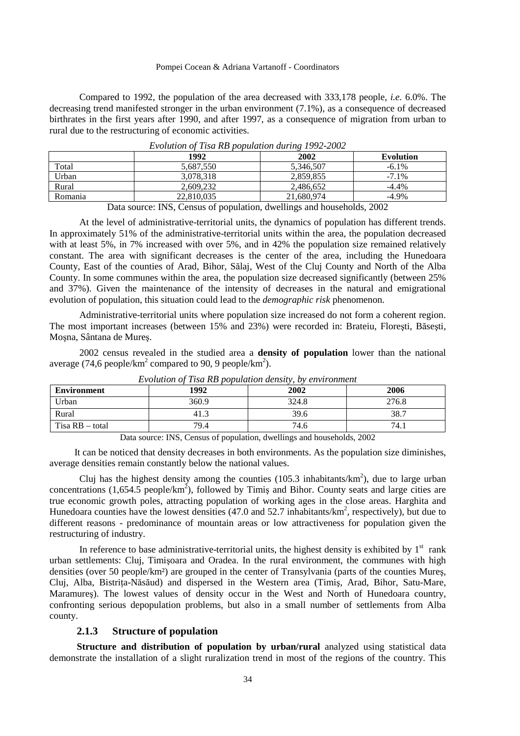Compared to 1992, the population of the area decreased with 333,178 people, *i.e.* 6.0%. The decreasing trend manifested stronger in the urban environment (7.1%), as a consequence of decreased birthrates in the first years after 1990, and after 1997, as a consequence of migration from urban to rural due to the restructuring of economic activities.

*Evolution of Tisa RB population during 1992-2002*

| | 1992 | 2002 | Evolution |
|---|---|---|---|
| Total | 5,687,550 | 5,346,507 | -6.1% |
| Urban | 3,078,318 | 2,859,855 | -7.1% |
| Rural | 2,609,232 | 2,486,652 | -4.4% |
| Romania | 22,810,035 | 21,680,974 | -4.9% |

Data source: INS, Census of population, dwellings and households, 2002

At the level of administrative-territorial units, the dynamics of population has different trends. In approximately 51% of the administrative-territorial units within the area, the population decreased with at least 5%, in 7% increased with over 5%, and in 42% the population size remained relatively constant. The area with significant decreases is the center of the area, including the Hunedoara County, East of the counties of Arad, Bihor, Sălaj, West of the Cluj County and North of the Alba County. In some communes within the area, the population size decreased significantly (between 25% and 37%). Given the maintenance of the intensity of decreases in the natural and emigrational evolution of population, this situation could lead to the *demographic risk* phenomenon.

Administrative-territorial units where population size increased do not form a coherent region. The most important increases (between 15% and 23%) were recorded in: Brateiu, Floreşti, Băseşti, Moşna, Sântana de Mureş.

2002 census revealed in the studied area a **density of population** lower than the national average (74,6 people/km$^2$ compared to 90, 9 people/km$^2$).

*Evolution of Tisa RB population density, by environment*

| Environment | 1992 | 2002 | 2006 |
|---|---|---|---|
| Urban | 360.9 | 324.8 | 276.8 |
| Rural | 41.3 | 39.6 | 38.7 |
| Tisa RB – total | 79.4 | 74.6 | 74.1 |

Data source: INS, Census of population, dwellings and households, 2002

It can be noticed that density decreases in both environments. As the population size diminishes, average densities remain constantly below the national values.

Cluj has the highest density among the counties (105.3 inhabitants/km$^2$), due to large urban concentrations (1,654.5 people/km$^2$), followed by Timiş and Bihor. County seats and large cities are true economic growth poles, attracting population of working ages in the close areas. Harghita and Hunedoara counties have the lowest densities (47.0 and 52.7 inhabitants/km$^2$, respectively), but due to different reasons - predominance of mountain areas or low attractiveness for population given the restructuring of industry.

In reference to base administrative-territorial units, the highest density is exhibited by 1$^{st}$ rank urban settlements: Cluj, Timişoara and Oradea. In the rural environment, the communes with high densities (over 50 people/km²) are grouped in the center of Transylvania (parts of the counties Mureş, Cluj, Alba, Bistrița-Năsăud) and dispersed in the Western area (Timiş, Arad, Bihor, Satu-Mare, Maramureş). The lowest values of density occur in the West and North of Hunedoara country, confronting serious depopulation problems, but also in a small number of settlements from Alba county.

### 2.1.3 Structure of population

**Structure and distribution of population by urban/rural** analyzed using statistical data demonstrate the installation of a slight ruralization trend in most of the regions of the country. This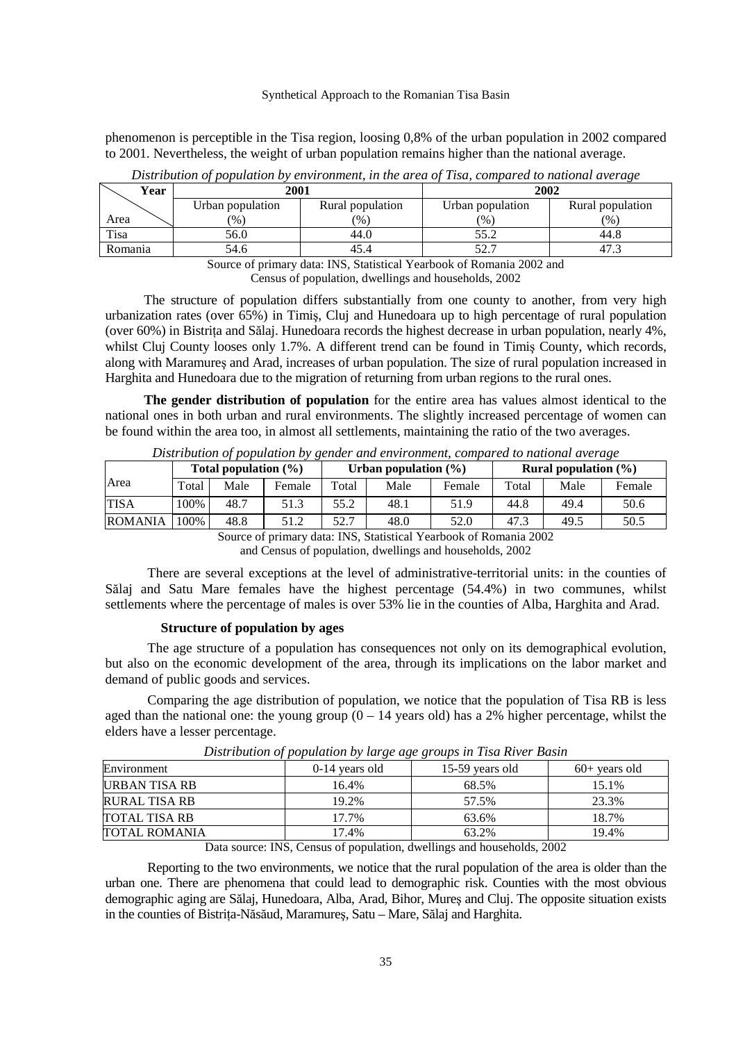phenomenon is perceptible in the Tisa region, loosing 0,8% of the urban population in 2002 compared to 2001. Nevertheless, the weight of urban population remains higher than the national average.

*Distribution of population by environment, in the area of Tisa, compared to national average*

| Year / Area | 2001 | | 2002 | |
|---|---|---|---|---|
| | Urban population (%) | Rural population (%) | Urban population (%) | Rural population (%) |
| Tisa | 56.0 | 44.0 | 55.2 | 44.8 |
| Romania | 54.6 | 45.4 | 52.7 | 47.3 |

Source of primary data: INS, Statistical Yearbook of Romania 2002 and Census of population, dwellings and households, 2002

The structure of population differs substantially from one county to another, from very high urbanization rates (over 65%) in Timiş, Cluj and Hunedoara up to high percentage of rural population (over 60%) in Bistriţa and Sălaj. Hunedoara records the highest decrease in urban population, nearly 4%, whilst Cluj County looses only 1.7%. A different trend can be found in Timiş County, which records, along with Maramureş and Arad, increases of urban population. The size of rural population increased in Harghita and Hunedoara due to the migration of returning from urban regions to the rural ones.

**The gender distribution of population** for the entire area has values almost identical to the national ones in both urban and rural environments. The slightly increased percentage of women can be found within the area too, in almost all settlements, maintaining the ratio of the two averages.

*Distribution of population by gender and environment, compared to national average*

| Area | Total population (%) | | | Urban population (%) | | | Rural population (%) | | |
|---|---|---|---|---|---|---|---|---|---|
| | Total | Male | Female | Total | Male | Female | Total | Male | Female |
| TISA | 100% | 48.7 | 51.3 | 55.2 | 48.1 | 51.9 | 44.8 | 49.4 | 50.6 |
| ROMANIA | 100% | 48.8 | 51.2 | 52.7 | 48.0 | 52.0 | 47.3 | 49.5 | 50.5 |

Source of primary data: INS, Statistical Yearbook of Romania 2002 and Census of population, dwellings and households, 2002

There are several exceptions at the level of administrative-territorial units: in the counties of Sălaj and Satu Mare females have the highest percentage (54.4%) in two communes, whilst settlements where the percentage of males is over 53% lie in the counties of Alba, Harghita and Arad.

**Structure of population by ages**

The age structure of a population has consequences not only on its demographical evolution, but also on the economic development of the area, through its implications on the labor market and demand of public goods and services.

Comparing the age distribution of population, we notice that the population of Tisa RB is less aged than the national one: the young group (0 – 14 years old) has a 2% higher percentage, whilst the elders have a lesser percentage.

*Distribution of population by large age groups in Tisa River Basin*

| Environment | 0-14 years old | 15-59 years old | 60+ years old |
|---|---|---|---|
| URBAN TISA RB | 16.4% | 68.5% | 15.1% |
| RURAL TISA RB | 19.2% | 57.5% | 23.3% |
| TOTAL TISA RB | 17.7% | 63.6% | 18.7% |
| TOTAL ROMANIA | 17.4% | 63.2% | 19.4% |

Data source: INS, Census of population, dwellings and households, 2002

Reporting to the two environments, we notice that the rural population of the area is older than the urban one. There are phenomena that could lead to demographic risk. Counties with the most obvious demographic aging are Sălaj, Hunedoara, Alba, Arad, Bihor, Mureş and Cluj. The opposite situation exists in the counties of Bistriţa-Năsăud, Maramureş, Satu – Mare, Sălaj and Harghita.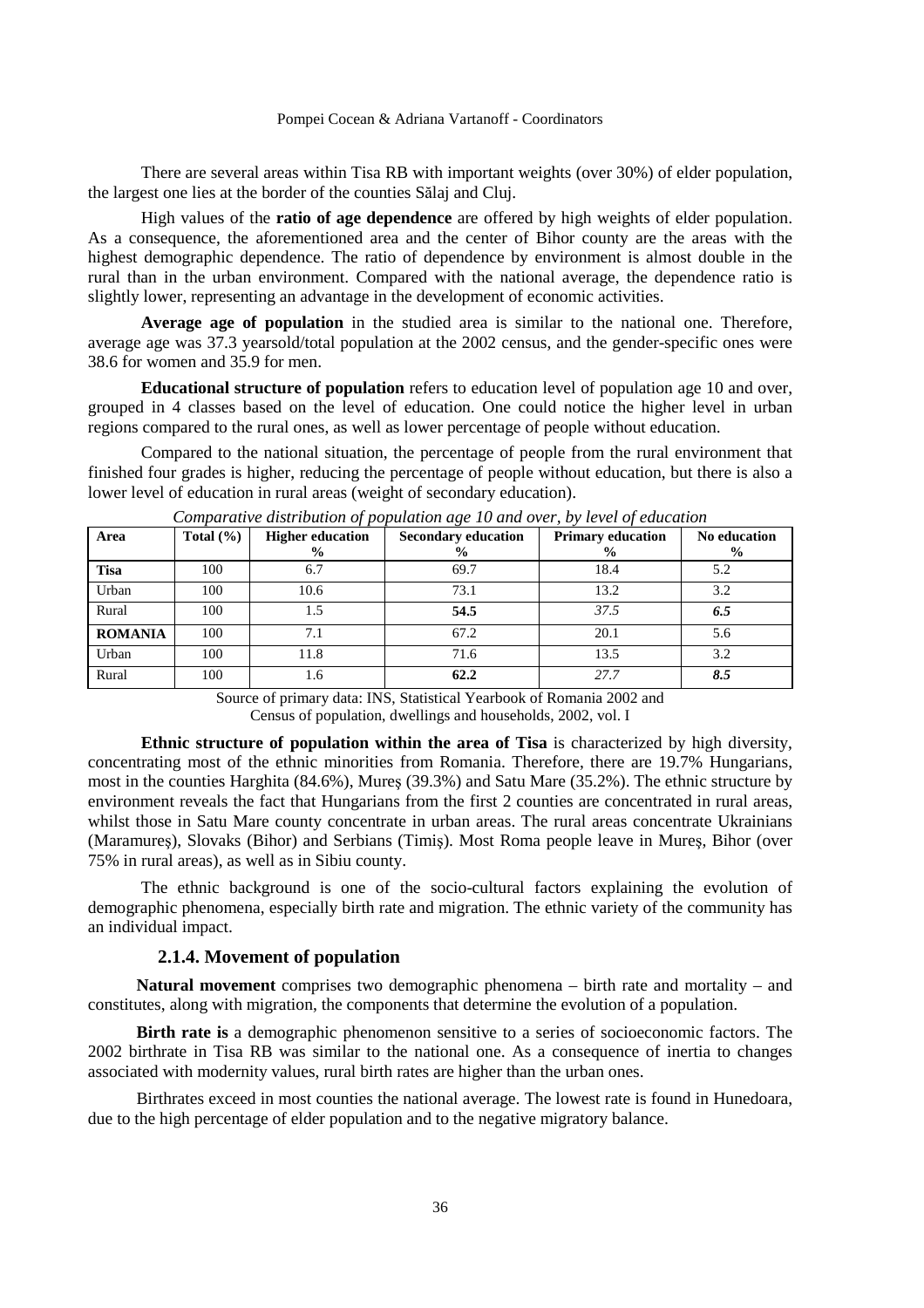There are several areas within Tisa RB with important weights (over 30%) of elder population, the largest one lies at the border of the counties Sălaj and Cluj.

High values of the **ratio of age dependence** are offered by high weights of elder population. As a consequence, the aforementioned area and the center of Bihor county are the areas with the highest demographic dependence. The ratio of dependence by environment is almost double in the rural than in the urban environment. Compared with the national average, the dependence ratio is slightly lower, representing an advantage in the development of economic activities.

**Average age of population** in the studied area is similar to the national one. Therefore, average age was 37.3 yearsold/total population at the 2002 census, and the gender-specific ones were 38.6 for women and 35.9 for men.

**Educational structure of population** refers to education level of population age 10 and over, grouped in 4 classes based on the level of education. One could notice the higher level in urban regions compared to the rural ones, as well as lower percentage of people without education.

Compared to the national situation, the percentage of people from the rural environment that finished four grades is higher, reducing the percentage of people without education, but there is also a lower level of education in rural areas (weight of secondary education).

*Comparative distribution of population age 10 and over, by level of education*

| Area | Total (%) | Higher education % | Secondary education % | Primary education % | No education % |
|---|---|---|---|---|---|
| **Tisa** | 100 | 6.7 | 69.7 | 18.4 | 5.2 |
| Urban | 100 | 10.6 | 73.1 | 13.2 | 3.2 |
| Rural | 100 | 1.5 | **54.5** | *37.5* | ***6.5*** |
| **ROMANIA** | 100 | 7.1 | 67.2 | 20.1 | 5.6 |
| Urban | 100 | 11.8 | 71.6 | 13.5 | 3.2 |
| Rural | 100 | 1.6 | **62.2** | *27.7* | ***8.5*** |

Source of primary data: INS, Statistical Yearbook of Romania 2002 and Census of population, dwellings and households, 2002, vol. I

**Ethnic structure of population within the area of Tisa** is characterized by high diversity, concentrating most of the ethnic minorities from Romania. Therefore, there are 19.7% Hungarians, most in the counties Harghita (84.6%), Mureș (39.3%) and Satu Mare (35.2%). The ethnic structure by environment reveals the fact that Hungarians from the first 2 counties are concentrated in rural areas, whilst those in Satu Mare county concentrate in urban areas. The rural areas concentrate Ukrainians (Maramureş), Slovaks (Bihor) and Serbians (Timiş). Most Roma people leave in Mureş, Bihor (over 75% in rural areas), as well as in Sibiu county.

The ethnic background is one of the socio-cultural factors explaining the evolution of demographic phenomena, especially birth rate and migration. The ethnic variety of the community has an individual impact.

### 2.1.4. Movement of population

**Natural movement** comprises two demographic phenomena – birth rate and mortality – and constitutes, along with migration, the components that determine the evolution of a population.

**Birth rate is** a demographic phenomenon sensitive to a series of socioeconomic factors. The 2002 birthrate in Tisa RB was similar to the national one. As a consequence of inertia to changes associated with modernity values, rural birth rates are higher than the urban ones.

Birthrates exceed in most counties the national average. The lowest rate is found in Hunedoara, due to the high percentage of elder population and to the negative migratory balance.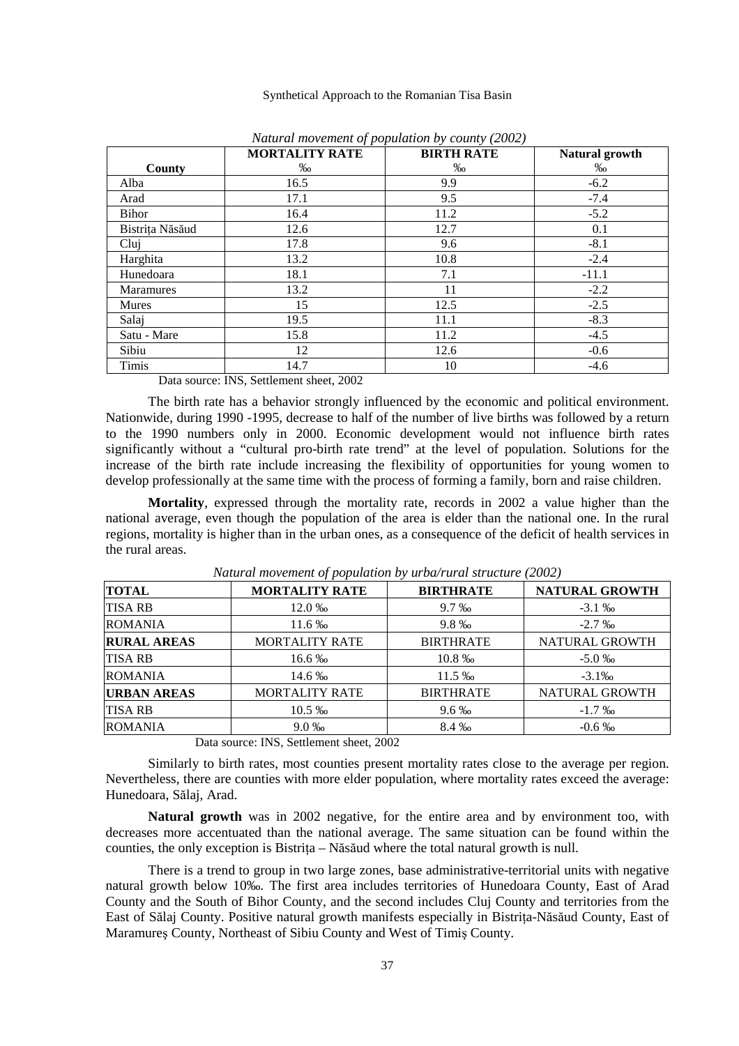*Natural movement of population by county (2002)*

| County | MORTALITY RATE ‰ | BIRTH RATE ‰ | Natural growth ‰ |
|---|---|---|---|
| Alba | 16.5 | 9.9 | -6.2 |
| Arad | 17.1 | 9.5 | -7.4 |
| Bihor | 16.4 | 11.2 | -5.2 |
| Bistrița Năsăud | 12.6 | 12.7 | 0.1 |
| Cluj | 17.8 | 9.6 | -8.1 |
| Harghita | 13.2 | 10.8 | -2.4 |
| Hunedoara | 18.1 | 7.1 | -11.1 |
| Maramures | 13.2 | 11 | -2.2 |
| Mures | 15 | 12.5 | -2.5 |
| Salaj | 19.5 | 11.1 | -8.3 |
| Satu - Mare | 15.8 | 11.2 | -4.5 |
| Sibiu | 12 | 12.6 | -0.6 |
| Timis | 14.7 | 10 | -4.6 |

Data source: INS, Settlement sheet, 2002

The birth rate has a behavior strongly influenced by the economic and political environment. Nationwide, during 1990 -1995, decrease to half of the number of live births was followed by a return to the 1990 numbers only in 2000. Economic development would not influence birth rates significantly without a "cultural pro-birth rate trend" at the level of population. Solutions for the increase of the birth rate include increasing the flexibility of opportunities for young women to develop professionally at the same time with the process of forming a family, born and raise children.

**Mortality**, expressed through the mortality rate, records in 2002 a value higher than the national average, even though the population of the area is elder than the national one. In the rural regions, mortality is higher than in the urban ones, as a consequence of the deficit of health services in the rural areas.

*Natural movement of population by urba/rural structure (2002)*

| **TOTAL** | **MORTALITY RATE** | **BIRTHRATE** | **NATURAL GROWTH** |
|---|---|---|---|
| TISA RB | 12.0 ‰ | 9.7 ‰ | -3.1 ‰ |
| ROMANIA | 11.6 ‰ | 9.8 ‰ | -2.7 ‰ |
| **RURAL AREAS** | MORTALITY RATE | BIRTHRATE | NATURAL GROWTH |
| TISA RB | 16.6 ‰ | 10.8 ‰ | -5.0 ‰ |
| ROMANIA | 14.6 ‰ | 11.5 ‰ | -3.1‰ |
| **URBAN AREAS** | MORTALITY RATE | BIRTHRATE | NATURAL GROWTH |
| TISA RB | 10.5 ‰ | 9.6 ‰ | -1.7 ‰ |
| ROMANIA | 9.0 ‰ | 8.4 ‰ | -0.6 ‰ |

Data source: INS, Settlement sheet, 2002

Similarly to birth rates, most counties present mortality rates close to the average per region. Nevertheless, there are counties with more elder population, where mortality rates exceed the average: Hunedoara, Sălaj, Arad.

**Natural growth** was in 2002 negative, for the entire area and by environment too, with decreases more accentuated than the national average. The same situation can be found within the counties, the only exception is Bistrița – Năsăud where the total natural growth is null.

There is a trend to group in two large zones, base administrative-territorial units with negative natural growth below 10‰. The first area includes territories of Hunedoara County, East of Arad County and the South of Bihor County, and the second includes Cluj County and territories from the East of Sălaj County. Positive natural growth manifests especially in Bistrița-Năsăud County, East of Maramureş County, Northeast of Sibiu County and West of Timiş County.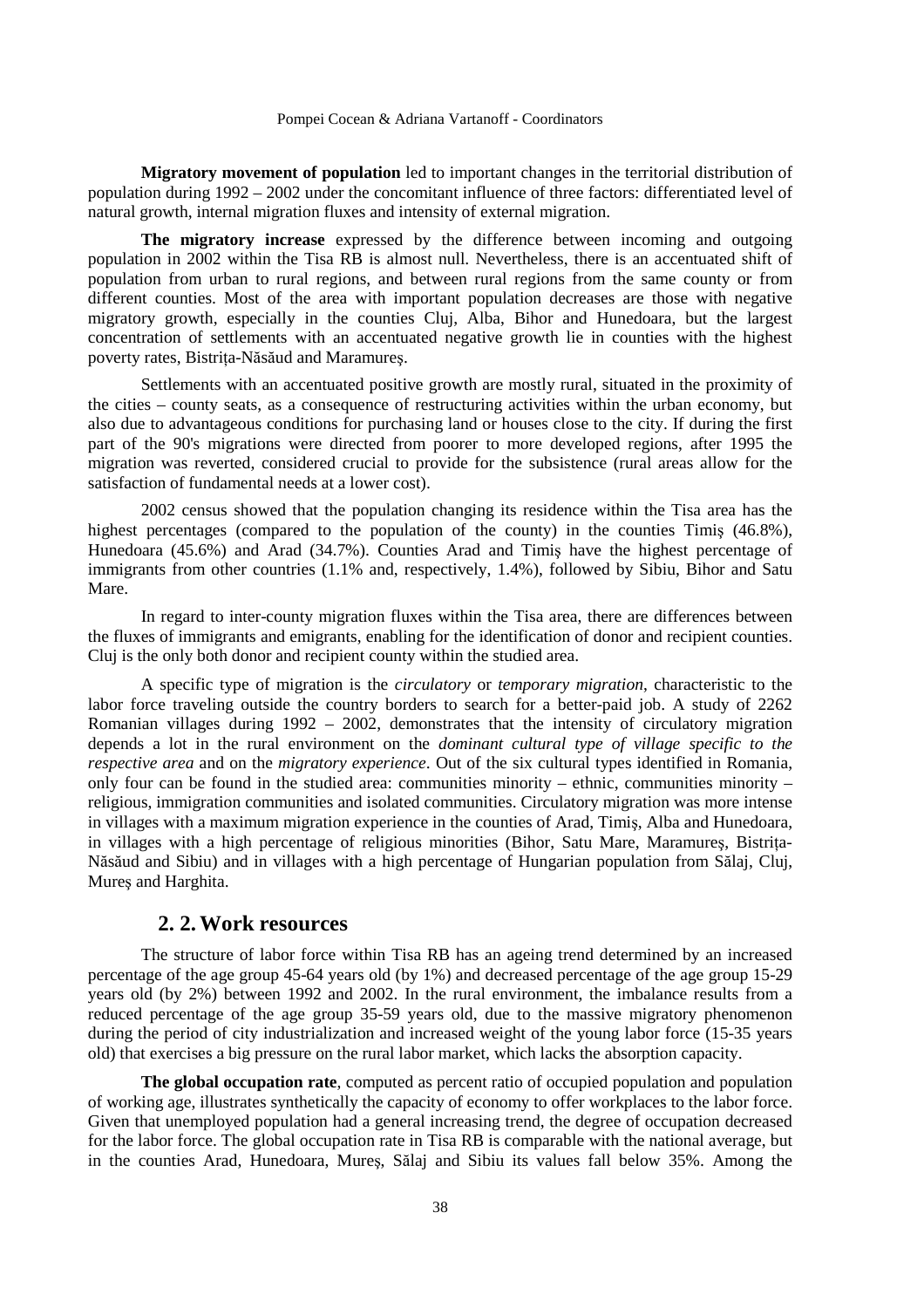**Migratory movement of population** led to important changes in the territorial distribution of population during 1992 – 2002 under the concomitant influence of three factors: differentiated level of natural growth, internal migration fluxes and intensity of external migration.

**The migratory increase** expressed by the difference between incoming and outgoing population in 2002 within the Tisa RB is almost null. Nevertheless, there is an accentuated shift of population from urban to rural regions, and between rural regions from the same county or from different counties. Most of the area with important population decreases are those with negative migratory growth, especially in the counties Cluj, Alba, Bihor and Hunedoara, but the largest concentration of settlements with an accentuated negative growth lie in counties with the highest poverty rates, Bistrița-Năsăud and Maramureș.

Settlements with an accentuated positive growth are mostly rural, situated in the proximity of the cities – county seats, as a consequence of restructuring activities within the urban economy, but also due to advantageous conditions for purchasing land or houses close to the city. If during the first part of the 90's migrations were directed from poorer to more developed regions, after 1995 the migration was reverted, considered crucial to provide for the subsistence (rural areas allow for the satisfaction of fundamental needs at a lower cost).

2002 census showed that the population changing its residence within the Tisa area has the highest percentages (compared to the population of the county) in the counties Timiș (46.8%), Hunedoara (45.6%) and Arad (34.7%). Counties Arad and Timiș have the highest percentage of immigrants from other countries (1.1% and, respectively, 1.4%), followed by Sibiu, Bihor and Satu Mare.

In regard to inter-county migration fluxes within the Tisa area, there are differences between the fluxes of immigrants and emigrants, enabling for the identification of donor and recipient counties. Cluj is the only both donor and recipient county within the studied area.

A specific type of migration is the *circulatory* or *temporary migration*, characteristic to the labor force traveling outside the country borders to search for a better-paid job. A study of 2262 Romanian villages during 1992 – 2002, demonstrates that the intensity of circulatory migration depends a lot in the rural environment on the *dominant cultural type of village specific to the respective area* and on the *migratory experience*. Out of the six cultural types identified in Romania, only four can be found in the studied area: communities minority – ethnic, communities minority – religious, immigration communities and isolated communities. Circulatory migration was more intense in villages with a maximum migration experience in the counties of Arad, Timiș, Alba and Hunedoara, in villages with a high percentage of religious minorities (Bihor, Satu Mare, Maramureș, Bistrița-Năsăud and Sibiu) and in villages with a high percentage of Hungarian population from Sălaj, Cluj, Mureș and Harghita.

## 2. 2. Work resources

The structure of labor force within Tisa RB has an ageing trend determined by an increased percentage of the age group 45-64 years old (by 1%) and decreased percentage of the age group 15-29 years old (by 2%) between 1992 and 2002. In the rural environment, the imbalance results from a reduced percentage of the age group 35-59 years old, due to the massive migratory phenomenon during the period of city industrialization and increased weight of the young labor force (15-35 years old) that exercises a big pressure on the rural labor market, which lacks the absorption capacity.

**The global occupation rate**, computed as percent ratio of occupied population and population of working age, illustrates synthetically the capacity of economy to offer workplaces to the labor force. Given that unemployed population had a general increasing trend, the degree of occupation decreased for the labor force. The global occupation rate in Tisa RB is comparable with the national average, but in the counties Arad, Hunedoara, Mureș, Sălaj and Sibiu its values fall below 35%. Among the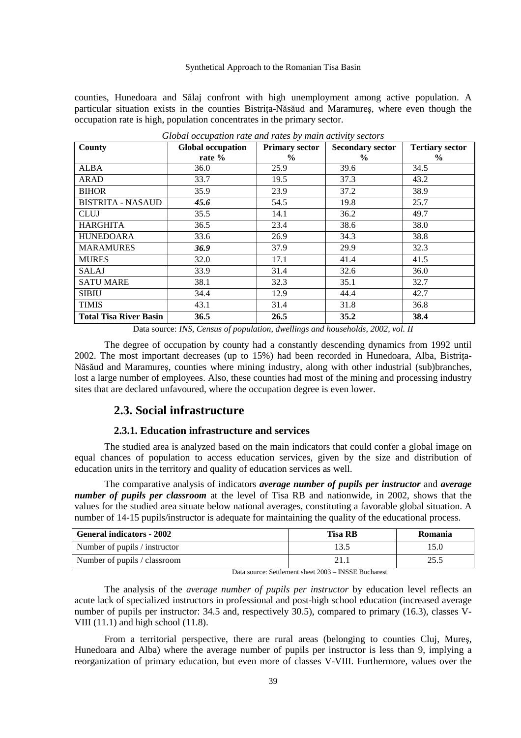counties, Hunedoara and Sălaj confront with high unemployment among active population. A particular situation exists in the counties Bistrița-Năsăud and Maramureş, where even though the occupation rate is high, population concentrates in the primary sector.

*Global occupation rate and rates by main activity sectors*

| County | Global occupation rate % | Primary sector % | Secondary sector % | Tertiary sector % |
|---|---|---|---|---|
| ALBA | 36.0 | 25.9 | 39.6 | 34.5 |
| ARAD | 33.7 | 19.5 | 37.3 | 43.2 |
| BIHOR | 35.9 | 23.9 | 37.2 | 38.9 |
| BISTRITA - NASAUD | ***45.6*** | 54.5 | 19.8 | 25.7 |
| CLUJ | 35.5 | 14.1 | 36.2 | 49.7 |
| HARGHITA | 36.5 | 23.4 | 38.6 | 38.0 |
| HUNEDOARA | 33.6 | 26.9 | 34.3 | 38.8 |
| MARAMURES | ***36.9*** | 37.9 | 29.9 | 32.3 |
| MURES | 32.0 | 17.1 | 41.4 | 41.5 |
| SALAJ | 33.9 | 31.4 | 32.6 | 36.0 |
| SATU MARE | 38.1 | 32.3 | 35.1 | 32.7 |
| SIBIU | 34.4 | 12.9 | 44.4 | 42.7 |
| TIMIS | 43.1 | 31.4 | 31.8 | 36.8 |
| **Total Tisa River Basin** | **36.5** | **26.5** | **35.2** | **38.4** |

Data source: *INS, Census of population, dwellings and households, 2002, vol. II*

The degree of occupation by county had a constantly descending dynamics from 1992 until 2002. The most important decreases (up to 15%) had been recorded in Hunedoara, Alba, Bistrița-Năsăud and Maramureș, counties where mining industry, along with other industrial (sub)branches, lost a large number of employees. Also, these counties had most of the mining and processing industry sites that are declared unfavoured, where the occupation degree is even lower.

## 2.3. Social infrastructure

### 2.3.1. Education infrastructure and services

The studied area is analyzed based on the main indicators that could confer a global image on equal chances of population to access education services, given by the size and distribution of education units in the territory and quality of education services as well.

The comparative analysis of indicators ***average number of pupils per instructor*** and ***average number of pupils per classroom*** at the level of Tisa RB and nationwide, in 2002, shows that the values for the studied area situate below national averages, constituting a favorable global situation. A number of 14-15 pupils/instructor is adequate for maintaining the quality of the educational process.

| General indicators - 2002 | Tisa RB | Romania |
|---|---|---|
| Number of pupils / instructor | 13.5 | 15.0 |
| Number of pupils / classroom | 21.1 | 25.5 |

Data source: Settlement sheet 2003 – INSSE Bucharest

The analysis of the *average number of pupils per instructor* by education level reflects an acute lack of specialized instructors in professional and post-high school education (increased average number of pupils per instructor: 34.5 and, respectively 30.5), compared to primary (16.3), classes V-VIII (11.1) and high school (11.8).

From a territorial perspective, there are rural areas (belonging to counties Cluj, Mureş, Hunedoara and Alba) where the average number of pupils per instructor is less than 9, implying a reorganization of primary education, but even more of classes V-VIII. Furthermore, values over the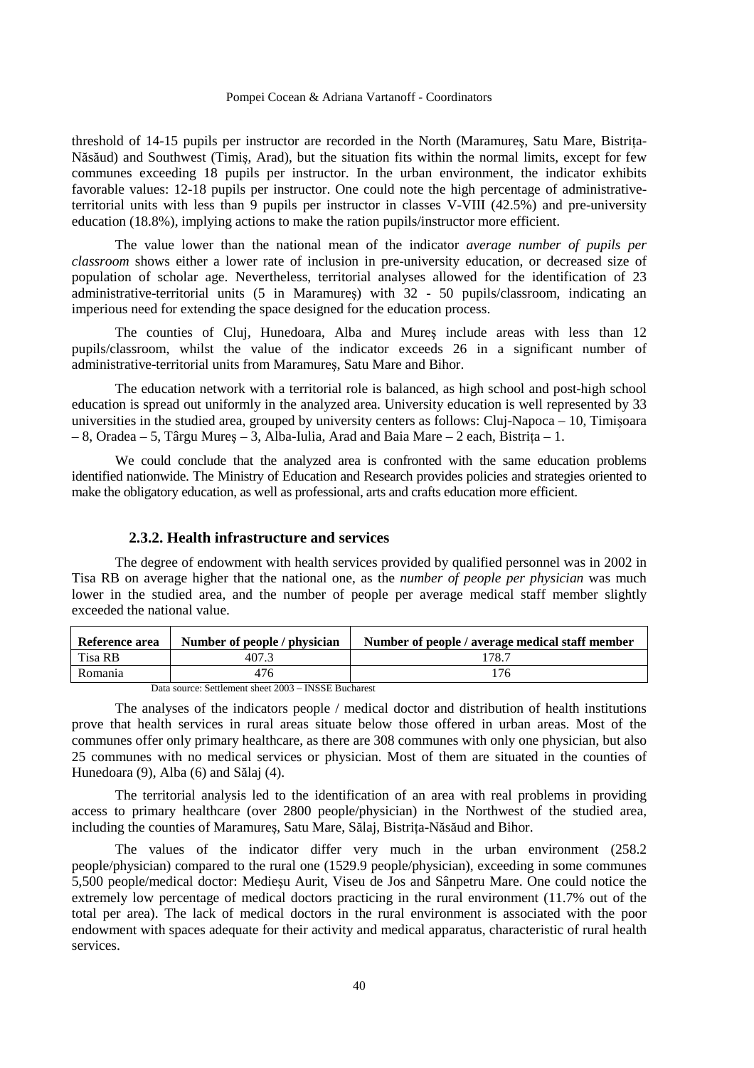threshold of 14-15 pupils per instructor are recorded in the North (Maramureş, Satu Mare, Bistriţa-Năsăud) and Southwest (Timiş, Arad), but the situation fits within the normal limits, except for few communes exceeding 18 pupils per instructor. In the urban environment, the indicator exhibits favorable values: 12-18 pupils per instructor. One could note the high percentage of administrative-territorial units with less than 9 pupils per instructor in classes V-VIII (42.5%) and pre-university education (18.8%), implying actions to make the ration pupils/instructor more efficient.

The value lower than the national mean of the indicator *average number of pupils per classroom* shows either a lower rate of inclusion in pre-university education, or decreased size of population of scholar age. Nevertheless, territorial analyses allowed for the identification of 23 administrative-territorial units (5 in Maramureş) with 32 - 50 pupils/classroom, indicating an imperious need for extending the space designed for the education process.

The counties of Cluj, Hunedoara, Alba and Mureş include areas with less than 12 pupils/classroom, whilst the value of the indicator exceeds 26 in a significant number of administrative-territorial units from Maramureş, Satu Mare and Bihor.

The education network with a territorial role is balanced, as high school and post-high school education is spread out uniformly in the analyzed area. University education is well represented by 33 universities in the studied area, grouped by university centers as follows: Cluj-Napoca – 10, Timişoara – 8, Oradea – 5, Târgu Mureş – 3, Alba-Iulia, Arad and Baia Mare – 2 each, Bistriţa – 1.

We could conclude that the analyzed area is confronted with the same education problems identified nationwide. The Ministry of Education and Research provides policies and strategies oriented to make the obligatory education, as well as professional, arts and crafts education more efficient.

### 2.3.2. Health infrastructure and services

The degree of endowment with health services provided by qualified personnel was in 2002 in Tisa RB on average higher that the national one, as the *number of people per physician* was much lower in the studied area, and the number of people per average medical staff member slightly exceeded the national value.

| Reference area | Number of people / physician | Number of people / average medical staff member |
|---|---|---|
| Tisa RB | 407.3 | 178.7 |
| Romania | 476 | 176 |

Data source: Settlement sheet 2003 – INSSE Bucharest

The analyses of the indicators people / medical doctor and distribution of health institutions prove that health services in rural areas situate below those offered in urban areas. Most of the communes offer only primary healthcare, as there are 308 communes with only one physician, but also 25 communes with no medical services or physician. Most of them are situated in the counties of Hunedoara (9), Alba (6) and Sălaj (4).

The territorial analysis led to the identification of an area with real problems in providing access to primary healthcare (over 2800 people/physician) in the Northwest of the studied area, including the counties of Maramureş, Satu Mare, Sălaj, Bistriţa-Năsăud and Bihor.

The values of the indicator differ very much in the urban environment (258.2 people/physician) compared to the rural one (1529.9 people/physician), exceeding in some communes 5,500 people/medical doctor: Medieşu Aurit, Viseu de Jos and Sânpetru Mare. One could notice the extremely low percentage of medical doctors practicing in the rural environment (11.7% out of the total per area). The lack of medical doctors in the rural environment is associated with the poor endowment with spaces adequate for their activity and medical apparatus, characteristic of rural health services.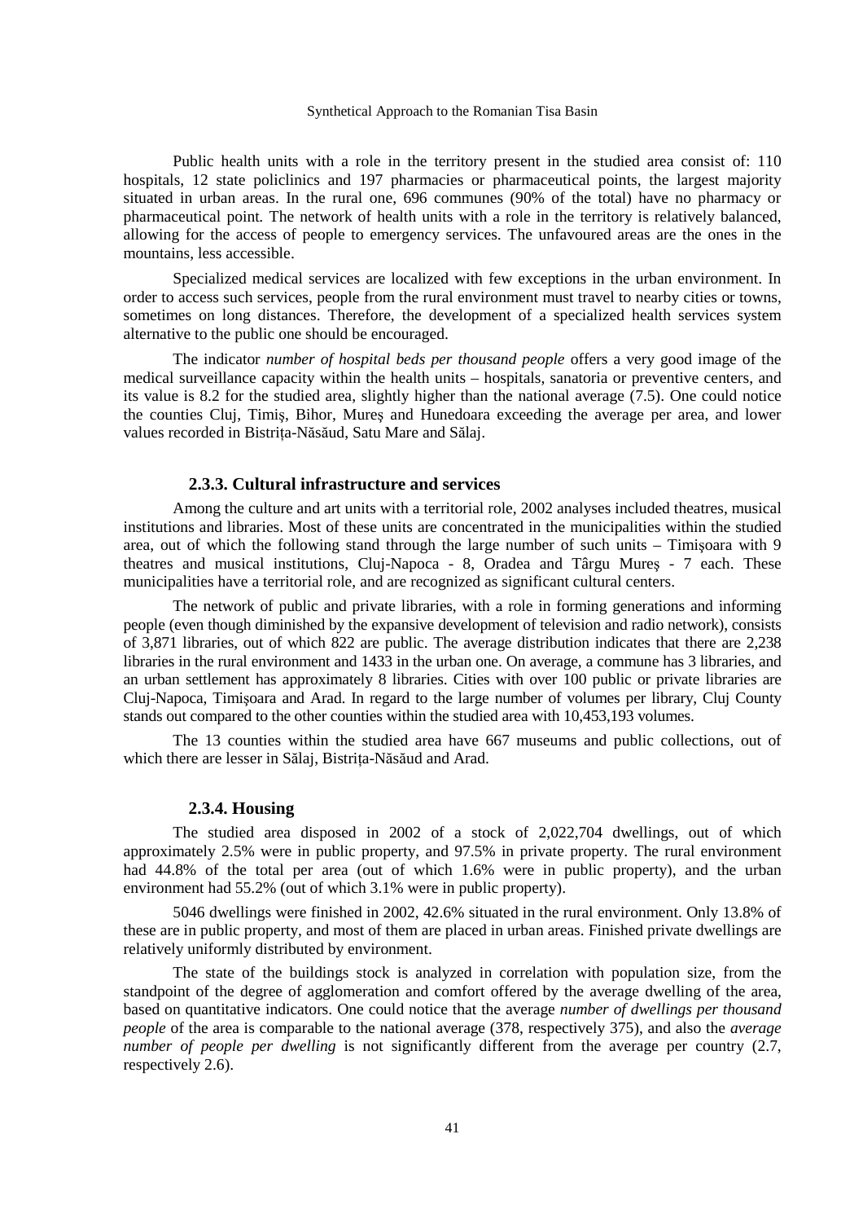Public health units with a role in the territory present in the studied area consist of: 110 hospitals, 12 state policlinics and 197 pharmacies or pharmaceutical points, the largest majority situated in urban areas. In the rural one, 696 communes (90% of the total) have no pharmacy or pharmaceutical point. The network of health units with a role in the territory is relatively balanced, allowing for the access of people to emergency services. The unfavoured areas are the ones in the mountains, less accessible.

Specialized medical services are localized with few exceptions in the urban environment. In order to access such services, people from the rural environment must travel to nearby cities or towns, sometimes on long distances. Therefore, the development of a specialized health services system alternative to the public one should be encouraged.

The indicator *number of hospital beds per thousand people* offers a very good image of the medical surveillance capacity within the health units – hospitals, sanatoria or preventive centers, and its value is 8.2 for the studied area, slightly higher than the national average (7.5). One could notice the counties Cluj, Timiş, Bihor, Mureș and Hunedoara exceeding the average per area, and lower values recorded in Bistrița-Năsăud, Satu Mare and Sălaj.

### 2.3.3. Cultural infrastructure and services

Among the culture and art units with a territorial role, 2002 analyses included theatres, musical institutions and libraries. Most of these units are concentrated in the municipalities within the studied area, out of which the following stand through the large number of such units – Timişoara with 9 theatres and musical institutions, Cluj-Napoca - 8, Oradea and Târgu Mureş - 7 each. These municipalities have a territorial role, and are recognized as significant cultural centers.

The network of public and private libraries, with a role in forming generations and informing people (even though diminished by the expansive development of television and radio network), consists of 3,871 libraries, out of which 822 are public. The average distribution indicates that there are 2,238 libraries in the rural environment and 1433 in the urban one. On average, a commune has 3 libraries, and an urban settlement has approximately 8 libraries. Cities with over 100 public or private libraries are Cluj-Napoca, Timişoara and Arad. In regard to the large number of volumes per library, Cluj County stands out compared to the other counties within the studied area with 10,453,193 volumes.

The 13 counties within the studied area have 667 museums and public collections, out of which there are lesser in Sălaj, Bistrița-Năsăud and Arad.

### 2.3.4. Housing

The studied area disposed in 2002 of a stock of 2,022,704 dwellings, out of which approximately 2.5% were in public property, and 97.5% in private property. The rural environment had 44.8% of the total per area (out of which 1.6% were in public property), and the urban environment had 55.2% (out of which 3.1% were in public property).

5046 dwellings were finished in 2002, 42.6% situated in the rural environment. Only 13.8% of these are in public property, and most of them are placed in urban areas. Finished private dwellings are relatively uniformly distributed by environment.

The state of the buildings stock is analyzed in correlation with population size, from the standpoint of the degree of agglomeration and comfort offered by the average dwelling of the area, based on quantitative indicators. One could notice that the average *number of dwellings per thousand people* of the area is comparable to the national average (378, respectively 375), and also the *average number of people per dwelling* is not significantly different from the average per country (2.7, respectively 2.6).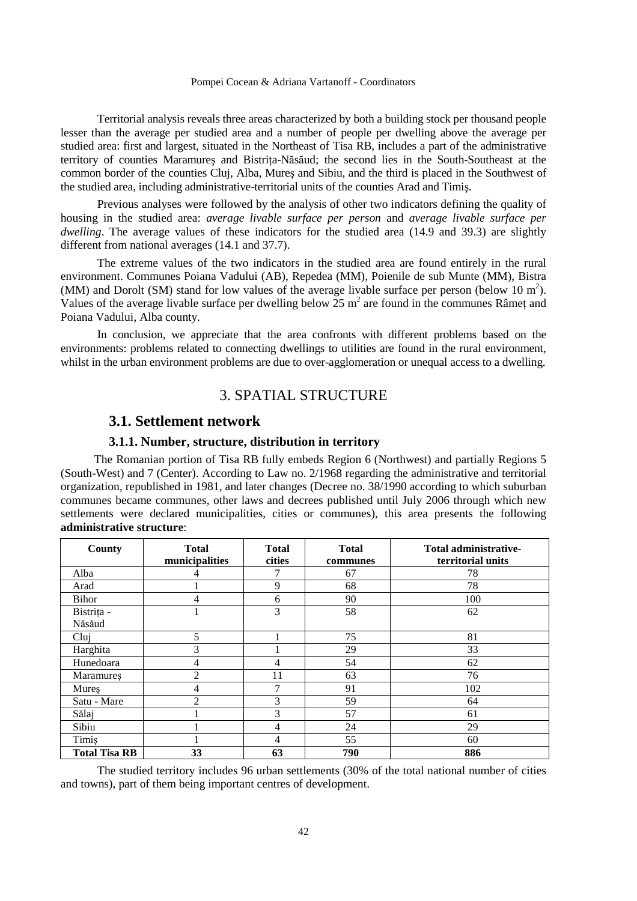Territorial analysis reveals three areas characterized by both a building stock per thousand people lesser than the average per studied area and a number of people per dwelling above the average per studied area: first and largest, situated in the Northeast of Tisa RB, includes a part of the administrative territory of counties Maramureş and Bistriţa-Năsăud; the second lies in the South-Southeast at the common border of the counties Cluj, Alba, Mureş and Sibiu, and the third is placed in the Southwest of the studied area, including administrative-territorial units of the counties Arad and Timiş.

Previous analyses were followed by the analysis of other two indicators defining the quality of housing in the studied area: *average livable surface per person* and *average livable surface per dwelling*. The average values of these indicators for the studied area (14.9 and 39.3) are slightly different from national averages (14.1 and 37.7).

The extreme values of the two indicators in the studied area are found entirely in the rural environment. Communes Poiana Vadului (AB), Repedea (MM), Poienile de sub Munte (MM), Bistra (MM) and Dorolt (SM) stand for low values of the average livable surface per person (below 10 $m^2$). Values of the average livable surface per dwelling below 25 $m^2$ are found in the communes Râmeţ and Poiana Vadului, Alba county.

In conclusion, we appreciate that the area confronts with different problems based on the environments: problems related to connecting dwellings to utilities are found in the rural environment, whilst in the urban environment problems are due to over-agglomeration or unequal access to a dwelling.

# 3. SPATIAL STRUCTURE

## 3.1. Settlement network

### 3.1.1. Number, structure, distribution in territory

The Romanian portion of Tisa RB fully embeds Region 6 (Northwest) and partially Regions 5 (South-West) and 7 (Center). According to Law no. 2/1968 regarding the administrative and territorial organization, republished in 1981, and later changes (Decree no. 38/1990 according to which suburban communes became communes, other laws and decrees published until July 2006 through which new settlements were declared municipalities, cities or communes), this area presents the following **administrative structure**:

| County | Total municipalities | Total cities | Total communes | Total administrative-territorial units |
|---|---|---|---|---|
| Alba | 4 | 7 | 67 | 78 |
| Arad | 1 | 9 | 68 | 78 |
| Bihor | 4 | 6 | 90 | 100 |
| Bistriţa - Năsăud | 1 | 3 | 58 | 62 |
| Cluj | 5 | 1 | 75 | 81 |
| Harghita | 3 | 1 | 29 | 33 |
| Hunedoara | 4 | 4 | 54 | 62 |
| Maramureş | 2 | 11 | 63 | 76 |
| Mureş | 4 | 7 | 91 | 102 |
| Satu - Mare | 2 | 3 | 59 | 64 |
| Sălaj | 1 | 3 | 57 | 61 |
| Sibiu | 1 | 4 | 24 | 29 |
| Timiş | 1 | 4 | 55 | 60 |
| **Total Tisa RB** | **33** | **63** | **790** | **886** |

The studied territory includes 96 urban settlements (30% of the total national number of cities and towns), part of them being important centres of development.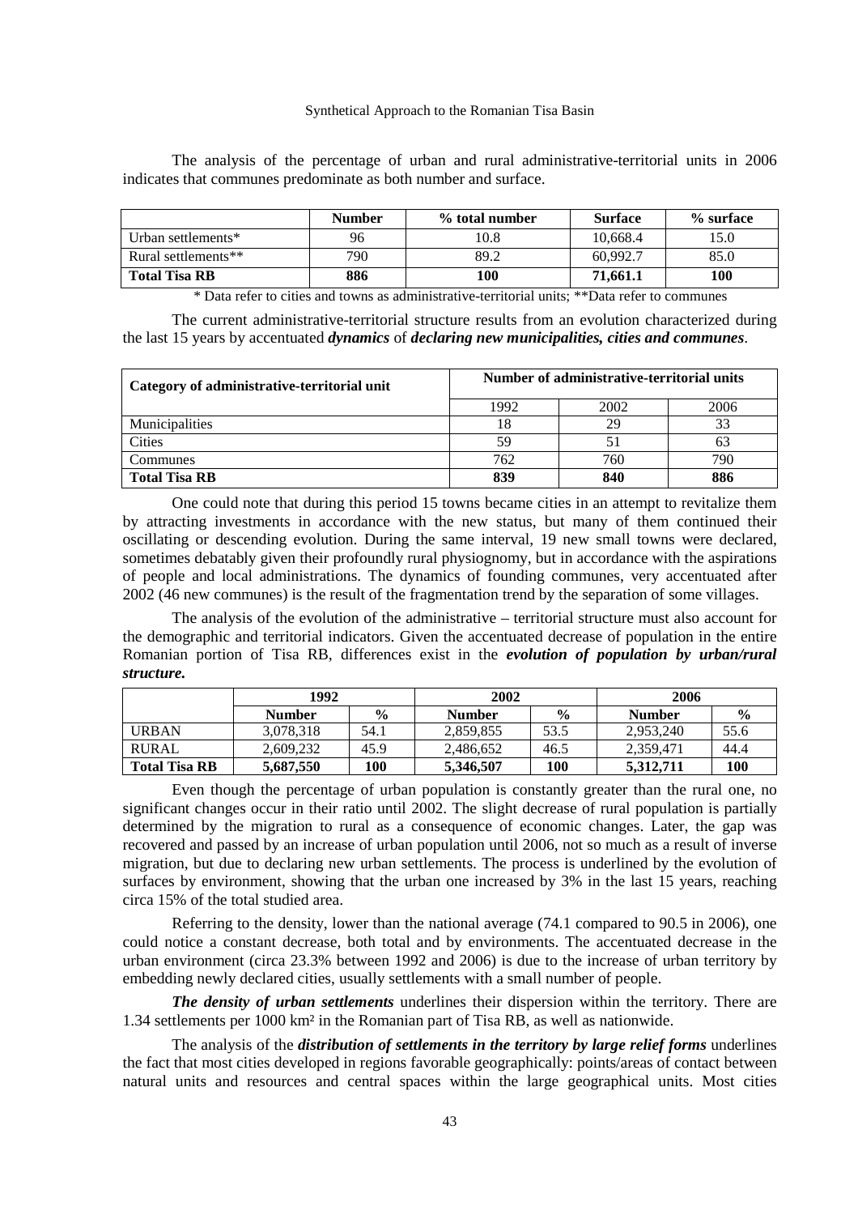The analysis of the percentage of urban and rural administrative-territorial units in 2006 indicates that communes predominate as both number and surface.

| | Number | % total number | Surface | % surface |
|---|---|---|---|---|
| Urban settlements* | 96 | 10.8 | 10,668.4 | 15.0 |
| Rural settlements** | 790 | 89.2 | 60,992.7 | 85.0 |
| **Total Tisa RB** | **886** | **100** | **71,661.1** | **100** |

\* Data refer to cities and towns as administrative-territorial units; **Data refer to communes

The current administrative-territorial structure results from an evolution characterized during the last 15 years by accentuated ***dynamics*** of ***declaring new municipalities, cities and communes***.

| Category of administrative-territorial unit | Number of administrative-territorial units | | |
|---|---|---|---|
| | 1992 | 2002 | 2006 |
| Municipalities | 18 | 29 | 33 |
| Cities | 59 | 51 | 63 |
| Communes | 762 | 760 | 790 |
| **Total Tisa RB** | **839** | **840** | **886** |

One could note that during this period 15 towns became cities in an attempt to revitalize them by attracting investments in accordance with the new status, but many of them continued their oscillating or descending evolution. During the same interval, 19 new small towns were declared, sometimes debatably given their profoundly rural physiognomy, but in accordance with the aspirations of people and local administrations. The dynamics of founding communes, very accentuated after 2002 (46 new communes) is the result of the fragmentation trend by the separation of some villages.

The analysis of the evolution of the administrative – territorial structure must also account for the demographic and territorial indicators. Given the accentuated decrease of population in the entire Romanian portion of Tisa RB, differences exist in the ***evolution of population by urban/rural structure.***

| | 1992 | | 2002 | | 2006 | |
|---|---|---|---|---|---|---|
| | **Number** | **%** | **Number** | **%** | **Number** | **%** |
| URBAN | 3,078,318 | 54.1 | 2,859,855 | 53.5 | 2,953,240 | 55.6 |
| RURAL | 2,609,232 | 45.9 | 2,486,652 | 46.5 | 2,359,471 | 44.4 |
| **Total Tisa RB** | **5,687,550** | **100** | **5,346,507** | **100** | **5,312,711** | **100** |

Even though the percentage of urban population is constantly greater than the rural one, no significant changes occur in their ratio until 2002. The slight decrease of rural population is partially determined by the migration to rural as a consequence of economic changes. Later, the gap was recovered and passed by an increase of urban population until 2006, not so much as a result of inverse migration, but due to declaring new urban settlements. The process is underlined by the evolution of surfaces by environment, showing that the urban one increased by 3% in the last 15 years, reaching circa 15% of the total studied area.

Referring to the density, lower than the national average (74.1 compared to 90.5 in 2006), one could notice a constant decrease, both total and by environments. The accentuated decrease in the urban environment (circa 23.3% between 1992 and 2006) is due to the increase of urban territory by embedding newly declared cities, usually settlements with a small number of people.

***The density of urban settlements*** underlines their dispersion within the territory. There are 1.34 settlements per 1000 km² in the Romanian part of Tisa RB, as well as nationwide.

The analysis of the ***distribution of settlements in the territory by large relief forms*** underlines the fact that most cities developed in regions favorable geographically: points/areas of contact between natural units and resources and central spaces within the large geographical units. Most cities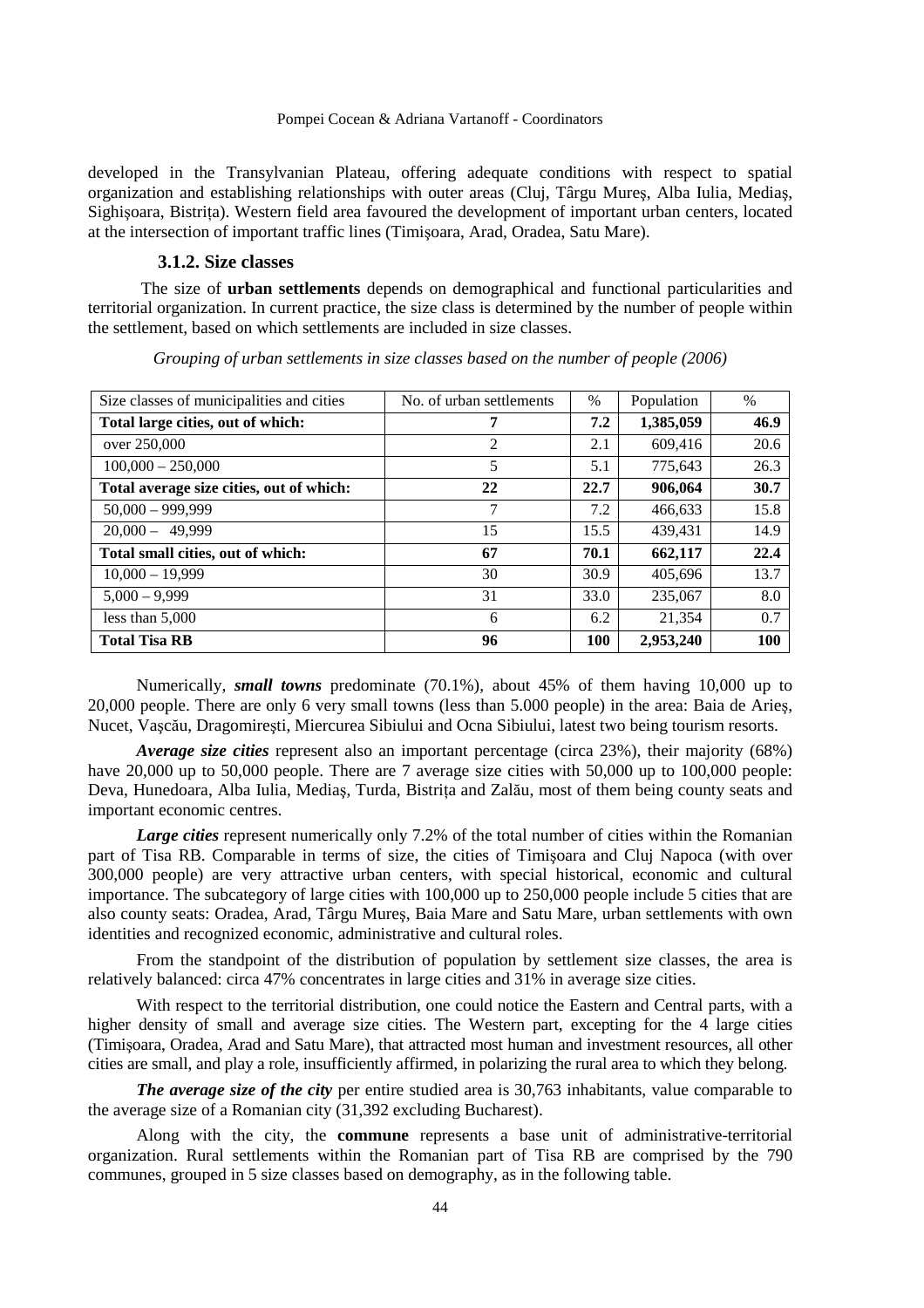developed in the Transylvanian Plateau, offering adequate conditions with respect to spatial organization and establishing relationships with outer areas (Cluj, Târgu Mureş, Alba Iulia, Mediaş, Sighişoara, Bistriţa). Western field area favoured the development of important urban centers, located at the intersection of important traffic lines (Timişoara, Arad, Oradea, Satu Mare).

### 3.1.2. Size classes

The size of **urban settlements** depends on demographical and functional particularities and territorial organization. In current practice, the size class is determined by the number of people within the settlement, based on which settlements are included in size classes.

*Grouping of urban settlements in size classes based on the number of people (2006)*

| Size classes of municipalities and cities | No. of urban settlements | % | Population | % |
|---|---|---|---|---|
| **Total large cities, out of which:** | **7** | **7.2** | **1,385,059** | **46.9** |
| over 250,000 | 2 | 2.1 | 609,416 | 20.6 |
| 100,000 – 250,000 | 5 | 5.1 | 775,643 | 26.3 |
| **Total average size cities, out of which:** | **22** | **22.7** | **906,064** | **30.7** |
| 50,000 – 999,999 | 7 | 7.2 | 466,633 | 15.8 |
| 20,000 – 49,999 | 15 | 15.5 | 439,431 | 14.9 |
| **Total small cities, out of which:** | **67** | **70.1** | **662,117** | **22.4** |
| 10,000 – 19,999 | 30 | 30.9 | 405,696 | 13.7 |
| 5,000 – 9,999 | 31 | 33.0 | 235,067 | 8.0 |
| less than 5,000 | 6 | 6.2 | 21,354 | 0.7 |
| **Total Tisa RB** | **96** | **100** | **2,953,240** | **100** |

Numerically, ***small towns*** predominate (70.1%), about 45% of them having 10,000 up to 20,000 people. There are only 6 very small towns (less than 5.000 people) in the area: Baia de Arieş, Nucet, Vaşcău, Dragomireşti, Miercurea Sibiului and Ocna Sibiului, latest two being tourism resorts.

***Average size cities*** represent also an important percentage (circa 23%), their majority (68%) have 20,000 up to 50,000 people. There are 7 average size cities with 50,000 up to 100,000 people: Deva, Hunedoara, Alba Iulia, Mediaş, Turda, Bistriţa and Zalău, most of them being county seats and important economic centres.

***Large cities*** represent numerically only 7.2% of the total number of cities within the Romanian part of Tisa RB. Comparable in terms of size, the cities of Timişoara and Cluj Napoca (with over 300,000 people) are very attractive urban centers, with special historical, economic and cultural importance. The subcategory of large cities with 100,000 up to 250,000 people include 5 cities that are also county seats: Oradea, Arad, Târgu Mureş, Baia Mare and Satu Mare, urban settlements with own identities and recognized economic, administrative and cultural roles.

From the standpoint of the distribution of population by settlement size classes, the area is relatively balanced: circa 47% concentrates in large cities and 31% in average size cities.

With respect to the territorial distribution, one could notice the Eastern and Central parts, with a higher density of small and average size cities. The Western part, excepting for the 4 large cities (Timişoara, Oradea, Arad and Satu Mare), that attracted most human and investment resources, all other cities are small, and play a role, insufficiently affirmed, in polarizing the rural area to which they belong.

***The average size of the city*** per entire studied area is 30,763 inhabitants, value comparable to the average size of a Romanian city (31,392 excluding Bucharest).

Along with the city, the **commune** represents a base unit of administrative-territorial organization. Rural settlements within the Romanian part of Tisa RB are comprised by the 790 communes, grouped in 5 size classes based on demography, as in the following table.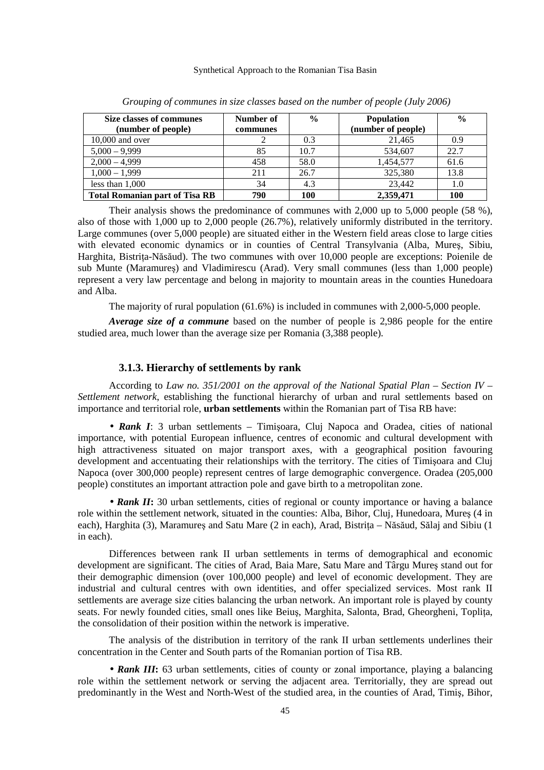*Grouping of communes in size classes based on the number of people (July 2006)*

| Size classes of communes (number of people) | Number of communes | % | Population (number of people) | % |
|---|---|---|---|---|
| 10,000 and over | 2 | 0.3 | 21,465 | 0.9 |
| 5,000 – 9,999 | 85 | 10.7 | 534,607 | 22.7 |
| 2,000 – 4,999 | 458 | 58.0 | 1,454,577 | 61.6 |
| 1,000 – 1,999 | 211 | 26.7 | 325,380 | 13.8 |
| less than 1,000 | 34 | 4.3 | 23,442 | 1.0 |
| **Total Romanian part of Tisa RB** | **790** | **100** | **2,359,471** | **100** |

Their analysis shows the predominance of communes with 2,000 up to 5,000 people (58 %), also of those with 1,000 up to 2,000 people (26.7%), relatively uniformly distributed in the territory. Large communes (over 5,000 people) are situated either in the Western field areas close to large cities with elevated economic dynamics or in counties of Central Transylvania (Alba, Mureş, Sibiu, Harghita, Bistriţa-Năsăud). The two communes with over 10,000 people are exceptions: Poienile de sub Munte (Maramureş) and Vladimirescu (Arad). Very small communes (less than 1,000 people) represent a very law percentage and belong in majority to mountain areas in the counties Hunedoara and Alba.

The majority of rural population (61.6%) is included in communes with 2,000-5,000 people.

***Average size of a commune*** based on the number of people is 2,986 people for the entire studied area, much lower than the average size per Romania (3,388 people).

### 3.1.3. Hierarchy of settlements by rank

According to *Law no. 351/2001 on the approval of the National Spatial Plan – Section IV – Settlement network*, establishing the functional hierarchy of urban and rural settlements based on importance and territorial role, **urban settlements** within the Romanian part of Tisa RB have:

• ***Rank I***: 3 urban settlements – Timişoara, Cluj Napoca and Oradea, cities of national importance, with potential European influence, centres of economic and cultural development with high attractiveness situated on major transport axes, with a geographical position favouring development and accentuating their relationships with the territory. The cities of Timişoara and Cluj Napoca (over 300,000 people) represent centres of large demographic convergence. Oradea (205,000 people) constitutes an important attraction pole and gave birth to a metropolitan zone.

• ***Rank II*:** 30 urban settlements, cities of regional or county importance or having a balance role within the settlement network, situated in the counties: Alba, Bihor, Cluj, Hunedoara, Mureş (4 in each), Harghita (3), Maramureş and Satu Mare (2 in each), Arad, Bistriţa – Năsăud, Sălaj and Sibiu (1 in each).

Differences between rank II urban settlements in terms of demographical and economic development are significant. The cities of Arad, Baia Mare, Satu Mare and Târgu Mureş stand out for their demographic dimension (over 100,000 people) and level of economic development. They are industrial and cultural centres with own identities, and offer specialized services. Most rank II settlements are average size cities balancing the urban network. An important role is played by county seats. For newly founded cities, small ones like Beiuş, Marghita, Salonta, Brad, Gheorgheni, Topliţa, the consolidation of their position within the network is imperative.

The analysis of the distribution in territory of the rank II urban settlements underlines their concentration in the Center and South parts of the Romanian portion of Tisa RB.

• ***Rank III*:** 63 urban settlements, cities of county or zonal importance, playing a balancing role within the settlement network or serving the adjacent area. Territorially, they are spread out predominantly in the West and North-West of the studied area, in the counties of Arad, Timiş, Bihor,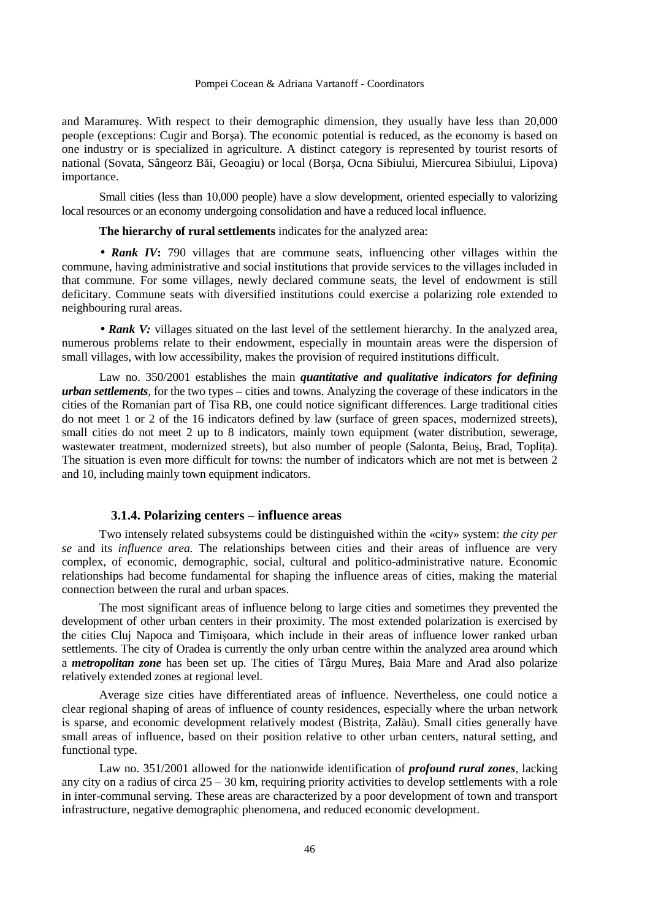and Maramureş. With respect to their demographic dimension, they usually have less than 20,000 people (exceptions: Cugir and Borşa). The economic potential is reduced, as the economy is based on one industry or is specialized in agriculture. A distinct category is represented by tourist resorts of national (Sovata, Sângeorz Băi, Geoagiu) or local (Borşa, Ocna Sibiului, Miercurea Sibiului, Lipova) importance.

Small cities (less than 10,000 people) have a slow development, oriented especially to valorizing local resources or an economy undergoing consolidation and have a reduced local influence.

**The hierarchy of rural settlements** indicates for the analyzed area:

• ***Rank IV*****:** 790 villages that are commune seats, influencing other villages within the commune, having administrative and social institutions that provide services to the villages included in that commune. For some villages, newly declared commune seats, the level of endowment is still deficitary. Commune seats with diversified institutions could exercise a polarizing role extended to neighbouring rural areas.

• ***Rank V:*** villages situated on the last level of the settlement hierarchy. In the analyzed area, numerous problems relate to their endowment, especially in mountain areas were the dispersion of small villages, with low accessibility, makes the provision of required institutions difficult.

Law no. 350/2001 establishes the main ***quantitative and qualitative indicators for defining urban settlements***, for the two types – cities and towns. Analyzing the coverage of these indicators in the cities of the Romanian part of Tisa RB, one could notice significant differences. Large traditional cities do not meet 1 or 2 of the 16 indicators defined by law (surface of green spaces, modernized streets), small cities do not meet 2 up to 8 indicators, mainly town equipment (water distribution, sewerage, wastewater treatment, modernized streets), but also number of people (Salonta, Beiuş, Brad, Topliţa). The situation is even more difficult for towns: the number of indicators which are not met is between 2 and 10, including mainly town equipment indicators.

### 3.1.4. Polarizing centers – influence areas

Two intensely related subsystems could be distinguished within the «city» system: *the city per se* and its *influence area.* The relationships between cities and their areas of influence are very complex, of economic, demographic, social, cultural and politico-administrative nature. Economic relationships had become fundamental for shaping the influence areas of cities, making the material connection between the rural and urban spaces.

The most significant areas of influence belong to large cities and sometimes they prevented the development of other urban centers in their proximity. The most extended polarization is exercised by the cities Cluj Napoca and Timişoara, which include in their areas of influence lower ranked urban settlements. The city of Oradea is currently the only urban centre within the analyzed area around which a ***metropolitan zone*** has been set up. The cities of Târgu Mureş, Baia Mare and Arad also polarize relatively extended zones at regional level.

Average size cities have differentiated areas of influence. Nevertheless, one could notice a clear regional shaping of areas of influence of county residences, especially where the urban network is sparse, and economic development relatively modest (Bistriţa, Zalău). Small cities generally have small areas of influence, based on their position relative to other urban centers, natural setting, and functional type.

Law no. 351/2001 allowed for the nationwide identification of ***profound rural zones***, lacking any city on a radius of circa 25 – 30 km, requiring priority activities to develop settlements with a role in inter-communal serving. These areas are characterized by a poor development of town and transport infrastructure, negative demographic phenomena, and reduced economic development.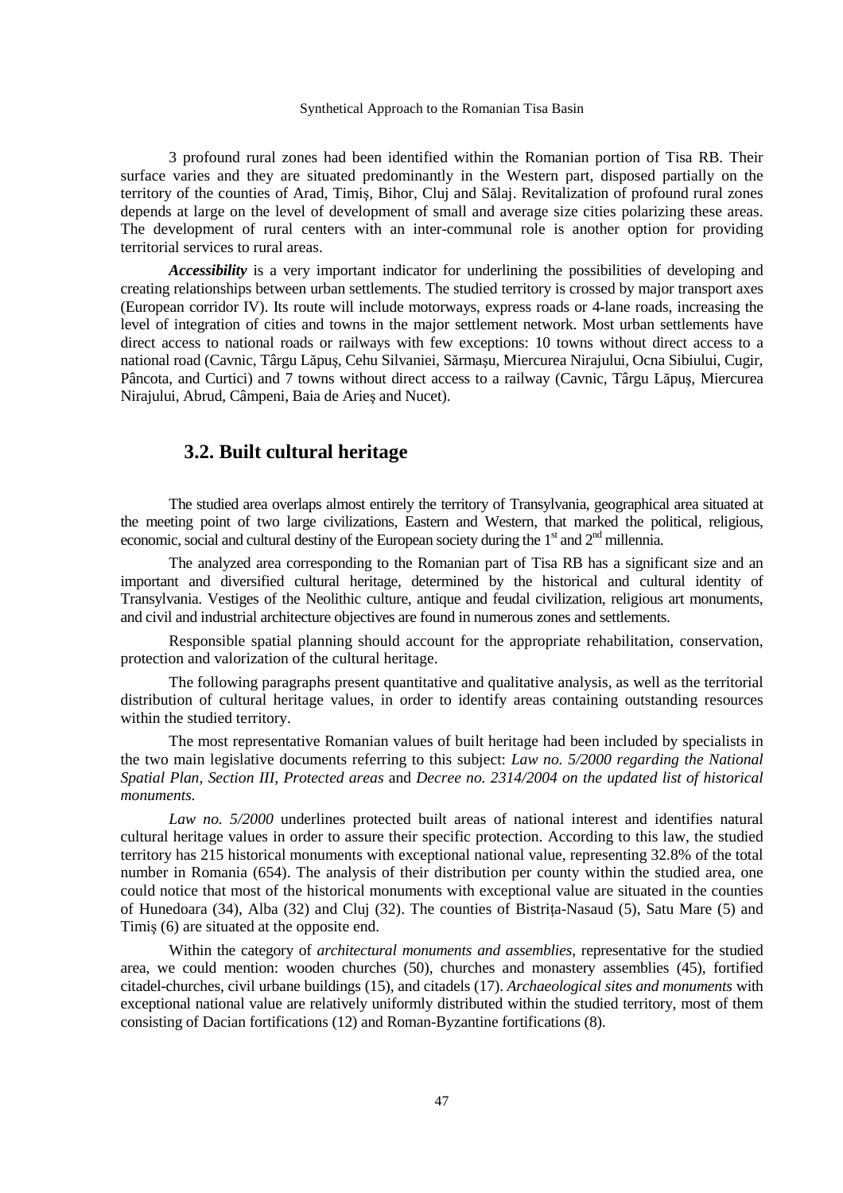3 profound rural zones had been identified within the Romanian portion of Tisa RB. Their surface varies and they are situated predominantly in the Western part, disposed partially on the territory of the counties of Arad, Timiş, Bihor, Cluj and Sălaj. Revitalization of profound rural zones depends at large on the level of development of small and average size cities polarizing these areas. The development of rural centers with an inter-communal role is another option for providing territorial services to rural areas.

***Accessibility*** is a very important indicator for underlining the possibilities of developing and creating relationships between urban settlements. The studied territory is crossed by major transport axes (European corridor IV). Its route will include motorways, express roads or 4-lane roads, increasing the level of integration of cities and towns in the major settlement network. Most urban settlements have direct access to national roads or railways with few exceptions: 10 towns without direct access to a national road (Cavnic, Târgu Lăpuş, Cehu Silvaniei, Sărmaşu, Miercurea Nirajului, Ocna Sibiului, Cugir, Pâncota, and Curtici) and 7 towns without direct access to a railway (Cavnic, Târgu Lăpuş, Miercurea Nirajului, Abrud, Câmpeni, Baia de Arieş and Nucet).

## 3.2. Built cultural heritage

The studied area overlaps almost entirely the territory of Transylvania, geographical area situated at the meeting point of two large civilizations, Eastern and Western, that marked the political, religious, economic, social and cultural destiny of the European society during the 1st and 2nd millennia.

The analyzed area corresponding to the Romanian part of Tisa RB has a significant size and an important and diversified cultural heritage, determined by the historical and cultural identity of Transylvania. Vestiges of the Neolithic culture, antique and feudal civilization, religious art monuments, and civil and industrial architecture objectives are found in numerous zones and settlements.

Responsible spatial planning should account for the appropriate rehabilitation, conservation, protection and valorization of the cultural heritage.

The following paragraphs present quantitative and qualitative analysis, as well as the territorial distribution of cultural heritage values, in order to identify areas containing outstanding resources within the studied territory.

The most representative Romanian values of built heritage had been included by specialists in the two main legislative documents referring to this subject: *Law no. 5/2000 regarding the National Spatial Plan, Section III, Protected areas* and *Decree no. 2314/2004 on the updated list of historical monuments*.

*Law no. 5/2000* underlines protected built areas of national interest and identifies natural cultural heritage values in order to assure their specific protection. According to this law, the studied territory has 215 historical monuments with exceptional national value, representing 32.8% of the total number in Romania (654). The analysis of their distribution per county within the studied area, one could notice that most of the historical monuments with exceptional value are situated in the counties of Hunedoara (34), Alba (32) and Cluj (32). The counties of Bistriţa-Nasaud (5), Satu Mare (5) and Timiş (6) are situated at the opposite end.

Within the category of *architectural monuments and assemblies*, representative for the studied area, we could mention: wooden churches (50), churches and monastery assemblies (45), fortified citadel-churches, civil urbane buildings (15), and citadels (17). *Archaeological sites and monuments* with exceptional national value are relatively uniformly distributed within the studied territory, most of them consisting of Dacian fortifications (12) and Roman-Byzantine fortifications (8).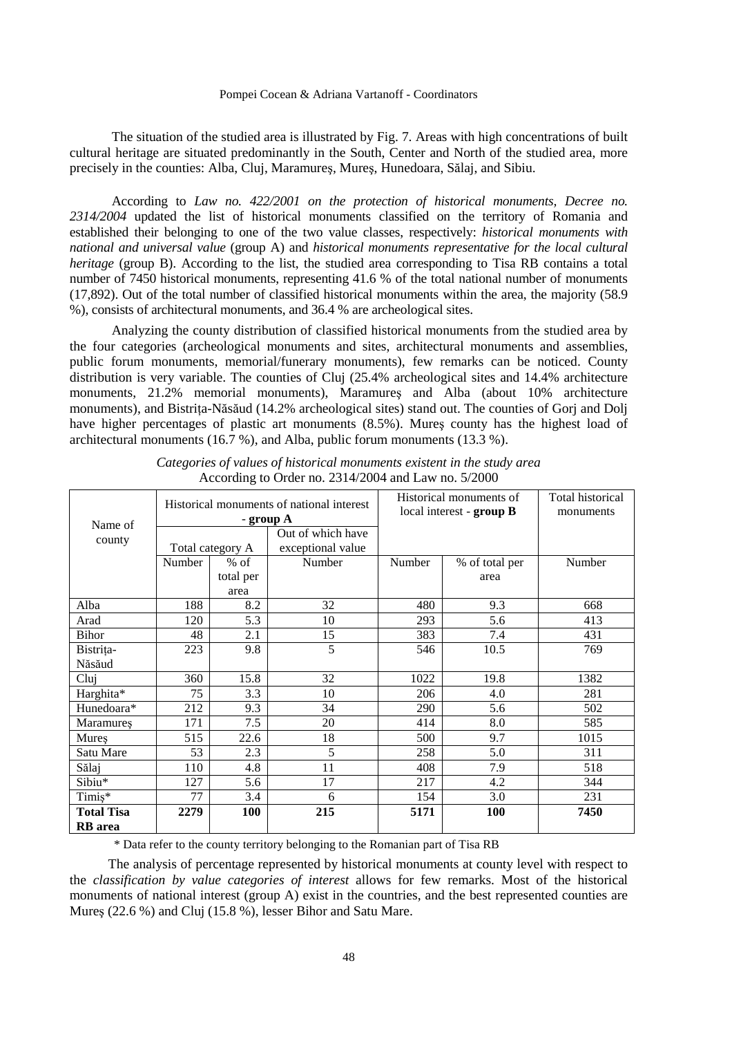The situation of the studied area is illustrated by Fig. 7. Areas with high concentrations of built cultural heritage are situated predominantly in the South, Center and North of the studied area, more precisely in the counties: Alba, Cluj, Maramureş, Mureş, Hunedoara, Sălaj, and Sibiu.

According to *Law no. 422/2001 on the protection of historical monuments, Decree no. 2314/2004* updated the list of historical monuments classified on the territory of Romania and established their belonging to one of the two value classes, respectively: *historical monuments with national and universal value* (group A) and *historical monuments representative for the local cultural heritage* (group B). According to the list, the studied area corresponding to Tisa RB contains a total number of 7450 historical monuments, representing 41.6 % of the total national number of monuments (17,892). Out of the total number of classified historical monuments within the area, the majority (58.9 %), consists of architectural monuments, and 36.4 % are archeological sites.

Analyzing the county distribution of classified historical monuments from the studied area by the four categories (archeological monuments and sites, architectural monuments and assemblies, public forum monuments, memorial/funerary monuments), few remarks can be noticed. County distribution is very variable. The counties of Cluj (25.4% archeological sites and 14.4% architecture monuments, 21.2% memorial monuments), Maramureş and Alba (about 10% architecture monuments), and Bistriţa-Năsăud (14.2% archeological sites) stand out. The counties of Gorj and Dolj have higher percentages of plastic art monuments (8.5%). Mureş county has the highest load of architectural monuments (16.7 %), and Alba, public forum monuments (13.3 %).

*Categories of values of historical monuments existent in the study area*
According to Order no. 2314/2004 and Law no. 5/2000

| Name of county | Historical monuments of national interest - **group A** | | | Historical monuments of local interest - **group B** | | Total historical monuments |
|---|---|---|---|---|---|---|
| | Total category A | | Out of which have exceptional value | | | |
| | Number | % of total per area | Number | Number | % of total per area | Number |
| Alba | 188 | 8.2 | 32 | 480 | 9.3 | 668 |
| Arad | 120 | 5.3 | 10 | 293 | 5.6 | 413 |
| Bihor | 48 | 2.1 | 15 | 383 | 7.4 | 431 |
| Bistriţa-Năsăud | 223 | 9.8 | 5 | 546 | 10.5 | 769 |
| Cluj | 360 | 15.8 | 32 | 1022 | 19.8 | 1382 |
| Harghita* | 75 | 3.3 | 10 | 206 | 4.0 | 281 |
| Hunedoara* | 212 | 9.3 | 34 | 290 | 5.6 | 502 |
| Maramureş | 171 | 7.5 | 20 | 414 | 8.0 | 585 |
| Mureş | 515 | 22.6 | 18 | 500 | 9.7 | 1015 |
| Satu Mare | 53 | 2.3 | 5 | 258 | 5.0 | 311 |
| Sălaj | 110 | 4.8 | 11 | 408 | 7.9 | 518 |
| Sibiu* | 127 | 5.6 | 17 | 217 | 4.2 | 344 |
| Timiş* | 77 | 3.4 | 6 | 154 | 3.0 | 231 |
| **Total Tisa RB area** | **2279** | **100** | **215** | **5171** | **100** | **7450** |

\* Data refer to the county territory belonging to the Romanian part of Tisa RB

The analysis of percentage represented by historical monuments at county level with respect to the *classification by value categories of interest* allows for few remarks. Most of the historical monuments of national interest (group A) exist in the countries, and the best represented counties are Mureş (22.6 %) and Cluj (15.8 %), lesser Bihor and Satu Mare.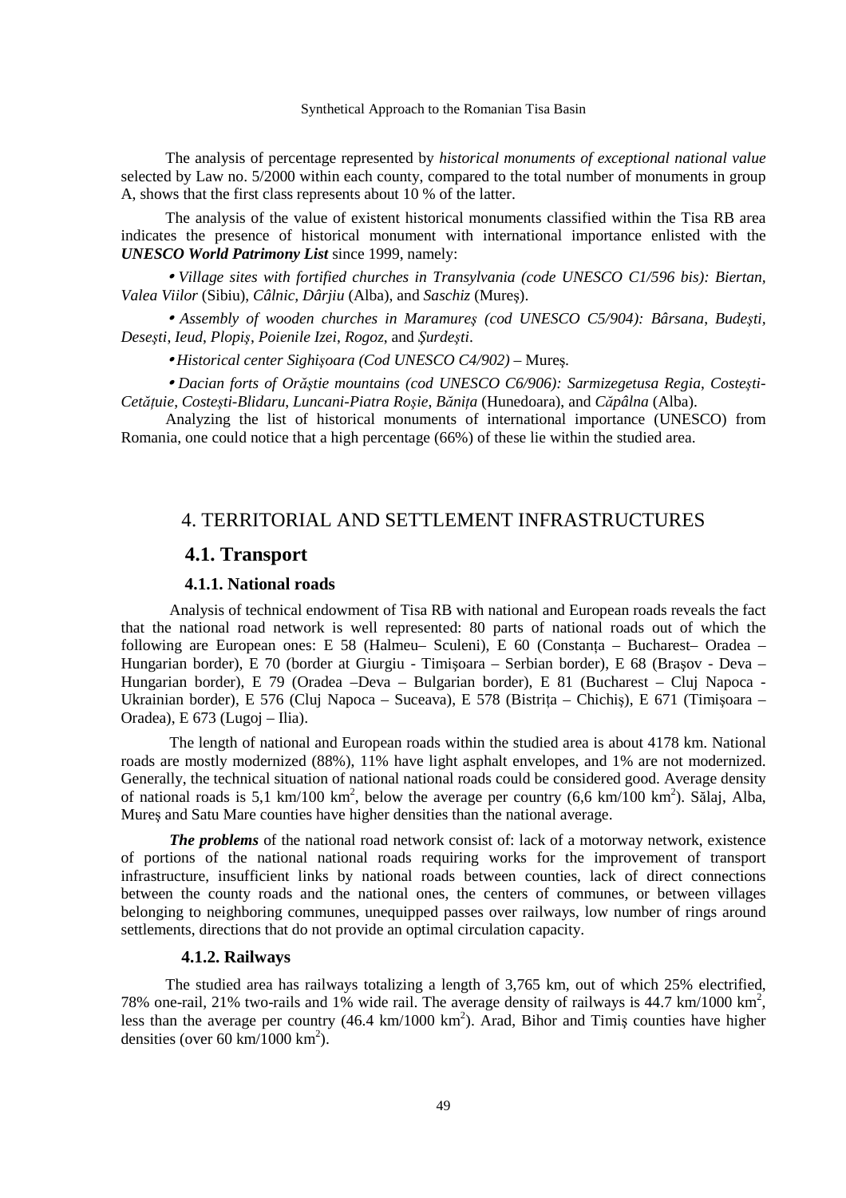The analysis of percentage represented by *historical monuments of exceptional national value* selected by Law no. 5/2000 within each county, compared to the total number of monuments in group A, shows that the first class represents about 10 % of the latter.

The analysis of the value of existent historical monuments classified within the Tisa RB area indicates the presence of historical monument with international importance enlisted with the ***UNESCO World Patrimony List*** since 1999, namely:

- *Village sites with fortified churches in Transylvania (code UNESCO C1/596 bis): Biertan, Valea Viilor* (Sibiu), *Câlnic*, *Dârjiu* (Alba), and *Saschiz* (Mureş).
- *Assembly of wooden churches in Maramureş (cod UNESCO C5/904): Bârsana*, *Budeşti*, *Deseşti*, *Ieud*, *Plopiş*, *Poienile Izei*, *Rogoz*, and *Şurdeşti*.
- *Historical center Sighişoara (Cod UNESCO C4/902)* – Mureş.
- *Dacian forts of Orăştie mountains (cod UNESCO C6/906): Sarmizegetusa Regia*, *Costeşti-Cetăţuie*, *Costeşti-Blidaru*, *Luncani-Piatra Roşie*, *Băniţa* (Hunedoara), and *Căpâlna* (Alba).

Analyzing the list of historical monuments of international importance (UNESCO) from Romania, one could notice that a high percentage (66%) of these lie within the studied area.

## 4. TERRITORIAL AND SETTLEMENT INFRASTRUCTURES

### 4.1. Transport

#### 4.1.1. National roads

Analysis of technical endowment of Tisa RB with national and European roads reveals the fact that the national road network is well represented: 80 parts of national roads out of which the following are European ones: E 58 (Halmeu– Sculeni), E 60 (Constanţa – Bucharest– Oradea – Hungarian border), E 70 (border at Giurgiu - Timişoara – Serbian border), E 68 (Braşov - Deva – Hungarian border), E 79 (Oradea –Deva – Bulgarian border), E 81 (Bucharest – Cluj Napoca - Ukrainian border), E 576 (Cluj Napoca – Suceava), E 578 (Bistriţa – Chichiş), E 671 (Timişoara – Oradea), E 673 (Lugoj – Ilia).

The length of national and European roads within the studied area is about 4178 km. National roads are mostly modernized (88%), 11% have light asphalt envelopes, and 1% are not modernized. Generally, the technical situation of national national roads could be considered good. Average density of national roads is 5,1 km/100 km$^2$, below the average per country (6,6 km/100 km$^2$). Sălaj, Alba, Mureş and Satu Mare counties have higher densities than the national average.

***The problems*** of the national road network consist of: lack of a motorway network, existence of portions of the national national roads requiring works for the improvement of transport infrastructure, insufficient links by national roads between counties, lack of direct connections between the county roads and the national ones, the centers of communes, or between villages belonging to neighboring communes, unequipped passes over railways, low number of rings around settlements, directions that do not provide an optimal circulation capacity.

#### 4.1.2. Railways

The studied area has railways totalizing a length of 3,765 km, out of which 25% electrified, 78% one-rail, 21% two-rails and 1% wide rail. The average density of railways is 44.7 km/1000 km$^2$, less than the average per country (46.4 km/1000 km$^2$). Arad, Bihor and Timiş counties have higher densities (over 60 km/1000 km$^2$).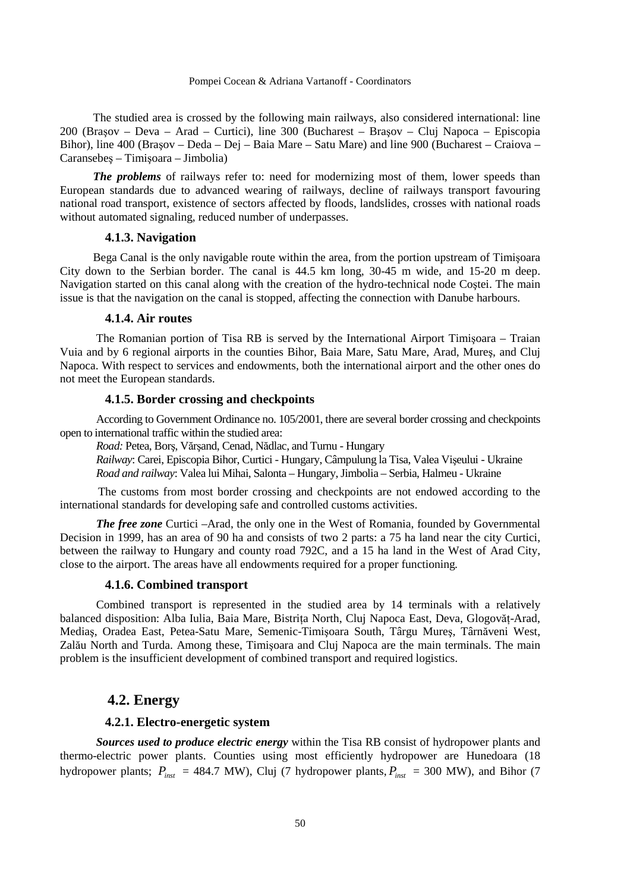The studied area is crossed by the following main railways, also considered international: line 200 (Braşov – Deva – Arad – Curtici), line 300 (Bucharest – Braşov – Cluj Napoca – Episcopia Bihor), line 400 (Braşov – Deda – Dej – Baia Mare – Satu Mare) and line 900 (Bucharest – Craiova – Caransebeş – Timişoara – Jimbolia)

***The problems*** of railways refer to: need for modernizing most of them, lower speeds than European standards due to advanced wearing of railways, decline of railways transport favouring national road transport, existence of sectors affected by floods, landslides, crosses with national roads without automated signaling, reduced number of underpasses.

#### 4.1.3. Navigation

Bega Canal is the only navigable route within the area, from the portion upstream of Timişoara City down to the Serbian border. The canal is 44.5 km long, 30-45 m wide, and 15-20 m deep. Navigation started on this canal along with the creation of the hydro-technical node Coştei. The main issue is that the navigation on the canal is stopped, affecting the connection with Danube harbours.

#### 4.1.4. Air routes

The Romanian portion of Tisa RB is served by the International Airport Timişoara – Traian Vuia and by 6 regional airports in the counties Bihor, Baia Mare, Satu Mare, Arad, Mureş, and Cluj Napoca. With respect to services and endowments, both the international airport and the other ones do not meet the European standards.

#### 4.1.5. Border crossing and checkpoints

According to Government Ordinance no. 105/2001, there are several border crossing and checkpoints open to international traffic within the studied area:

*Road:* Petea, Borş, Vărşand, Cenad, Nădlac, and Turnu - Hungary

*Railway*: Carei, Episcopia Bihor, Curtici - Hungary, Câmpulung la Tisa, Valea Vişeului - Ukraine

*Road and railway*: Valea lui Mihai, Salonta – Hungary, Jimbolia – Serbia, Halmeu - Ukraine

The customs from most border crossing and checkpoints are not endowed according to the international standards for developing safe and controlled customs activities.

***The free zone*** Curtici –Arad, the only one in the West of Romania, founded by Governmental Decision in 1999, has an area of 90 ha and consists of two 2 parts: a 75 ha land near the city Curtici, between the railway to Hungary and county road 792C, and a 15 ha land in the West of Arad City, close to the airport. The areas have all endowments required for a proper functioning.

#### 4.1.6. Combined transport

Combined transport is represented in the studied area by 14 terminals with a relatively balanced disposition: Alba Iulia, Baia Mare, Bistriţa North, Cluj Napoca East, Deva, Glogovăţ-Arad, Mediaş, Oradea East, Petea-Satu Mare, Semenic-Timişoara South, Târgu Mureş, Târnăveni West, Zalău North and Turda. Among these, Timişoara and Cluj Napoca are the main terminals. The main problem is the insufficient development of combined transport and required logistics.

### 4.2. Energy

#### 4.2.1. Electro-energetic system

***Sources used to produce electric energy*** within the Tisa RB consist of hydropower plants and thermo-electric power plants. Counties using most efficiently hydropower are Hunedoara (18 hydropower plants; $P_{inst}$ = 484.7 MW), Cluj (7 hydropower plants, $P_{inst}$ = 300 MW), and Bihor (7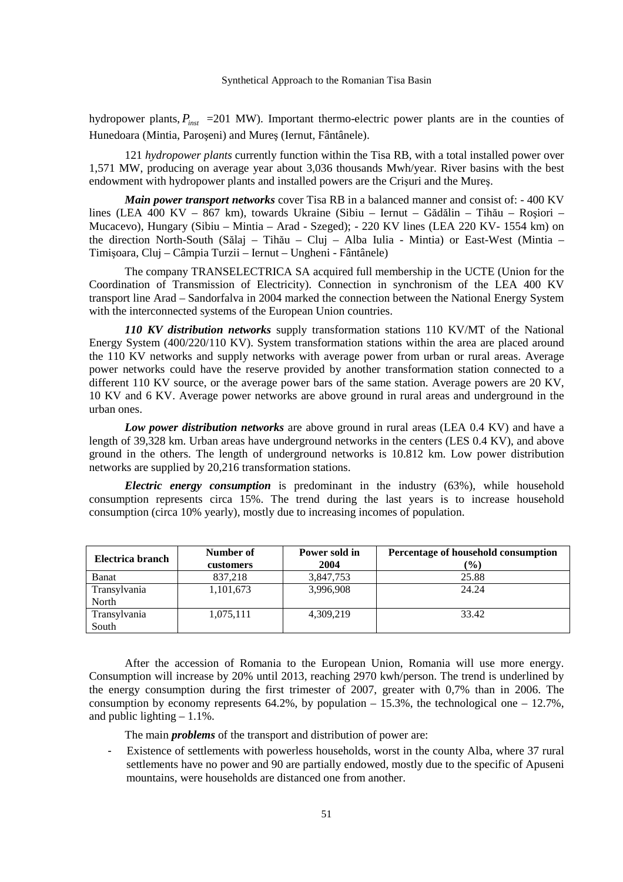hydropower plants, $P_{inst}$ =201 MW). Important thermo-electric power plants are in the counties of Hunedoara (Mintia, Paroşeni) and Mureş (Iernut, Fântânele).

121 *hydropower plants* currently function within the Tisa RB, with a total installed power over 1,571 MW, producing on average year about 3,036 thousands Mwh/year. River basins with the best endowment with hydropower plants and installed powers are the Crişuri and the Mureş.

***Main power transport networks*** cover Tisa RB in a balanced manner and consist of: - 400 KV lines (LEA 400 KV – 867 km), towards Ukraine (Sibiu – Iernut – Gădălin – Tihău – Roşiori – Mucacevo), Hungary (Sibiu – Mintia – Arad - Szeged); - 220 KV lines (LEA 220 KV- 1554 km) on the direction North-South (Sălaj – Tihău – Cluj – Alba Iulia - Mintia) or East-West (Mintia – Timişoara, Cluj – Câmpia Turzii – Iernut – Ungheni - Fântânele)

The company TRANSELECTRICA SA acquired full membership in the UCTE (Union for the Coordination of Transmission of Electricity). Connection in synchronism of the LEA 400 KV transport line Arad – Sandorfalva in 2004 marked the connection between the National Energy System with the interconnected systems of the European Union countries.

***110 KV distribution networks*** supply transformation stations 110 KV/MT of the National Energy System (400/220/110 KV). System transformation stations within the area are placed around the 110 KV networks and supply networks with average power from urban or rural areas. Average power networks could have the reserve provided by another transformation station connected to a different 110 KV source, or the average power bars of the same station. Average powers are 20 KV, 10 KV and 6 KV. Average power networks are above ground in rural areas and underground in the urban ones.

***Low power distribution networks*** are above ground in rural areas (LEA 0.4 KV) and have a length of 39,328 km. Urban areas have underground networks in the centers (LES 0.4 KV), and above ground in the others. The length of underground networks is 10.812 km. Low power distribution networks are supplied by 20,216 transformation stations.

***Electric energy consumption*** is predominant in the industry (63%), while household consumption represents circa 15%. The trend during the last years is to increase household consumption (circa 10% yearly), mostly due to increasing incomes of population.

| Electrica branch | Number of customers | Power sold in 2004 | Percentage of household consumption (%) |
|---|---|---|---|
| Banat | 837,218 | 3,847,753 | 25.88 |
| Transylvania North | 1,101,673 | 3,996,908 | 24.24 |
| Transylvania South | 1,075,111 | 4,309,219 | 33.42 |

After the accession of Romania to the European Union, Romania will use more energy. Consumption will increase by 20% until 2013, reaching 2970 kwh/person. The trend is underlined by the energy consumption during the first trimester of 2007, greater with 0,7% than in 2006. The consumption by economy represents 64.2%, by population – 15.3%, the technological one – 12.7%, and public lighting – 1.1%.

The main ***problems*** of the transport and distribution of power are:

- Existence of settlements with powerless households, worst in the county Alba, where 37 rural settlements have no power and 90 are partially endowed, mostly due to the specific of Apuseni mountains, were households are distanced one from another.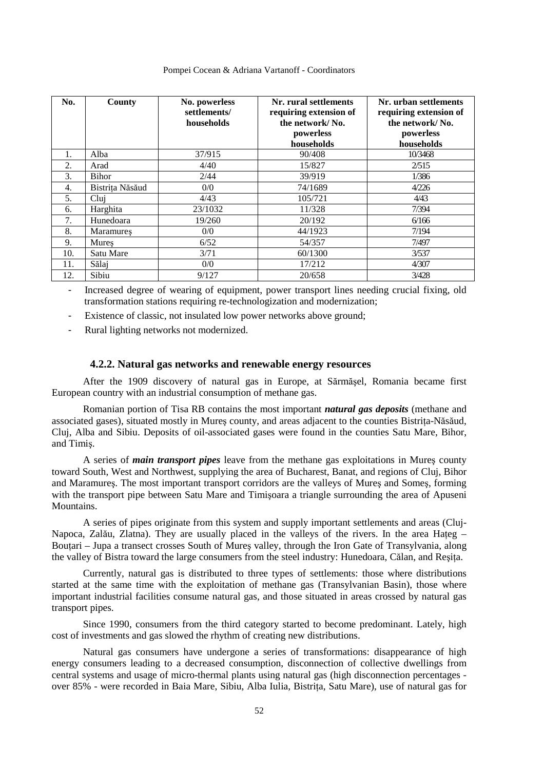| No. | County | No. powerless settlements/ households | Nr. rural settlements requiring extension of the network/ No. powerless households | Nr. urban settlements requiring extension of the network/ No. powerless households |
|---|---|---|---|---|
| 1. | Alba | 37/915 | 90/408 | 10/3468 |
| 2. | Arad | 4/40 | 15/827 | 2/515 |
| 3. | Bihor | 2/44 | 39/919 | 1/386 |
| 4. | Bistrița Năsăud | 0/0 | 74/1689 | 4/226 |
| 5. | Cluj | 4/43 | 105/721 | 4/43 |
| 6. | Harghita | 23/1032 | 11/328 | 7/394 |
| 7. | Hunedoara | 19/260 | 20/192 | 6/166 |
| 8. | Maramureș | 0/0 | 44/1923 | 7/194 |
| 9. | Mureș | 6/52 | 54/357 | 7/497 |
| 10. | Satu Mare | 3/71 | 60/1300 | 3/537 |
| 11. | Sălaj | 0/0 | 17/212 | 4/307 |
| 12. | Sibiu | 9/127 | 20/658 | 3/428 |

- Increased degree of wearing of equipment, power transport lines needing crucial fixing, old transformation stations requiring re-technologization and modernization;
- Existence of classic, not insulated low power networks above ground;
- Rural lighting networks not modernized.

### 4.2.2. Natural gas networks and renewable energy resources

After the 1909 discovery of natural gas in Europe, at Sărmăşel, Romania became first European country with an industrial consumption of methane gas.

Romanian portion of Tisa RB contains the most important ***natural gas deposits*** (methane and associated gases), situated mostly in Mureş county, and areas adjacent to the counties Bistrița-Năsăud, Cluj, Alba and Sibiu. Deposits of oil-associated gases were found in the counties Satu Mare, Bihor, and Timiş.

A series of ***main transport pipes*** leave from the methane gas exploitations in Mureş county toward South, West and Northwest, supplying the area of Bucharest, Banat, and regions of Cluj, Bihor and Maramureş. The most important transport corridors are the valleys of Mureş and Someş, forming with the transport pipe between Satu Mare and Timişoara a triangle surrounding the area of Apuseni Mountains.

A series of pipes originate from this system and supply important settlements and areas (Cluj-Napoca, Zalău, Zlatna). They are usually placed in the valleys of the rivers. In the area Hațeg – Bouțari – Jupa a transect crosses South of Mureş valley, through the Iron Gate of Transylvania, along the valley of Bistra toward the large consumers from the steel industry: Hunedoara, Călan, and Reşița.

Currently, natural gas is distributed to three types of settlements: those where distributions started at the same time with the exploitation of methane gas (Transylvanian Basin), those where important industrial facilities consume natural gas, and those situated in areas crossed by natural gas transport pipes.

Since 1990, consumers from the third category started to become predominant. Lately, high cost of investments and gas slowed the rhythm of creating new distributions.

Natural gas consumers have undergone a series of transformations: disappearance of high energy consumers leading to a decreased consumption, disconnection of collective dwellings from central systems and usage of micro-thermal plants using natural gas (high disconnection percentages - over 85% - were recorded in Baia Mare, Sibiu, Alba Iulia, Bistrița, Satu Mare), use of natural gas for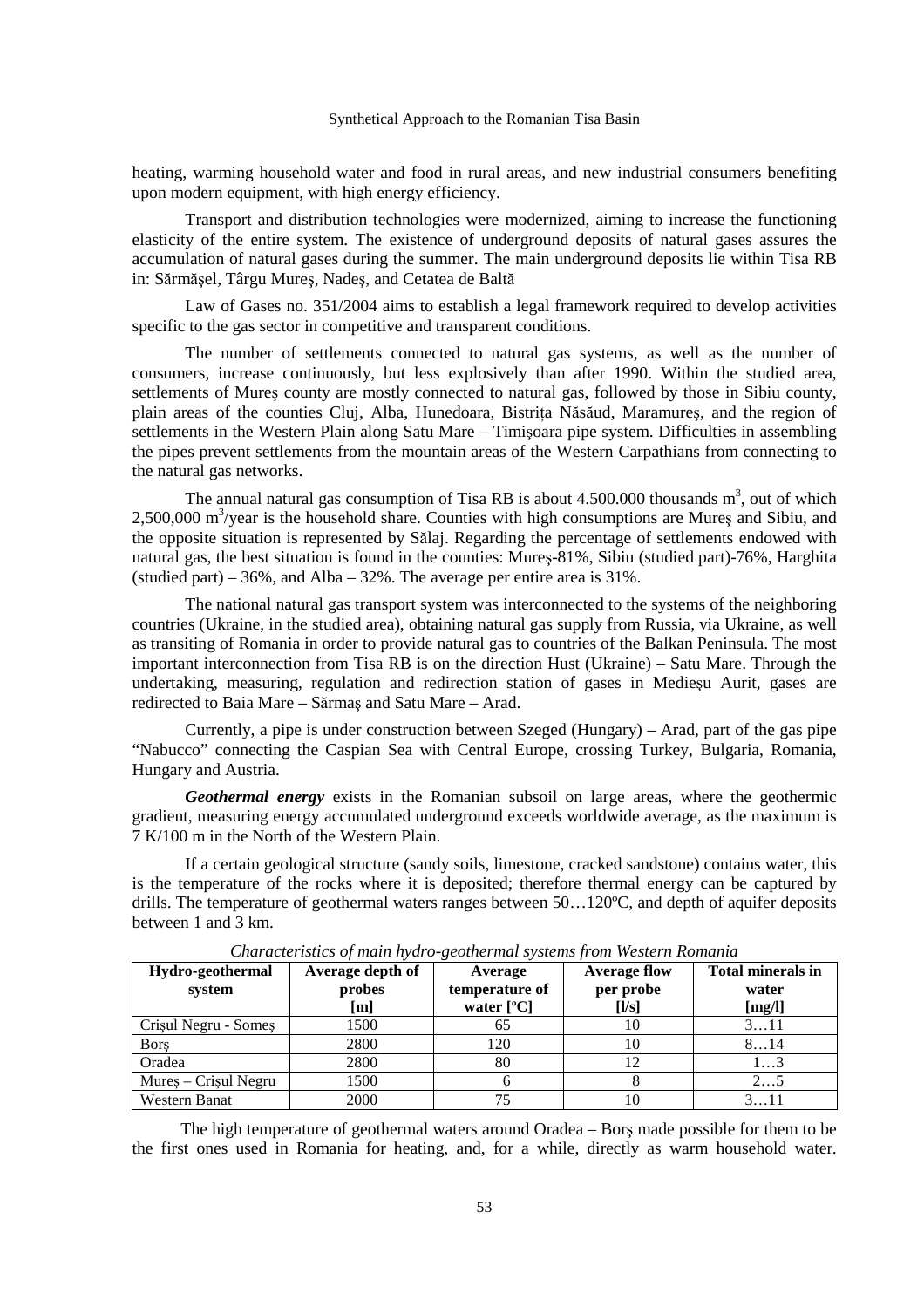heating, warming household water and food in rural areas, and new industrial consumers benefiting upon modern equipment, with high energy efficiency.

Transport and distribution technologies were modernized, aiming to increase the functioning elasticity of the entire system. The existence of underground deposits of natural gases assures the accumulation of natural gases during the summer. The main underground deposits lie within Tisa RB in: Sărmăşel, Târgu Mureş, Nadeş, and Cetatea de Baltă

Law of Gases no. 351/2004 aims to establish a legal framework required to develop activities specific to the gas sector in competitive and transparent conditions.

The number of settlements connected to natural gas systems, as well as the number of consumers, increase continuously, but less explosively than after 1990. Within the studied area, settlements of Mureş county are mostly connected to natural gas, followed by those in Sibiu county, plain areas of the counties Cluj, Alba, Hunedoara, Bistriţa Năsăud, Maramureş, and the region of settlements in the Western Plain along Satu Mare – Timişoara pipe system. Difficulties in assembling the pipes prevent settlements from the mountain areas of the Western Carpathians from connecting to the natural gas networks.

The annual natural gas consumption of Tisa RB is about 4.500.000 thousands $m^3$, out of which 2,500,000 $m^3$/year is the household share. Counties with high consumptions are Mureş and Sibiu, and the opposite situation is represented by Sălaj. Regarding the percentage of settlements endowed with natural gas, the best situation is found in the counties: Mureş-81%, Sibiu (studied part)-76%, Harghita (studied part) – 36%, and Alba – 32%. The average per entire area is 31%.

The national natural gas transport system was interconnected to the systems of the neighboring countries (Ukraine, in the studied area), obtaining natural gas supply from Russia, via Ukraine, as well as transiting of Romania in order to provide natural gas to countries of the Balkan Peninsula. The most important interconnection from Tisa RB is on the direction Hust (Ukraine) – Satu Mare. Through the undertaking, measuring, regulation and redirection station of gases in Medieşu Aurit, gases are redirected to Baia Mare – Sărmaş and Satu Mare – Arad.

Currently, a pipe is under construction between Szeged (Hungary) – Arad, part of the gas pipe "Nabucco" connecting the Caspian Sea with Central Europe, crossing Turkey, Bulgaria, Romania, Hungary and Austria.

***Geothermal energy*** exists in the Romanian subsoil on large areas, where the geothermic gradient, measuring energy accumulated underground exceeds worldwide average, as the maximum is 7 K/100 m in the North of the Western Plain.

If a certain geological structure (sandy soils, limestone, cracked sandstone) contains water, this is the temperature of the rocks where it is deposited; therefore thermal energy can be captured by drills. The temperature of geothermal waters ranges between 50…120ºC, and depth of aquifer deposits between 1 and 3 km.

*Characteristics of main hydro-geothermal systems from Western Romania*

| Hydro-geothermal system | Average depth of probes [m] | Average temperature of water [ºC] | Average flow per probe [l/s] | Total minerals in water [mg/l] |
|---|---|---|---|---|
| Crişul Negru - Someş | 1500 | 65 | 10 | 3…11 |
| Borş | 2800 | 120 | 10 | 8…14 |
| Oradea | 2800 | 80 | 12 | 1…3 |
| Mureş – Crişul Negru | 1500 | 6 | 8 | 2…5 |
| Western Banat | 2000 | 75 | 10 | 3…11 |

The high temperature of geothermal waters around Oradea – Borş made possible for them to be the first ones used in Romania for heating, and, for a while, directly as warm household water.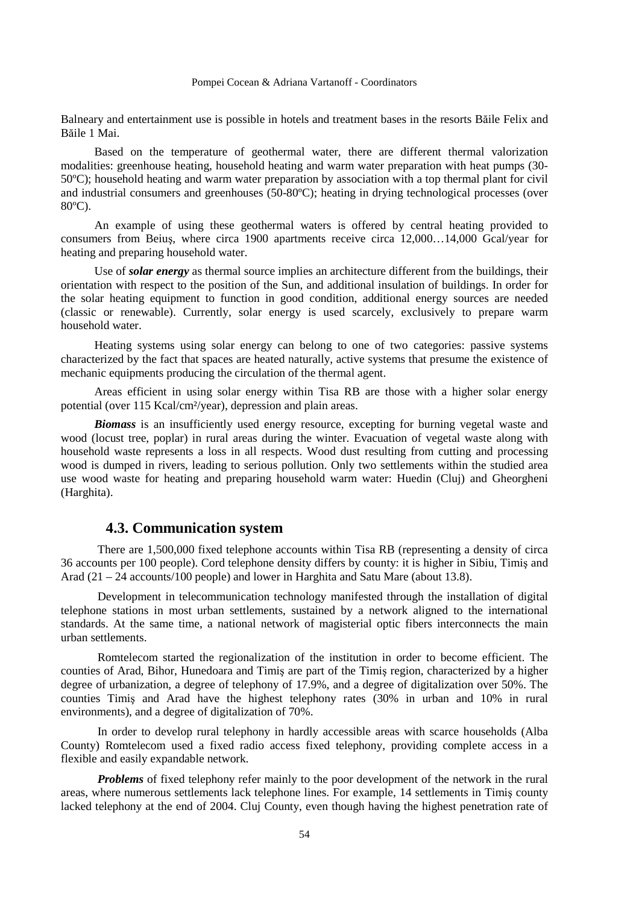Balneary and entertainment use is possible in hotels and treatment bases in the resorts Băile Felix and Băile 1 Mai.

Based on the temperature of geothermal water, there are different thermal valorization modalities: greenhouse heating, household heating and warm water preparation with heat pumps (30-50ºC); household heating and warm water preparation by association with a top thermal plant for civil and industrial consumers and greenhouses (50-80ºC); heating in drying technological processes (over 80ºC).

An example of using these geothermal waters is offered by central heating provided to consumers from Beiuş, where circa 1900 apartments receive circa 12,000…14,000 Gcal/year for heating and preparing household water.

Use of ***solar energy*** as thermal source implies an architecture different from the buildings, their orientation with respect to the position of the Sun, and additional insulation of buildings. In order for the solar heating equipment to function in good condition, additional energy sources are needed (classic or renewable). Currently, solar energy is used scarcely, exclusively to prepare warm household water.

Heating systems using solar energy can belong to one of two categories: passive systems characterized by the fact that spaces are heated naturally, active systems that presume the existence of mechanic equipments producing the circulation of the thermal agent.

Areas efficient in using solar energy within Tisa RB are those with a higher solar energy potential (over 115 Kcal/cm²/year), depression and plain areas.

***Biomass*** is an insufficiently used energy resource, excepting for burning vegetal waste and wood (locust tree, poplar) in rural areas during the winter. Evacuation of vegetal waste along with household waste represents a loss in all respects. Wood dust resulting from cutting and processing wood is dumped in rivers, leading to serious pollution. Only two settlements within the studied area use wood waste for heating and preparing household warm water: Huedin (Cluj) and Gheorgheni (Harghita).

## 4.3. Communication system

There are 1,500,000 fixed telephone accounts within Tisa RB (representing a density of circa 36 accounts per 100 people). Cord telephone density differs by county: it is higher in Sibiu, Timiş and Arad (21 – 24 accounts/100 people) and lower in Harghita and Satu Mare (about 13.8).

Development in telecommunication technology manifested through the installation of digital telephone stations in most urban settlements, sustained by a network aligned to the international standards. At the same time, a national network of magisterial optic fibers interconnects the main urban settlements.

Romtelecom started the regionalization of the institution in order to become efficient. The counties of Arad, Bihor, Hunedoara and Timiş are part of the Timiş region, characterized by a higher degree of urbanization, a degree of telephony of 17.9%, and a degree of digitalization over 50%. The counties Timiş and Arad have the highest telephony rates (30% in urban and 10% in rural environments), and a degree of digitalization of 70%.

In order to develop rural telephony in hardly accessible areas with scarce households (Alba County) Romtelecom used a fixed radio access fixed telephony, providing complete access in a flexible and easily expandable network.

***Problems*** of fixed telephony refer mainly to the poor development of the network in the rural areas, where numerous settlements lack telephone lines. For example, 14 settlements in Timiş county lacked telephony at the end of 2004. Cluj County, even though having the highest penetration rate of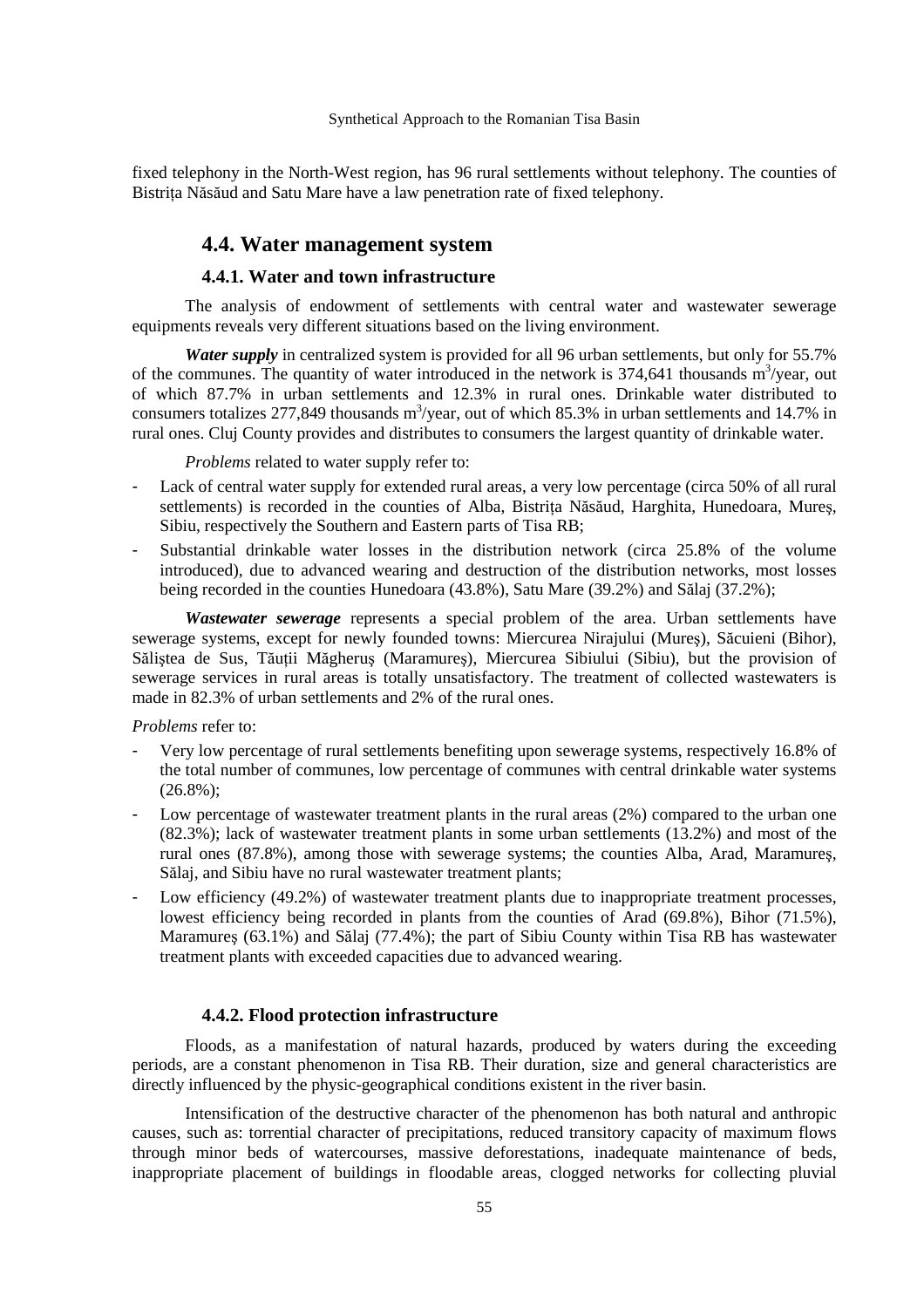fixed telephony in the North-West region, has 96 rural settlements without telephony. The counties of Bistrița Năsăud and Satu Mare have a law penetration rate of fixed telephony.

## 4.4. Water management system

### 4.4.1. Water and town infrastructure

The analysis of endowment of settlements with central water and wastewater sewerage equipments reveals very different situations based on the living environment.

***Water supply*** in centralized system is provided for all 96 urban settlements, but only for 55.7% of the communes. The quantity of water introduced in the network is 374,641 thousands $m^3$/year, out of which 87.7% in urban settlements and 12.3% in rural ones. Drinkable water distributed to consumers totalizes 277,849 thousands $m^3$/year, out of which 85.3% in urban settlements and 14.7% in rural ones. Cluj County provides and distributes to consumers the largest quantity of drinkable water.

*Problems* related to water supply refer to:

- Lack of central water supply for extended rural areas, a very low percentage (circa 50% of all rural settlements) is recorded in the counties of Alba, Bistrița Năsăud, Harghita, Hunedoara, Mureș, Sibiu, respectively the Southern and Eastern parts of Tisa RB;
- Substantial drinkable water losses in the distribution network (circa 25.8% of the volume introduced), due to advanced wearing and destruction of the distribution networks, most losses being recorded in the counties Hunedoara (43.8%), Satu Mare (39.2%) and Sălaj (37.2%);

***Wastewater sewerage*** represents a special problem of the area. Urban settlements have sewerage systems, except for newly founded towns: Miercurea Nirajului (Mureș), Săcuieni (Bihor), Săliștea de Sus, Tăuții Măgheruș (Maramureș), Miercurea Sibiului (Sibiu), but the provision of sewerage services in rural areas is totally unsatisfactory. The treatment of collected wastewaters is made in 82.3% of urban settlements and 2% of the rural ones.

*Problems* refer to:

- Very low percentage of rural settlements benefiting upon sewerage systems, respectively 16.8% of the total number of communes, low percentage of communes with central drinkable water systems (26.8%);
- Low percentage of wastewater treatment plants in the rural areas (2%) compared to the urban one (82.3%); lack of wastewater treatment plants in some urban settlements (13.2%) and most of the rural ones (87.8%), among those with sewerage systems; the counties Alba, Arad, Maramureș, Sălaj, and Sibiu have no rural wastewater treatment plants;
- Low efficiency (49.2%) of wastewater treatment plants due to inappropriate treatment processes, lowest efficiency being recorded in plants from the counties of Arad (69.8%), Bihor (71.5%), Maramureș (63.1%) and Sălaj (77.4%); the part of Sibiu County within Tisa RB has wastewater treatment plants with exceeded capacities due to advanced wearing.

### 4.4.2. Flood protection infrastructure

Floods, as a manifestation of natural hazards, produced by waters during the exceeding periods, are a constant phenomenon in Tisa RB. Their duration, size and general characteristics are directly influenced by the physic-geographical conditions existent in the river basin.

Intensification of the destructive character of the phenomenon has both natural and anthropic causes, such as: torrential character of precipitations, reduced transitory capacity of maximum flows through minor beds of watercourses, massive deforestations, inadequate maintenance of beds, inappropriate placement of buildings in floodable areas, clogged networks for collecting pluvial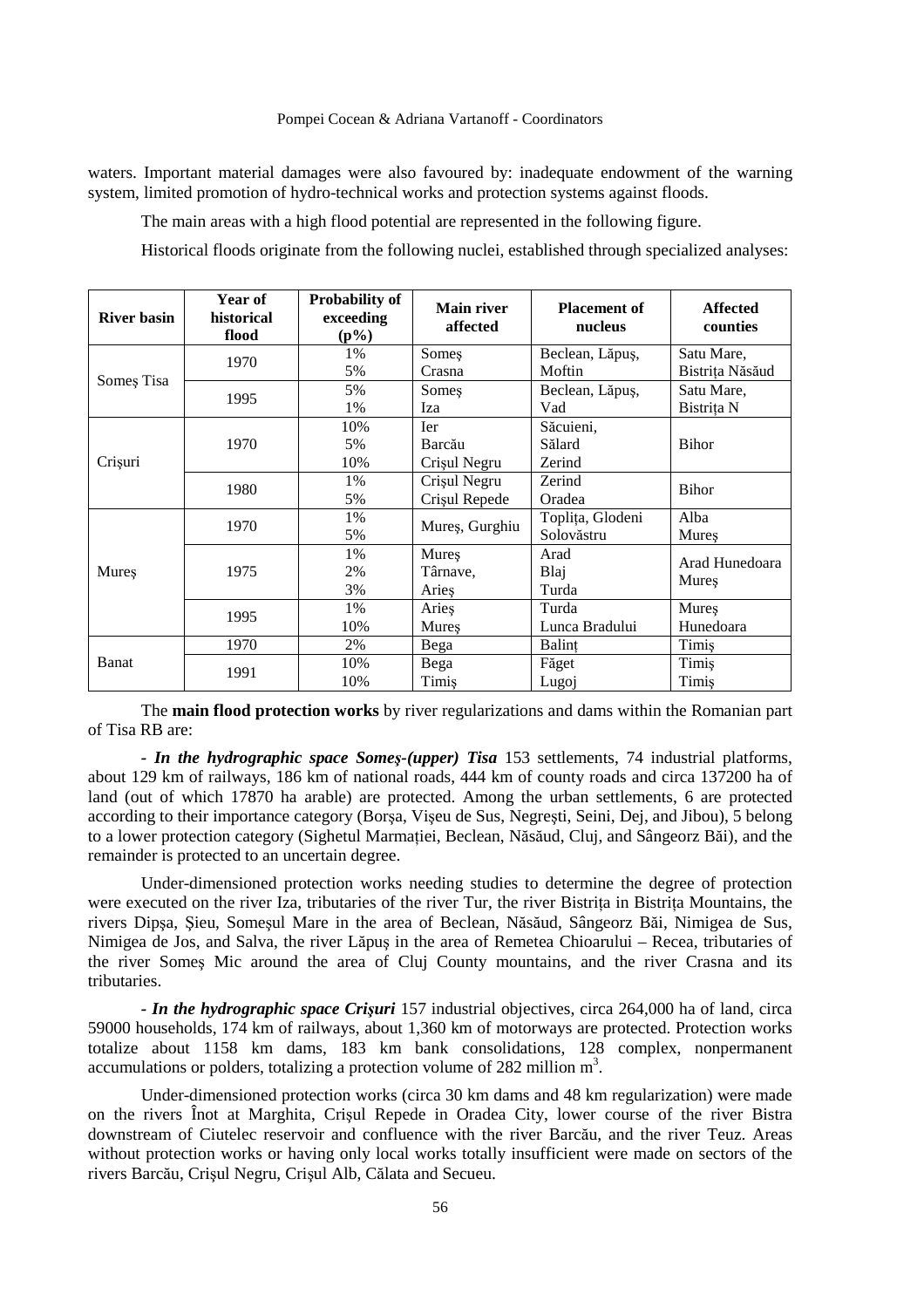waters. Important material damages were also favoured by: inadequate endowment of the warning system, limited promotion of hydro-technical works and protection systems against floods.

The main areas with a high flood potential are represented in the following figure.

Historical floods originate from the following nuclei, established through specialized analyses:

| River basin | Year of historical flood | Probability of exceeding (p%) | Main river affected | Placement of nucleus | Affected counties |
|---|---|---|---|---|---|
| Someş Tisa | 1970 | 1%<br>5% | Someş<br>Crasna | Beclean, Lăpuş,<br>Moftin | Satu Mare,<br>Bistriţa Năsăud |
| | 1995 | 5%<br>1% | Someş<br>Iza | Beclean, Lăpuş,<br>Vad | Satu Mare,<br>Bistriţa N |
| Crişuri | 1970 | 10%<br>5%<br>10% | Ier<br>Barcău<br>Crişul Negru | Săcuieni,<br>Sălard<br>Zerind | Bihor |
| | 1980 | 1%<br>5% | Crişul Negru<br>Crişul Repede | Zerind<br>Oradea | Bihor |
| Mureş | 1970 | 1%<br>5% | Mureş, Gurghiu | Topliţa, Glodeni<br>Solovăstru | Alba<br>Mureş |
| | 1975 | 1%<br>2%<br>3% | Mureş<br>Târnave,<br>Arieş | Arad<br>Blaj<br>Turda | Arad Hunedoara<br>Mureş |
| | 1995 | 1%<br>10% | Arieş<br>Mureş | Turda<br>Lunca Bradului | Mureş<br>Hunedoara |
| Banat | 1970 | 2% | Bega | Balinţ | Timiş |
| | 1991 | 10%<br>10% | Bega<br>Timiş | Făget<br>Lugoj | Timiş<br>Timiş |

The **main flood protection works** by river regularizations and dams within the Romanian part of Tisa RB are:

- ***In the hydrographic space Someş-(upper) Tisa*** 153 settlements, 74 industrial platforms, about 129 km of railways, 186 km of national roads, 444 km of county roads and circa 137200 ha of land (out of which 17870 ha arable) are protected. Among the urban settlements, 6 are protected according to their importance category (Borşa, Vişeu de Sus, Negreşti, Seini, Dej, and Jibou), 5 belong to a lower protection category (Sighetul Marmaţiei, Beclean, Năsăud, Cluj, and Sângeorz Băi), and the remainder is protected to an uncertain degree.

Under-dimensioned protection works needing studies to determine the degree of protection were executed on the river Iza, tributaries of the river Tur, the river Bistriţa in Bistriţa Mountains, the rivers Dipşa, Şieu, Someşul Mare in the area of Beclean, Năsăud, Sângeorz Băi, Nimigea de Sus, Nimigea de Jos, and Salva, the river Lăpuş in the area of Remetea Chioarului – Recea, tributaries of the river Someş Mic around the area of Cluj County mountains, and the river Crasna and its tributaries.

- ***In the hydrographic space Crişuri*** 157 industrial objectives, circa 264,000 ha of land, circa 59000 households, 174 km of railways, about 1,360 km of motorways are protected. Protection works totalize about 1158 km dams, 183 km bank consolidations, 128 complex, nonpermanent accumulations or polders, totalizing a protection volume of 282 million m$^3$.

Under-dimensioned protection works (circa 30 km dams and 48 km regularization) were made on the rivers Înot at Marghita, Crişul Repede in Oradea City, lower course of the river Bistra downstream of Ciutelec reservoir and confluence with the river Barcău, and the river Teuz. Areas without protection works or having only local works totally insufficient were made on sectors of the rivers Barcău, Crişul Negru, Crişul Alb, Călata and Secueu.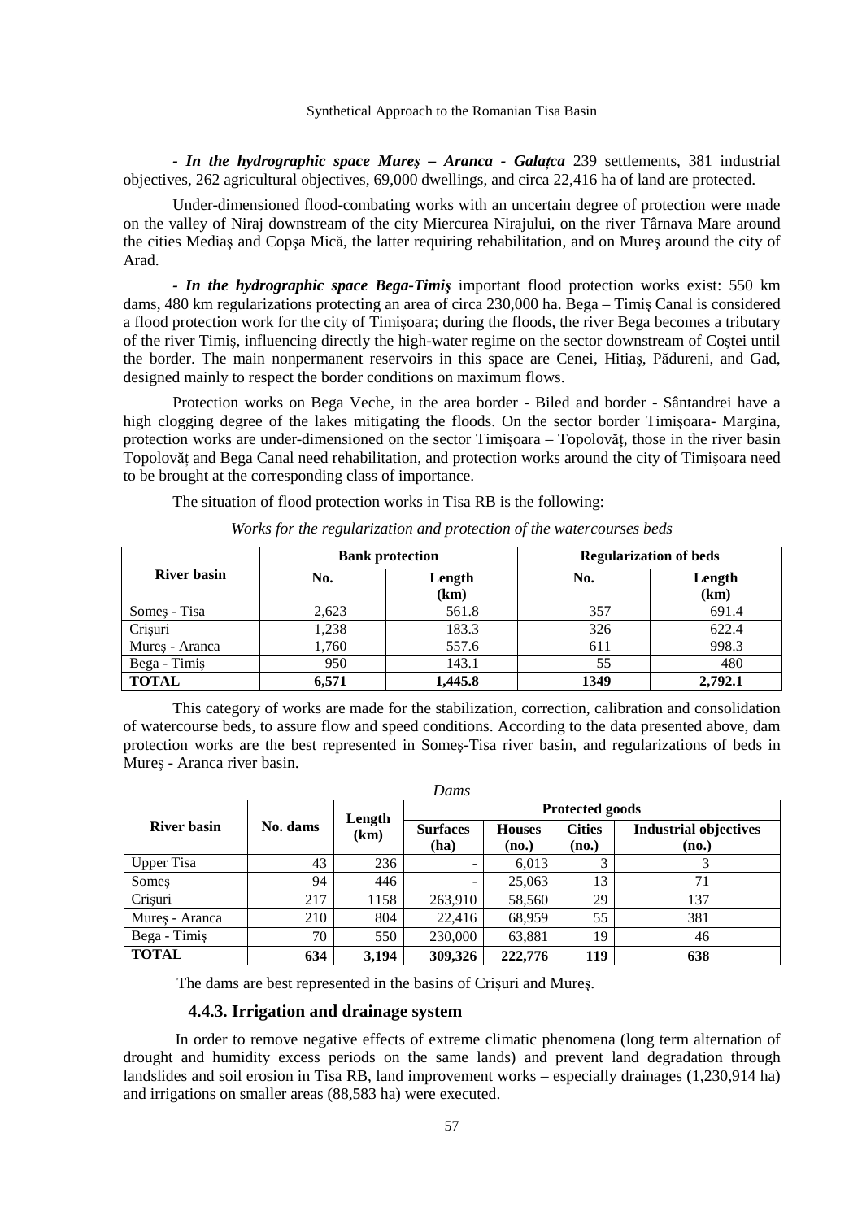- ***In the hydrographic space Mureş – Aranca - Galaţca*** 239 settlements, 381 industrial objectives, 262 agricultural objectives, 69,000 dwellings, and circa 22,416 ha of land are protected.

Under-dimensioned flood-combating works with an uncertain degree of protection were made on the valley of Niraj downstream of the city Miercurea Nirajului, on the river Târnava Mare around the cities Mediaş and Copşa Mică, the latter requiring rehabilitation, and on Mureş around the city of Arad.

- ***In the hydrographic space Bega-Timiş*** important flood protection works exist: 550 km dams, 480 km regularizations protecting an area of circa 230,000 ha. Bega – Timiş Canal is considered a flood protection work for the city of Timişoara; during the floods, the river Bega becomes a tributary of the river Timiş, influencing directly the high-water regime on the sector downstream of Coştei until the border. The main nonpermanent reservoirs in this space are Cenei, Hitiaş, Pădureni, and Gad, designed mainly to respect the border conditions on maximum flows.

Protection works on Bega Veche, in the area border - Biled and border - Sântandrei have a high clogging degree of the lakes mitigating the floods. On the sector border Timişoara- Margina, protection works are under-dimensioned on the sector Timişoara – Topolovăţ, those in the river basin Topolovăţ and Bega Canal need rehabilitation, and protection works around the city of Timişoara need to be brought at the corresponding class of importance.

The situation of flood protection works in Tisa RB is the following:

*Works for the regularization and protection of the watercourses beds*

| River basin | Bank protection | | Regularization of beds | |
|---|---|---|---|---|
| | No. | Length (km) | No. | Length (km) |
| Someş - Tisa | 2,623 | 561.8 | 357 | 691.4 |
| Crişuri | 1,238 | 183.3 | 326 | 622.4 |
| Mureş - Aranca | 1,760 | 557.6 | 611 | 998.3 |
| Bega - Timiş | 950 | 143.1 | 55 | 480 |
| **TOTAL** | **6,571** | **1,445.8** | **1349** | **2,792.1** |

This category of works are made for the stabilization, correction, calibration and consolidation of watercourse beds, to assure flow and speed conditions. According to the data presented above, dam protection works are the best represented in Someş-Tisa river basin, and regularizations of beds in Mureş - Aranca river basin.

*Dams*

| River basin | No. dams | Length (km) | Protected goods | | | |
|---|---|---|---|---|---|---|
| | | | Surfaces (ha) | Houses (no.) | Cities (no.) | Industrial objectives (no.) |
| Upper Tisa | 43 | 236 | - | 6,013 | 3 | 3 |
| Someş | 94 | 446 | - | 25,063 | 13 | 71 |
| Crişuri | 217 | 1158 | 263,910 | 58,560 | 29 | 137 |
| Mureş - Aranca | 210 | 804 | 22,416 | 68,959 | 55 | 381 |
| Bega - Timiş | 70 | 550 | 230,000 | 63,881 | 19 | 46 |
| **TOTAL** | **634** | **3,194** | **309,326** | **222,776** | **119** | **638** |

The dams are best represented in the basins of Crişuri and Mureş.

### 4.4.3. Irrigation and drainage system

In order to remove negative effects of extreme climatic phenomena (long term alternation of drought and humidity excess periods on the same lands) and prevent land degradation through landslides and soil erosion in Tisa RB, land improvement works – especially drainages (1,230,914 ha) and irrigations on smaller areas (88,583 ha) were executed.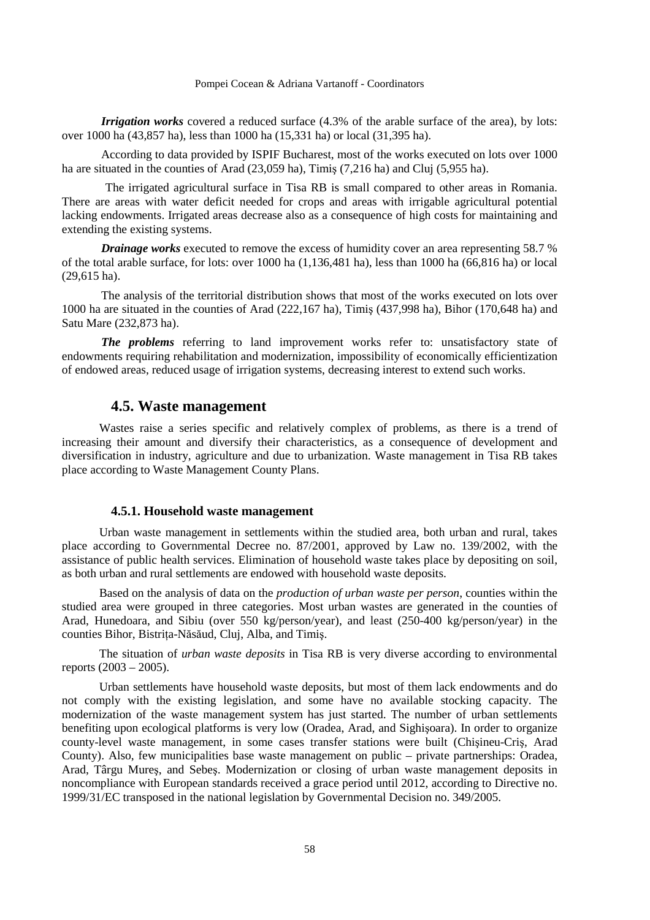***Irrigation works*** covered a reduced surface (4.3% of the arable surface of the area), by lots: over 1000 ha (43,857 ha), less than 1000 ha (15,331 ha) or local (31,395 ha).

According to data provided by ISPIF Bucharest, most of the works executed on lots over 1000 ha are situated in the counties of Arad (23,059 ha), Timiş (7,216 ha) and Cluj (5,955 ha).

The irrigated agricultural surface in Tisa RB is small compared to other areas in Romania. There are areas with water deficit needed for crops and areas with irrigable agricultural potential lacking endowments. Irrigated areas decrease also as a consequence of high costs for maintaining and extending the existing systems.

***Drainage works*** executed to remove the excess of humidity cover an area representing 58.7 % of the total arable surface, for lots: over 1000 ha (1,136,481 ha), less than 1000 ha (66,816 ha) or local (29,615 ha).

The analysis of the territorial distribution shows that most of the works executed on lots over 1000 ha are situated in the counties of Arad (222,167 ha), Timiş (437,998 ha), Bihor (170,648 ha) and Satu Mare (232,873 ha).

***The problems*** referring to land improvement works refer to: unsatisfactory state of endowments requiring rehabilitation and modernization, impossibility of economically efficientization of endowed areas, reduced usage of irrigation systems, decreasing interest to extend such works.

## 4.5. Waste management

Wastes raise a series specific and relatively complex of problems, as there is a trend of increasing their amount and diversify their characteristics, as a consequence of development and diversification in industry, agriculture and due to urbanization. Waste management in Tisa RB takes place according to Waste Management County Plans.

### 4.5.1. Household waste management

Urban waste management in settlements within the studied area, both urban and rural, takes place according to Governmental Decree no. 87/2001, approved by Law no. 139/2002, with the assistance of public health services. Elimination of household waste takes place by depositing on soil, as both urban and rural settlements are endowed with household waste deposits.

Based on the analysis of data on the *production of urban waste per person*, counties within the studied area were grouped in three categories. Most urban wastes are generated in the counties of Arad, Hunedoara, and Sibiu (over 550 kg/person/year), and least (250-400 kg/person/year) in the counties Bihor, Bistrița-Năsăud, Cluj, Alba, and Timiş.

The situation of *urban waste deposits* in Tisa RB is very diverse according to environmental reports (2003 – 2005).

Urban settlements have household waste deposits, but most of them lack endowments and do not comply with the existing legislation, and some have no available stocking capacity. The modernization of the waste management system has just started. The number of urban settlements benefiting upon ecological platforms is very low (Oradea, Arad, and Sighişoara). In order to organize county-level waste management, in some cases transfer stations were built (Chişineu-Criş, Arad County). Also, few municipalities base waste management on public – private partnerships: Oradea, Arad, Târgu Mureş, and Sebeş. Modernization or closing of urban waste management deposits in noncompliance with European standards received a grace period until 2012, according to Directive no. 1999/31/EC transposed in the national legislation by Governmental Decision no. 349/2005.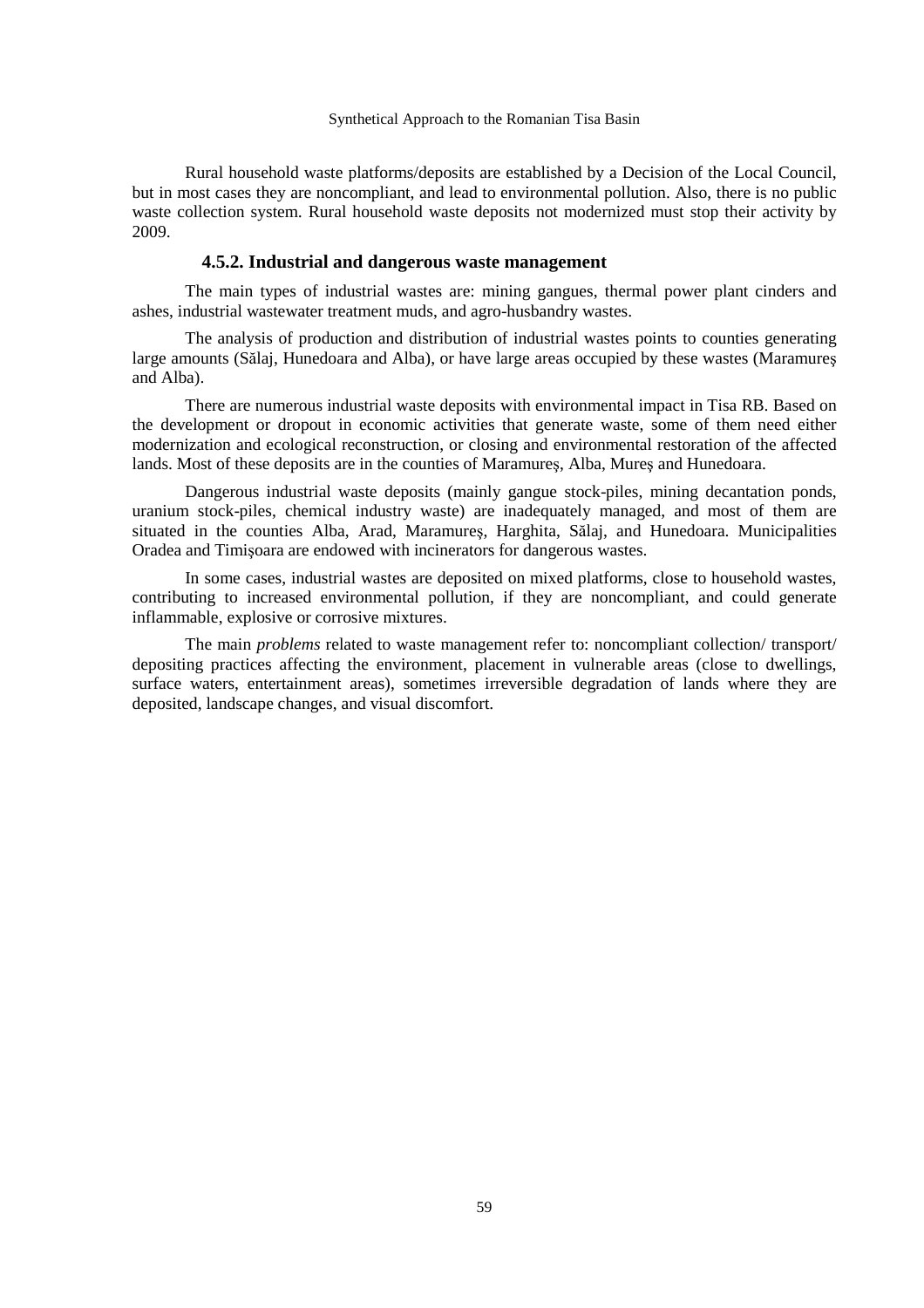Rural household waste platforms/deposits are established by a Decision of the Local Council, but in most cases they are noncompliant, and lead to environmental pollution. Also, there is no public waste collection system. Rural household waste deposits not modernized must stop their activity by 2009.

### 4.5.2. Industrial and dangerous waste management

The main types of industrial wastes are: mining gangues, thermal power plant cinders and ashes, industrial wastewater treatment muds, and agro-husbandry wastes.

The analysis of production and distribution of industrial wastes points to counties generating large amounts (Sălaj, Hunedoara and Alba), or have large areas occupied by these wastes (Maramureş and Alba).

There are numerous industrial waste deposits with environmental impact in Tisa RB. Based on the development or dropout in economic activities that generate waste, some of them need either modernization and ecological reconstruction, or closing and environmental restoration of the affected lands. Most of these deposits are in the counties of Maramureş, Alba, Mureș and Hunedoara.

Dangerous industrial waste deposits (mainly gangue stock-piles, mining decantation ponds, uranium stock-piles, chemical industry waste) are inadequately managed, and most of them are situated in the counties Alba, Arad, Maramureş, Harghita, Sălaj, and Hunedoara. Municipalities Oradea and Timişoara are endowed with incinerators for dangerous wastes.

In some cases, industrial wastes are deposited on mixed platforms, close to household wastes, contributing to increased environmental pollution, if they are noncompliant, and could generate inflammable, explosive or corrosive mixtures.

The main *problems* related to waste management refer to: noncompliant collection/ transport/ depositing practices affecting the environment, placement in vulnerable areas (close to dwellings, surface waters, entertainment areas), sometimes irreversible degradation of lands where they are deposited, landscape changes, and visual discomfort.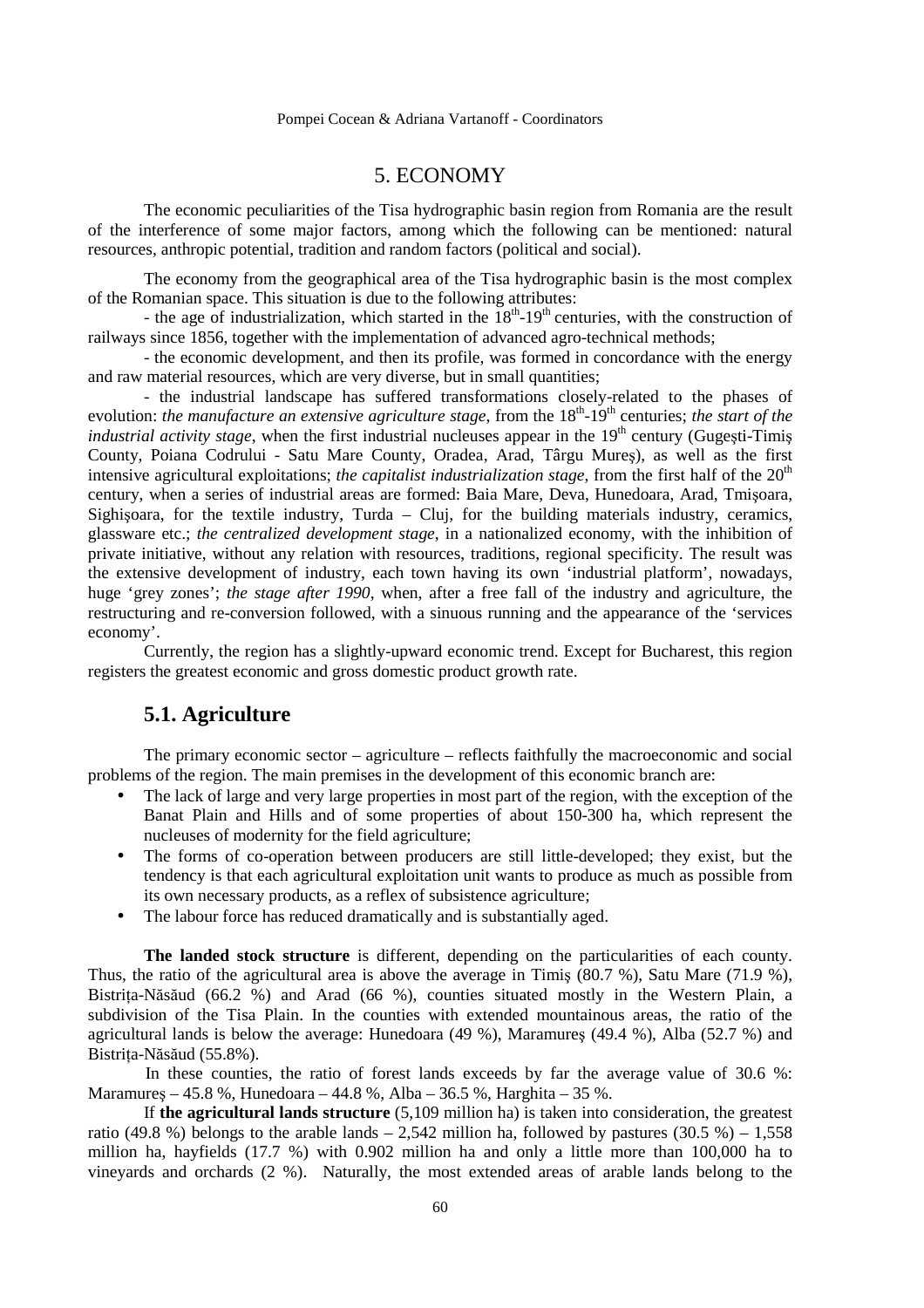# 5. ECONOMY

The economic peculiarities of the Tisa hydrographic basin region from Romania are the result of the interference of some major factors, among which the following can be mentioned: natural resources, anthropic potential, tradition and random factors (political and social).

The economy from the geographical area of the Tisa hydrographic basin is the most complex of the Romanian space. This situation is due to the following attributes:

- the age of industrialization, which started in the 18th-19th centuries, with the construction of railways since 1856, together with the implementation of advanced agro-technical methods;

- the economic development, and then its profile, was formed in concordance with the energy and raw material resources, which are very diverse, but in small quantities;

- the industrial landscape has suffered transformations closely-related to the phases of evolution: *the manufacture an extensive agriculture stage*, from the 18th-19th centuries; *the start of the industrial activity stage*, when the first industrial nucleuses appear in the 19th century (Gugeşti-Timiş County, Poiana Codrului - Satu Mare County, Oradea, Arad, Târgu Mureş), as well as the first intensive agricultural exploitations; *the capitalist industrialization stage*, from the first half of the 20th century, when a series of industrial areas are formed: Baia Mare, Deva, Hunedoara, Arad, Tmişoara, Sighişoara, for the textile industry, Turda – Cluj, for the building materials industry, ceramics, glassware etc.; *the centralized development stage*, in a nationalized economy, with the inhibition of private initiative, without any relation with resources, traditions, regional specificity. The result was the extensive development of industry, each town having its own 'industrial platform', nowadays, huge 'grey zones'; *the stage after 1990*, when, after a free fall of the industry and agriculture, the restructuring and re-conversion followed, with a sinuous running and the appearance of the 'services economy'.

Currently, the region has a slightly-upward economic trend. Except for Bucharest, this region registers the greatest economic and gross domestic product growth rate.

## 5.1. Agriculture

The primary economic sector – agriculture – reflects faithfully the macroeconomic and social problems of the region. The main premises in the development of this economic branch are:

- The lack of large and very large properties in most part of the region, with the exception of the Banat Plain and Hills and of some properties of about 150-300 ha, which represent the nucleuses of modernity for the field agriculture;
- The forms of co-operation between producers are still little-developed; they exist, but the tendency is that each agricultural exploitation unit wants to produce as much as possible from its own necessary products, as a reflex of subsistence agriculture;
- The labour force has reduced dramatically and is substantially aged.

**The landed stock structure** is different, depending on the particularities of each county. Thus, the ratio of the agricultural area is above the average in Timiş (80.7 %), Satu Mare (71.9 %), Bistriţa-Năsăud (66.2 %) and Arad (66 %), counties situated mostly in the Western Plain, a subdivision of the Tisa Plain. In the counties with extended mountainous areas, the ratio of the agricultural lands is below the average: Hunedoara (49 %), Maramureş (49.4 %), Alba (52.7 %) and Bistriţa-Năsăud (55.8%).

In these counties, the ratio of forest lands exceeds by far the average value of 30.6 %: Maramureş – 45.8 %, Hunedoara – 44.8 %, Alba – 36.5 %, Harghita – 35 %.

If **the agricultural lands structure** (5,109 million ha) is taken into consideration, the greatest ratio (49.8 %) belongs to the arable lands – 2,542 million ha, followed by pastures (30.5 %) – 1,558 million ha, hayfields (17.7 %) with 0.902 million ha and only a little more than 100,000 ha to vineyards and orchards (2 %). Naturally, the most extended areas of arable lands belong to the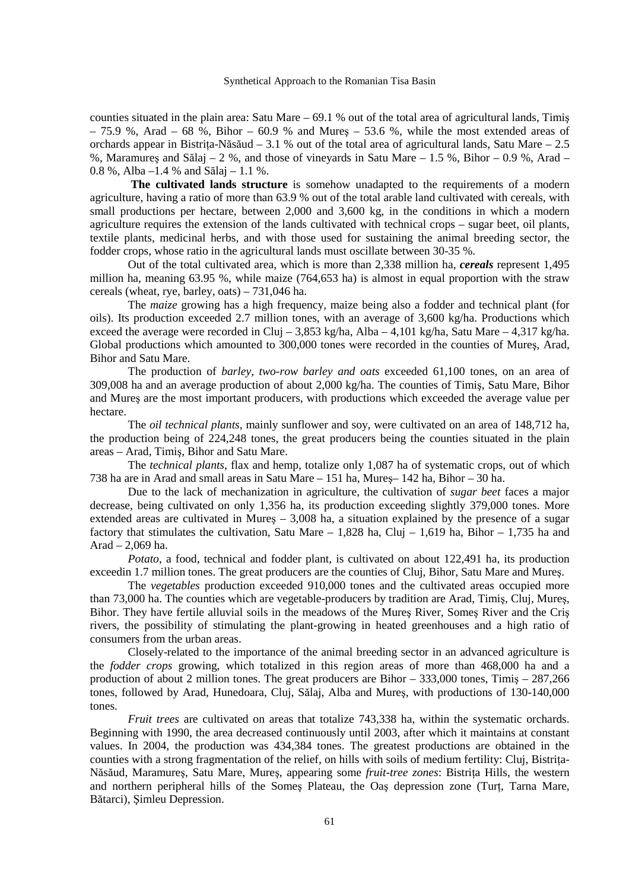counties situated in the plain area: Satu Mare – 69.1 % out of the total area of agricultural lands, Timiş – 75.9 %, Arad – 68 %, Bihor – 60.9 % and Mureş – 53.6 %, while the most extended areas of orchards appear in Bistriţa-Năsăud – 3.1 % out of the total area of agricultural lands, Satu Mare – 2.5 %, Maramureş and Sălaj – 2 %, and those of vineyards in Satu Mare – 1.5 %, Bihor – 0.9 %, Arad – 0.8 %, Alba –1.4 % and Sălaj – 1.1 %.

**The cultivated lands structure** is somehow unadapted to the requirements of a modern agriculture, having a ratio of more than 63.9 % out of the total arable land cultivated with cereals, with small productions per hectare, between 2,000 and 3,600 kg, in the conditions in which a modern agriculture requires the extension of the lands cultivated with technical crops – sugar beet, oil plants, textile plants, medicinal herbs, and with those used for sustaining the animal breeding sector, the fodder crops, whose ratio in the agricultural lands must oscillate between 30-35 %.

Out of the total cultivated area, which is more than 2,338 million ha, ***cereals*** represent 1,495 million ha, meaning 63.95 %, while maize (764,653 ha) is almost in equal proportion with the straw cereals (wheat, rye, barley, oats) – 731,046 ha.

The *maize* growing has a high frequency, maize being also a fodder and technical plant (for oils). Its production exceeded 2.7 million tones, with an average of 3,600 kg/ha. Productions which exceed the average were recorded in Cluj – 3,853 kg/ha, Alba – 4,101 kg/ha, Satu Mare – 4,317 kg/ha. Global productions which amounted to 300,000 tones were recorded in the counties of Mureş, Arad, Bihor and Satu Mare.

The production of *barley, two-row barley and oats* exceeded 61,100 tones, on an area of 309,008 ha and an average production of about 2,000 kg/ha. The counties of Timiş, Satu Mare, Bihor and Mureş are the most important producers, with productions which exceeded the average value per hectare.

The *oil technical plants*, mainly sunflower and soy, were cultivated on an area of 148,712 ha, the production being of 224,248 tones, the great producers being the counties situated in the plain areas – Arad, Timiş, Bihor and Satu Mare.

The *technical plants*, flax and hemp, totalize only 1,087 ha of systematic crops, out of which 738 ha are in Arad and small areas in Satu Mare – 151 ha, Mureş– 142 ha, Bihor – 30 ha.

Due to the lack of mechanization in agriculture, the cultivation of *sugar beet* faces a major decrease, being cultivated on only 1,356 ha, its production exceeding slightly 379,000 tones. More extended areas are cultivated in Mureş – 3,008 ha, a situation explained by the presence of a sugar factory that stimulates the cultivation, Satu Mare – 1,828 ha, Cluj – 1,619 ha, Bihor – 1,735 ha and Arad – 2,069 ha.

*Potato*, a food, technical and fodder plant, is cultivated on about 122,491 ha, its production exceedin 1.7 million tones. The great producers are the counties of Cluj, Bihor, Satu Mare and Mureş.

The *vegetables* production exceeded 910,000 tones and the cultivated areas occupied more than 73,000 ha. The counties which are vegetable-producers by tradition are Arad, Timiş, Cluj, Mureş, Bihor. They have fertile alluvial soils in the meadows of the Mureş River, Someş River and the Criş rivers, the possibility of stimulating the plant-growing in heated greenhouses and a high ratio of consumers from the urban areas.

Closely-related to the importance of the animal breeding sector in an advanced agriculture is the *fodder crops* growing, which totalized in this region areas of more than 468,000 ha and a production of about 2 million tones. The great producers are Bihor – 333,000 tones, Timiş – 287,266 tones, followed by Arad, Hunedoara, Cluj, Sălaj, Alba and Mureş, with productions of 130-140,000 tones.

*Fruit trees* are cultivated on areas that totalize 743,338 ha, within the systematic orchards. Beginning with 1990, the area decreased continuously until 2003, after which it maintains at constant values. In 2004, the production was 434,384 tones. The greatest productions are obtained in the counties with a strong fragmentation of the relief, on hills with soils of medium fertility: Cluj, Bistriţa-Năsăud, Maramureş, Satu Mare, Mureş, appearing some *fruit-tree zones*: Bistriţa Hills, the western and northern peripheral hills of the Someş Plateau, the Oaş depression zone (Turţ, Tarna Mare, Bătarci), Şimleu Depression.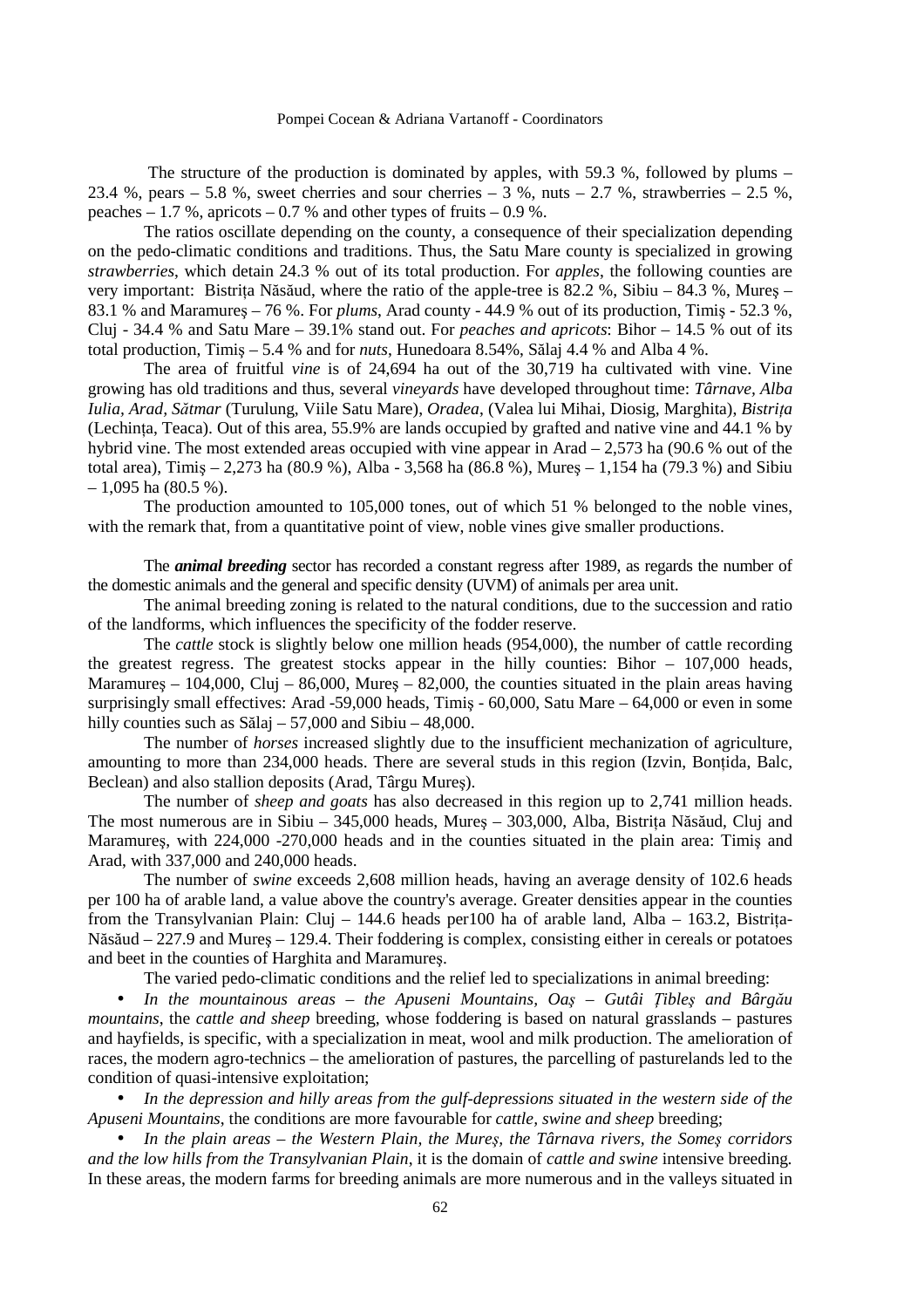The structure of the production is dominated by apples, with 59.3 %, followed by plums – 23.4 %, pears – 5.8 %, sweet cherries and sour cherries – 3 %, nuts – 2.7 %, strawberries – 2.5 %, peaches – 1.7 %, apricots – 0.7 % and other types of fruits – 0.9 %.

The ratios oscillate depending on the county, a consequence of their specialization depending on the pedo-climatic conditions and traditions. Thus, the Satu Mare county is specialized in growing *strawberries*, which detain 24.3 % out of its total production. For *apples*, the following counties are very important: Bistrița Năsăud, where the ratio of the apple-tree is 82.2 %, Sibiu – 84.3 %, Mureș – 83.1 % and Maramureș – 76 %. For *plums*, Arad county - 44.9 % out of its production, Timiș - 52.3 %, Cluj - 34.4 % and Satu Mare – 39.1% stand out. For *peaches and apricots*: Bihor – 14.5 % out of its total production, Timiș – 5.4 % and for *nuts*, Hunedoara 8.54%, Sălaj 4.4 % and Alba 4 %.

The area of fruitful *vine* is of 24,694 ha out of the 30,719 ha cultivated with vine. Vine growing has old traditions and thus, several *vineyards* have developed throughout time: *Târnave, Alba Iulia, Arad, Sătmar* (Turulung, Viile Satu Mare), *Oradea*, (Valea lui Mihai, Diosig, Marghita), *Bistrița* (Lechința, Teaca). Out of this area, 55.9% are lands occupied by grafted and native vine and 44.1 % by hybrid vine. The most extended areas occupied with vine appear in Arad – 2,573 ha (90.6 % out of the total area), Timiș – 2,273 ha (80.9 %), Alba - 3,568 ha (86.8 %), Mureș – 1,154 ha (79.3 %) and Sibiu – 1,095 ha (80.5 %).

The production amounted to 105,000 tones, out of which 51 % belonged to the noble vines, with the remark that, from a quantitative point of view, noble vines give smaller productions.

The ***animal breeding*** sector has recorded a constant regress after 1989, as regards the number of the domestic animals and the general and specific density (UVM) of animals per area unit.

The animal breeding zoning is related to the natural conditions, due to the succession and ratio of the landforms, which influences the specificity of the fodder reserve.

The *cattle* stock is slightly below one million heads (954,000), the number of cattle recording the greatest regress. The greatest stocks appear in the hilly counties: Bihor – 107,000 heads, Maramureș – 104,000, Cluj – 86,000, Mureș – 82,000, the counties situated in the plain areas having surprisingly small effectives: Arad -59,000 heads, Timiș - 60,000, Satu Mare – 64,000 or even in some hilly counties such as Sălaj – 57,000 and Sibiu – 48,000.

The number of *horses* increased slightly due to the insufficient mechanization of agriculture, amounting to more than 234,000 heads. There are several studs in this region (Izvin, Bonțida, Balc, Beclean) and also stallion deposits (Arad, Târgu Mureș).

The number of *sheep and goats* has also decreased in this region up to 2,741 million heads. The most numerous are in Sibiu – 345,000 heads, Mureș – 303,000, Alba, Bistrița Năsăud, Cluj and Maramureș, with 224,000 -270,000 heads and in the counties situated in the plain area: Timiș and Arad, with 337,000 and 240,000 heads.

The number of *swine* exceeds 2,608 million heads, having an average density of 102.6 heads per 100 ha of arable land, a value above the country's average. Greater densities appear in the counties from the Transylvanian Plain: Cluj – 144.6 heads per100 ha of arable land, Alba – 163.2, Bistrița-Năsăud – 227.9 and Mureș – 129.4. Their foddering is complex, consisting either in cereals or potatoes and beet in the counties of Harghita and Maramureș.

The varied pedo-climatic conditions and the relief led to specializations in animal breeding:

- *In the mountainous areas – the Apuseni Mountains, Oaș – Gutâi Țibleș and Bârgău mountains*, the *cattle and sheep* breeding, whose foddering is based on natural grasslands – pastures and hayfields, is specific, with a specialization in meat, wool and milk production. The amelioration of races, the modern agro-technics – the amelioration of pastures, the parcelling of pasturelands led to the condition of quasi-intensive exploitation;
- *In the depression and hilly areas from the gulf-depressions situated in the western side of the Apuseni Mountains*, the conditions are more favourable for *cattle, swine and sheep* breeding;
- *In the plain areas – the Western Plain, the Mureș, the Târnava rivers, the Someș corridors and the low hills from the Transylvanian Plain*, it is the domain of *cattle and swine* intensive breeding. In these areas, the modern farms for breeding animals are more numerous and in the valleys situated in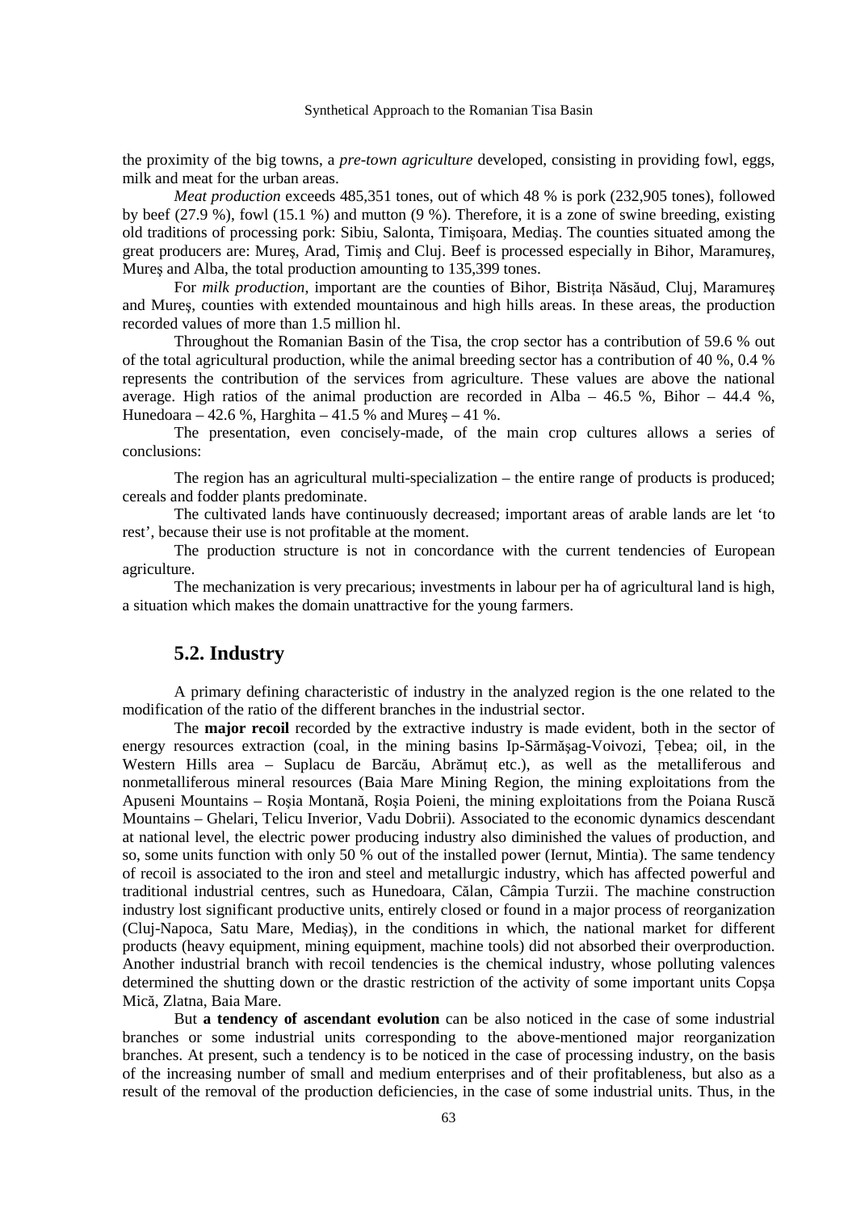the proximity of the big towns, a *pre-town agriculture* developed, consisting in providing fowl, eggs, milk and meat for the urban areas.

*Meat production* exceeds 485,351 tones, out of which 48 % is pork (232,905 tones), followed by beef (27.9 %), fowl (15.1 %) and mutton (9 %). Therefore, it is a zone of swine breeding, existing old traditions of processing pork: Sibiu, Salonta, Timişoara, Mediaş. The counties situated among the great producers are: Mureş, Arad, Timiş and Cluj. Beef is processed especially in Bihor, Maramureş, Mureş and Alba, the total production amounting to 135,399 tones.

For *milk production*, important are the counties of Bihor, Bistrița Năsăud, Cluj, Maramureş and Mureş, counties with extended mountainous and high hills areas. In these areas, the production recorded values of more than 1.5 million hl.

Throughout the Romanian Basin of the Tisa, the crop sector has a contribution of 59.6 % out of the total agricultural production, while the animal breeding sector has a contribution of 40 %, 0.4 % represents the contribution of the services from agriculture. These values are above the national average. High ratios of the animal production are recorded in Alba – 46.5 %, Bihor – 44.4 %, Hunedoara – 42.6 %, Harghita – 41.5 % and Mureş – 41 %.

The presentation, even concisely-made, of the main crop cultures allows a series of conclusions:

The region has an agricultural multi-specialization – the entire range of products is produced; cereals and fodder plants predominate.

The cultivated lands have continuously decreased; important areas of arable lands are let 'to rest', because their use is not profitable at the moment.

The production structure is not in concordance with the current tendencies of European agriculture.

The mechanization is very precarious; investments in labour per ha of agricultural land is high, a situation which makes the domain unattractive for the young farmers.

## 5.2. Industry

A primary defining characteristic of industry in the analyzed region is the one related to the modification of the ratio of the different branches in the industrial sector.

The **major recoil** recorded by the extractive industry is made evident, both in the sector of energy resources extraction (coal, in the mining basins Ip-Sărmăşag-Voivozi, Țebea; oil, in the Western Hills area – Suplacu de Barcău, Abrămuț etc.), as well as the metalliferous and nonmetalliferous mineral resources (Baia Mare Mining Region, the mining exploitations from the Apuseni Mountains – Roşia Montană, Roșia Poieni, the mining exploitations from the Poiana Ruscă Mountains – Ghelari, Telicu Inverior, Vadu Dobrii). Associated to the economic dynamics descendant at national level, the electric power producing industry also diminished the values of production, and so, some units function with only 50 % out of the installed power (Iernut, Mintia). The same tendency of recoil is associated to the iron and steel and metallurgic industry, which has affected powerful and traditional industrial centres, such as Hunedoara, Călan, Câmpia Turzii. The machine construction industry lost significant productive units, entirely closed or found in a major process of reorganization (Cluj-Napoca, Satu Mare, Mediaş), in the conditions in which, the national market for different products (heavy equipment, mining equipment, machine tools) did not absorbed their overproduction. Another industrial branch with recoil tendencies is the chemical industry, whose polluting valences determined the shutting down or the drastic restriction of the activity of some important units Copşa Mică, Zlatna, Baia Mare.

But **a tendency of ascendant evolution** can be also noticed in the case of some industrial branches or some industrial units corresponding to the above-mentioned major reorganization branches. At present, such a tendency is to be noticed in the case of processing industry, on the basis of the increasing number of small and medium enterprises and of their profitableness, but also as a result of the removal of the production deficiencies, in the case of some industrial units. Thus, in the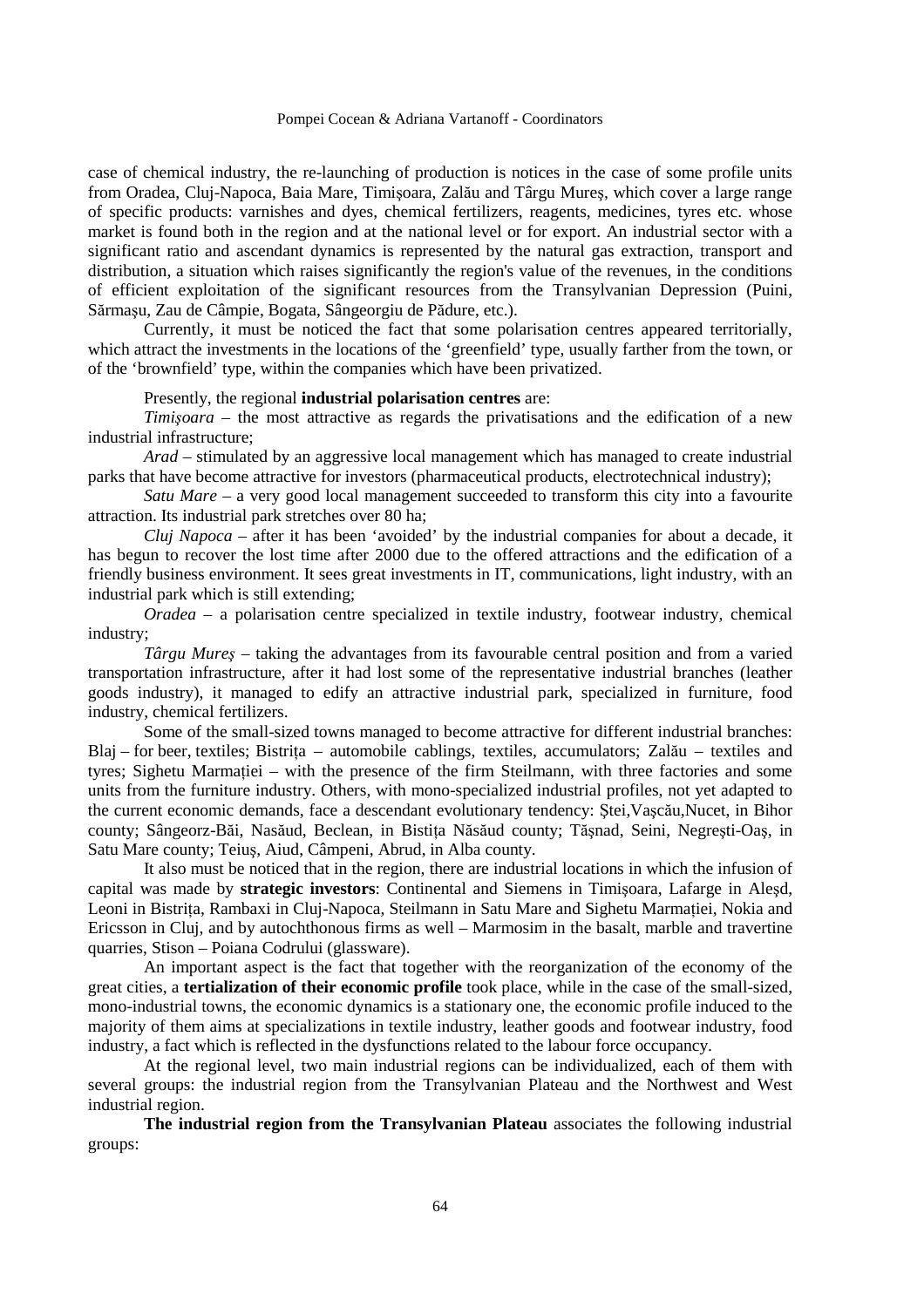case of chemical industry, the re-launching of production is notices in the case of some profile units from Oradea, Cluj-Napoca, Baia Mare, Timişoara, Zalău and Târgu Mureş, which cover a large range of specific products: varnishes and dyes, chemical fertilizers, reagents, medicines, tyres etc. whose market is found both in the region and at the national level or for export. An industrial sector with a significant ratio and ascendant dynamics is represented by the natural gas extraction, transport and distribution, a situation which raises significantly the region's value of the revenues, in the conditions of efficient exploitation of the significant resources from the Transylvanian Depression (Puini, Sărmaşu, Zau de Câmpie, Bogata, Sângeorgiu de Pădure, etc.).

Currently, it must be noticed the fact that some polarisation centres appeared territorially, which attract the investments in the locations of the 'greenfield' type, usually farther from the town, or of the 'brownfield' type, within the companies which have been privatized.

Presently, the regional **industrial polarisation centres** are:

*Timişoara* – the most attractive as regards the privatisations and the edification of a new industrial infrastructure;

*Arad* – stimulated by an aggressive local management which has managed to create industrial parks that have become attractive for investors (pharmaceutical products, electrotechnical industry);

*Satu Mare* – a very good local management succeeded to transform this city into a favourite attraction. Its industrial park stretches over 80 ha;

*Cluj Napoca* – after it has been 'avoided' by the industrial companies for about a decade, it has begun to recover the lost time after 2000 due to the offered attractions and the edification of a friendly business environment. It sees great investments in IT, communications, light industry, with an industrial park which is still extending;

*Oradea* – a polarisation centre specialized in textile industry, footwear industry, chemical industry;

*Târgu Mureş* – taking the advantages from its favourable central position and from a varied transportation infrastructure, after it had lost some of the representative industrial branches (leather goods industry), it managed to edify an attractive industrial park, specialized in furniture, food industry, chemical fertilizers.

Some of the small-sized towns managed to become attractive for different industrial branches: Blaj – for beer, textiles; Bistriţa – automobile cablings, textiles, accumulators; Zalău – textiles and tyres; Sighetu Marmaţiei – with the presence of the firm Steilmann, with three factories and some units from the furniture industry. Others, with mono-specialized industrial profiles, not yet adapted to the current economic demands, face a descendant evolutionary tendency: Ştei,Vaşcău,Nucet, in Bihor county; Sângeorz-Băi, Nasăud, Beclean, in Bistiţa Năsăud county; Tăşnad, Seini, Negreşti-Oaş, in Satu Mare county; Teiuş, Aiud, Câmpeni, Abrud, in Alba county.

It also must be noticed that in the region, there are industrial locations in which the infusion of capital was made by **strategic investors**: Continental and Siemens in Timişoara, Lafarge in Aleşd, Leoni in Bistriţa, Rambaxi in Cluj-Napoca, Steilmann in Satu Mare and Sighetu Marmaţiei, Nokia and Ericsson in Cluj, and by autochthonous firms as well – Marmosim in the basalt, marble and travertine quarries, Stison – Poiana Codrului (glassware).

An important aspect is the fact that together with the reorganization of the economy of the great cities, a **tertialization of their economic profile** took place, while in the case of the small-sized, mono-industrial towns, the economic dynamics is a stationary one, the economic profile induced to the majority of them aims at specializations in textile industry, leather goods and footwear industry, food industry, a fact which is reflected in the dysfunctions related to the labour force occupancy.

At the regional level, two main industrial regions can be individualized, each of them with several groups: the industrial region from the Transylvanian Plateau and the Northwest and West industrial region.

**The industrial region from the Transylvanian Plateau** associates the following industrial groups: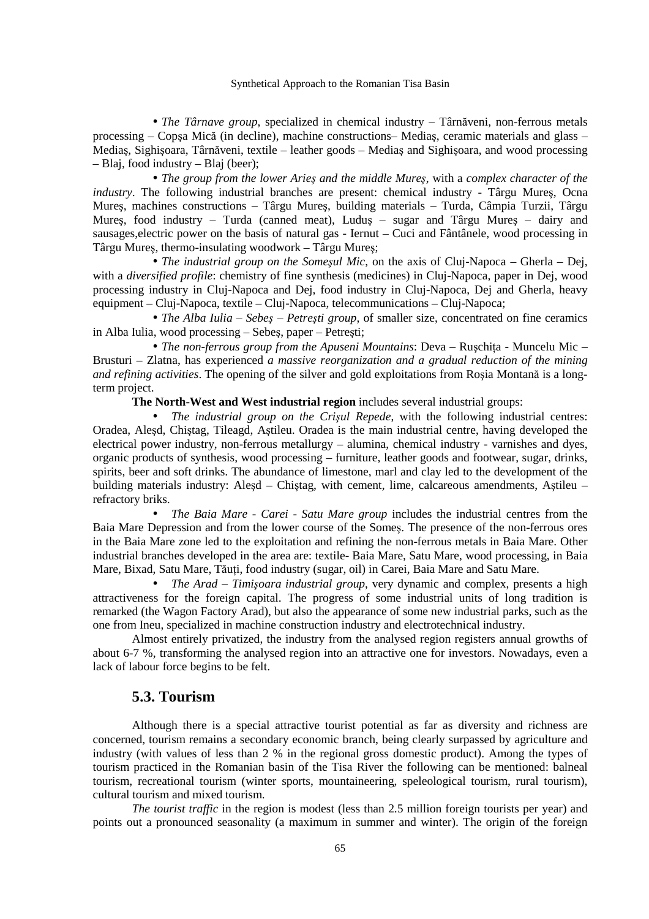• *The Târnave group*, specialized in chemical industry – Târnăveni, non-ferrous metals processing – Copşa Mică (in decline), machine constructions– Mediaş, ceramic materials and glass – Mediaş, Sighişoara, Târnăveni, textile – leather goods – Mediaş and Sighişoara, and wood processing – Blaj, food industry – Blaj (beer);

• *The group from the lower Arieş and the middle Mureş*, with a *complex character of the industry*. The following industrial branches are present: chemical industry - Târgu Mureş, Ocna Mureş, machines constructions – Târgu Mureş, building materials – Turda, Câmpia Turzii, Târgu Mureş, food industry – Turda (canned meat), Luduş – sugar and Târgu Mureş – dairy and sausages,electric power on the basis of natural gas - Iernut – Cuci and Fântânele, wood processing in Târgu Mureş, thermo-insulating woodwork – Târgu Mureş;

• *The industrial group on the Someşul Mic*, on the axis of Cluj-Napoca – Gherla – Dej, with a *diversified profile*: chemistry of fine synthesis (medicines) in Cluj-Napoca, paper in Dej, wood processing industry in Cluj-Napoca and Dej, food industry in Cluj-Napoca, Dej and Gherla, heavy equipment – Cluj-Napoca, textile – Cluj-Napoca, telecommunications – Cluj-Napoca;

• *The Alba Iulia – Sebeş – Petreşti group*, of smaller size, concentrated on fine ceramics in Alba Iulia, wood processing – Sebeş, paper – Petreşti;

• *The non-ferrous group from the Apuseni Mountains*: Deva – Ruşchiţa - Muncelu Mic – Brusturi – Zlatna, has experienced *a massive reorganization and a gradual reduction of the mining and refining activities*. The opening of the silver and gold exploitations from Roşia Montană is a long-term project.

**The North-West and West industrial region** includes several industrial groups:

• *The industrial group on the Crişul Repede*, with the following industrial centres: Oradea, Aleşd, Chiştag, Tileagd, Aştileu. Oradea is the main industrial centre, having developed the electrical power industry, non-ferrous metallurgy – alumina, chemical industry - varnishes and dyes, organic products of synthesis, wood processing – furniture, leather goods and footwear, sugar, drinks, spirits, beer and soft drinks. The abundance of limestone, marl and clay led to the development of the building materials industry: Aleşd – Chiştag, with cement, lime, calcareous amendments, Aştileu – refractory briks.

• *The Baia Mare - Carei - Satu Mare group* includes the industrial centres from the Baia Mare Depression and from the lower course of the Someş. The presence of the non-ferrous ores in the Baia Mare zone led to the exploitation and refining the non-ferrous metals in Baia Mare. Other industrial branches developed in the area are: textiles- Baia Mare, Satu Mare, wood processing, in Baia Mare, Bixad, Satu Mare, Tăuţi, food industry (sugar, oil) in Carei, Baia Mare and Satu Mare.

• *The Arad – Timişoara industrial group*, very dynamic and complex, presents a high attractiveness for the foreign capital. The progress of some industrial units of long tradition is remarked (the Wagon Factory Arad), but also the appearance of some new industrial parks, such as the one from Ineu, specialized in machine construction industry and electrotechnical industry.

Almost entirely privatized, the industry from the analysed region registers annual growths of about 6-7 %, transforming the analysed region into an attractive one for investors. Nowadays, even a lack of labour force begins to be felt.

## 5.3. Tourism

Although there is a special attractive tourist potential as far as diversity and richness are concerned, tourism remains a secondary economic branch, being clearly surpassed by agriculture and industry (with values of less than 2 % in the regional gross domestic product). Among the types of tourism practiced in the Romanian basin of the Tisa River the following can be mentioned: balneal tourism, recreational tourism (winter sports, mountaineering, speleological tourism, rural tourism), cultural tourism and mixed tourism.

*The tourist traffic* in the region is modest (less than 2.5 million foreign tourists per year) and points out a pronounced seasonality (a maximum in summer and winter). The origin of the foreign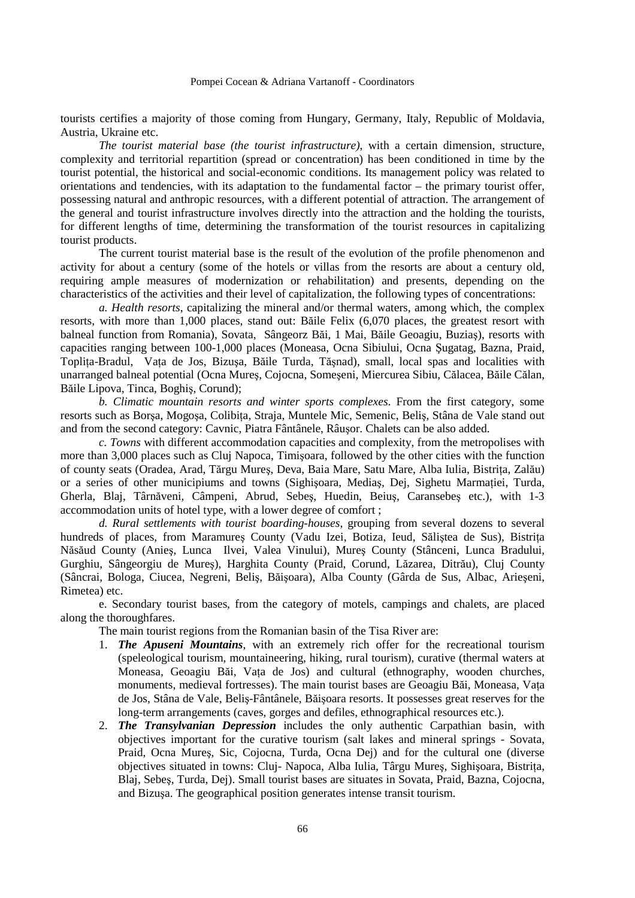tourists certifies a majority of those coming from Hungary, Germany, Italy, Republic of Moldavia, Austria, Ukraine etc.

*The tourist material base (the tourist infrastructure)*, with a certain dimension, structure, complexity and territorial repartition (spread or concentration) has been conditioned in time by the tourist potential, the historical and social-economic conditions. Its management policy was related to orientations and tendencies, with its adaptation to the fundamental factor – the primary tourist offer, possessing natural and anthropic resources, with a different potential of attraction. The arrangement of the general and tourist infrastructure involves directly into the attraction and the holding the tourists, for different lengths of time, determining the transformation of the tourist resources in capitalizing tourist products.

The current tourist material base is the result of the evolution of the profile phenomenon and activity for about a century (some of the hotels or villas from the resorts are about a century old, requiring ample measures of modernization or rehabilitation) and presents, depending on the characteristics of the activities and their level of capitalization, the following types of concentrations:

*a. Health resorts*, capitalizing the mineral and/or thermal waters, among which, the complex resorts, with more than 1,000 places, stand out: Băile Felix (6,070 places, the greatest resort with balneal function from Romania), Sovata, Sângeorz Băi, 1 Mai, Băile Geoagiu, Buziaş), resorts with capacities ranging between 100-1,000 places (Moneasa, Ocna Sibiului, Ocna Şugatag, Bazna, Praid, Topliţa-Bradul, Vaţa de Jos, Bizuşa, Băile Turda, Tăşnad), small, local spas and localities with unarranged balneal potential (Ocna Mureş, Cojocna, Someşeni, Miercurea Sibiu, Călacea, Băile Călan, Băile Lipova, Tinca, Boghiş, Corund);

*b. Climatic mountain resorts and winter sports complexes*. From the first category, some resorts such as Borşa, Mogoşa, Colibiţa, Straja, Muntele Mic, Semenic, Beliş, Stâna de Vale stand out and from the second category: Cavnic, Piatra Fântânele, Râuşor. Chalets can be also added.

*c. Towns* with different accommodation capacities and complexity, from the metropolises with more than 3,000 places such as Cluj Napoca, Timişoara, followed by the other cities with the function of county seats (Oradea, Arad, Tărgu Mureş, Deva, Baia Mare, Satu Mare, Alba Iulia, Bistriţa, Zalău) or a series of other municipiums and towns (Sighişoara, Mediaş, Dej, Sighetu Marmaţiei, Turda, Gherla, Blaj, Târnăveni, Câmpeni, Abrud, Sebeş, Huedin, Beiuş, Caransebeş etc.), with 1-3 accommodation units of hotel type, with a lower degree of comfort ;

*d. Rural settlements with tourist boarding-houses*, grouping from several dozens to several hundreds of places, from Maramureş County (Vadu Izei, Botiza, Ieud, Săliştea de Sus), Bistriţa Năsăud County (Anieş, Lunca Ilvei, Valea Vinului), Mureş County (Stânceni, Lunca Bradului, Gurghiu, Sângeorgiu de Mureş), Harghita County (Praid, Corund, Lăzarea, Ditrău), Cluj County (Sâncrai, Bologa, Ciucea, Negreni, Beliş, Băişoara), Alba County (Gârda de Sus, Albac, Arieşeni, Rimetea) etc.

e. Secondary tourist bases, from the category of motels, campings and chalets, are placed along the thoroughfares.

The main tourist regions from the Romanian basin of the Tisa River are:

1. ***The Apuseni Mountains***, with an extremely rich offer for the recreational tourism (speleological tourism, mountaineering, hiking, rural tourism), curative (thermal waters at Moneasa, Geoagiu Băi, Vaţa de Jos) and cultural (ethnography, wooden churches, monuments, medieval fortresses). The main tourist bases are Geoagiu Băi, Moneasa, Vaţa de Jos, Stâna de Vale, Beliş-Fântânele, Băişoara resorts. It possesses great reserves for the long-term arrangements (caves, gorges and defiles, ethnographical resources etc.).
2. ***The Transylvanian Depression*** includes the only authentic Carpathian basin, with objectives important for the curative tourism (salt lakes and mineral springs - Sovata, Praid, Ocna Mureş, Sic, Cojocna, Turda, Ocna Dej) and for the cultural one (diverse objectives situated in towns: Cluj- Napoca, Alba Iulia, Târgu Mureş, Sighişoara, Bistriţa, Blaj, Sebeş, Turda, Dej). Small tourist bases are situates in Sovata, Praid, Bazna, Cojocna, and Bizuşa. The geographical position generates intense transit tourism.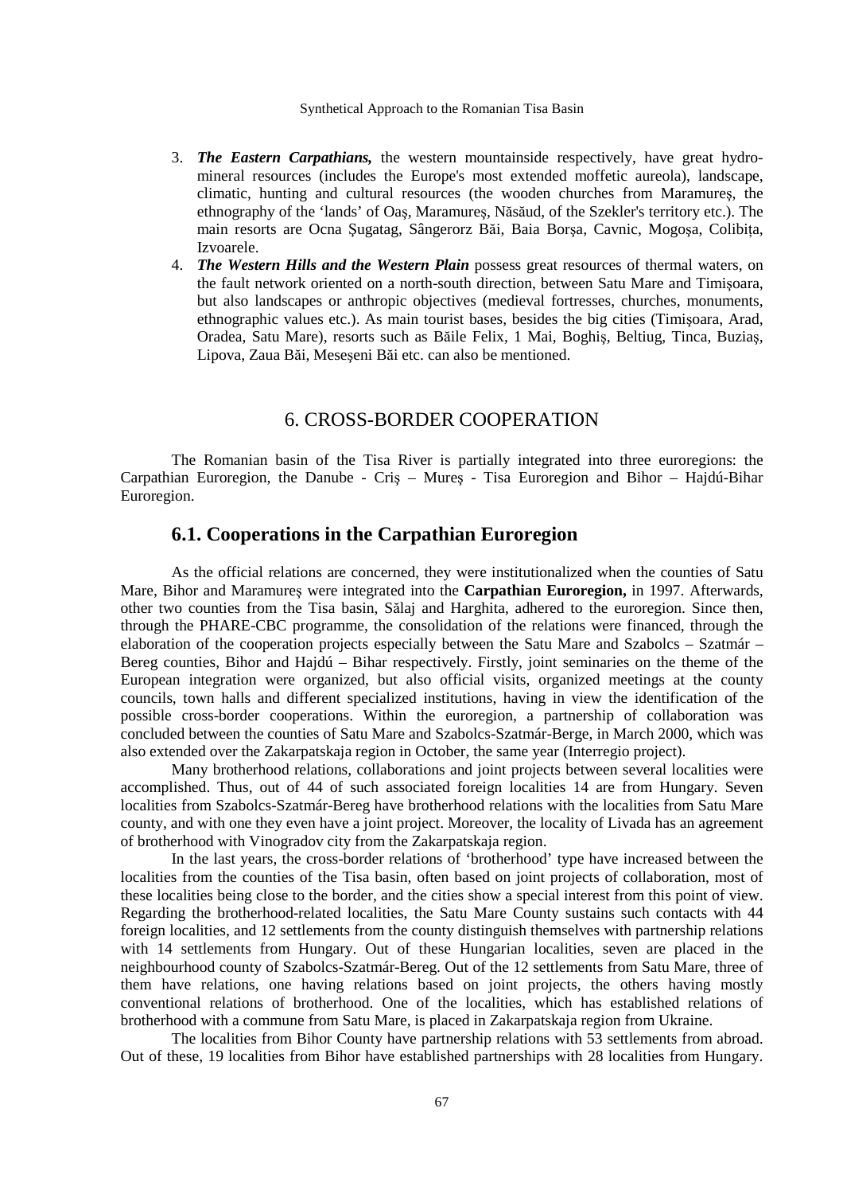3. ***The Eastern Carpathians,*** the western mountainside respectively, have great hydro-mineral resources (includes the Europe's most extended moffetic aureola), landscape, climatic, hunting and cultural resources (the wooden churches from Maramureş, the ethnography of the 'lands' of Oaş, Maramureş, Năsăud, of the Szekler's territory etc.). The main resorts are Ocna Şugatag, Sângerorz Băi, Baia Borşa, Cavnic, Mogoşa, Colibiţa, Izvoarele.
4. ***The Western Hills and the Western Plain*** possess great resources of thermal waters, on the fault network oriented on a north-south direction, between Satu Mare and Timişoara, but also landscapes or anthropic objectives (medieval fortresses, churches, monuments, ethnographic values etc.). As main tourist bases, besides the big cities (Timişoara, Arad, Oradea, Satu Mare), resorts such as Băile Felix, 1 Mai, Boghiş, Beltiug, Tinca, Buziaş, Lipova, Zaua Băi, Meseşeni Băi etc. can also be mentioned.

## 6. CROSS-BORDER COOPERATION

The Romanian basin of the Tisa River is partially integrated into three euroregions: the Carpathian Euroregion, the Danube - Criş – Mureş - Tisa Euroregion and Bihor – Hajdú-Bihar Euroregion.

### 6.1. Cooperations in the Carpathian Euroregion

As the official relations are concerned, they were institutionalized when the counties of Satu Mare, Bihor and Maramureş were integrated into the **Carpathian Euroregion,** in 1997. Afterwards, other two counties from the Tisa basin, Sălaj and Harghita, adhered to the euroregion. Since then, through the PHARE-CBC programme, the consolidation of the relations were financed, through the elaboration of the cooperation projects especially between the Satu Mare and Szabolcs – Szatmár – Bereg counties, Bihor and Hajdú – Bihar respectively. Firstly, joint seminaries on the theme of the European integration were organized, but also official visits, organized meetings at the county councils, town halls and different specialized institutions, having in view the identification of the possible cross-border cooperations. Within the euroregion, a partnership of collaboration was concluded between the counties of Satu Mare and Szabolcs-Szatmár-Berge, in March 2000, which was also extended over the Zakarpatskaja region in October, the same year (Interregio project).

Many brotherhood relations, collaborations and joint projects between several localities were accomplished. Thus, out of 44 of such associated foreign localities 14 are from Hungary. Seven localities from Szabolcs-Szatmár-Bereg have brotherhood relations with the localities from Satu Mare county, and with one they even have a joint project. Moreover, the locality of Livada has an agreement of brotherhood with Vinogradov city from the Zakarpatskaja region.

In the last years, the cross-border relations of 'brotherhood' type have increased between the localities from the counties of the Tisa basin, often based on joint projects of collaboration, most of these localities being close to the border, and the cities show a special interest from this point of view. Regarding the brotherhood-related localities, the Satu Mare County sustains such contacts with 44 foreign localities, and 12 settlements from the county distinguish themselves with partnership relations with 14 settlements from Hungary. Out of these Hungarian localities, seven are placed in the neighbourhood county of Szabolcs-Szatmár-Bereg. Out of the 12 settlements from Satu Mare, three of them have relations, one having relations based on joint projects, the others having mostly conventional relations of brotherhood. One of the localities, which has established relations of brotherhood with a commune from Satu Mare, is placed in Zakarpatskaja region from Ukraine.

The localities from Bihor County have partnership relations with 53 settlements from abroad. Out of these, 19 localities from Bihor have established partnerships with 28 localities from Hungary.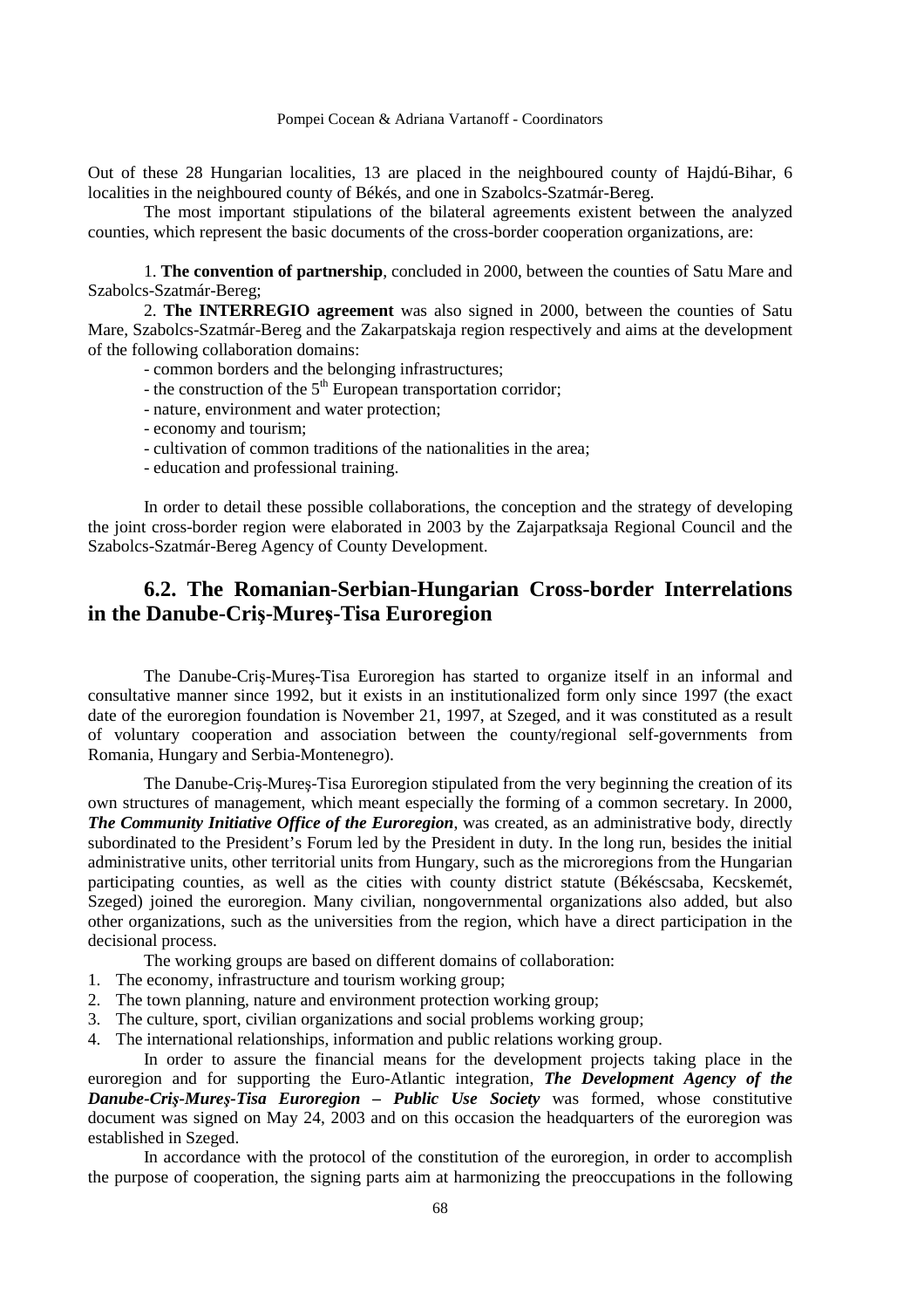Out of these 28 Hungarian localities, 13 are placed in the neighboured county of Hajdú-Bihar, 6 localities in the neighboured county of Békés, and one in Szabolcs-Szatmár-Bereg.

The most important stipulations of the bilateral agreements existent between the analyzed counties, which represent the basic documents of the cross-border cooperation organizations, are:

1. **The convention of partnership**, concluded in 2000, between the counties of Satu Mare and Szabolcs-Szatmár-Bereg;

2. **The INTERREGIO agreement** was also signed in 2000, between the counties of Satu Mare, Szabolcs-Szatmár-Bereg and the Zakarpatskaja region respectively and aims at the development of the following collaboration domains:

- common borders and the belonging infrastructures;
- the construction of the 5th European transportation corridor;
- nature, environment and water protection;
- economy and tourism;
- cultivation of common traditions of the nationalities in the area;
- education and professional training.

In order to detail these possible collaborations, the conception and the strategy of developing the joint cross-border region were elaborated in 2003 by the Zajarpatksaja Regional Council and the Szabolcs-Szatmár-Bereg Agency of County Development.

## 6.2. The Romanian-Serbian-Hungarian Cross-border Interrelations in the Danube-Criş-Mureş-Tisa Euroregion

The Danube-Criş-Mureş-Tisa Euroregion has started to organize itself in an informal and consultative manner since 1992, but it exists in an institutionalized form only since 1997 (the exact date of the euroregion foundation is November 21, 1997, at Szeged, and it was constituted as a result of voluntary cooperation and association between the county/regional self-governments from Romania, Hungary and Serbia-Montenegro).

The Danube-Criş-Mureş-Tisa Euroregion stipulated from the very beginning the creation of its own structures of management, which meant especially the forming of a common secretary. In 2000, ***The Community Initiative Office of the Euroregion***, was created, as an administrative body, directly subordinated to the President's Forum led by the President in duty. In the long run, besides the initial administrative units, other territorial units from Hungary, such as the microregions from the Hungarian participating counties, as well as the cities with county district statute (Békéscsaba, Kecskemét, Szeged) joined the euroregion. Many civilian, nongovernmental organizations also added, but also other organizations, such as the universities from the region, which have a direct participation in the decisional process.

The working groups are based on different domains of collaboration:

1. The economy, infrastructure and tourism working group;
2. The town planning, nature and environment protection working group;
3. The culture, sport, civilian organizations and social problems working group;
4. The international relationships, information and public relations working group.

In order to assure the financial means for the development projects taking place in the euroregion and for supporting the Euro-Atlantic integration, ***The Development Agency of the Danube-Criş-Mureş-Tisa Euroregion – Public Use Society*** was formed, whose constitutive document was signed on May 24, 2003 and on this occasion the headquarters of the euroregion was established in Szeged.

In accordance with the protocol of the constitution of the euroregion, in order to accomplish the purpose of cooperation, the signing parts aim at harmonizing the preoccupations in the following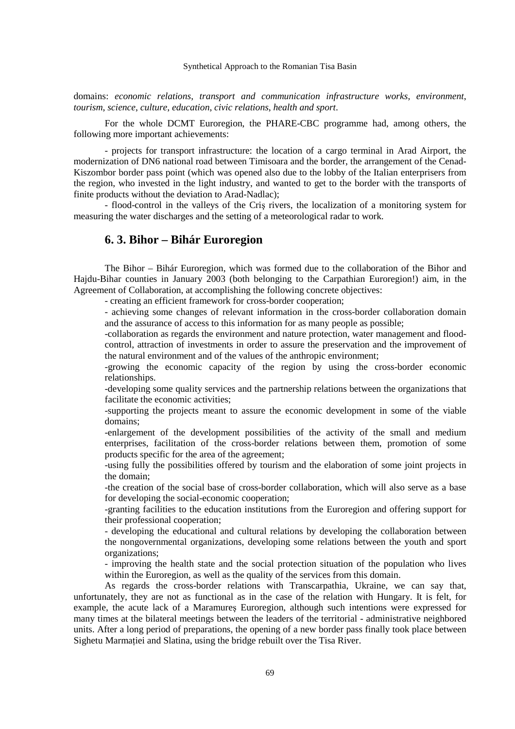domains: *economic relations*, *transport and communication infrastructure works*, *environment*, *tourism*, *science*, *culture*, *education*, *civic relations*, *health and sport*.

For the whole DCMT Euroregion, the PHARE-CBC programme had, among others, the following more important achievements:

- projects for transport infrastructure: the location of a cargo terminal in Arad Airport, the modernization of DN6 national road between Timisoara and the border, the arrangement of the Cenad-Kiszombor border pass point (which was opened also due to the lobby of the Italian enterprisers from the region, who invested in the light industry, and wanted to get to the border with the transports of finite products without the deviation to Arad-Nadlac);

- flood-control in the valleys of the Criş rivers, the localization of a monitoring system for measuring the water discharges and the setting of a meteorological radar to work.

## 6. 3. Bihor – Bihár Euroregion

The Bihor – Bihár Euroregion, which was formed due to the collaboration of the Bihor and Hajdu-Bihar counties in January 2003 (both belonging to the Carpathian Euroregion!) aim, in the Agreement of Collaboration, at accomplishing the following concrete objectives:

- creating an efficient framework for cross-border cooperation;
- achieving some changes of relevant information in the cross-border collaboration domain and the assurance of access to this information for as many people as possible;
- collaboration as regards the environment and nature protection, water management and flood-control, attraction of investments in order to assure the preservation and the improvement of the natural environment and of the values of the anthropic environment;
- growing the economic capacity of the region by using the cross-border economic relationships.
- developing some quality services and the partnership relations between the organizations that facilitate the economic activities;
- supporting the projects meant to assure the economic development in some of the viable domains;
- enlargement of the development possibilities of the activity of the small and medium enterprises, facilitation of the cross-border relations between them, promotion of some products specific for the area of the agreement;
- using fully the possibilities offered by tourism and the elaboration of some joint projects in the domain;
- the creation of the social base of cross-border collaboration, which will also serve as a base for developing the social-economic cooperation;
- granting facilities to the education institutions from the Euroregion and offering support for their professional cooperation;
- developing the educational and cultural relations by developing the collaboration between the nongovernmental organizations, developing some relations between the youth and sport organizations;
- improving the health state and the social protection situation of the population who lives within the Euroregion, as well as the quality of the services from this domain.

As regards the cross-border relations with Transcarpathia, Ukraine, we can say that, unfortunately, they are not as functional as in the case of the relation with Hungary. It is felt, for example, the acute lack of a Maramureş Euroregion, although such intentions were expressed for many times at the bilateral meetings between the leaders of the territorial - administrative neighbored units. After a long period of preparations, the opening of a new border pass finally took place between Sighetu Marmaţiei and Slatina, using the bridge rebuilt over the Tisa River.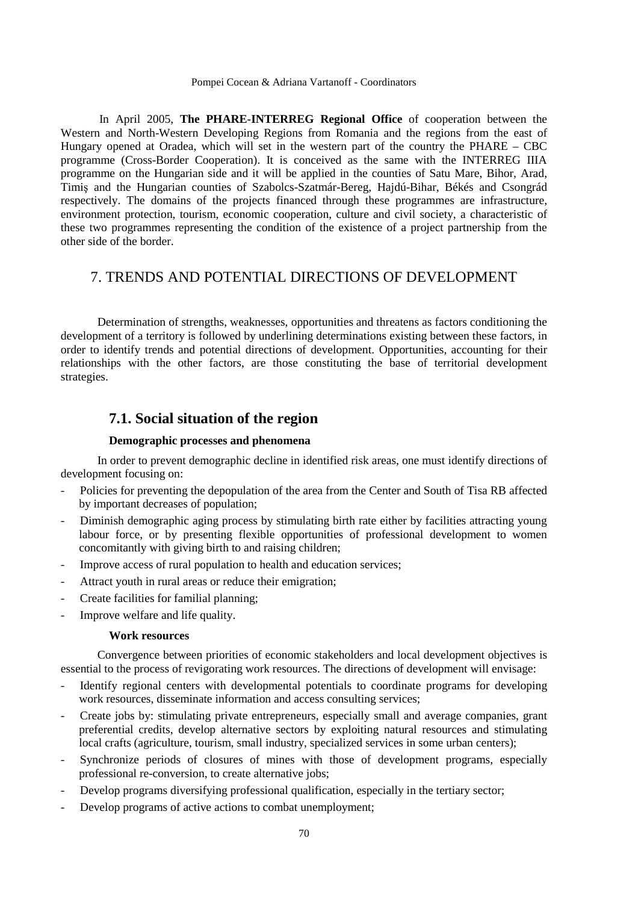In April 2005, **The PHARE-INTERREG Regional Office** of cooperation between the Western and North-Western Developing Regions from Romania and the regions from the east of Hungary opened at Oradea, which will set in the western part of the country the PHARE – CBC programme (Cross-Border Cooperation). It is conceived as the same with the INTERREG IIIA programme on the Hungarian side and it will be applied in the counties of Satu Mare, Bihor, Arad, Timiş and the Hungarian counties of Szabolcs-Szatmár-Bereg, Hajdú-Bihar, Békés and Csongrád respectively. The domains of the projects financed through these programmes are infrastructure, environment protection, tourism, economic cooperation, culture and civil society, a characteristic of these two programmes representing the condition of the existence of a project partnership from the other side of the border.

# 7. TRENDS AND POTENTIAL DIRECTIONS OF DEVELOPMENT

Determination of strengths, weaknesses, opportunities and threatens as factors conditioning the development of a territory is followed by underlining determinations existing between these factors, in order to identify trends and potential directions of development. Opportunities, accounting for their relationships with the other factors, are those constituting the base of territorial development strategies.

## 7.1. Social situation of the region

**Demographic processes and phenomena**

In order to prevent demographic decline in identified risk areas, one must identify directions of development focusing on:

- Policies for preventing the depopulation of the area from the Center and South of Tisa RB affected by important decreases of population;
- Diminish demographic aging process by stimulating birth rate either by facilities attracting young labour force, or by presenting flexible opportunities of professional development to women concomitantly with giving birth to and raising children;
- Improve access of rural population to health and education services;
- Attract youth in rural areas or reduce their emigration;
- Create facilities for familial planning;
- Improve welfare and life quality.

**Work resources**

Convergence between priorities of economic stakeholders and local development objectives is essential to the process of revigorating work resources. The directions of development will envisage:

- Identify regional centers with developmental potentials to coordinate programs for developing work resources, disseminate information and access consulting services;
- Create jobs by: stimulating private entrepreneurs, especially small and average companies, grant preferential credits, develop alternative sectors by exploiting natural resources and stimulating local crafts (agriculture, tourism, small industry, specialized services in some urban centers);
- Synchronize periods of closures of mines with those of development programs, especially professional re-conversion, to create alternative jobs;
- Develop programs diversifying professional qualification, especially in the tertiary sector;
- Develop programs of active actions to combat unemployment;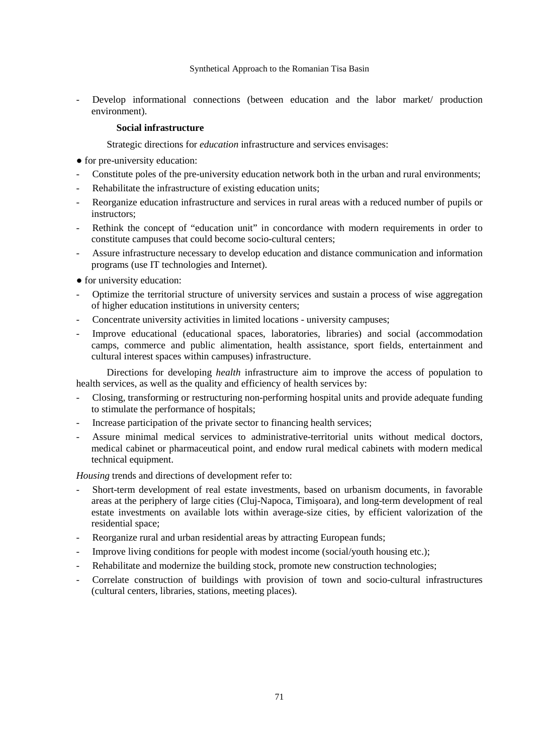- Develop informational connections (between education and the labor market/ production environment).

**Social infrastructure**

Strategic directions for *education* infrastructure and services envisages:

● for pre-university education:

- Constitute poles of the pre-university education network both in the urban and rural environments;
- Rehabilitate the infrastructure of existing education units;
- Reorganize education infrastructure and services in rural areas with a reduced number of pupils or instructors;
- Rethink the concept of "education unit" in concordance with modern requirements in order to constitute campuses that could become socio-cultural centers;
- Assure infrastructure necessary to develop education and distance communication and information programs (use IT technologies and Internet).

● for university education:

- Optimize the territorial structure of university services and sustain a process of wise aggregation of higher education institutions in university centers;
- Concentrate university activities in limited locations - university campuses;
- Improve educational (educational spaces, laboratories, libraries) and social (accommodation camps, commerce and public alimentation, health assistance, sport fields, entertainment and cultural interest spaces within campuses) infrastructure.

Directions for developing *health* infrastructure aim to improve the access of population to health services, as well as the quality and efficiency of health services by:

- Closing, transforming or restructuring non-performing hospital units and provide adequate funding to stimulate the performance of hospitals;
- Increase participation of the private sector to financing health services;
- Assure minimal medical services to administrative-territorial units without medical doctors, medical cabinet or pharmaceutical point, and endow rural medical cabinets with modern medical technical equipment.

*Housing* trends and directions of development refer to:

- Short-term development of real estate investments, based on urbanism documents, in favorable areas at the periphery of large cities (Cluj-Napoca, Timişoara), and long-term development of real estate investments on available lots within average-size cities, by efficient valorization of the residential space;
- Reorganize rural and urban residential areas by attracting European funds;
- Improve living conditions for people with modest income (social/youth housing etc.);
- Rehabilitate and modernize the building stock, promote new construction technologies;
- Correlate construction of buildings with provision of town and socio-cultural infrastructures (cultural centers, libraries, stations, meeting places).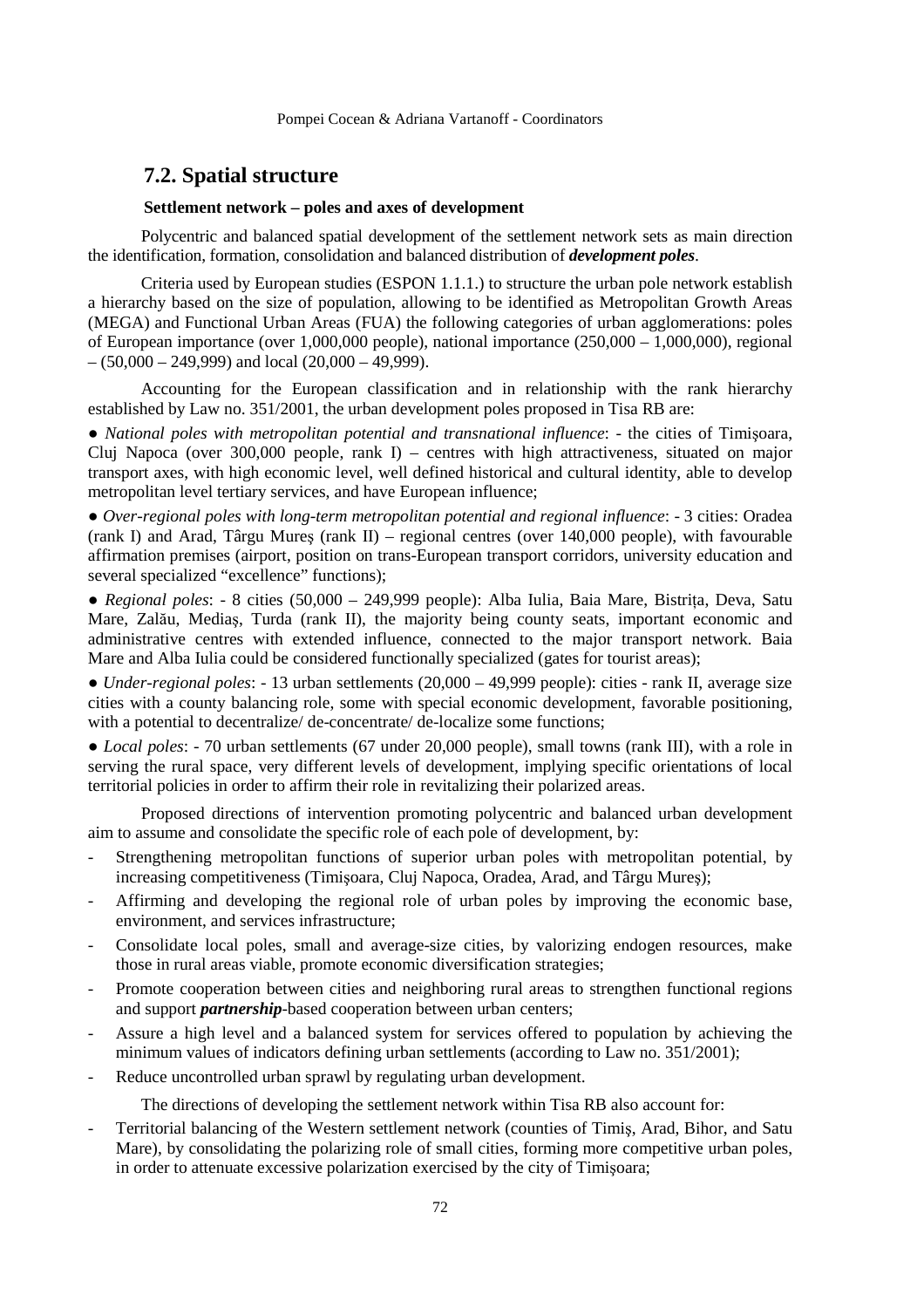## 7.2. Spatial structure

### Settlement network – poles and axes of development

Polycentric and balanced spatial development of the settlement network sets as main direction the identification, formation, consolidation and balanced distribution of ***development poles***.

Criteria used by European studies (ESPON 1.1.1.) to structure the urban pole network establish a hierarchy based on the size of population, allowing to be identified as Metropolitan Growth Areas (MEGA) and Functional Urban Areas (FUA) the following categories of urban agglomerations: poles of European importance (over 1,000,000 people), national importance (250,000 – 1,000,000), regional – (50,000 – 249,999) and local (20,000 – 49,999).

Accounting for the European classification and in relationship with the rank hierarchy established by Law no. 351/2001, the urban development poles proposed in Tisa RB are:

● *National poles with metropolitan potential and transnational influence*: - the cities of Timişoara, Cluj Napoca (over 300,000 people, rank I) – centres with high attractiveness, situated on major transport axes, with high economic level, well defined historical and cultural identity, able to develop metropolitan level tertiary services, and have European influence;

● *Over-regional poles with long-term metropolitan potential and regional influence*: - 3 cities: Oradea (rank I) and Arad, Târgu Mureş (rank II) – regional centres (over 140,000 people), with favourable affirmation premises (airport, position on trans-European transport corridors, university education and several specialized "excellence" functions);

● *Regional poles*: - 8 cities (50,000 – 249,999 people): Alba Iulia, Baia Mare, Bistriţa, Deva, Satu Mare, Zalău, Mediaş, Turda (rank II), the majority being county seats, important economic and administrative centres with extended influence, connected to the major transport network. Baia Mare and Alba Iulia could be considered functionally specialized (gates for tourist areas);

● *Under-regional poles*: - 13 urban settlements (20,000 – 49,999 people): cities - rank II, average size cities with a county balancing role, some with special economic development, favorable positioning, with a potential to decentralize/ de-concentrate/ de-localize some functions;

● *Local poles*: - 70 urban settlements (67 under 20,000 people), small towns (rank III), with a role in serving the rural space, very different levels of development, implying specific orientations of local territorial policies in order to affirm their role in revitalizing their polarized areas.

Proposed directions of intervention promoting polycentric and balanced urban development aim to assume and consolidate the specific role of each pole of development, by:

- Strengthening metropolitan functions of superior urban poles with metropolitan potential, by increasing competitiveness (Timişoara, Cluj Napoca, Oradea, Arad, and Târgu Mureş);
- Affirming and developing the regional role of urban poles by improving the economic base, environment, and services infrastructure;
- Consolidate local poles, small and average-size cities, by valorizing endogen resources, make those in rural areas viable, promote economic diversification strategies;
- Promote cooperation between cities and neighboring rural areas to strengthen functional regions and support ***partnership***-based cooperation between urban centers;
- Assure a high level and a balanced system for services offered to population by achieving the minimum values of indicators defining urban settlements (according to Law no. 351/2001);
- Reduce uncontrolled urban sprawl by regulating urban development.

The directions of developing the settlement network within Tisa RB also account for:

- Territorial balancing of the Western settlement network (counties of Timiş, Arad, Bihor, and Satu Mare), by consolidating the polarizing role of small cities, forming more competitive urban poles, in order to attenuate excessive polarization exercised by the city of Timişoara;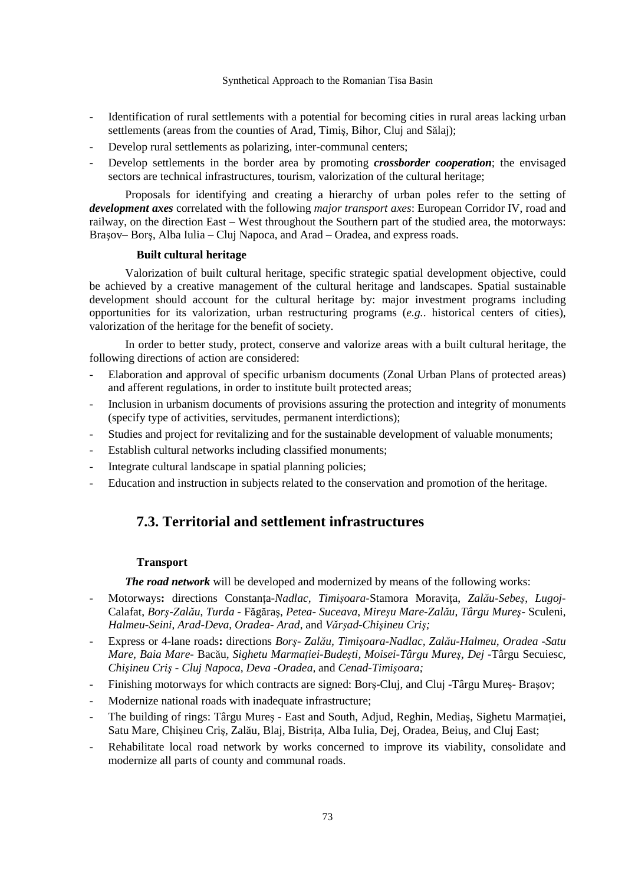- Identification of rural settlements with a potential for becoming cities in rural areas lacking urban settlements (areas from the counties of Arad, Timiş, Bihor, Cluj and Sălaj);
- Develop rural settlements as polarizing, inter-communal centers;
- Develop settlements in the border area by promoting ***crossborder cooperation***; the envisaged sectors are technical infrastructures, tourism, valorization of the cultural heritage;

Proposals for identifying and creating a hierarchy of urban poles refer to the setting of ***development axes*** correlated with the following *major transport axes*: European Corridor IV, road and railway, on the direction East – West throughout the Southern part of the studied area, the motorways: Braşov– Borş, Alba Iulia – Cluj Napoca, and Arad – Oradea, and express roads.

**Built cultural heritage**

Valorization of built cultural heritage, specific strategic spatial development objective, could be achieved by a creative management of the cultural heritage and landscapes. Spatial sustainable development should account for the cultural heritage by: major investment programs including opportunities for its valorization, urban restructuring programs (*e.g.*. historical centers of cities), valorization of the heritage for the benefit of society.

In order to better study, protect, conserve and valorize areas with a built cultural heritage, the following directions of action are considered:

- Elaboration and approval of specific urbanism documents (Zonal Urban Plans of protected areas) and afferent regulations, in order to institute built protected areas;
- Inclusion in urbanism documents of provisions assuring the protection and integrity of monuments (specify type of activities, servitudes, permanent interdictions);
- Studies and project for revitalizing and for the sustainable development of valuable monuments;
- Establish cultural networks including classified monuments;
- Integrate cultural landscape in spatial planning policies;
- Education and instruction in subjects related to the conservation and promotion of the heritage.

## 7.3. Territorial and settlement infrastructures

**Transport**

***The road network*** will be developed and modernized by means of the following works:

- Motorways**:** directions Constanța-*Nadlac*, *Timişoara*-Stamora Moravița, *Zalău-Sebeş*, *Lugoj*-Calafat, *Borş-Zalău*, *Turda* - Făgăraş, *Petea- Suceava*, *Mireşu Mare-Zalău*, *Târgu Mureş*- Sculeni, *Halmeu-Seini*, *Arad-Deva*, *Oradea- Arad*, and *Vărşad-Chişineu Criş;*
- Express or 4-lane roads**:** directions *Borş- Zalău*, *Timişoara-Nadlac*, *Zalău-Halmeu*, *Oradea -Satu Mare*, *Baia Mare-* Bacău, *Sighetu Marmației-Budeşti*, *Moisei-Târgu Mureş*, *Dej* -Târgu Secuiesc, *Chişineu Criş - Cluj Napoca*, *Deva -Oradea,* and *Cenad-Timişoara;*
- Finishing motorways for which contracts are signed: Borș-Cluj, and Cluj -Târgu Mureş- Brașov;
- Modernize national roads with inadequate infrastructure;
- The building of rings: Târgu Mureș - East and South, Adjud, Reghin, Mediaş, Sighetu Marmației, Satu Mare, Chişineu Criş, Zalău, Blaj, Bistrița, Alba Iulia, Dej, Oradea, Beiuş, and Cluj East;
- Rehabilitate local road network by works concerned to improve its viability, consolidate and modernize all parts of county and communal roads.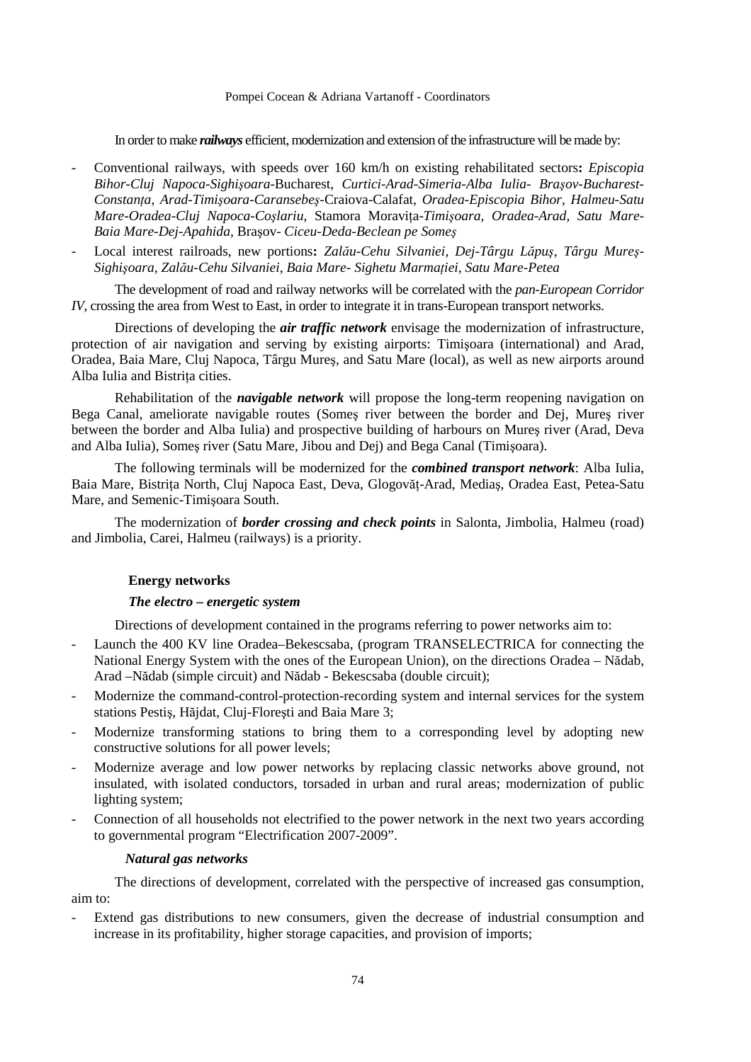In order to make ***railways*** efficient, modernization and extension of the infrastructure will be made by:

- Conventional railways, with speeds over 160 km/h on existing rehabilitated sectors**:** *Episcopia Bihor-Cluj Napoca-Sighişoara*-Bucharest, *Curtici-Arad-Simeria-Alba Iulia- Braşov-Bucharest-Constanța, Arad-Timişoara-Caransebeş*-Craiova-Calafat, *Oradea-Episcopia Bihor, Halmeu-Satu Mare-Oradea-Cluj Napoca-Coşlariu,* Stamora Moravița-*Timişoara, Oradea-Arad, Satu Mare-Baia Mare-Dej-Apahida,* Braşov- *Ciceu-Deda-Beclean pe Someş*
- Local interest railroads, new portions**:** *Zalău-Cehu Silvaniei, Dej-Târgu Lăpuş, Târgu Mureş-Sighişoara, Zalău-Cehu Silvaniei, Baia Mare- Sighetu Marmației, Satu Mare-Petea*

The development of road and railway networks will be correlated with the *pan-European Corridor IV*, crossing the area from West to East, in order to integrate it in trans-European transport networks.

Directions of developing the ***air traffic network*** envisage the modernization of infrastructure, protection of air navigation and serving by existing airports: Timişoara (international) and Arad, Oradea, Baia Mare, Cluj Napoca, Târgu Mureş, and Satu Mare (local), as well as new airports around Alba Iulia and Bistrița cities.

Rehabilitation of the ***navigable network*** will propose the long-term reopening navigation on Bega Canal, ameliorate navigable routes (Someş river between the border and Dej, Mureş river between the border and Alba Iulia) and prospective building of harbours on Mureş river (Arad, Deva and Alba Iulia), Someş river (Satu Mare, Jibou and Dej) and Bega Canal (Timişoara).

The following terminals will be modernized for the ***combined transport network***: Alba Iulia, Baia Mare, Bistrița North, Cluj Napoca East, Deva, Glogovăț-Arad, Mediaş, Oradea East, Petea-Satu Mare, and Semenic-Timişoara South.

The modernization of ***border crossing and check points*** in Salonta, Jimbolia, Halmeu (road) and Jimbolia, Carei, Halmeu (railways) is a priority.

**Energy networks**

***The electro – energetic system***

Directions of development contained in the programs referring to power networks aim to:

- Launch the 400 KV line Oradea–Bekescsaba, (program TRANSELECTRICA for connecting the National Energy System with the ones of the European Union), on the directions Oradea – Nădab, Arad –Nădab (simple circuit) and Nădab - Bekescsaba (double circuit);
- Modernize the command-control-protection-recording system and internal services for the system stations Pestiş, Hăjdat, Cluj-Floreşti and Baia Mare 3;
- Modernize transforming stations to bring them to a corresponding level by adopting new constructive solutions for all power levels;
- Modernize average and low power networks by replacing classic networks above ground, not insulated, with isolated conductors, torsaded in urban and rural areas; modernization of public lighting system;
- Connection of all households not electrified to the power network in the next two years according to governmental program "Electrification 2007-2009".

***Natural gas networks***

The directions of development, correlated with the perspective of increased gas consumption, aim to:

- Extend gas distributions to new consumers, given the decrease of industrial consumption and increase in its profitability, higher storage capacities, and provision of imports;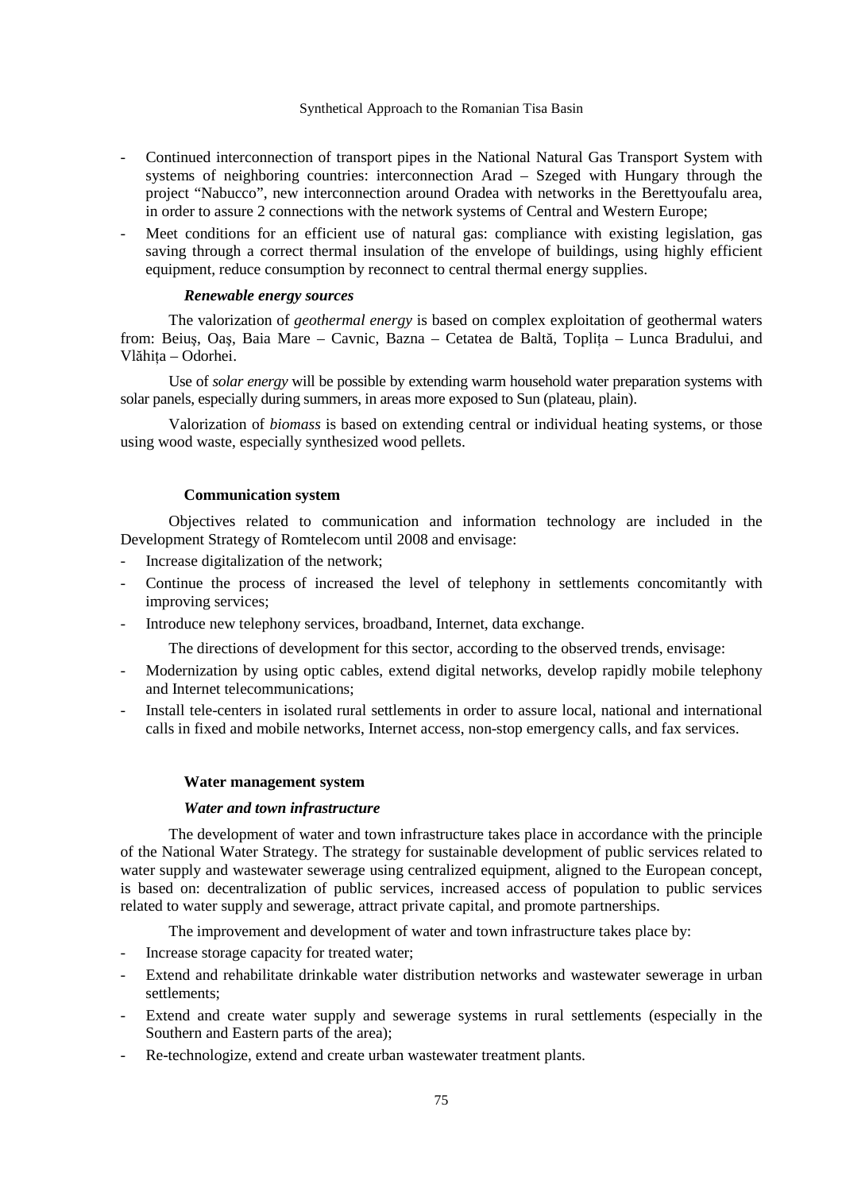- Continued interconnection of transport pipes in the National Natural Gas Transport System with systems of neighboring countries: interconnection Arad – Szeged with Hungary through the project "Nabucco", new interconnection around Oradea with networks in the Berettyoufalu area, in order to assure 2 connections with the network systems of Central and Western Europe;
- Meet conditions for an efficient use of natural gas: compliance with existing legislation, gas saving through a correct thermal insulation of the envelope of buildings, using highly efficient equipment, reduce consumption by reconnect to central thermal energy supplies.

***Renewable energy sources***

The valorization of *geothermal energy* is based on complex exploitation of geothermal waters from: Beiuş, Oaş, Baia Mare – Cavnic, Bazna – Cetatea de Baltă, Toplița – Lunca Bradului, and Vlăhița – Odorhei.

Use of *solar energy* will be possible by extending warm household water preparation systems with solar panels, especially during summers, in areas more exposed to Sun (plateau, plain).

Valorization of *biomass* is based on extending central or individual heating systems, or those using wood waste, especially synthesized wood pellets.

**Communication system**

Objectives related to communication and information technology are included in the Development Strategy of Romtelecom until 2008 and envisage:

- Increase digitalization of the network;
- Continue the process of increased the level of telephony in settlements concomitantly with improving services;
- Introduce new telephony services, broadband, Internet, data exchange.

The directions of development for this sector, according to the observed trends, envisage:

- Modernization by using optic cables, extend digital networks, develop rapidly mobile telephony and Internet telecommunications;
- Install tele-centers in isolated rural settlements in order to assure local, national and international calls in fixed and mobile networks, Internet access, non-stop emergency calls, and fax services.

**Water management system**

***Water and town infrastructure***

The development of water and town infrastructure takes place in accordance with the principle of the National Water Strategy. The strategy for sustainable development of public services related to water supply and wastewater sewerage using centralized equipment, aligned to the European concept, is based on: decentralization of public services, increased access of population to public services related to water supply and sewerage, attract private capital, and promote partnerships.

The improvement and development of water and town infrastructure takes place by:

- Increase storage capacity for treated water;
- Extend and rehabilitate drinkable water distribution networks and wastewater sewerage in urban settlements;
- Extend and create water supply and sewerage systems in rural settlements (especially in the Southern and Eastern parts of the area);
- Re-technologize, extend and create urban wastewater treatment plants.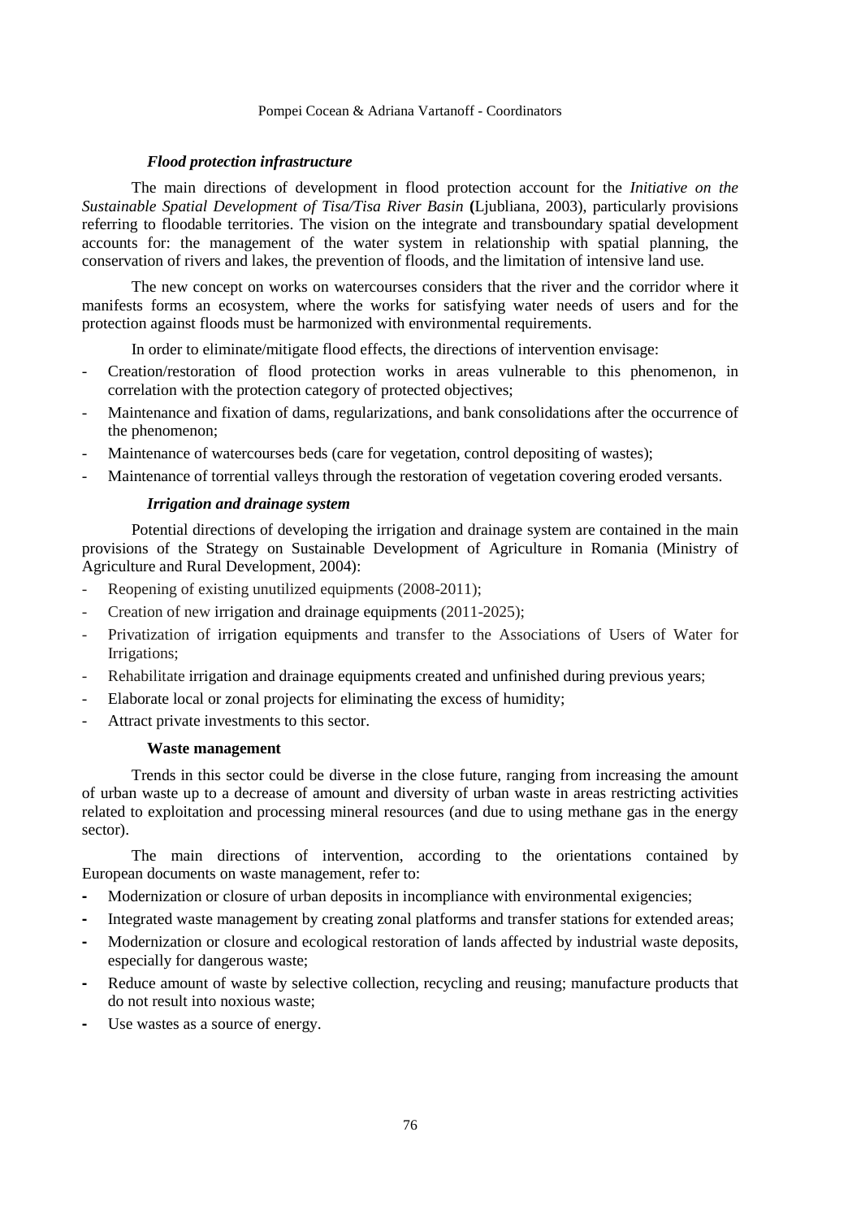### *Flood protection infrastructure*

The main directions of development in flood protection account for the *Initiative on the Sustainable Spatial Development of Tisa/Tisa River Basin* **(**Ljubliana, 2003), particularly provisions referring to floodable territories. The vision on the integrate and transboundary spatial development accounts for: the management of the water system in relationship with spatial planning, the conservation of rivers and lakes, the prevention of floods, and the limitation of intensive land use.

The new concept on works on watercourses considers that the river and the corridor where it manifests forms an ecosystem, where the works for satisfying water needs of users and for the protection against floods must be harmonized with environmental requirements.

In order to eliminate/mitigate flood effects, the directions of intervention envisage:

- Creation/restoration of flood protection works in areas vulnerable to this phenomenon, in correlation with the protection category of protected objectives;
- Maintenance and fixation of dams, regularizations, and bank consolidations after the occurrence of the phenomenon;
- Maintenance of watercourses beds (care for vegetation, control depositing of wastes);
- Maintenance of torrential valleys through the restoration of vegetation covering eroded versants.

### *Irrigation and drainage system*

Potential directions of developing the irrigation and drainage system are contained in the main provisions of the Strategy on Sustainable Development of Agriculture in Romania (Ministry of Agriculture and Rural Development, 2004):

- Reopening of existing unutilized equipments (2008-2011);
- Creation of new irrigation and drainage equipments (2011-2025);
- Privatization of irrigation equipments and transfer to the Associations of Users of Water for Irrigations;
- Rehabilitate irrigation and drainage equipments created and unfinished during previous years;
- Elaborate local or zonal projects for eliminating the excess of humidity;
- Attract private investments to this sector.

### **Waste management**

Trends in this sector could be diverse in the close future, ranging from increasing the amount of urban waste up to a decrease of amount and diversity of urban waste in areas restricting activities related to exploitation and processing mineral resources (and due to using methane gas in the energy sector).

The main directions of intervention, according to the orientations contained by European documents on waste management, refer to:

- Modernization or closure of urban deposits in incompliance with environmental exigencies;
- Integrated waste management by creating zonal platforms and transfer stations for extended areas;
- Modernization or closure and ecological restoration of lands affected by industrial waste deposits, especially for dangerous waste;
- Reduce amount of waste by selective collection, recycling and reusing; manufacture products that do not result into noxious waste;
- Use wastes as a source of energy.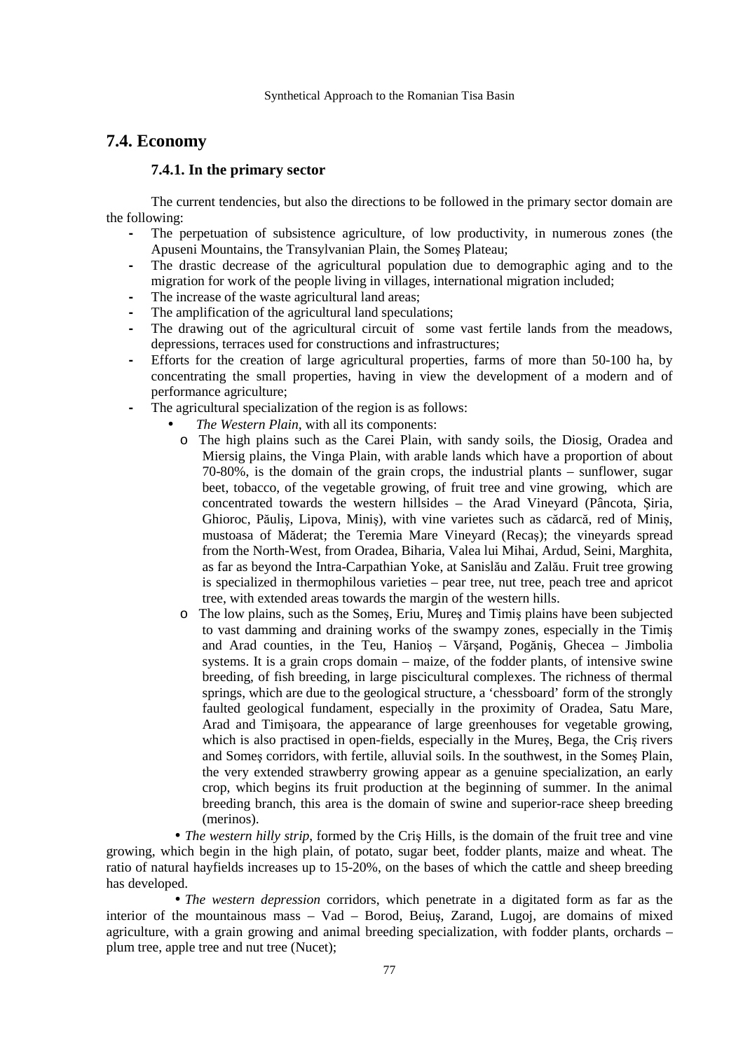## 7.4. Economy

### 7.4.1. In the primary sector

The current tendencies, but also the directions to be followed in the primary sector domain are the following:

- The perpetuation of subsistence agriculture, of low productivity, in numerous zones (the Apuseni Mountains, the Transylvanian Plain, the Someş Plateau;
- The drastic decrease of the agricultural population due to demographic aging and to the migration for work of the people living in villages, international migration included;
- The increase of the waste agricultural land areas;
- The amplification of the agricultural land speculations;
- The drawing out of the agricultural circuit of some vast fertile lands from the meadows, depressions, terraces used for constructions and infrastructures;
- Efforts for the creation of large agricultural properties, farms of more than 50-100 ha, by concentrating the small properties, having in view the development of a modern and of performance agriculture;
- The agricultural specialization of the region is as follows:
  - *The Western Plain,* with all its components:
    - The high plains such as the Carei Plain, with sandy soils, the Diosig, Oradea and Miersig plains, the Vinga Plain, with arable lands which have a proportion of about 70-80%, is the domain of the grain crops, the industrial plants – sunflower, sugar beet, tobacco, of the vegetable growing, of fruit tree and vine growing, which are concentrated towards the western hillsides – the Arad Vineyard (Pâncota, Şiria, Ghioroc, Păuliş, Lipova, Miniş), with vine varietes such as cădarcă, red of Miniş, mustoasa of Măderat; the Teremia Mare Vineyard (Recaş); the vineyards spread from the North-West, from Oradea, Biharia, Valea lui Mihai, Ardud, Seini, Marghita, as far as beyond the Intra-Carpathian Yoke, at Sanislău and Zalău. Fruit tree growing is specialized in thermophilous varieties – pear tree, nut tree, peach tree and apricot tree, with extended areas towards the margin of the western hills.
    - The low plains, such as the Someş, Eriu, Mureş and Timiş plains have been subjected to vast damming and draining works of the swampy zones, especially in the Timiş and Arad counties, in the Teu, Hanioş – Vărşand, Pogăniş, Ghecea – Jimbolia systems. It is a grain crops domain – maize, of the fodder plants, of intensive swine breeding, of fish breeding, in large piscicultural complexes. The richness of thermal springs, which are due to the geological structure, a 'chessboard' form of the strongly faulted geological fundament, especially in the proximity of Oradea, Satu Mare, Arad and Timişoara, the appearance of large greenhouses for vegetable growing, which is also practised in open-fields, especially in the Mureş, Bega, the Criş rivers and Someş corridors, with fertile, alluvial soils. In the southwest, in the Someş Plain, the very extended strawberry growing appear as a genuine specialization, an early crop, which begins its fruit production at the beginning of summer. In the animal breeding branch, this area is the domain of swine and superior-race sheep breeding (merinos).

• *The western hilly strip,* formed by the Criş Hills, is the domain of the fruit tree and vine growing, which begin in the high plain, of potato, sugar beet, fodder plants, maize and wheat. The ratio of natural hayfields increases up to 15-20%, on the bases of which the cattle and sheep breeding has developed.

• *The western depression* corridors, which penetrate in a digitated form as far as the interior of the mountainous mass – Vad – Borod, Beiuş, Zarand, Lugoj, are domains of mixed agriculture, with a grain growing and animal breeding specialization, with fodder plants, orchards – plum tree, apple tree and nut tree (Nucet);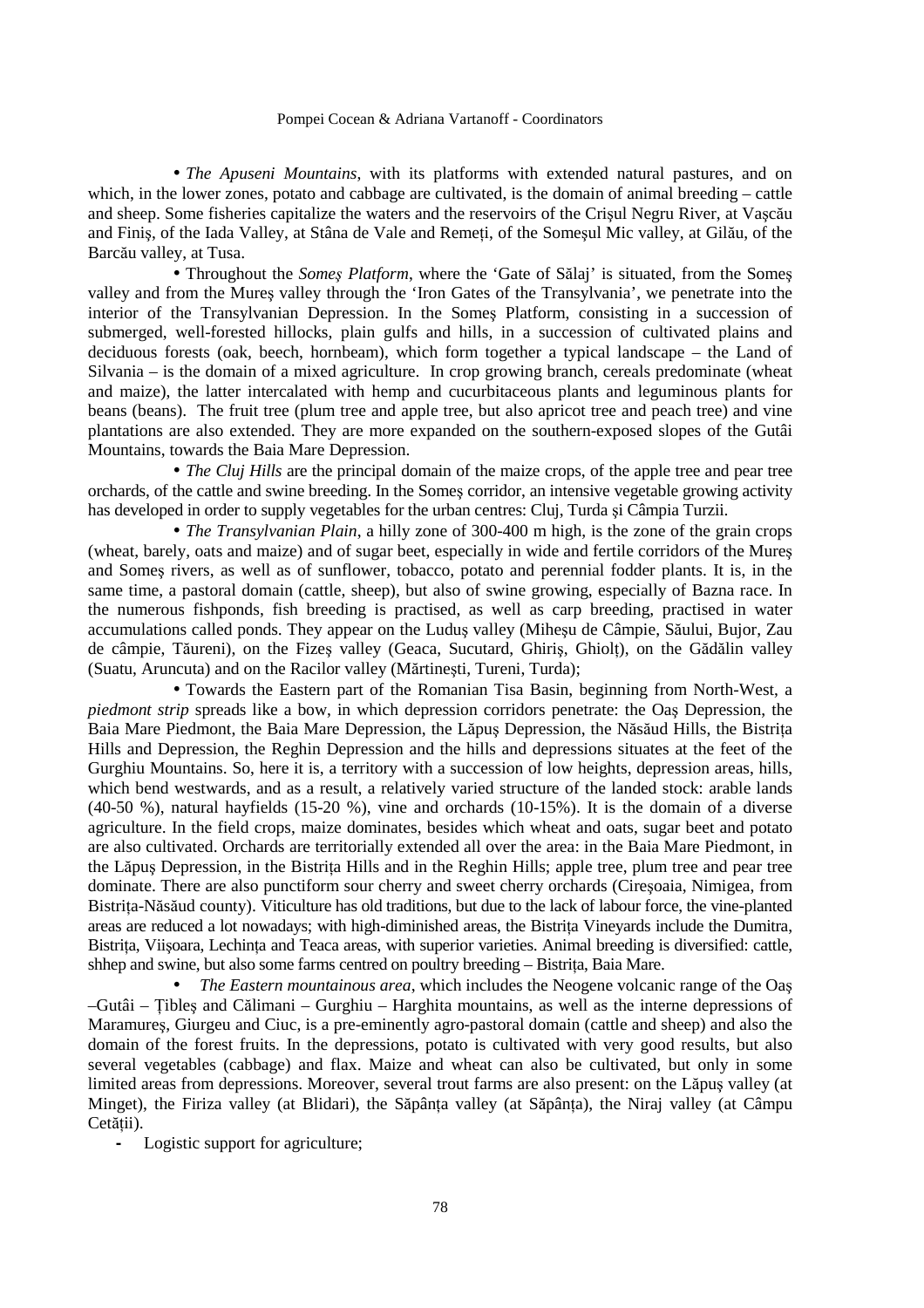• *The Apuseni Mountains*, with its platforms with extended natural pastures, and on which, in the lower zones, potato and cabbage are cultivated, is the domain of animal breeding – cattle and sheep. Some fisheries capitalize the waters and the reservoirs of the Crişul Negru River, at Vaşcău and Finiş, of the Iada Valley, at Stâna de Vale and Remeţi, of the Someşul Mic valley, at Gilău, of the Barcău valley, at Tusa.

• Throughout the *Someş Platform*, where the 'Gate of Sălaj' is situated, from the Someş valley and from the Mureş valley through the 'Iron Gates of the Transylvania', we penetrate into the interior of the Transylvanian Depression. In the Someş Platform, consisting in a succession of submerged, well-forested hillocks, plain gulfs and hills, in a succession of cultivated plains and deciduous forests (oak, beech, hornbeam), which form together a typical landscape – the Land of Silvania – is the domain of a mixed agriculture. In crop growing branch, cereals predominate (wheat and maize), the latter intercalated with hemp and cucurbitaceous plants and leguminous plants for beans (beans). The fruit tree (plum tree and apple tree, but also apricot tree and peach tree) and vine plantations are also extended. They are more expanded on the southern-exposed slopes of the Gutâi Mountains, towards the Baia Mare Depression.

• *The Cluj Hills* are the principal domain of the maize crops, of the apple tree and pear tree orchards, of the cattle and swine breeding. In the Someş corridor, an intensive vegetable growing activity has developed in order to supply vegetables for the urban centres: Cluj, Turda şi Câmpia Turzii.

• *The Transylvanian Plain*, a hilly zone of 300-400 m high, is the zone of the grain crops (wheat, barely, oats and maize) and of sugar beet, especially in wide and fertile corridors of the Mureş and Someş rivers, as well as of sunflower, tobacco, potato and perennial fodder plants. It is, in the same time, a pastoral domain (cattle, sheep), but also of swine growing, especially of Bazna race. In the numerous fishponds, fish breeding is practised, as well as carp breeding, practised in water accumulations called ponds. They appear on the Luduş valley (Miheşu de Câmpie, Săului, Bujor, Zau de câmpie, Tăureni), on the Fizeş valley (Geaca, Sucutard, Ghiriş, Ghiolţ), on the Gădălin valley (Suatu, Aruncuta) and on the Racilor valley (Mărtineşti, Tureni, Turda);

• Towards the Eastern part of the Romanian Tisa Basin, beginning from North-West, a *piedmont strip* spreads like a bow, in which depression corridors penetrate: the Oaş Depression, the Baia Mare Piedmont, the Baia Mare Depression, the Lăpuş Depression, the Năsăud Hills, the Bistriţa Hills and Depression, the Reghin Depression and the hills and depressions situates at the feet of the Gurghiu Mountains. So, here it is, a territory with a succession of low heights, depression areas, hills, which bend westwards, and as a result, a relatively varied structure of the landed stock: arable lands (40-50 %), natural hayfields (15-20 %), vine and orchards (10-15%). It is the domain of a diverse agriculture. In the field crops, maize dominates, besides which wheat and oats, sugar beet and potato are also cultivated. Orchards are territorially extended all over the area: in the Baia Mare Piedmont, in the Lăpuş Depression, in the Bistriţa Hills and in the Reghin Hills; apple tree, plum tree and pear tree dominate. There are also punctiform sour cherry and sweet cherry orchards (Cireşoaia, Nimigea, from Bistriţa-Năsăud county). Viticulture has old traditions, but due to the lack of labour force, the vine-planted areas are reduced a lot nowadays; with high-diminished areas, the Bistriţa Vineyards include the Dumitra, Bistriţa, Viişoara, Lechinţa and Teaca areas, with superior varieties. Animal breeding is diversified: cattle, shhep and swine, but also some farms centred on poultry breeding – Bistriţa, Baia Mare.

• *The Eastern mountainous area*, which includes the Neogene volcanic range of the Oaş –Gutâi – Ţibleş and Călimani – Gurghiu – Harghita mountains, as well as the interne depressions of Maramureş, Giurgeu and Ciuc, is a pre-eminently agro-pastoral domain (cattle and sheep) and also the domain of the forest fruits. In the depressions, potato is cultivated with very good results, but also several vegetables (cabbage) and flax. Maize and wheat can also be cultivated, but only in some limited areas from depressions. Moreover, several trout farms are also present: on the Lăpuş valley (at Minget), the Firiza valley (at Blidari), the Săpânţa valley (at Săpânţa), the Niraj valley (at Câmpu Cetăţii).

- Logistic support for agriculture;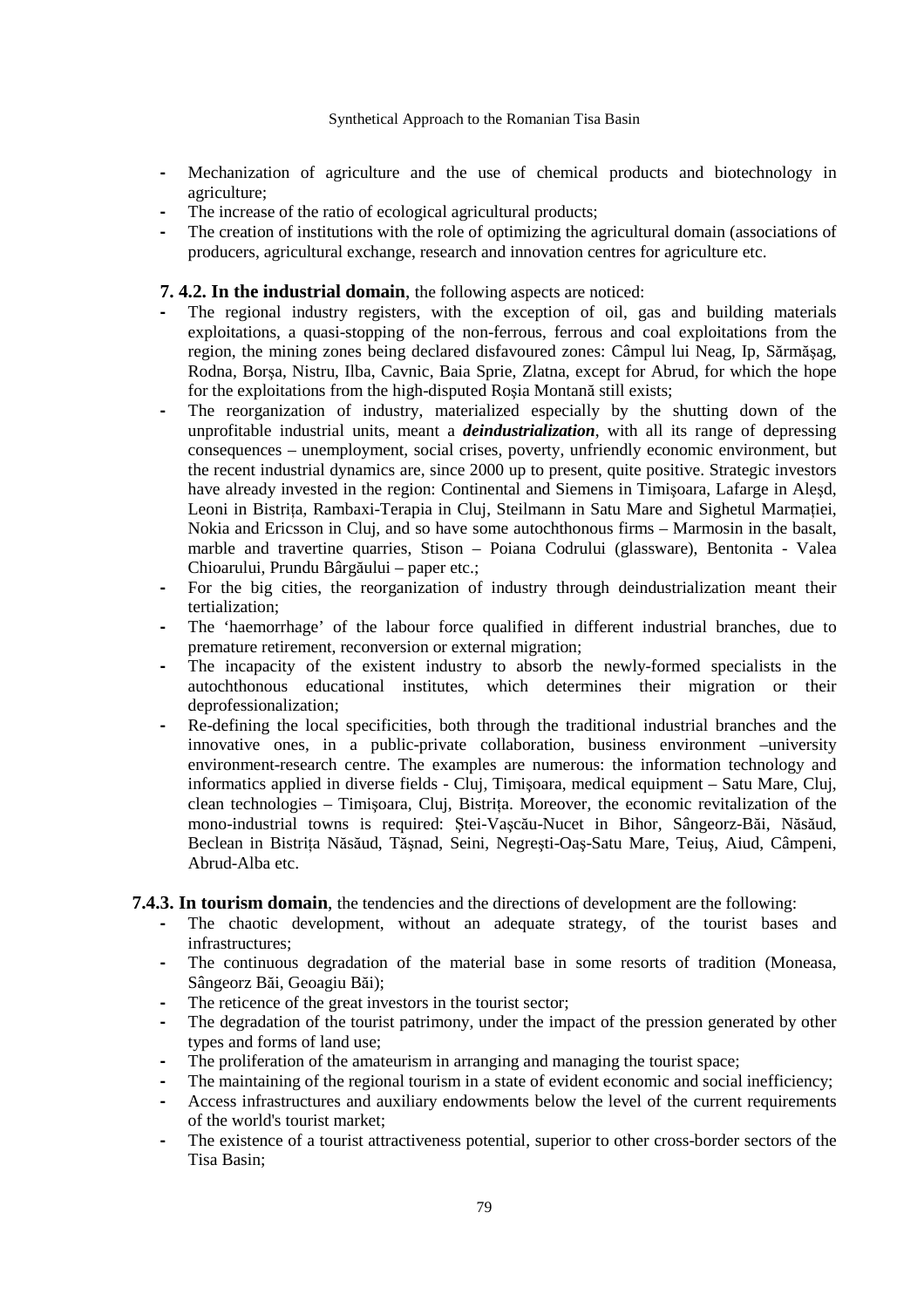- Mechanization of agriculture and the use of chemical products and biotechnology in agriculture;
- The increase of the ratio of ecological agricultural products;
- The creation of institutions with the role of optimizing the agricultural domain (associations of producers, agricultural exchange, research and innovation centres for agriculture etc.

**7. 4.2. In the industrial domain**, the following aspects are noticed:

- The regional industry registers, with the exception of oil, gas and building materials exploitations, a quasi-stopping of the non-ferrous, ferrous and coal exploitations from the region, the mining zones being declared disfavoured zones: Câmpul lui Neag, Ip, Sărmăşag, Rodna, Borşa, Nistru, Ilba, Cavnic, Baia Sprie, Zlatna, except for Abrud, for which the hope for the exploitations from the high-disputed Roșia Montană still exists;
- The reorganization of industry, materialized especially by the shutting down of the unprofitable industrial units, meant a ***deindustrialization***, with all its range of depressing consequences – unemployment, social crises, poverty, unfriendly economic environment, but the recent industrial dynamics are, since 2000 up to present, quite positive. Strategic investors have already invested in the region: Continental and Siemens in Timişoara, Lafarge in Aleșd, Leoni in Bistrița, Rambaxi-Terapia in Cluj, Steilmann in Satu Mare and Sighetul Marmației, Nokia and Ericsson in Cluj, and so have some autochthonous firms – Marmosin in the basalt, marble and travertine quarries, Stison – Poiana Codrului (glassware), Bentonita - Valea Chioarului, Prundu Bârgăului – paper etc.;
- For the big cities, the reorganization of industry through deindustrialization meant their tertialization;
- The 'haemorrhage' of the labour force qualified in different industrial branches, due to premature retirement, reconversion or external migration;
- The incapacity of the existent industry to absorb the newly-formed specialists in the autochthonous educational institutes, which determines their migration or their deprofessionalization;
- Re-defining the local specificities, both through the traditional industrial branches and the innovative ones, in a public-private collaboration, business environment –university environment-research centre. The examples are numerous: the information technology and informatics applied in diverse fields - Cluj, Timişoara, medical equipment – Satu Mare, Cluj, clean technologies – Timişoara, Cluj, Bistrița. Moreover, the economic revitalization of the mono-industrial towns is required: Ștei-Vașcău-Nucet in Bihor, Sângeorz-Băi, Năsăud, Beclean in Bistrița Năsăud, Tășnad, Seini, Negrești-Oaș-Satu Mare, Teiuș, Aiud, Câmpeni, Abrud-Alba etc.

**7.4.3. In tourism domain**, the tendencies and the directions of development are the following:

- The chaotic development, without an adequate strategy, of the tourist bases and infrastructures;
- The continuous degradation of the material base in some resorts of tradition (Moneasa, Sângeorz Băi, Geoagiu Băi);
- The reticence of the great investors in the tourist sector;
- The degradation of the tourist patrimony, under the impact of the pression generated by other types and forms of land use;
- The proliferation of the amateurism in arranging and managing the tourist space;
- The maintaining of the regional tourism in a state of evident economic and social inefficiency;
- Access infrastructures and auxiliary endowments below the level of the current requirements of the world's tourist market;
- The existence of a tourist attractiveness potential, superior to other cross-border sectors of the Tisa Basin;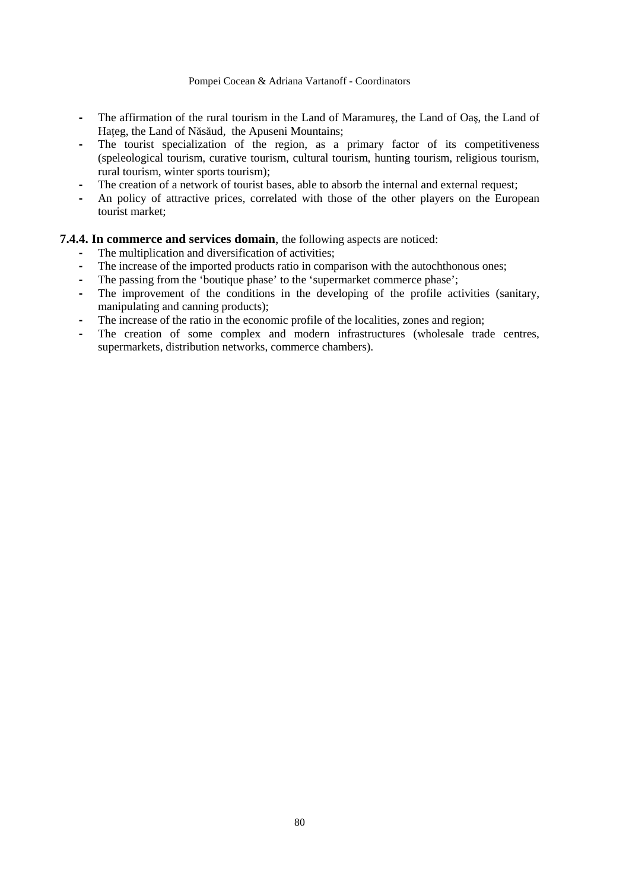- The affirmation of the rural tourism in the Land of Maramureș, the Land of Oaș, the Land of Hațeg, the Land of Năsăud, the Apuseni Mountains;
- The tourist specialization of the region, as a primary factor of its competitiveness (speleological tourism, curative tourism, cultural tourism, hunting tourism, religious tourism, rural tourism, winter sports tourism);
- The creation of a network of tourist bases, able to absorb the internal and external request;
- An policy of attractive prices, correlated with those of the other players on the European tourist market;

**7.4.4. In commerce and services domain**, the following aspects are noticed:

- The multiplication and diversification of activities;
- The increase of the imported products ratio in comparison with the autochthonous ones;
- The passing from the 'boutique phase' to the 'supermarket commerce phase';
- The improvement of the conditions in the developing of the profile activities (sanitary, manipulating and canning products);
- The increase of the ratio in the economic profile of the localities, zones and region;
- The creation of some complex and modern infrastructures (wholesale trade centres, supermarkets, distribution networks, commerce chambers).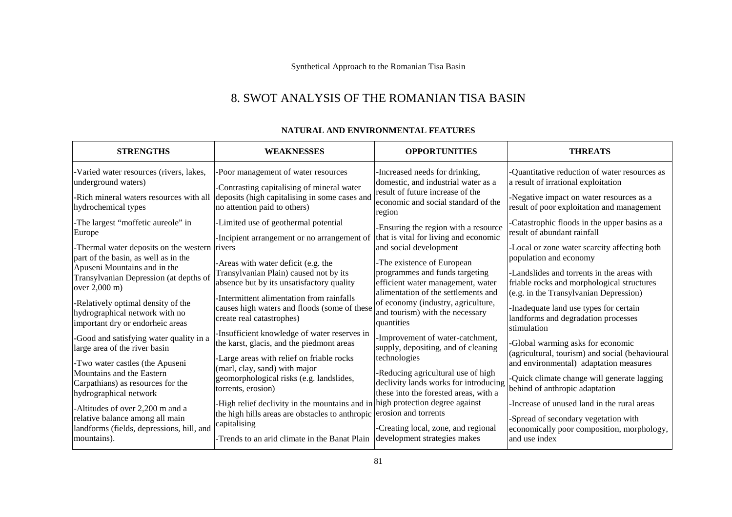# 8. SWOT ANALYSIS OF THE ROMANIAN TISA BASIN

**NATURAL AND ENVIRONMENTAL FEATURES**

| STRENGTHS | WEAKNESSES | OPPORTUNITIES | THREATS |
|---|---|---|---|
| -Varied water resources (rivers, lakes, underground waters)<br>-Rich mineral waters resources with all hydrochemical types<br>-The largest "moffetic aureole" in Europe<br>-Thermal water deposits on the western part of the basin, as well as in the Apuseni Mountains and in the Transylvanian Depression (at depths of over 2,000 m)<br>-Relatively optimal density of the hydrographical network with no important dry or endorheic areas<br>-Good and satisfying water quality in a large area of the river basin<br>-Two water castles (the Apuseni Mountains and the Eastern Carpathians) as resources for the hydrographical network<br>-Altitudes of over 2,200 m and a relative balance among all main landforms (fields, depressions, hill, and mountains). | -Poor management of water resources<br>-Contrasting capitalising of mineral water deposits (high capitalising in some cases and no attention paid to others)<br>-Limited use of geothermal potential<br>-Incipient arrangement or no arrangement of rivers<br>-Areas with water deficit (e.g. the Transylvanian Plain) caused not by its absence but by its unsatisfactory quality<br>-Intermittent alimentation from rainfalls causes high waters and floods (some of these create real catastrophes)<br>-Insufficient knowledge of water reserves in the karst, glacis, and the piedmont areas<br>-Large areas with relief on friable rocks (marl, clay, sand) with major geomorphological risks (e.g. landslides, torrents, erosion)<br>-High relief declivity in the mountains and in the high hills areas are obstacles to anthropic capitalising<br>-Trends to an arid climate in the Banat Plain | -Increased needs for drinking, domestic, and industrial water as a result of future increase of the economic and social standard of the region<br>-Ensuring the region with a resource that is vital for living and economic and social development<br>-The existence of European programmes and funds targeting efficient water management, water alimentation of the settlements and of economy (industry, agriculture, and tourism) with the necessary quantities<br>-Improvement of water-catchment, supply, depositing, and of cleaning technologies<br>-Reducing agricultural use of high declivity lands works for introducing these into the forested areas, with a high protection degree against erosion and torrents<br>-Creating local, zone, and regional development strategies makes | -Quantitative reduction of water resources as a result of irrational exploitation<br>-Negative impact on water resources as a result of poor exploitation and management<br>-Catastrophic floods in the upper basins as a result of abundant rainfall<br>-Local or zone water scarcity affecting both population and economy<br>-Landslides and torrents in the areas with friable rocks and morphological structures (e.g. in the Transylvanian Depression)<br>-Inadequate land use types for certain landforms and degradation processes stimulation<br>-Global warming asks for economic (agricultural, tourism) and social (behavioural and environmental) adaptation measures<br>-Quick climate change will generate lagging behind of anthropic adaptation<br>-Increase of unused land in the rural areas<br>-Spread of secondary vegetation with economically poor composition, morphology, and use index |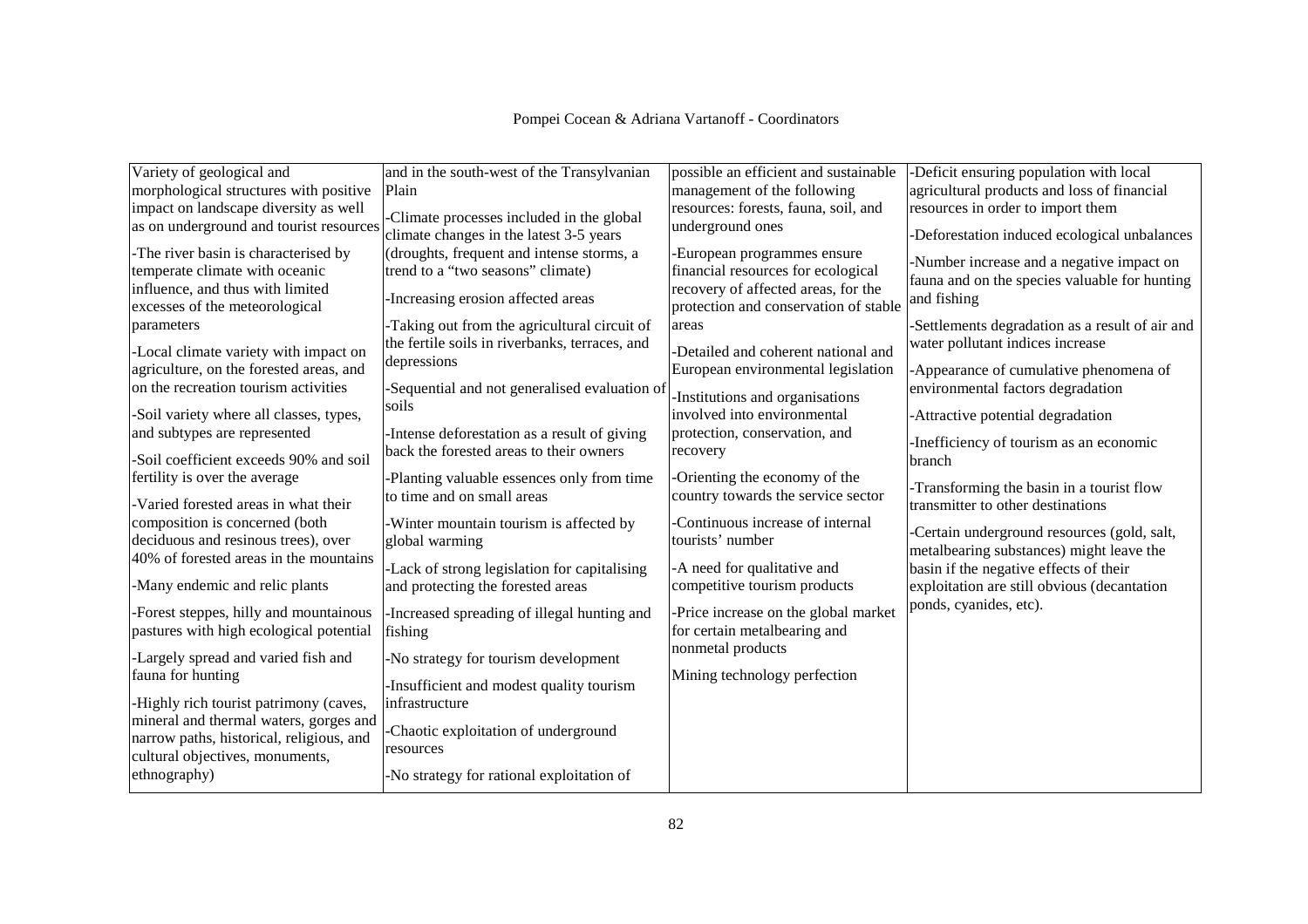| | | | |
|---|---|---|---|
| Variety of geological and morphological structures with positive impact on landscape diversity as well as on underground and tourist resources<br>-The river basin is characterised by temperate climate with oceanic influence, and thus with limited excesses of the meteorological parameters<br>-Local climate variety with impact on agriculture, on the forested areas, and on the recreation tourism activities<br>-Soil variety where all classes, types, and subtypes are represented<br>-Soil coefficient exceeds 90% and soil fertility is over the average<br>-Varied forested areas in what their composition is concerned (both deciduous and resinous trees), over 40% of forested areas in the mountains<br>-Many endemic and relic plants<br>-Forest steppes, hilly and mountainous pastures with high ecological potential<br>-Largely spread and varied fish and fauna for hunting<br>-Highly rich tourist patrimony (caves, mineral and thermal waters, gorges and narrow paths, historical, religious, and cultural objectives, monuments, ethnography) | and in the south-west of the Transylvanian Plain<br>-Climate processes included in the global climate changes in the latest 3-5 years (droughts, frequent and intense storms, a trend to a "two seasons" climate)<br>-Increasing erosion affected areas<br>-Taking out from the agricultural circuit of the fertile soils in riverbanks, terraces, and depressions<br>-Sequential and not generalised evaluation of soils<br>-Intense deforestation as a result of giving back the forested areas to their owners<br>-Planting valuable essences only from time to time and on small areas<br>-Winter mountain tourism is affected by global warming<br>-Lack of strong legislation for capitalising and protecting the forested areas<br>-Increased spreading of illegal hunting and fishing<br>-No strategy for tourism development<br>-Insufficient and modest quality tourism infrastructure<br>-Chaotic exploitation of underground resources<br>-No strategy for rational exploitation of | possible an efficient and sustainable management of the following resources: forests, fauna, soil, and underground ones<br>-European programmes ensure financial resources for ecological recovery of affected areas, for the protection and conservation of stable areas<br>-Detailed and coherent national and European environmental legislation<br>-Institutions and organisations involved into environmental protection, conservation, and recovery<br>-Orienting the economy of the country towards the service sector<br>-Continuous increase of internal tourists' number<br>-A need for qualitative and competitive tourism products<br>-Price increase on the global market for certain metalbearing and nonmetal products<br>Mining technology perfection | -Deficit ensuring population with local agricultural products and loss of financial resources in order to import them<br>-Deforestation induced ecological unbalances<br>-Number increase and a negative impact on fauna and on the species valuable for hunting and fishing<br>-Settlements degradation as a result of air and water pollutant indices increase<br>-Appearance of cumulative phenomena of environmental factors degradation<br>-Attractive potential degradation<br>-Inefficiency of tourism as an economic branch<br>-Transforming the basin in a tourist flow transmitter to other destinations<br>-Certain underground resources (gold, salt, metalbearing substances) might leave the basin if the negative effects of their exploitation are still obvious (decantation ponds, cyanides, etc). |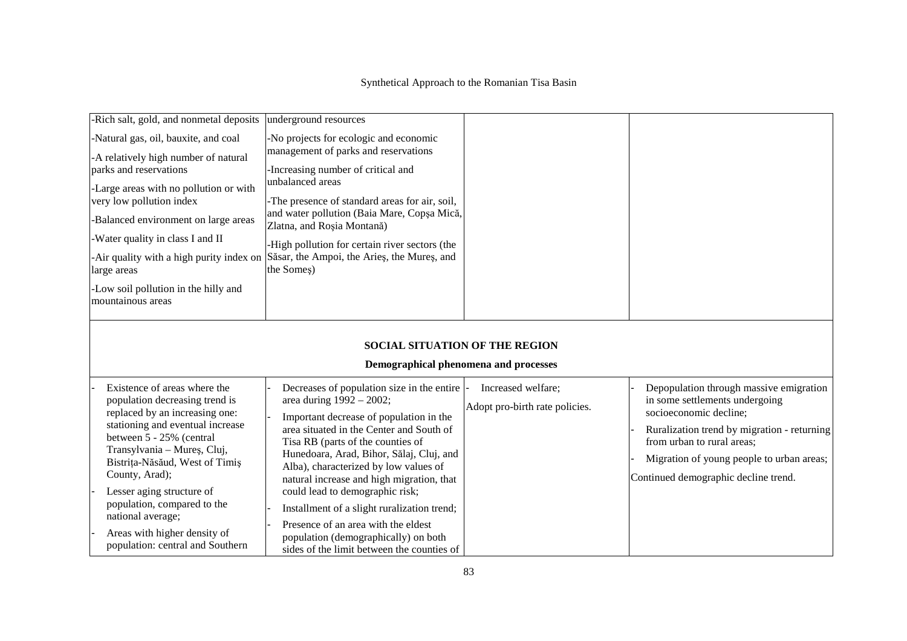| | | | |
|---|---|---|---|
| -Rich salt, gold, and nonmetal deposits<br>-Natural gas, oil, bauxite, and coal<br>-A relatively high number of natural parks and reservations<br>-Large areas with no pollution or with very low pollution index<br>-Balanced environment on large areas<br>-Water quality in class I and II<br>-Air quality with a high purity index on large areas<br>-Low soil pollution in the hilly and mountainous areas | underground resources<br>-No projects for ecologic and economic management of parks and reservations<br>-Increasing number of critical and unbalanced areas<br>-The presence of standard areas for air, soil, and water pollution (Baia Mare, Copşa Mică, Zlatna, and Roşia Montană)<br>-High pollution for certain river sectors (the Săsar, the Ampoi, the Arieş, the Mureş, and the Someş) | | |
| **SOCIAL SITUATION OF THE REGION** | | | |
| **Demographical phenomena and processes** | | | |
| - Existence of areas where the population decreasing trend is replaced by an increasing one: stationing and eventual increase between 5 - 25% (central Transylvania – Mureş, Cluj, Bistriţa-Năsăud, West of Timiş County, Arad);<br>- Lesser aging structure of population, compared to the national average;<br>- Areas with higher density of population: central and Southern | - Decreases of population size in the entire area during 1992 – 2002;<br>- Important decrease of population in the area situated in the Center and South of Tisa RB (parts of the counties of Hunedoara, Arad, Bihor, Sălaj, Cluj, and Alba), characterized by low values of natural increase and high migration, that could lead to demographic risk;<br>- Installment of a slight ruralization trend;<br>- Presence of an area with the eldest population (demographically) on both sides of the limit between the counties of | - Increased welfare;<br>Adopt pro-birth rate policies. | - Depopulation through massive emigration in some settlements undergoing socioeconomic decline;<br>- Ruralization trend by migration - returning from urban to rural areas;<br>- Migration of young people to urban areas;<br>Continued demographic decline trend. |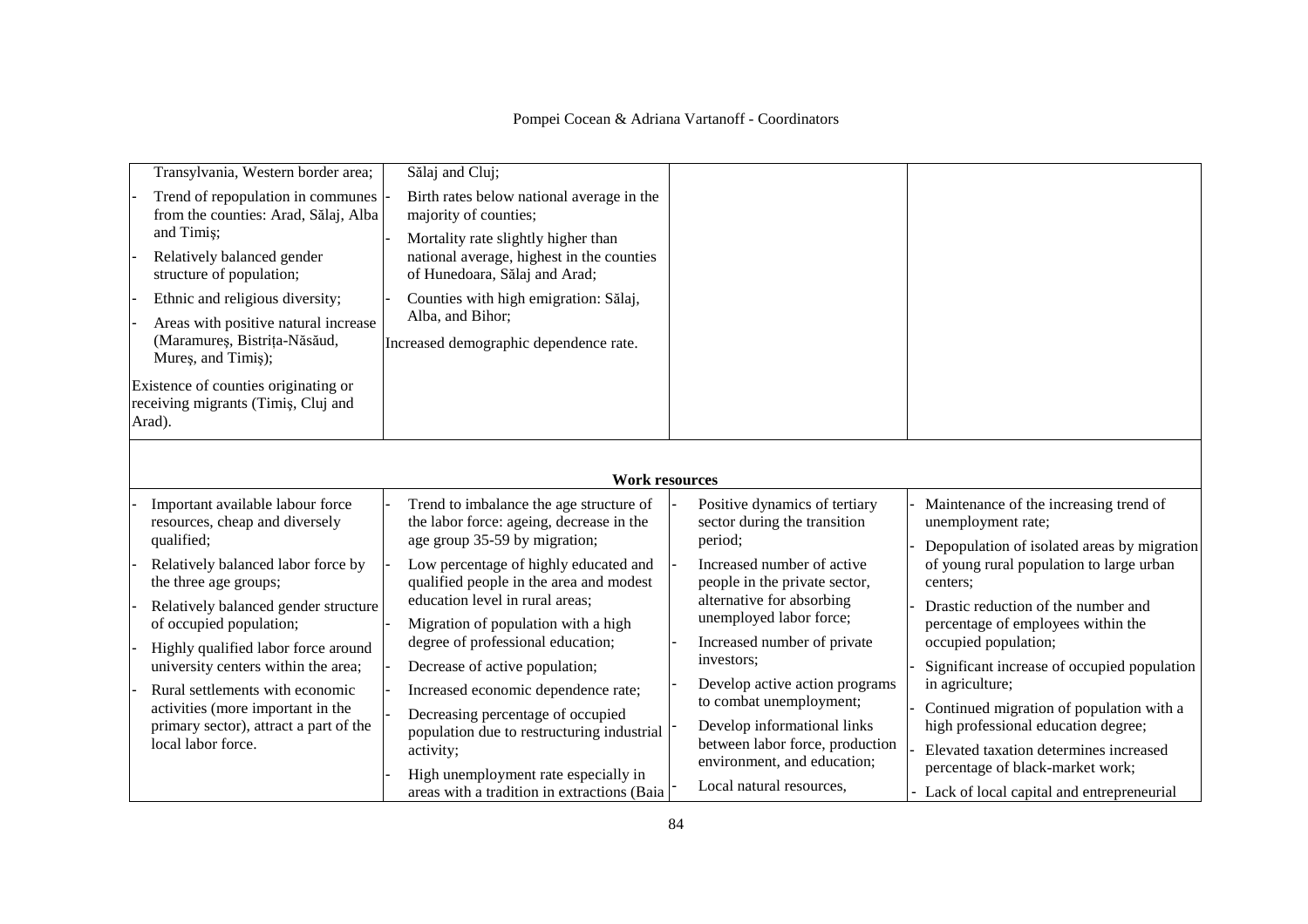| | | | |
|---|---|---|---|
| Transylvania, Western border area;<br>- Trend of repopulation in communes from the counties: Arad, Sălaj, Alba and Timiş;<br>- Relatively balanced gender structure of population;<br>- Ethnic and religious diversity;<br>- Areas with positive natural increase (Maramureş, Bistriţa-Năsăud, Mureş, and Timiş);<br>Existence of counties originating or receiving migrants (Timiş, Cluj and Arad). | Sălaj and Cluj;<br>- Birth rates below national average in the majority of counties;<br>- Mortality rate slightly higher than national average, highest in the counties of Hunedoara, Sălaj and Arad;<br>- Counties with high emigration: Sălaj, Alba, and Bihor;<br>Increased demographic dependence rate. | | |
| **Work resources** | | | |
| - Important available labour force resources, cheap and diversely qualified;<br>- Relatively balanced labor force by the three age groups;<br>- Relatively balanced gender structure of occupied population;<br>- Highly qualified labor force around university centers within the area;<br>- Rural settlements with economic activities (more important in the primary sector), attract a part of the local labor force. | - Trend to imbalance the age structure of the labor force: ageing, decrease in the age group 35-59 by migration;<br>- Low percentage of highly educated and qualified people in the area and modest education level in rural areas;<br>- Migration of population with a high degree of professional education;<br>- Decrease of active population;<br>- Increased economic dependence rate;<br>- Decreasing percentage of occupied population due to restructuring industrial activity;<br>- High unemployment rate especially in areas with a tradition in extractions (Baia | - Positive dynamics of tertiary sector during the transition period;<br>- Increased number of active people in the private sector, alternative for absorbing unemployed labor force;<br>- Increased number of private investors;<br>- Develop active action programs to combat unemployment;<br>- Develop informational links between labor force, production environment, and education;<br>- Local natural resources, | - Maintenance of the increasing trend of unemployment rate;<br>- Depopulation of isolated areas by migration of young rural population to large urban centers;<br>- Drastic reduction of the number and percentage of employees within the occupied population;<br>- Significant increase of occupied population in agriculture;<br>- Continued migration of population with a high professional education degree;<br>- Elevated taxation determines increased percentage of black-market work;<br>- Lack of local capital and entrepreneurial |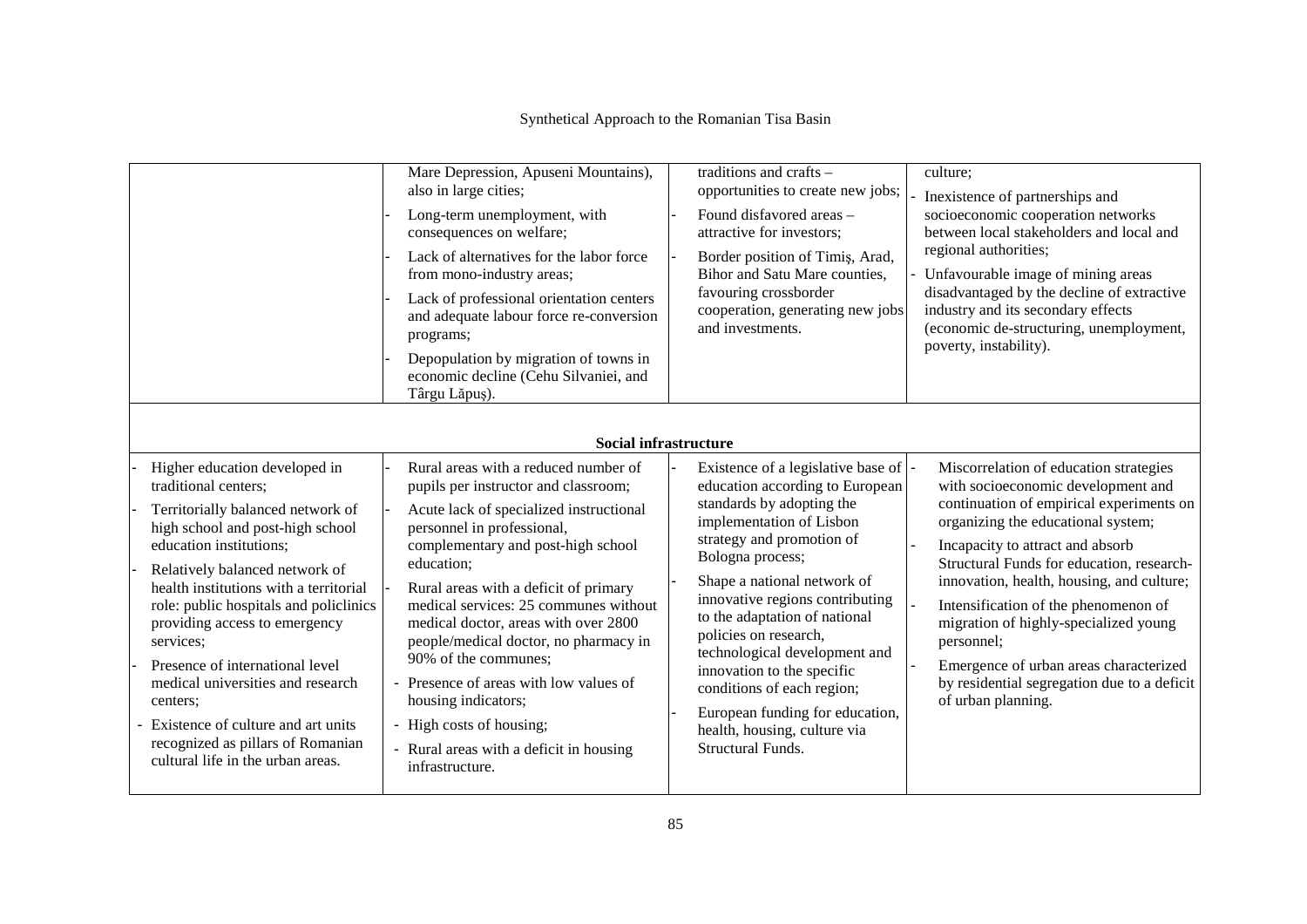| | | | |
|---|---|---|---|
| | - Mare Depression, Apuseni Mountains), also in large cities;<br>- Long-term unemployment, with consequences on welfare;<br>- Lack of alternatives for the labor force from mono-industry areas;<br>- Lack of professional orientation centers and adequate labour force re-conversion programs;<br>- Depopulation by migration of towns in economic decline (Cehu Silvaniei, and Târgu Lăpuş). | traditions and crafts – opportunities to create new jobs;<br>- Found disfavored areas – attractive for investors;<br>- Border position of Timiş, Arad, Bihor and Satu Mare counties, favouring crossborder cooperation, generating new jobs and investments. | culture;<br>- Inexistence of partnerships and socioeconomic cooperation networks between local stakeholders and local and regional authorities;<br>- Unfavourable image of mining areas disadvantaged by the decline of extractive industry and its secondary effects (economic de-structuring, unemployment, poverty, instability). |
| **Social infrastructure** | | | |
| - Higher education developed in traditional centers;<br>- Territorially balanced network of high school and post-high school education institutions;<br>- Relatively balanced network of health institutions with a territorial role: public hospitals and policlinics providing access to emergency services;<br>- Presence of international level medical universities and research centers;<br>- Existence of culture and art units recognized as pillars of Romanian cultural life in the urban areas. | - Rural areas with a reduced number of pupils per instructor and classroom;<br>- Acute lack of specialized instructional personnel in professional, complementary and post-high school education;<br>- Rural areas with a deficit of primary medical services: 25 communes without medical doctor, areas with over 2800 people/medical doctor, no pharmacy in 90% of the communes;<br>- Presence of areas with low values of housing indicators;<br>- High costs of housing;<br>- Rural areas with a deficit in housing infrastructure. | - Existence of a legislative base of education according to European standards by adopting the implementation of Lisbon strategy and promotion of Bologna process;<br>- Shape a national network of innovative regions contributing to the adaptation of national policies on research, technological development and innovation to the specific conditions of each region;<br>- European funding for education, health, housing, culture via Structural Funds. | - Miscorrelation of education strategies with socioeconomic development and continuation of empirical experiments on organizing the educational system;<br>- Incapacity to attract and absorb Structural Funds for education, research-innovation, health, housing, and culture;<br>- Intensification of the phenomenon of migration of highly-specialized young personnel;<br>- Emergence of urban areas characterized by residential segregation due to a deficit of urban planning. |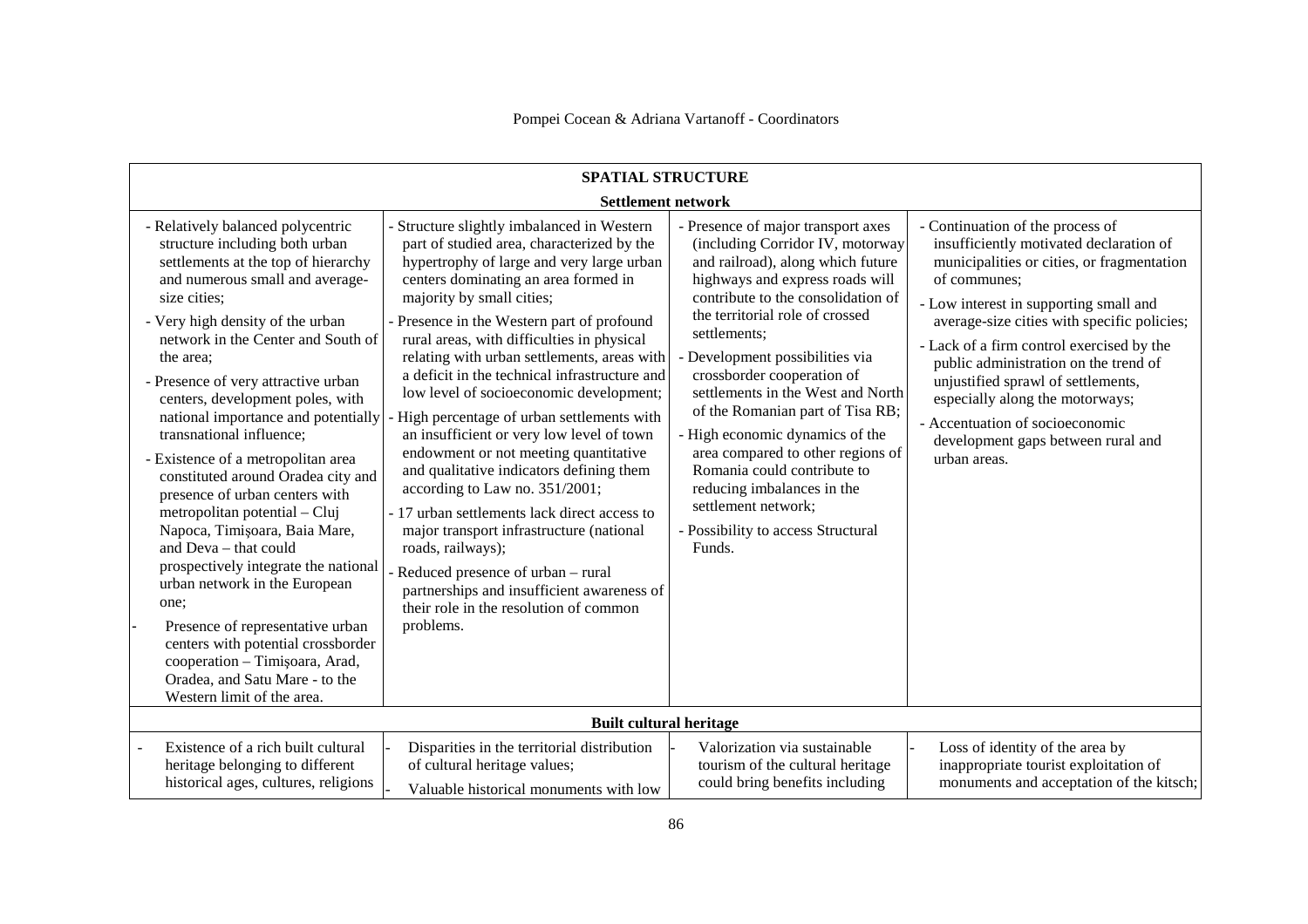| SPATIAL STRUCTURE | | | |
|---|---|---|---|
| **Settlement network** | | | |
| - Relatively balanced polycentric structure including both urban settlements at the top of hierarchy and numerous small and average-size cities;<br>- Very high density of the urban network in the Center and South of the area;<br>- Presence of very attractive urban centers, development poles, with national importance and potentially transnational influence;<br>- Existence of a metropolitan area constituted around Oradea city and presence of urban centers with metropolitan potential – Cluj Napoca, Timişoara, Baia Mare, and Deva – that could prospectively integrate the national urban network in the European one;<br>- Presence of representative urban centers with potential crossborder cooperation – Timişoara, Arad, Oradea, and Satu Mare - to the Western limit of the area. | - Structure slightly imbalanced in Western part of studied area, characterized by the hypertrophy of large and very large urban centers dominating an area formed in majority by small cities;<br>- Presence in the Western part of profound rural areas, with difficulties in physical relating with urban settlements, areas with a deficit in the technical infrastructure and low level of socioeconomic development;<br>- High percentage of urban settlements with an insufficient or very low level of town endowment or not meeting quantitative and qualitative indicators defining them according to Law no. 351/2001;<br>- 17 urban settlements lack direct access to major transport infrastructure (national roads, railways);<br>- Reduced presence of urban – rural partnerships and insufficient awareness of their role in the resolution of common problems. | - Presence of major transport axes (including Corridor IV, motorway and railroad), along which future highways and express roads will contribute to the consolidation of the territorial role of crossed settlements;<br>- Development possibilities via crossborder cooperation of settlements in the West and North of the Romanian part of Tisa RB;<br>- High economic dynamics of the area compared to other regions of Romania could contribute to reducing imbalances in the settlement network;<br>- Possibility to access Structural Funds. | - Continuation of the process of insufficiently motivated declaration of municipalities or cities, or fragmentation of communes;<br>- Low interest in supporting small and average-size cities with specific policies;<br>- Lack of a firm control exercised by the public administration on the trend of unjustified sprawl of settlements, especially along the motorways;<br>- Accentuation of socioeconomic development gaps between rural and urban areas. |
| **Built cultural heritage** | | | |
| - Existence of a rich built cultural heritage belonging to different historical ages, cultures, religions | - Disparities in the territorial distribution of cultural heritage values;<br>- Valuable historical monuments with low | - Valorization via sustainable tourism of the cultural heritage could bring benefits including | - Loss of identity of the area by inappropriate tourist exploitation of monuments and acceptation of the kitsch; |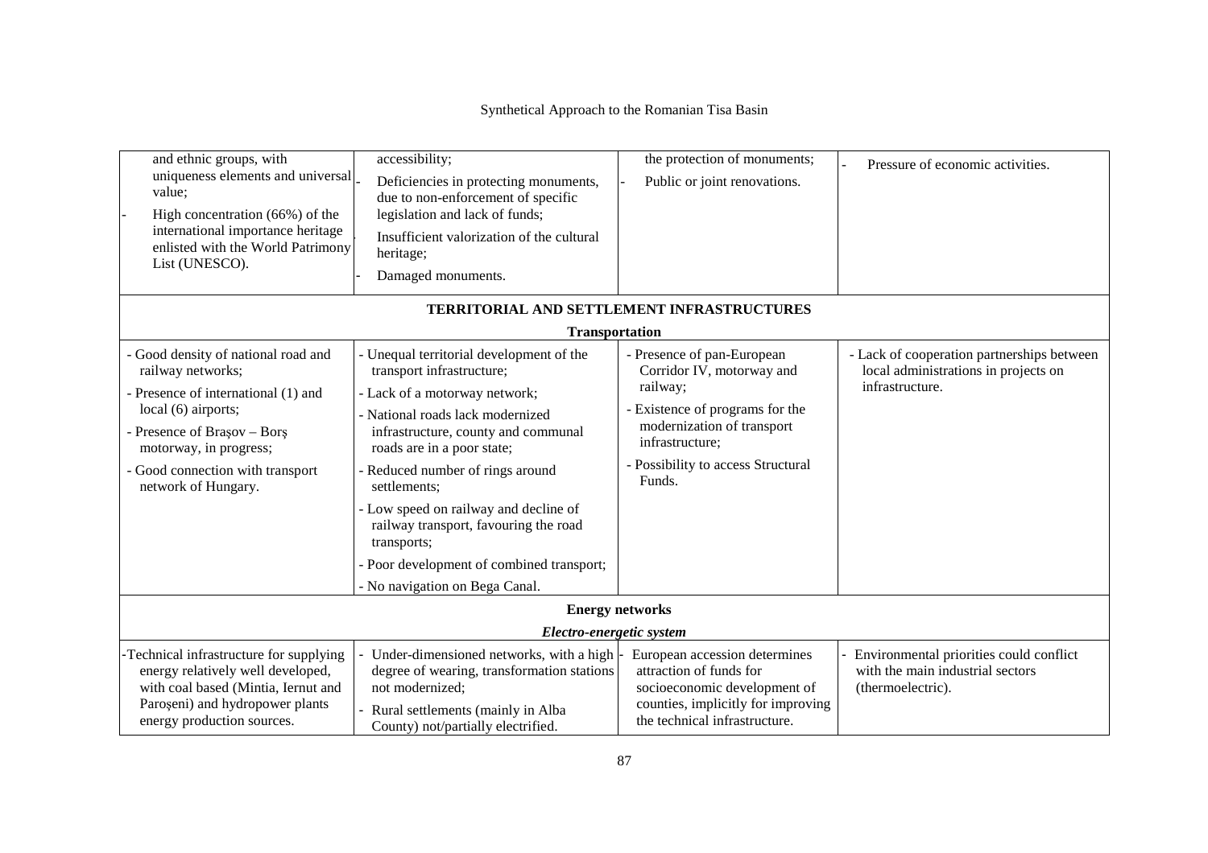| | | | |
|---|---|---|---|
| and ethnic groups, with uniqueness elements and universal value;<br>- High concentration (66%) of the international importance heritage enlisted with the World Patrimony List (UNESCO). | accessibility;<br>- Deficiencies in protecting monuments, due to non-enforcement of specific legislation and lack of funds;<br>- Insufficient valorization of the cultural heritage;<br>- Damaged monuments. | the protection of monuments;<br>- Public or joint renovations. | - Pressure of economic activities. |
| **TERRITORIAL AND SETTLEMENT INFRASTRUCTURES** | | | |
| **Transportation** | | | |
| - Good density of national road and railway networks;<br>- Presence of international (1) and local (6) airports;<br>- Presence of Brașov – Borș motorway, in progress;<br>- Good connection with transport network of Hungary. | - Unequal territorial development of the transport infrastructure;<br>- Lack of a motorway network;<br>- National roads lack modernized infrastructure, county and communal roads are in a poor state;<br>- Reduced number of rings around settlements;<br>- Low speed on railway and decline of railway transport, favouring the road transports;<br>- Poor development of combined transport;<br>- No navigation on Bega Canal. | - Presence of pan-European Corridor IV, motorway and railway;<br>- Existence of programs for the modernization of transport infrastructure;<br>- Possibility to access Structural Funds. | - Lack of cooperation partnerships between local administrations in projects on infrastructure. |
| **Energy networks** | | | |
| ***Electro-energetic system*** | | | |
| -Technical infrastructure for supplying energy relatively well developed, with coal based (Mintia, Iernut and Paroșeni) and hydropower plants energy production sources. | - Under-dimensioned networks, with a high degree of wearing, transformation stations not modernized;<br>- Rural settlements (mainly in Alba County) not/partially electrified. | - European accession determines attraction of funds for socioeconomic development of counties, implicitly for improving the technical infrastructure. | - Environmental priorities could conflict with the main industrial sectors (thermoelectric). |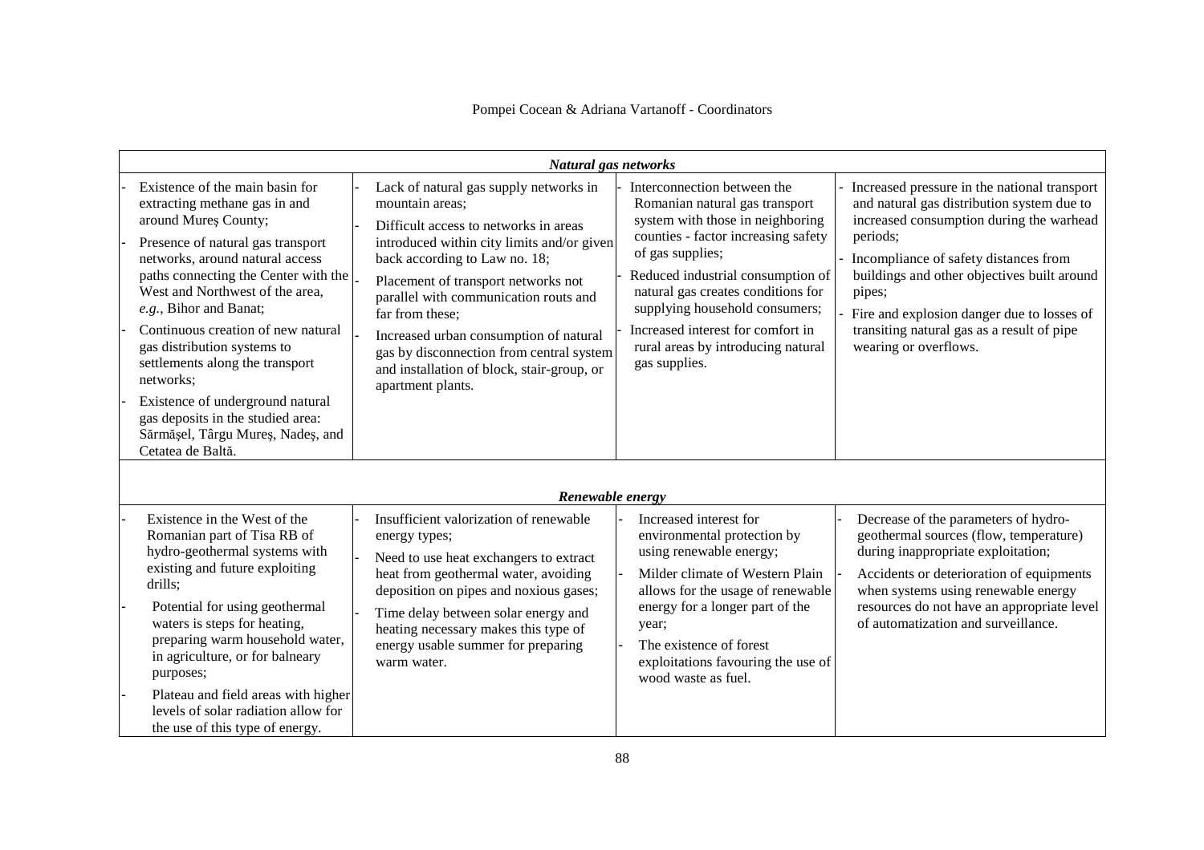| *Natural gas networks* | | | |
|---|---|---|---|
| - Existence of the main basin for extracting methane gas in and around Mureș County;<br>- Presence of natural gas transport networks, around natural access paths connecting the Center with the West and Northwest of the area, *e.g.*, Bihor and Banat;<br>- Continuous creation of new natural gas distribution systems to settlements along the transport networks;<br>- Existence of underground natural gas deposits in the studied area: Sărmășel, Târgu Mureș, Nadeș, and Cetatea de Baltă. | - Lack of natural gas supply networks in mountain areas;<br>- Difficult access to networks in areas introduced within city limits and/or given back according to Law no. 18;<br>- Placement of transport networks not parallel with communication routs and far from these;<br>- Increased urban consumption of natural gas by disconnection from central system and installation of block, stair-group, or apartment plants. | - Interconnection between the Romanian natural gas transport system with those in neighboring counties - factor increasing safety of gas supplies;<br>- Reduced industrial consumption of natural gas creates conditions for supplying household consumers;<br>- Increased interest for comfort in rural areas by introducing natural gas supplies. | - Increased pressure in the national transport and natural gas distribution system due to increased consumption during the warhead periods;<br>- Incompliance of safety distances from buildings and other objectives built around pipes;<br>- Fire and explosion danger due to losses of transiting natural gas as a result of pipe wearing or overflows. |
| *Renewable energy* | | | |
| - Existence in the West of the Romanian part of Tisa RB of hydro-geothermal systems with existing and future exploiting drills;<br>- Potential for using geothermal waters is steps for heating, preparing warm household water, in agriculture, or for balneary purposes;<br>- Plateau and field areas with higher levels of solar radiation allow for the use of this type of energy. | - Insufficient valorization of renewable energy types;<br>- Need to use heat exchangers to extract heat from geothermal water, avoiding deposition on pipes and noxious gases;<br>- Time delay between solar energy and heating necessary makes this type of energy usable summer for preparing warm water. | - Increased interest for environmental protection by using renewable energy;<br>- Milder climate of Western Plain allows for the usage of renewable energy for a longer part of the year;<br>- The existence of forest exploitations favouring the use of wood waste as fuel. | - Decrease of the parameters of hydro-geothermal sources (flow, temperature) during inappropriate exploitation;<br>- Accidents or deterioration of equipments when systems using renewable energy resources do not have an appropriate level of automatization and surveillance. |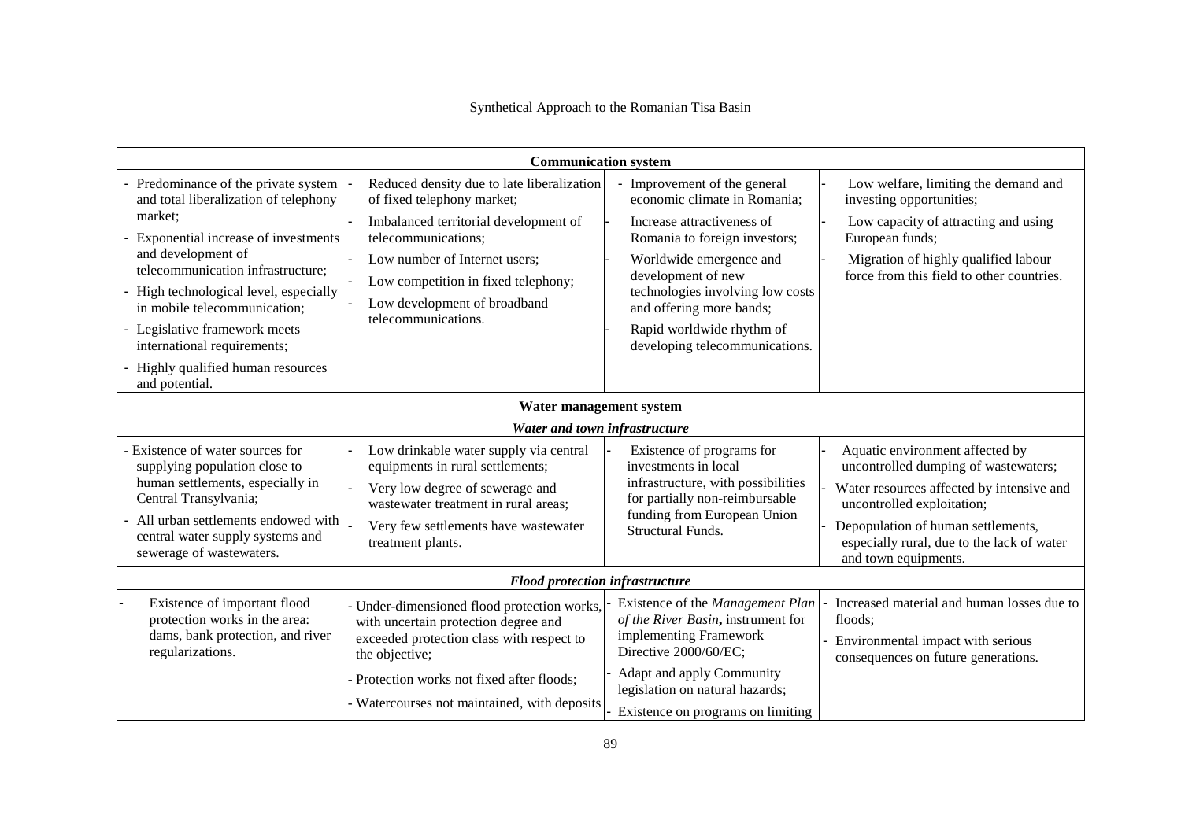| Communication system | | | |
|---|---|---|---|
| - Predominance of the private system and total liberalization of telephony market;<br>- Exponential increase of investments and development of telecommunication infrastructure;<br>- High technological level, especially in mobile telecommunication;<br>- Legislative framework meets international requirements;<br>- Highly qualified human resources and potential. | - Reduced density due to late liberalization of fixed telephony market;<br>- Imbalanced territorial development of telecommunications;<br>- Low number of Internet users;<br>- Low competition in fixed telephony;<br>- Low development of broadband telecommunications. | - Improvement of the general economic climate in Romania;<br>- Increase attractiveness of Romania to foreign investors;<br>- Worldwide emergence and development of new technologies involving low costs and offering more bands;<br>- Rapid worldwide rhythm of developing telecommunications. | - Low welfare, limiting the demand and investing opportunities;<br>- Low capacity of attracting and using European funds;<br>- Migration of highly qualified labour force from this field to other countries. |
| **Water management system**<br>***Water and town infrastructure*** | | | |
| - Existence of water sources for supplying population close to human settlements, especially in Central Transylvania;<br>- All urban settlements endowed with central water supply systems and sewerage of wastewaters. | - Low drinkable water supply via central equipments in rural settlements;<br>- Very low degree of sewerage and wastewater treatment in rural areas;<br>- Very few settlements have wastewater treatment plants. | - Existence of programs for investments in local infrastructure, with possibilities for partially non-reimbursable funding from European Union Structural Funds. | - Aquatic environment affected by uncontrolled dumping of wastewaters;<br>- Water resources affected by intensive and uncontrolled exploitation;<br>- Depopulation of human settlements, especially rural, due to the lack of water and town equipments. |
| ***Flood protection infrastructure*** | | | |
| - Existence of important flood protection works in the area: dams, bank protection, and river regularizations. | - Under-dimensioned flood protection works, with uncertain protection degree and exceeded protection class with respect to the objective;<br>- Protection works not fixed after floods;<br>- Watercourses not maintained, with deposits | - Existence of the *Management Plan of the River Basin*, instrument for implementing Framework Directive 2000/60/EC;<br>- Adapt and apply Community legislation on natural hazards;<br>- Existence on programs on limiting | - Increased material and human losses due to floods;<br>- Environmental impact with serious consequences on future generations. |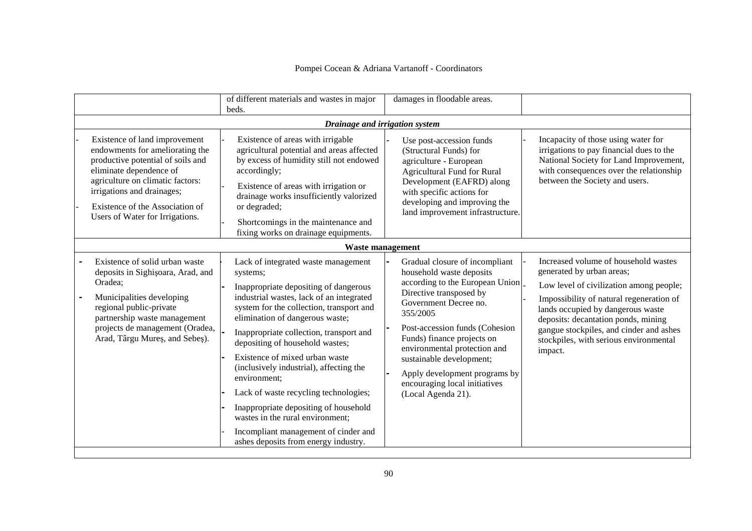| | | | |
|---|---|---|---|
| | of different materials and wastes in major beds. | damages in floodable areas. | |
| ***Drainage and irrigation system*** | | | |
| - Existence of land improvement endowments for ameliorating the productive potential of soils and eliminate dependence of agriculture on climatic factors: irrigations and drainages;<br>- Existence of the Association of Users of Water for Irrigations. | - Existence of areas with irrigable agricultural potential and areas affected by excess of humidity still not endowed accordingly;<br>- Existence of areas with irrigation or drainage works insufficiently valorized or degraded;<br>- Shortcomings in the maintenance and fixing works on drainage equipments. | - Use post-accession funds (Structural Funds) for agriculture - European Agricultural Fund for Rural Development (EAFRD) along with specific actions for developing and improving the land improvement infrastructure. | - Incapacity of those using water for irrigations to pay financial dues to the National Society for Land Improvement, with consequences over the relationship between the Society and users. |
| **Waste management** | | | |
| - Existence of solid urban waste deposits in Sighişoara, Arad, and Oradea;<br>- Municipalities developing regional public-private partnership waste management projects de management (Oradea, Arad, Târgu Mureş, and Sebeş). | - Lack of integrated waste management systems;<br>- Inappropriate depositing of dangerous industrial wastes, lack of an integrated system for the collection, transport and elimination of dangerous waste;<br>- Inappropriate collection, transport and depositing of household wastes;<br>- Existence of mixed urban waste (inclusively industrial), affecting the environment;<br>- Lack of waste recycling technologies;<br>- Inappropriate depositing of household wastes in the rural environment;<br>- Incompliant management of cinder and ashes deposits from energy industry. | - Gradual closure of incompliant household waste deposits according to the European Union Directive transposed by Government Decree no. 355/2005<br>- Post-accession funds (Cohesion Funds) finance projects on environmental protection and sustainable development;<br>- Apply development programs by encouraging local initiatives (Local Agenda 21). | - Increased volume of household wastes generated by urban areas;<br>- Low level of civilization among people;<br>- Impossibility of natural regeneration of lands occupied by dangerous waste deposits: decantation ponds, mining gangue stockpiles, and cinder and ashes stockpiles, with serious environmental impact. |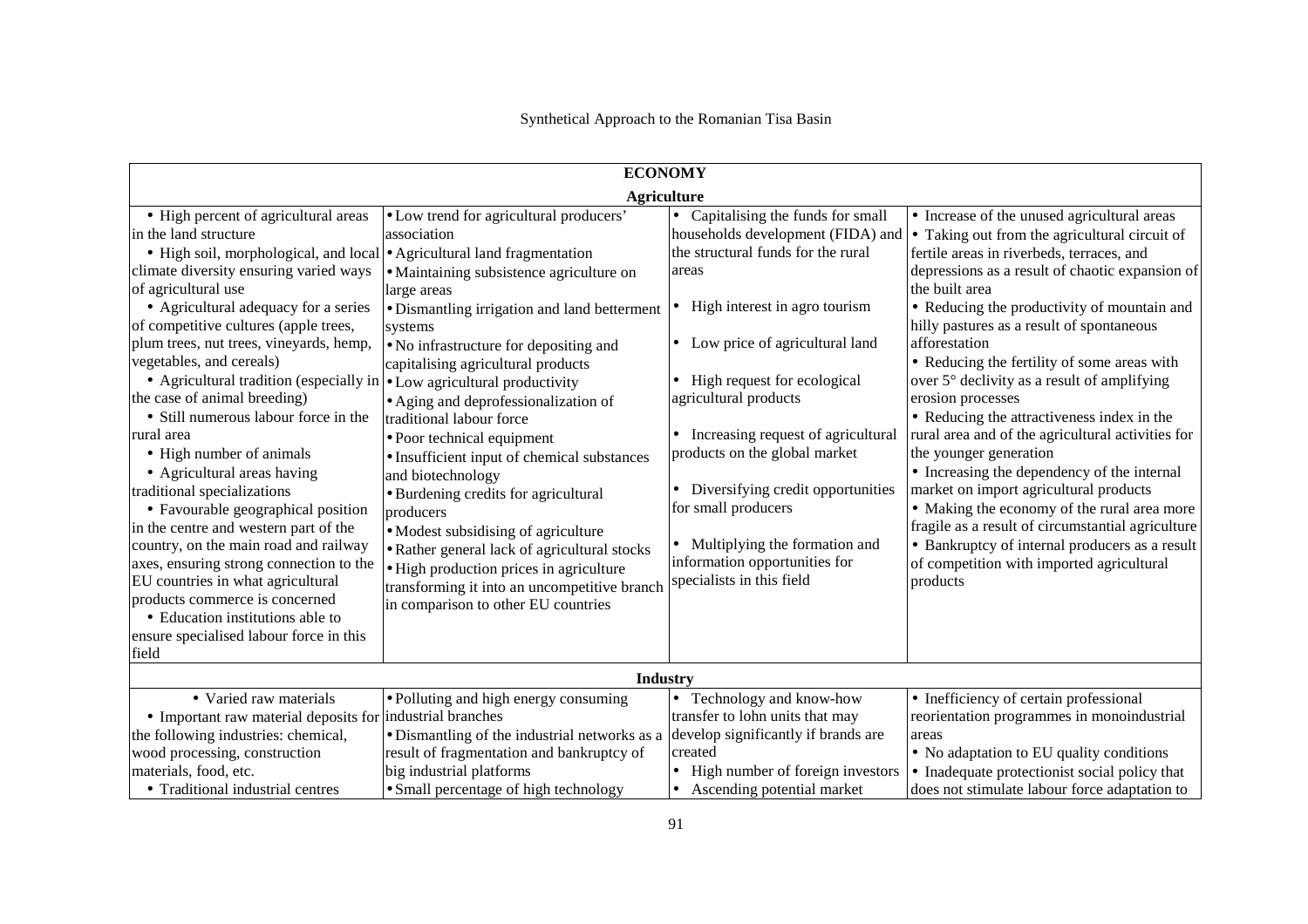| ECONOMY | | | |
|---|---|---|---|
| **Agriculture** | | | |
| • High percent of agricultural areas in the land structure<br>• High soil, morphological, and local climate diversity ensuring varied ways of agricultural use<br>• Agricultural adequacy for a series of competitive cultures (apple trees, plum trees, nut trees, vineyards, hemp, vegetables, and cereals)<br>• Agricultural tradition (especially in the case of animal breeding)<br>• Still numerous labour force in the rural area<br>• High number of animals<br>• Agricultural areas having traditional specializations<br>• Favourable geographical position in the centre and western part of the country, on the main road and railway axes, ensuring strong connection to the EU countries in what agricultural products commerce is concerned<br>• Education institutions able to ensure specialised labour force in this field | • Low trend for agricultural producers' association<br>• Agricultural land fragmentation<br>• Maintaining subsistence agriculture on large areas<br>• Dismantling irrigation and land betterment systems<br>• No infrastructure for depositing and capitalising agricultural products<br>• Low agricultural productivity<br>• Aging and deprofessionalization of traditional labour force<br>• Poor technical equipment<br>• Insufficient input of chemical substances and biotechnology<br>• Burdening credits for agricultural producers<br>• Modest subsidising of agriculture<br>• Rather general lack of agricultural stocks<br>• High production prices in agriculture transforming it into an uncompetitive branch in comparison to other EU countries | • Capitalising the funds for small households development (FIDA) and the structural funds for the rural areas<br>• High interest in agro tourism<br>• Low price of agricultural land<br>• High request for ecological agricultural products<br>• Increasing request of agricultural products on the global market<br>• Diversifying credit opportunities for small producers<br>• Multiplying the formation and information opportunities for specialists in this field | • Increase of the unused agricultural areas<br>• Taking out from the agricultural circuit of fertile areas in riverbeds, terraces, and depressions as a result of chaotic expansion of the built area<br>• Reducing the productivity of mountain and hilly pastures as a result of spontaneous afforestation<br>• Reducing the fertility of some areas with over 5° declivity as a result of amplifying erosion processes<br>• Reducing the attractiveness index in the rural area and of the agricultural activities for the younger generation<br>• Increasing the dependency of the internal market on import agricultural products<br>• Making the economy of the rural area more fragile as a result of circumstantial agriculture<br>• Bankruptcy of internal producers as a result of competition with imported agricultural products |
| **Industry** | | | |
| • Varied raw materials<br>• Important raw material deposits for the following industries: chemical, wood processing, construction materials, food, etc.<br>• Traditional industrial centres | • Polluting and high energy consuming industrial branches<br>• Dismantling of the industrial networks as a result of fragmentation and bankruptcy of big industrial platforms<br>• Small percentage of high technology | • Technology and know-how transfer to lohn units that may develop significantly if brands are created<br>• High number of foreign investors<br>• Ascending potential market | • Inefficiency of certain professional reorientation programmes in monoindustrial areas<br>• No adaptation to EU quality conditions<br>• Inadequate protectionist social policy that does not stimulate labour force adaptation to |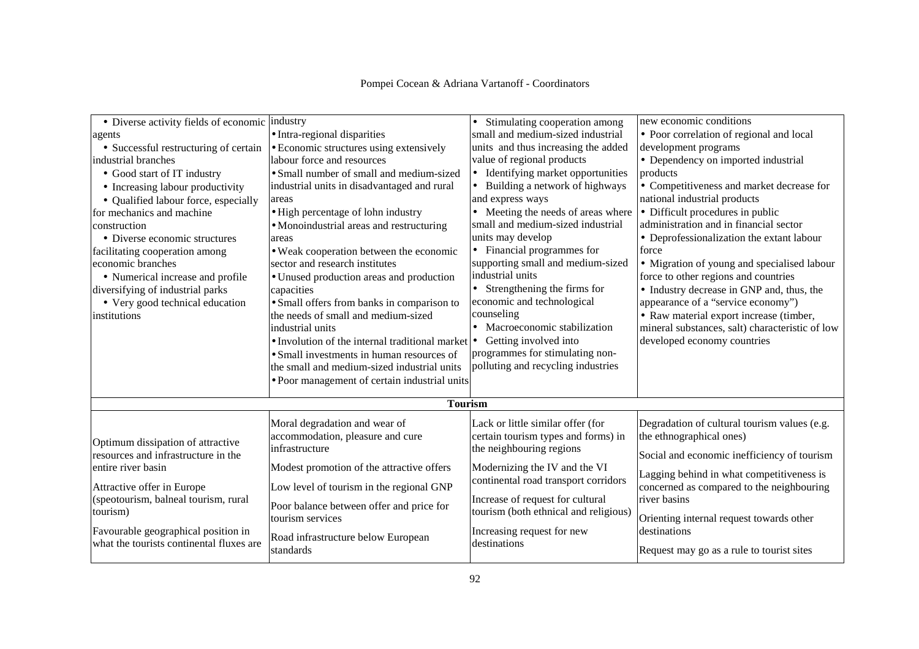| | | | |
|---|---|---|---|
| • Diverse activity fields of economic agents<br>• Successful restructuring of certain industrial branches<br>• Good start of IT industry<br>• Increasing labour productivity<br>• Qualified labour force, especially for mechanics and machine construction<br>• Diverse economic structures facilitating cooperation among economic branches<br>• Numerical increase and profile diversifying of industrial parks<br>• Very good technical education institutions | industry<br>• Intra-regional disparities<br>• Economic structures using extensively labour force and resources<br>• Small number of small and medium-sized industrial units in disadvantaged and rural areas<br>• High percentage of lohn industry<br>• Monoindustrial areas and restructuring areas<br>• Weak cooperation between the economic sector and research institutes<br>• Unused production areas and production capacities<br>• Small offers from banks in comparison to the needs of small and medium-sized industrial units<br>• Involution of the internal traditional market<br>• Small investments in human resources of the small and medium-sized industrial units<br>• Poor management of certain industrial units | • Stimulating cooperation among small and medium-sized industrial units and thus increasing the added value of regional products<br>• Identifying market opportunities<br>• Building a network of highways and express ways<br>• Meeting the needs of areas where small and medium-sized industrial units may develop<br>• Financial programmes for supporting small and medium-sized industrial units<br>• Strengthening the firms for economic and technological counseling<br>• Macroeconomic stabilization<br>• Getting involved into programmes for stimulating non-polluting and recycling industries | new economic conditions<br>• Poor correlation of regional and local development programs<br>• Dependency on imported industrial products<br>• Competitiveness and market decrease for national industrial products<br>• Difficult procedures in public administration and in financial sector<br>• Deprofessionalization the extant labour force<br>• Migration of young and specialised labour force to other regions and countries<br>• Industry decrease in GNP and, thus, the appearance of a "service economy")<br>• Raw material export increase (timber, mineral substances, salt) characteristic of low developed economy countries |
| **Tourism** | | | |
| Optimum dissipation of attractive resources and infrastructure in the entire river basin<br><br>Attractive offer in Europe (speotourism, balneal tourism, rural tourism)<br><br>Favourable geographical position in what the tourists continental fluxes are | Moral degradation and wear of accommodation, pleasure and cure infrastructure<br><br>Modest promotion of the attractive offers<br><br>Low level of tourism in the regional GNP<br><br>Poor balance between offer and price for tourism services<br><br>Road infrastructure below European standards | Lack or little similar offer (for certain tourism types and forms) in the neighbouring regions<br><br>Modernizing the IV and the VI continental road transport corridors<br><br>Increase of request for cultural tourism (both ethnical and religious)<br><br>Increasing request for new destinations | Degradation of cultural tourism values (e.g. the ethnographical ones)<br><br>Social and economic inefficiency of tourism<br><br>Lagging behind in what competitiveness is concerned as compared to the neighbouring river basins<br><br>Orienting internal request towards other destinations<br><br>Request may go as a rule to tourist sites |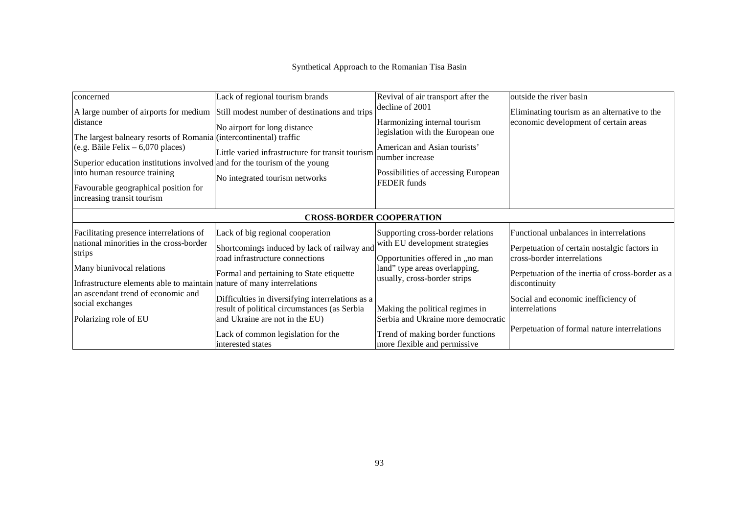| | | | |
|---|---|---|---|
| concerned<br>A large number of airports for medium distance<br>The largest balneary resorts of Romania (e.g. Băile Felix – 6,070 places)<br>Superior education institutions involved into human resource training<br>Favourable geographical position for increasing transit tourism | Lack of regional tourism brands<br>Still modest number of destinations and trips<br>No airport for long distance (intercontinental) traffic<br>Little varied infrastructure for transit tourism and for the tourism of the young<br>No integrated tourism networks | Revival of air transport after the decline of 2001<br>Harmonizing internal tourism legislation with the European one<br>American and Asian tourists' number increase<br>Possibilities of accessing European FEDER funds | outside the river basin<br>Eliminating tourism as an alternative to the economic development of certain areas |
| **CROSS-BORDER COOPERATION** | | | |
| Facilitating presence interrelations of national minorities in the cross-border strips<br>Many biunivocal relations<br>Infrastructure elements able to maintain an ascendant trend of economic and social exchanges<br>Polarizing role of EU | Lack of big regional cooperation<br>Shortcomings induced by lack of railway and road infrastructure connections<br>Formal and pertaining to State etiquette nature of many interrelations<br>Difficulties in diversifying interrelations as a result of political circumstances (as Serbia and Ukraine are not in the EU)<br>Lack of common legislation for the interested states | Supporting cross-border relations with EU development strategies<br>Opportunities offered in „no man land" type areas overlapping, usually, cross-border strips<br>Making the political regimes in Serbia and Ukraine more democratic<br>Trend of making border functions more flexible and permissive | Functional unbalances in interrelations<br>Perpetuation of certain nostalgic factors in cross-border interrelations<br>Perpetuation of the inertia of cross-border as a discontinuity<br>Social and economic inefficiency of interrelations<br>Perpetuation of formal nature interrelations |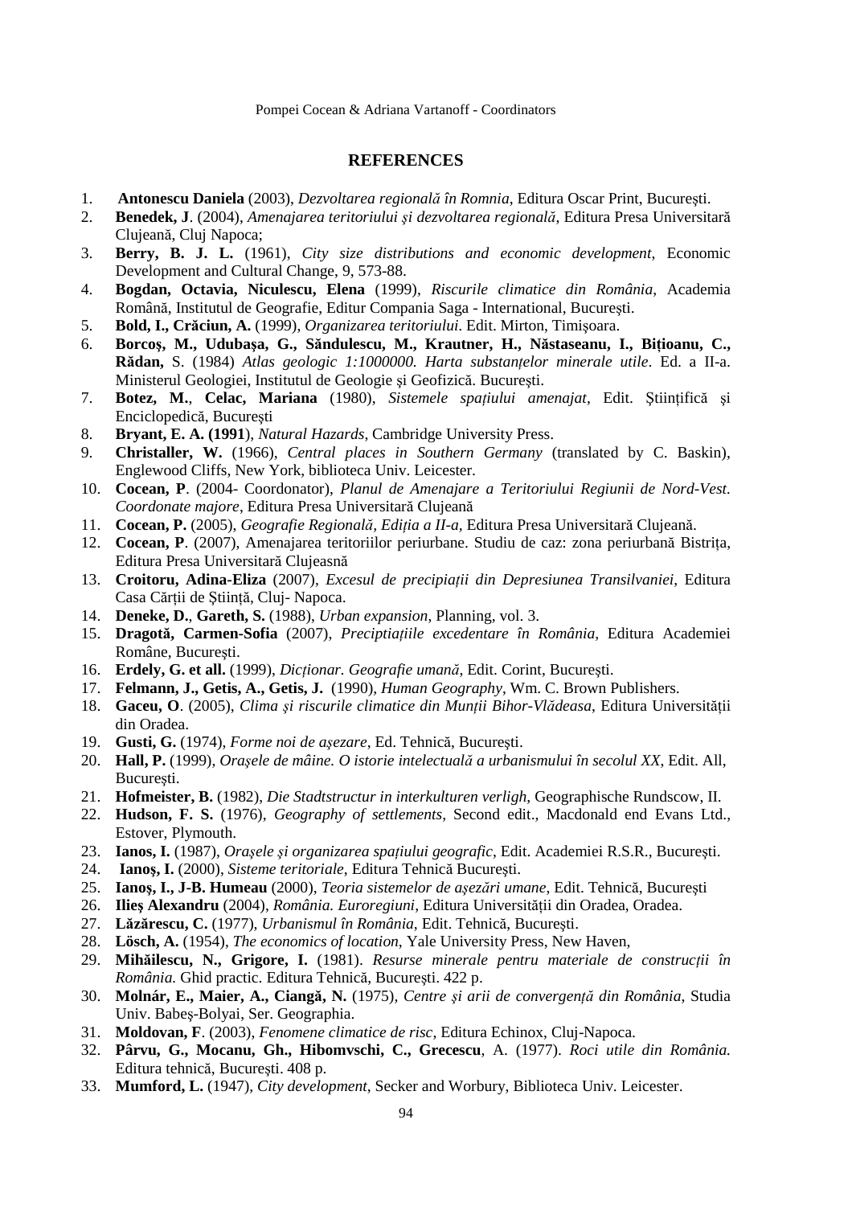## REFERENCES

1. **Antonescu Daniela** (2003), *Dezvoltarea regională în Romnia*, Editura Oscar Print, Bucureşti.
2. **Benedek, J**. (2004), *Amenajarea teritoriului şi dezvoltarea regională*, Editura Presa Universitară Clujeană, Cluj Napoca;
3. **Berry, B. J. L.** (1961), *City size distributions and economic development*, Economic Development and Cultural Change, 9, 573-88.
4. **Bogdan, Octavia, Niculescu, Elena** (1999), *Riscurile climatice din România*, Academia Română, Institutul de Geografie, Editur Compania Saga - International, Bucureşti.
5. **Bold, I., Crăciun, A.** (1999), *Organizarea teritoriului*. Edit. Mirton, Timişoara.
6. **Borcoş, M., Udubaşa, G., Săndulescu, M., Krautner, H., Năstaseanu, I., Bițioanu, C., Rădan,** S. (1984) *Atlas geologic 1:1000000. Harta substanțelor minerale utile*. Ed. a II-a. Ministerul Geologiei, Institutul de Geologie şi Geofizică. Bucureşti.
7. **Botez, M.**, **Celac, Mariana** (1980), *Sistemele spațiului amenajat*, Edit. Ştiințifică şi Enciclopedică, Bucureşti
8. **Bryant, E. A. (1991**), *Natural Hazards*, Cambridge University Press.
9. **Christaller, W.** (1966), *Central places in Southern Germany* (translated by C. Baskin), Englewood Cliffs, New York, biblioteca Univ. Leicester.
10. **Cocean, P**. (2004- Coordonator), *Planul de Amenajare a Teritoriului Regiunii de Nord-Vest. Coordonate majore*, Editura Presa Universitară Clujeană
11. **Cocean, P.** (2005), *Geografie Regională, Ediția a II-a*, Editura Presa Universitară Clujeană.
12. **Cocean, P**. (2007), Amenajarea teritoriilor periurbane. Studiu de caz: zona periurbană Bistrița, Editura Presa Universitară Clujeasnă
13. **Croitoru, Adina-Eliza** (2007), *Excesul de precipiații din Depresiunea Transilvaniei*, Editura Casa Cărții de Ştiință, Cluj- Napoca.
14. **Deneke, D.**, **Gareth, S.** (1988), *Urban expansion*, Planning, vol. 3.
15. **Dragotă, Carmen-Sofia** (2007), *Preciptiațiile excedentare în România*, Editura Academiei Române, Bucureşti.
16. **Erdely, G. et all.** (1999), *Dicționar. Geografie umană*, Edit. Corint, Bucureşti.
17. **Felmann, J., Getis, A., Getis, J.** (1990), *Human Geography*, Wm. C. Brown Publishers.
18. **Gaceu, O**. (2005), *Clima şi riscurile climatice din Munții Bihor-Vlădeasa*, Editura Universității din Oradea.
19. **Gusti, G.** (1974), *Forme noi de aşezare*, Ed. Tehnică, Bucureşti.
20. **Hall, P.** (1999), *Oraşele de mâine. O istorie intelectuală a urbanismului în secolul XX*, Edit. All, Bucureşti.
21. **Hofmeister, B.** (1982), *Die Stadtstructur in interkulturen verligh*, Geographische Rundscow, II.
22. **Hudson, F. S.** (1976), *Geography of settlements*, Second edit., Macdonald end Evans Ltd., Estover, Plymouth.
23. **Ianos, I.** (1987), *Oraşele şi organizarea spațiului geografic*, Edit. Academiei R.S.R., Bucureşti.
24. **Ianoş, I.** (2000), *Sisteme teritoriale*, Editura Tehnică Bucureşti.
25. **Ianoş, I., J-B. Humeau** (2000), *Teoria sistemelor de aşezări umane*, Edit. Tehnică, Bucureşti
26. **Ilieş Alexandru** (2004), *România. Euroregiuni*, Editura Universității din Oradea, Oradea.
27. **Lăzărescu, C.** (1977), *Urbanismul în România*, Edit. Tehnică, Bucureşti.
28. **Lösch, A.** (1954), *The economics of location*, Yale University Press, New Haven,
29. **Mihăilescu, N., Grigore, I.** (1981). *Resurse minerale pentru materiale de construcții în România.* Ghid practic. Editura Tehnică, Bucureşti. 422 p.
30. **Molnár, E., Maier, A., Ciangă, N.** (1975), *Centre şi arii de convergență din România*, Studia Univ. Babeş-Bolyai, Ser. Geographia.
31. **Moldovan, F**. (2003), *Fenomene climatice de risc*, Editura Echinox, Cluj-Napoca.
32. **Pârvu, G., Mocanu, Gh., Hibomvschi, C., Grecescu**, A. (1977). *Roci utile din România.* Editura tehnică, Bucureşti. 408 p.
33. **Mumford, L.** (1947), *City development*, Secker and Worbury, Biblioteca Univ. Leicester.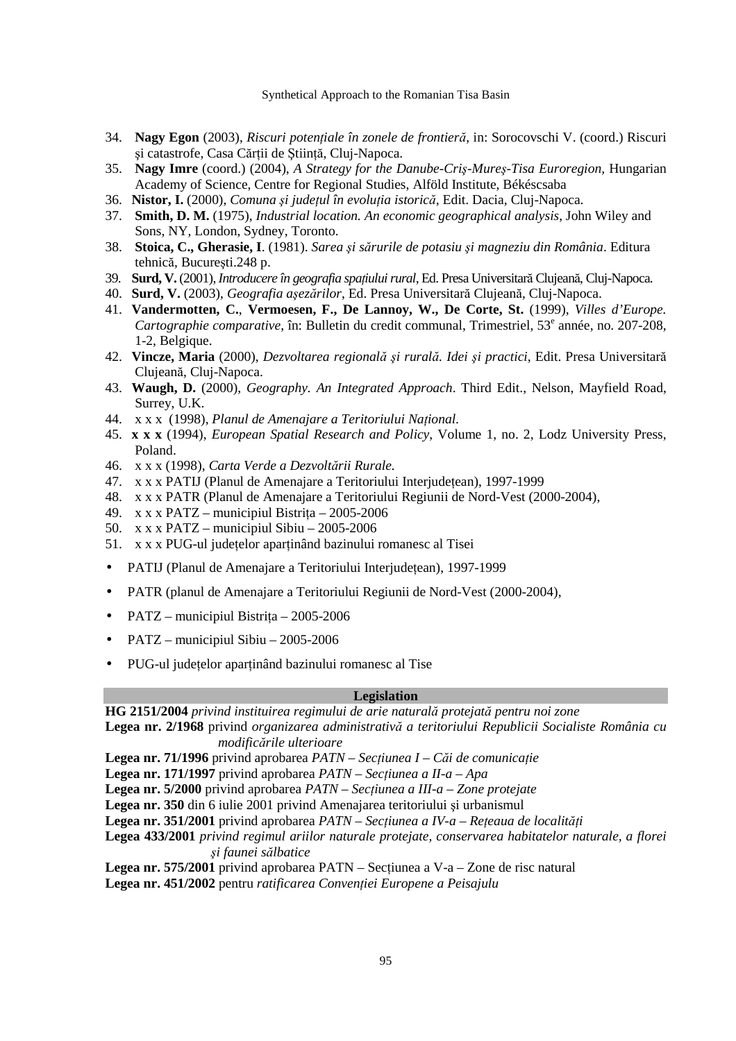34. **Nagy Egon** (2003), *Riscuri potențiale în zonele de frontieră*, in: Sorocovschi V. (coord.) Riscuri şi catastrofe, Casa Cărții de Știință, Cluj-Napoca.
35. **Nagy Imre** (coord.) (2004), *A Strategy for the Danube-Criş-Mureş-Tisa Euroregion*, Hungarian Academy of Science, Centre for Regional Studies, Alföld Institute, Békéscsaba
36. **Nistor, I.** (2000), *Comuna şi județul în evoluția istorică*, Edit. Dacia, Cluj-Napoca.
37. **Smith, D. M.** (1975), *Industrial location. An economic geographical analysis*, John Wiley and Sons, NY, London, Sydney, Toronto.
38. **Stoica, C., Gherasie, I**. (1981). *Sarea şi sărurile de potasiu şi magneziu din România*. Editura tehnică, Bucureşti.248 p.
39. **Surd, V.** (2001), *Introducere în geografia spațiului rural*, Ed. Presa Universitară Clujeană, Cluj-Napoca.
40. **Surd, V.** (2003), *Geografia aşezărilor*, Ed. Presa Universitară Clujeană, Cluj-Napoca.
41. **Vandermotten, C.**, **Vermoesen, F., De Lannoy, W., De Corte, St.** (1999), *Villes d'Europe. Cartographie comparative*, în: Bulletin du credit communal, Trimestriel, 53[e] année, no. 207-208, 1-2, Belgique.
42. **Vincze, Maria** (2000), *Dezvoltarea regională şi rurală. Idei şi practici*, Edit. Presa Universitară Clujeană, Cluj-Napoca.
43. **Waugh, D.** (2000), *Geography. An Integrated Approach*. Third Edit., Nelson, Mayfield Road, Surrey, U.K.
44. x x x (1998), *Planul de Amenajare a Teritoriului Național*.
45. **x x x** (1994), *European Spatial Research and Policy*, Volume 1, no. 2, Lodz University Press, Poland.
46. x x x (1998), *Carta Verde a Dezvoltării Rurale.*
47. x x x PATIJ (Planul de Amenajare a Teritoriului Interjudețean), 1997-1999
48. x x x PATR (Planul de Amenajare a Teritoriului Regiunii de Nord-Vest (2000-2004),
49. x x x PATZ – municipiul Bistrița – 2005-2006
50. x x x PATZ – municipiul Sibiu – 2005-2006
51. x x x PUG-ul județelor aparținând bazinului romanesc al Tisei

- PATIJ (Planul de Amenajare a Teritoriului Interjudețean), 1997-1999
- PATR (planul de Amenajare a Teritoriului Regiunii de Nord-Vest (2000-2004),
- PATZ – municipiul Bistrița – 2005-2006
- PATZ – municipiul Sibiu – 2005-2006
- PUG-ul județelor aparținând bazinului romanesc al Tise

## Legislation

**HG 2151/2004** *privind instituirea regimului de arie naturală protejată pentru noi zone*

**Legea nr. 2/1968** privind *organizarea administrativă a teritoriului Republicii Socialiste România cu modificările ulterioare*

**Legea nr. 71/1996** privind aprobarea *PATN – Secțiunea I – Căi de comunicație*

**Legea nr. 171/1997** privind aprobarea *PATN – Secțiunea a II-a – Apa*

**Legea nr. 5/2000** privind aprobarea *PATN – Secțiunea a III-a – Zone protejate*

**Legea nr. 350** din 6 iulie 2001 privind Amenajarea teritoriului şi urbanismul

**Legea nr. 351/2001** privind aprobarea *PATN – Secțiunea a IV-a – Rețeaua de localități*

**Legea 433/2001** *privind regimul ariilor naturale protejate, conservarea habitatelor naturale, a florei şi faunei sălbatice*

**Legea nr. 575/2001** privind aprobarea PATN – Secțiunea a V-a – Zone de risc natural

**Legea nr. 451/2002** pentru *ratificarea Convenției Europene a Peisajulu*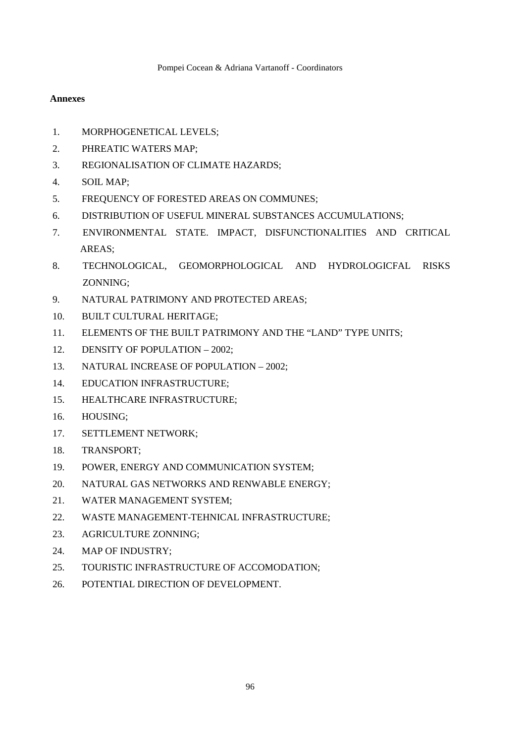**Annexes**

1. MORPHOGENETICAL LEVELS;
2. PHREATIC WATERS MAP;
3. REGIONALISATION OF CLIMATE HAZARDS;
4. SOIL MAP;
5. FREQUENCY OF FORESTED AREAS ON COMMUNES;
6. DISTRIBUTION OF USEFUL MINERAL SUBSTANCES ACCUMULATIONS;
7. ENVIRONMENTAL STATE. IMPACT, DISFUNCTIONALITIES AND CRITICAL AREAS;
8. TECHNOLOGICAL, GEOMORPHOLOGICAL AND HYDROLOGICFAL RISKS ZONNING;
9. NATURAL PATRIMONY AND PROTECTED AREAS;
10. BUILT CULTURAL HERITAGE;
11. ELEMENTS OF THE BUILT PATRIMONY AND THE "LAND" TYPE UNITS;
12. DENSITY OF POPULATION – 2002;
13. NATURAL INCREASE OF POPULATION – 2002;
14. EDUCATION INFRASTRUCTURE;
15. HEALTHCARE INFRASTRUCTURE;
16. HOUSING;
17. SETTLEMENT NETWORK;
18. TRANSPORT;
19. POWER, ENERGY AND COMMUNICATION SYSTEM;
20. NATURAL GAS NETWORKS AND RENWABLE ENERGY;
21. WATER MANAGEMENT SYSTEM;
22. WASTE MANAGEMENT-TEHNICAL INFRASTRUCTURE;
23. AGRICULTURE ZONNING;
24. MAP OF INDUSTRY;
25. TOURISTIC INFRASTRUCTURE OF ACCOMODATION;
26. POTENTIAL DIRECTION OF DEVELOPMENT.